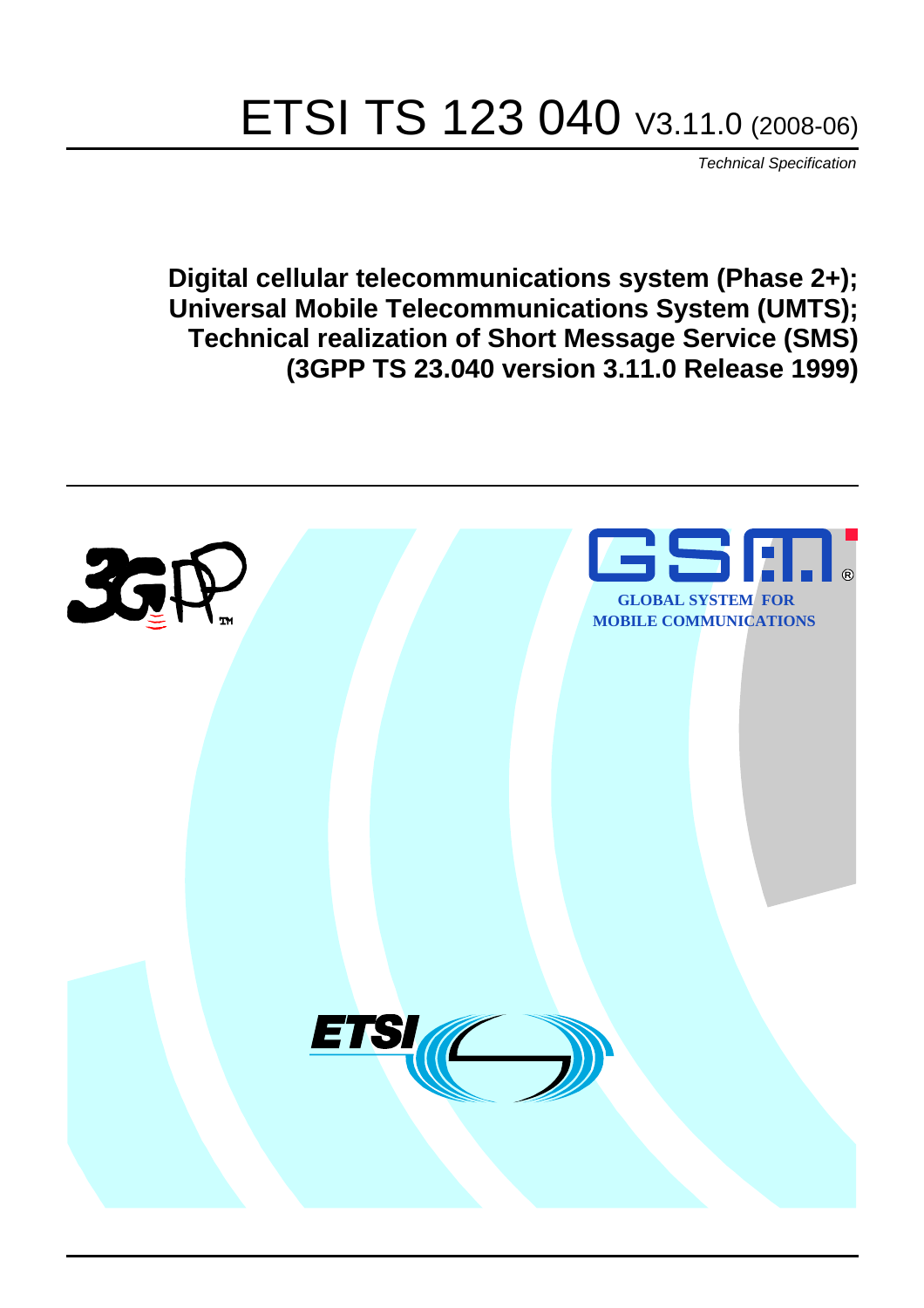# ETSI TS 123 040 V3.11.0 (2008-06)

*Technical Specification*

**Digital cellular telecommunications system (Phase 2+);**
**Universal Mobile Telecommunications System (UMTS);**
**Technical realization of Short Message Service (SMS)**
**(3GPP TS 23.040 version 3.11.0 Release 1999)**

GLOBAL SYSTEM FOR MOBILE COMMUNICATIONS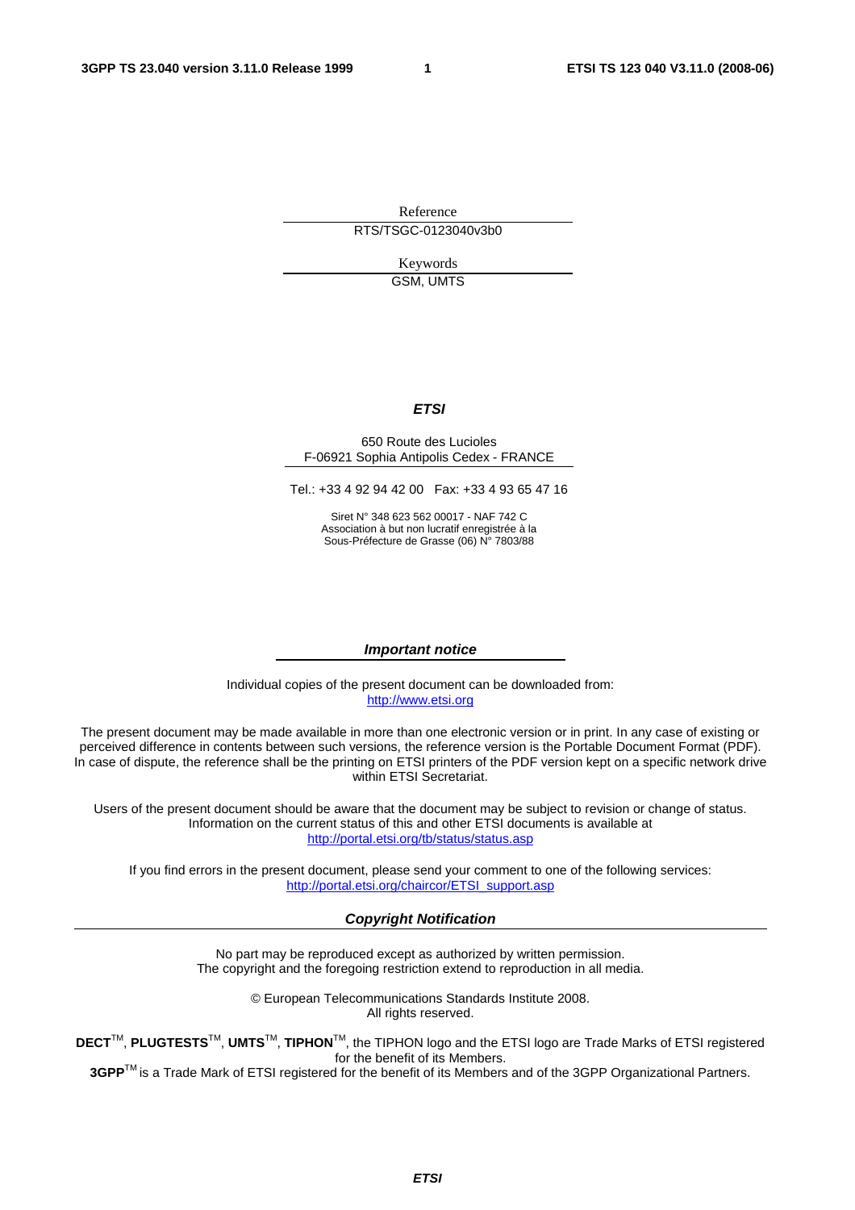Reference

RTS/TSGC-0123040v3b0

Keywords

GSM, UMTS

***ETSI***

650 Route des Lucioles
F-06921 Sophia Antipolis Cedex - FRANCE

Tel.: +33 4 92 94 42 00 Fax: +33 4 93 65 47 16

Siret N° 348 623 562 00017 - NAF 742 C
Association à but non lucratif enregistrée à la
Sous-Préfecture de Grasse (06) N° 7803/88

***Important notice***

Individual copies of the present document can be downloaded from:
http://www.etsi.org

The present document may be made available in more than one electronic version or in print. In any case of existing or perceived difference in contents between such versions, the reference version is the Portable Document Format (PDF). In case of dispute, the reference shall be the printing on ETSI printers of the PDF version kept on a specific network drive within ETSI Secretariat.

Users of the present document should be aware that the document may be subject to revision or change of status. Information on the current status of this and other ETSI documents is available at
http://portal.etsi.org/tb/status/status.asp

If you find errors in the present document, please send your comment to one of the following services:
http://portal.etsi.org/chaircor/ETSI_support.asp

***Copyright Notification***

No part may be reproduced except as authorized by written permission.
The copyright and the foregoing restriction extend to reproduction in all media.

© European Telecommunications Standards Institute 2008.
All rights reserved.

**DECT**™, **PLUGTESTS**™, **UMTS**™, **TIPHON**™, the TIPHON logo and the ETSI logo are Trade Marks of ETSI registered for the benefit of its Members.
**3GPP**™ is a Trade Mark of ETSI registered for the benefit of its Members and of the 3GPP Organizational Partners.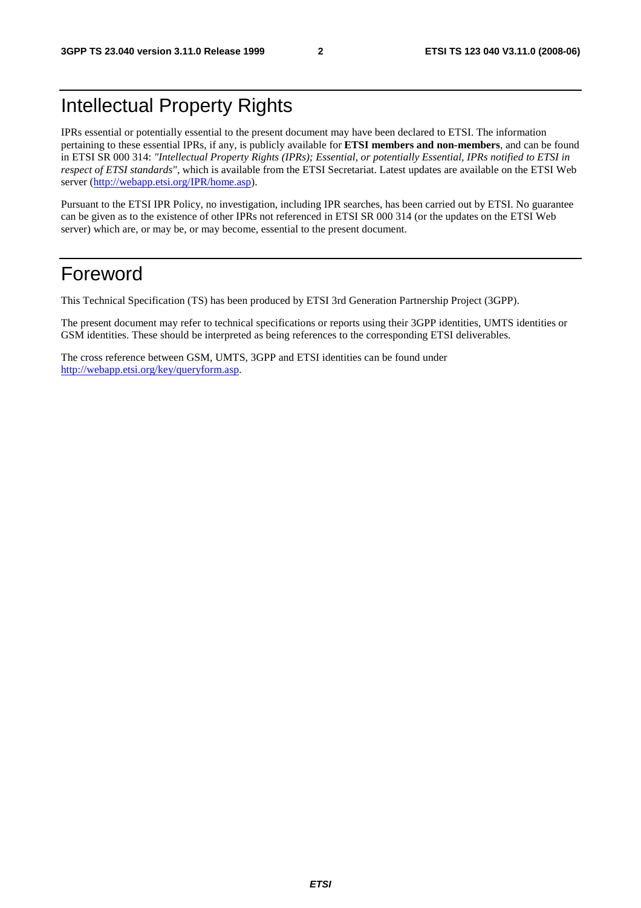# Intellectual Property Rights

IPRs essential or potentially essential to the present document may have been declared to ETSI. The information pertaining to these essential IPRs, if any, is publicly available for **ETSI members and non-members**, and can be found in ETSI SR 000 314: *"Intellectual Property Rights (IPRs); Essential, or potentially Essential, IPRs notified to ETSI in respect of ETSI standards"*, which is available from the ETSI Secretariat. Latest updates are available on the ETSI Web server (http://webapp.etsi.org/IPR/home.asp).

Pursuant to the ETSI IPR Policy, no investigation, including IPR searches, has been carried out by ETSI. No guarantee can be given as to the existence of other IPRs not referenced in ETSI SR 000 314 (or the updates on the ETSI Web server) which are, or may be, or may become, essential to the present document.

# Foreword

This Technical Specification (TS) has been produced by ETSI 3rd Generation Partnership Project (3GPP).

The present document may refer to technical specifications or reports using their 3GPP identities, UMTS identities or GSM identities. These should be interpreted as being references to the corresponding ETSI deliverables.

The cross reference between GSM, UMTS, 3GPP and ETSI identities can be found under http://webapp.etsi.org/key/queryform.asp.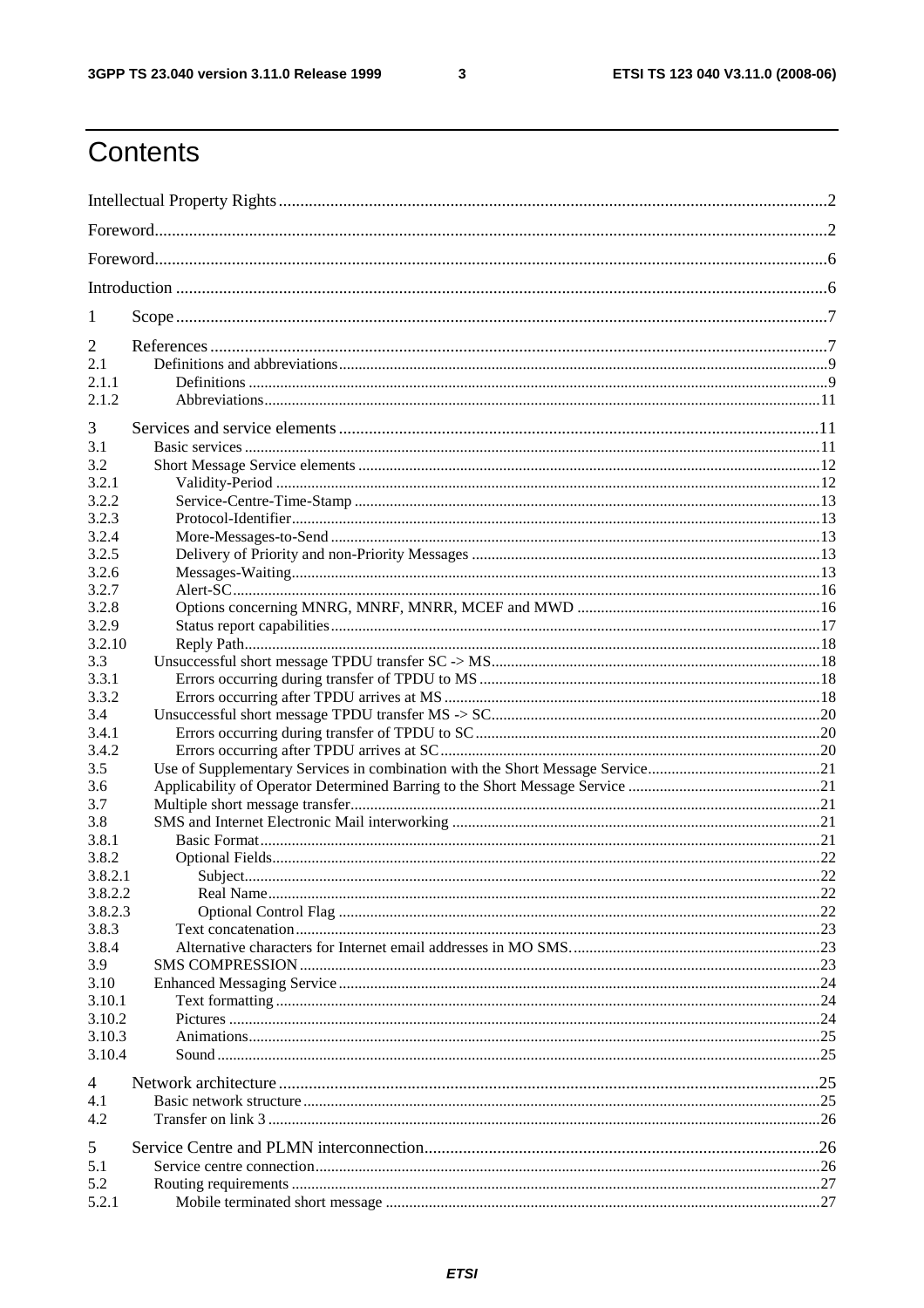# Contents

Intellectual Property Rights ....................................................................................................................2

Foreword ..................................................................................................................................................2

Foreword ..................................................................................................................................................6

Introduction ..............................................................................................................................................6

1 Scope ....................................................................................................................................................7

2 References .............................................................................................................................................7
2.1 Definitions and abbreviations ..............................................................................................................9
2.1.1 Definitions .......................................................................................................................................9
2.1.2 Abbreviations ..................................................................................................................................11

3 Services and service elements ..............................................................................................................11
3.1 Basic services ......................................................................................................................................11
3.2 Short Message Service elements .........................................................................................................12
3.2.1 Validity-Period ...............................................................................................................................12
3.2.2 Service-Centre-Time-Stamp ...........................................................................................................13
3.2.3 Protocol-Identifier ..........................................................................................................................13
3.2.4 More-Messages-to-Send .................................................................................................................13
3.2.5 Delivery of Priority and non-Priority Messages ..............................................................................13
3.2.6 Messages-Waiting ...........................................................................................................................13
3.2.7 Alert-SC ..........................................................................................................................................16
3.2.8 Options concerning MNRG, MNRF, MNRR, MCEF and MWD ...................................................16
3.2.9 Status report capabilities ................................................................................................................17
3.2.10 Reply Path .....................................................................................................................................18
3.3 Unsuccessful short message TPDU transfer SC -> MS .......................................................................18
3.3.1 Errors occurring during transfer of TPDU to MS ............................................................................18
3.3.2 Errors occurring after TPDU arrives at MS .....................................................................................18
3.4 Unsuccessful short message TPDU transfer MS -> SC .......................................................................20
3.4.1 Errors occurring during transfer of TPDU to SC .............................................................................20
3.4.2 Errors occurring after TPDU arrives at SC ......................................................................................20
3.5 Use of Supplementary Services in combination with the Short Message Service ................................21
3.6 Applicability of Operator Determined Barring to the Short Message Service .....................................21
3.7 Multiple short message transfer ..........................................................................................................21
3.8 SMS and Internet Electronic Mail interworking ..................................................................................21
3.8.1 Basic Format ...................................................................................................................................21
3.8.2 Optional Fields ...............................................................................................................................22
3.8.2.1 Subject .........................................................................................................................................22
3.8.2.2 Real Name ...................................................................................................................................22
3.8.2.3 Optional Control Flag ..................................................................................................................22
3.8.3 Text concatenation ..........................................................................................................................23
3.8.4 Alternative characters for Internet email addresses in MO SMS. ....................................................23
3.9 SMS COMPRESSION ........................................................................................................................23
3.10 Enhanced Messaging Service ............................................................................................................24
3.10.1 Text formatting .............................................................................................................................24
3.10.2 Pictures .........................................................................................................................................24
3.10.3 Animations ....................................................................................................................................25
3.10.4 Sound ............................................................................................................................................25

4 Network architecture ............................................................................................................................25
4.1 Basic network structure .......................................................................................................................25
4.2 Transfer on link 3 ................................................................................................................................26

5 Service Centre and PLMN interconnection ...........................................................................................26
5.1 Service centre connection ....................................................................................................................26
5.2 Routing requirements ..........................................................................................................................27
5.2.1 Mobile terminated short message ....................................................................................................27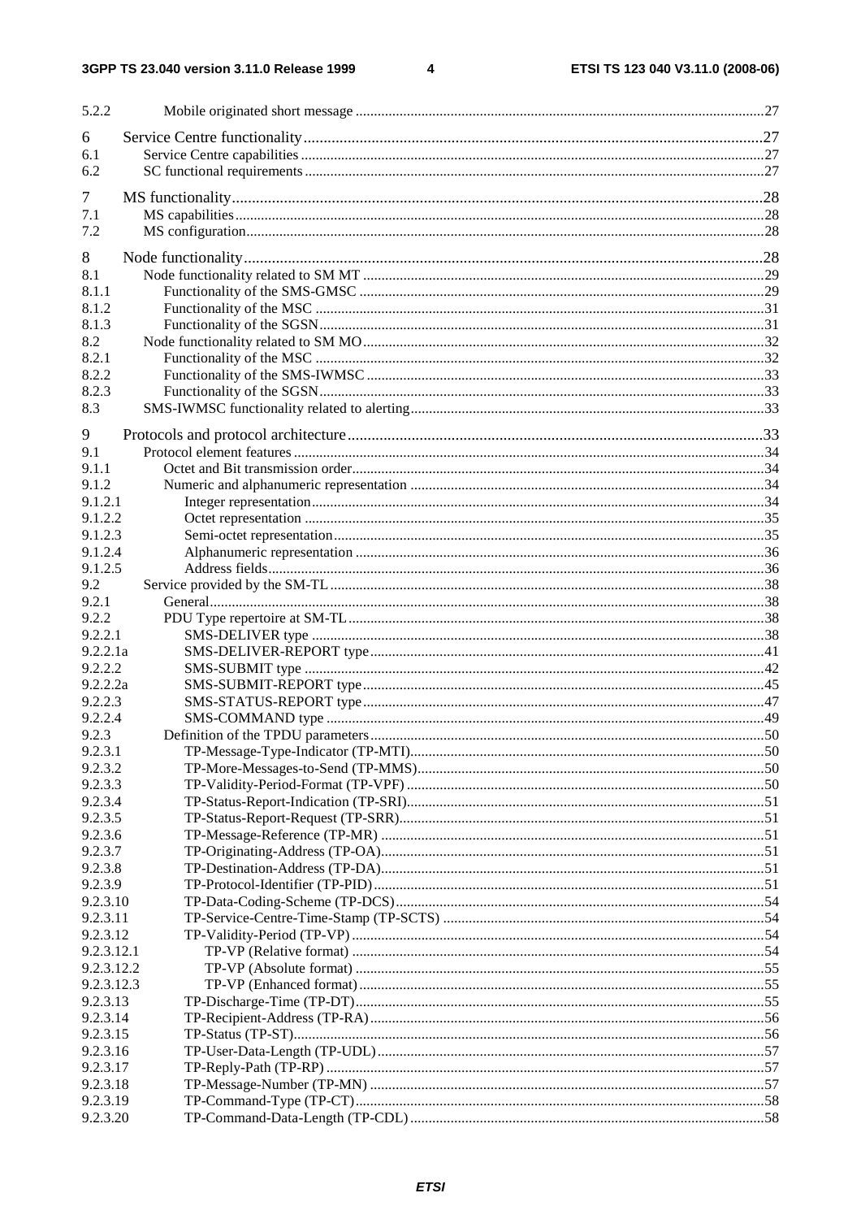5.2.2 Mobile originated short message ....27

6 Service Centre functionality....27
6.1 Service Centre capabilities ....27
6.2 SC functional requirements....27

7 MS functionality....28
7.1 MS capabilities....28
7.2 MS configuration....28

8 Node functionality....28
8.1 Node functionality related to SM MT ....29
8.1.1 Functionality of the SMS-GMSC ....29
8.1.2 Functionality of the MSC ....31
8.1.3 Functionality of the SGSN....31
8.2 Node functionality related to SM MO....32
8.2.1 Functionality of the MSC ....32
8.2.2 Functionality of the SMS-IWMSC ....33
8.2.3 Functionality of the SGSN....33
8.3 SMS-IWMSC functionality related to alerting....33

9 Protocols and protocol architecture....33
9.1 Protocol element features ....34
9.1.1 Octet and Bit transmission order....34
9.1.2 Numeric and alphanumeric representation ....34
9.1.2.1 Integer representation....34
9.1.2.2 Octet representation ....35
9.1.2.3 Semi-octet representation....35
9.1.2.4 Alphanumeric representation ....36
9.1.2.5 Address fields....36
9.2 Service provided by the SM-TL ....38
9.2.1 General....38
9.2.2 PDU Type repertoire at SM-TL ....38
9.2.2.1 SMS-DELIVER type ....38
9.2.2.1a SMS-DELIVER-REPORT type....41
9.2.2.2 SMS-SUBMIT type ....42
9.2.2.2a SMS-SUBMIT-REPORT type....45
9.2.2.3 SMS-STATUS-REPORT type....47
9.2.2.4 SMS-COMMAND type ....49
9.2.3 Definition of the TPDU parameters....50
9.2.3.1 TP-Message-Type-Indicator (TP-MTI)....50
9.2.3.2 TP-More-Messages-to-Send (TP-MMS)....50
9.2.3.3 TP-Validity-Period-Format (TP-VPF) ....50
9.2.3.4 TP-Status-Report-Indication (TP-SRI)....51
9.2.3.5 TP-Status-Report-Request (TP-SRR)....51
9.2.3.6 TP-Message-Reference (TP-MR) ....51
9.2.3.7 TP-Originating-Address (TP-OA)....51
9.2.3.8 TP-Destination-Address (TP-DA)....51
9.2.3.9 TP-Protocol-Identifier (TP-PID)....51
9.2.3.10 TP-Data-Coding-Scheme (TP-DCS)....54
9.2.3.11 TP-Service-Centre-Time-Stamp (TP-SCTS) ....54
9.2.3.12 TP-Validity-Period (TP-VP)....54
9.2.3.12.1 TP-VP (Relative format) ....54
9.2.3.12.2 TP-VP (Absolute format) ....55
9.2.3.12.3 TP-VP (Enhanced format) ....55
9.2.3.13 TP-Discharge-Time (TP-DT)....55
9.2.3.14 TP-Recipient-Address (TP-RA)....56
9.2.3.15 TP-Status (TP-ST)....56
9.2.3.16 TP-User-Data-Length (TP-UDL)....57
9.2.3.17 TP-Reply-Path (TP-RP) ....57
9.2.3.18 TP-Message-Number (TP-MN) ....57
9.2.3.19 TP-Command-Type (TP-CT)....58
9.2.3.20 TP-Command-Data-Length (TP-CDL)....58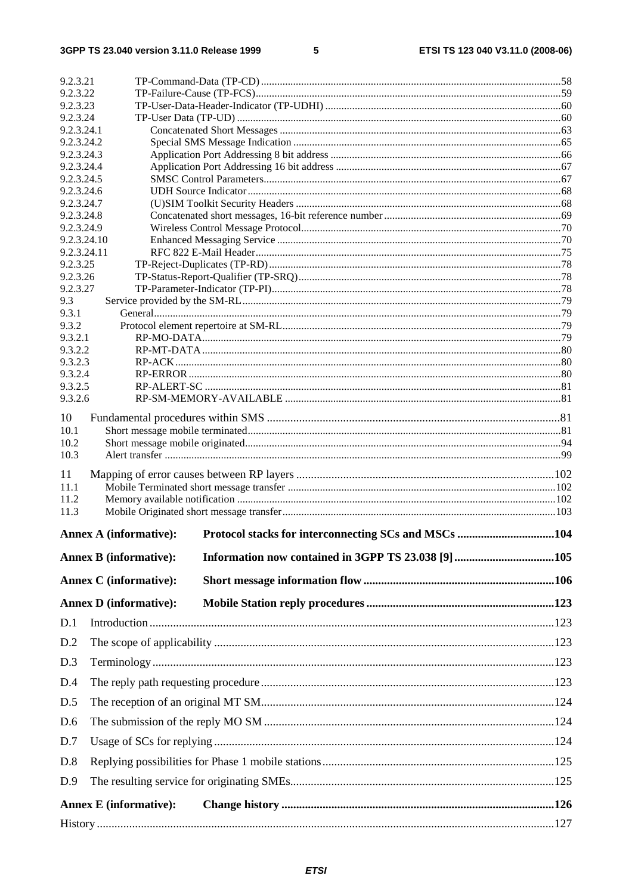9.2.3.21 TP-Command-Data (TP-CD) ..... 58
9.2.3.22 TP-Failure-Cause (TP-FCS) ..... 59
9.2.3.23 TP-User-Data-Header-Indicator (TP-UDHI) ..... 60
9.2.3.24 TP-User Data (TP-UD) ..... 60
9.2.3.24.1 Concatenated Short Messages ..... 63
9.2.3.24.2 Special SMS Message Indication ..... 65
9.2.3.24.3 Application Port Addressing 8 bit address ..... 66
9.2.3.24.4 Application Port Addressing 16 bit address ..... 67
9.2.3.24.5 SMSC Control Parameters ..... 67
9.2.3.24.6 UDH Source Indicator ..... 68
9.2.3.24.7 (U)SIM Toolkit Security Headers ..... 68
9.2.3.24.8 Concatenated short messages, 16-bit reference number ..... 69
9.2.3.24.9 Wireless Control Message Protocol ..... 70
9.2.3.24.10 Enhanced Messaging Service ..... 70
9.2.3.24.11 RFC 822 E-Mail Header ..... 75
9.2.3.25 TP-Reject-Duplicates (TP-RD) ..... 78
9.2.3.26 TP-Status-Report-Qualifier (TP-SRQ) ..... 78
9.2.3.27 TP-Parameter-Indicator (TP-PI) ..... 78
9.3 Service provided by the SM-RL ..... 79
9.3.1 General ..... 79
9.3.2 Protocol element repertoire at SM-RL ..... 79
9.3.2.1 RP-MO-DATA ..... 79
9.3.2.2 RP-MT-DATA ..... 80
9.3.2.3 RP-ACK ..... 80
9.3.2.4 RP-ERROR ..... 80
9.3.2.5 RP-ALERT-SC ..... 81
9.3.2.6 RP-SM-MEMORY-AVAILABLE ..... 81

10 Fundamental procedures within SMS ..... 81
10.1 Short message mobile terminated ..... 81
10.2 Short message mobile originated ..... 94
10.3 Alert transfer ..... 99

11 Mapping of error causes between RP layers ..... 102
11.1 Mobile Terminated short message transfer ..... 102
11.2 Memory available notification ..... 102
11.3 Mobile Originated short message transfer ..... 103

**Annex A (informative): Protocol stacks for interconnecting SCs and MSCs ..... 104**

**Annex B (informative): Information now contained in 3GPP TS 23.038 [9] ..... 105**

**Annex C (informative): Short message information flow ..... 106**

**Annex D (informative): Mobile Station reply procedures ..... 123**

D.1 Introduction ..... 123

D.2 The scope of applicability ..... 123

D.3 Terminology ..... 123

D.4 The reply path requesting procedure ..... 123

D.5 The reception of an original MT SM ..... 124

D.6 The submission of the reply MO SM ..... 124

D.7 Usage of SCs for replying ..... 124

D.8 Replying possibilities for Phase 1 mobile stations ..... 125

D.9 The resulting service for originating SMEs ..... 125

**Annex E (informative): Change history ..... 126**

History ..... 127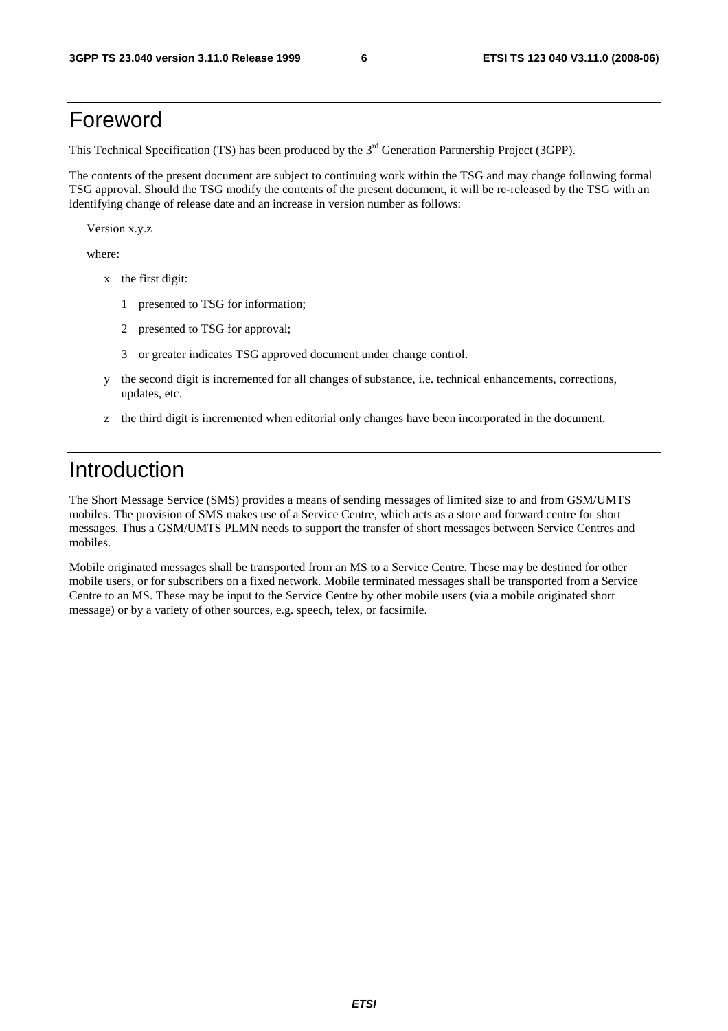# Foreword

This Technical Specification (TS) has been produced by the 3rd Generation Partnership Project (3GPP).

The contents of the present document are subject to continuing work within the TSG and may change following formal TSG approval. Should the TSG modify the contents of the present document, it will be re-released by the TSG with an identifying change of release date and an increase in version number as follows:

Version x.y.z

where:

- x the first digit:
  - 1 presented to TSG for information;
  - 2 presented to TSG for approval;
  - 3 or greater indicates TSG approved document under change control.
- y the second digit is incremented for all changes of substance, i.e. technical enhancements, corrections, updates, etc.
- z the third digit is incremented when editorial only changes have been incorporated in the document.

# Introduction

The Short Message Service (SMS) provides a means of sending messages of limited size to and from GSM/UMTS mobiles. The provision of SMS makes use of a Service Centre, which acts as a store and forward centre for short messages. Thus a GSM/UMTS PLMN needs to support the transfer of short messages between Service Centres and mobiles.

Mobile originated messages shall be transported from an MS to a Service Centre. These may be destined for other mobile users, or for subscribers on a fixed network. Mobile terminated messages shall be transported from a Service Centre to an MS. These may be input to the Service Centre by other mobile users (via a mobile originated short message) or by a variety of other sources, e.g. speech, telex, or facsimile.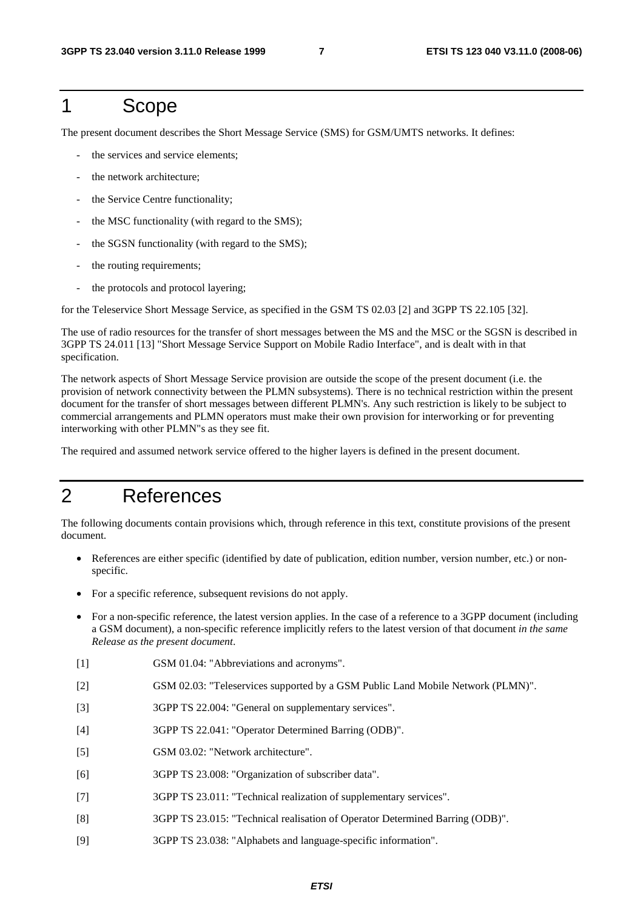# 1 Scope

The present document describes the Short Message Service (SMS) for GSM/UMTS networks. It defines:

- the services and service elements;
- the network architecture;
- the Service Centre functionality;
- the MSC functionality (with regard to the SMS);
- the SGSN functionality (with regard to the SMS);
- the routing requirements;
- the protocols and protocol layering;

for the Teleservice Short Message Service, as specified in the GSM TS 02.03 [2] and 3GPP TS 22.105 [32].

The use of radio resources for the transfer of short messages between the MS and the MSC or the SGSN is described in 3GPP TS 24.011 [13] "Short Message Service Support on Mobile Radio Interface", and is dealt with in that specification.

The network aspects of Short Message Service provision are outside the scope of the present document (i.e. the provision of network connectivity between the PLMN subsystems). There is no technical restriction within the present document for the transfer of short messages between different PLMN's. Any such restriction is likely to be subject to commercial arrangements and PLMN operators must make their own provision for interworking or for preventing interworking with other PLMN"s as they see fit.

The required and assumed network service offered to the higher layers is defined in the present document.

# 2 References

The following documents contain provisions which, through reference in this text, constitute provisions of the present document.

- References are either specific (identified by date of publication, edition number, version number, etc.) or non-specific.
- For a specific reference, subsequent revisions do not apply.
- For a non-specific reference, the latest version applies. In the case of a reference to a 3GPP document (including a GSM document), a non-specific reference implicitly refers to the latest version of that document *in the same Release as the present document*.

[1] GSM 01.04: "Abbreviations and acronyms".

[2] GSM 02.03: "Teleservices supported by a GSM Public Land Mobile Network (PLMN)".

[3] 3GPP TS 22.004: "General on supplementary services".

[4] 3GPP TS 22.041: "Operator Determined Barring (ODB)".

[5] GSM 03.02: "Network architecture".

[6] 3GPP TS 23.008: "Organization of subscriber data".

[7] 3GPP TS 23.011: "Technical realization of supplementary services".

[8] 3GPP TS 23.015: "Technical realisation of Operator Determined Barring (ODB)".

[9] 3GPP TS 23.038: "Alphabets and language-specific information".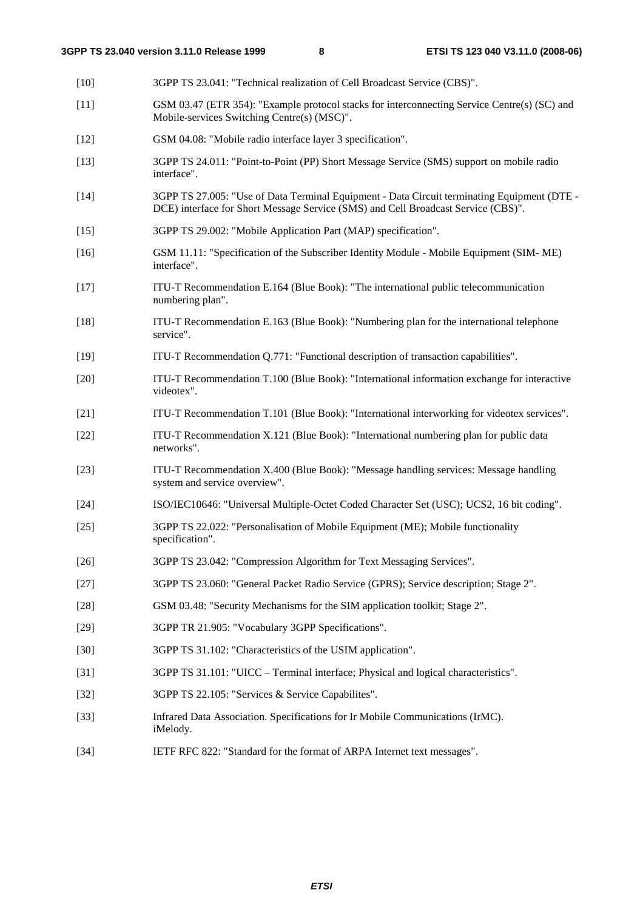[10] 3GPP TS 23.041: "Technical realization of Cell Broadcast Service (CBS)".

[11] GSM 03.47 (ETR 354): "Example protocol stacks for interconnecting Service Centre(s) (SC) and Mobile-services Switching Centre(s) (MSC)".

[12] GSM 04.08: "Mobile radio interface layer 3 specification".

[13] 3GPP TS 24.011: "Point-to-Point (PP) Short Message Service (SMS) support on mobile radio interface".

[14] 3GPP TS 27.005: "Use of Data Terminal Equipment - Data Circuit terminating Equipment (DTE - DCE) interface for Short Message Service (SMS) and Cell Broadcast Service (CBS)".

[15] 3GPP TS 29.002: "Mobile Application Part (MAP) specification".

[16] GSM 11.11: "Specification of the Subscriber Identity Module - Mobile Equipment (SIM- ME) interface".

[17] ITU-T Recommendation E.164 (Blue Book): "The international public telecommunication numbering plan".

[18] ITU-T Recommendation E.163 (Blue Book): "Numbering plan for the international telephone service".

[19] ITU-T Recommendation Q.771: "Functional description of transaction capabilities".

[20] ITU-T Recommendation T.100 (Blue Book): "International information exchange for interactive videotex".

[21] ITU-T Recommendation T.101 (Blue Book): "International interworking for videotex services".

[22] ITU-T Recommendation X.121 (Blue Book): "International numbering plan for public data networks".

[23] ITU-T Recommendation X.400 (Blue Book): "Message handling services: Message handling system and service overview".

[24] ISO/IEC10646: "Universal Multiple-Octet Coded Character Set (USC); UCS2, 16 bit coding".

[25] 3GPP TS 22.022: "Personalisation of Mobile Equipment (ME); Mobile functionality specification".

[26] 3GPP TS 23.042: "Compression Algorithm for Text Messaging Services".

[27] 3GPP TS 23.060: "General Packet Radio Service (GPRS); Service description; Stage 2".

[28] GSM 03.48: "Security Mechanisms for the SIM application toolkit; Stage 2".

[29] 3GPP TR 21.905: "Vocabulary 3GPP Specifications".

[30] 3GPP TS 31.102: "Characteristics of the USIM application".

[31] 3GPP TS 31.101: "UICC – Terminal interface; Physical and logical characteristics".

[32] 3GPP TS 22.105: "Services & Service Capabilites".

[33] Infrared Data Association. Specifications for Ir Mobile Communications (IrMC). iMelody.

[34] IETF RFC 822: "Standard for the format of ARPA Internet text messages".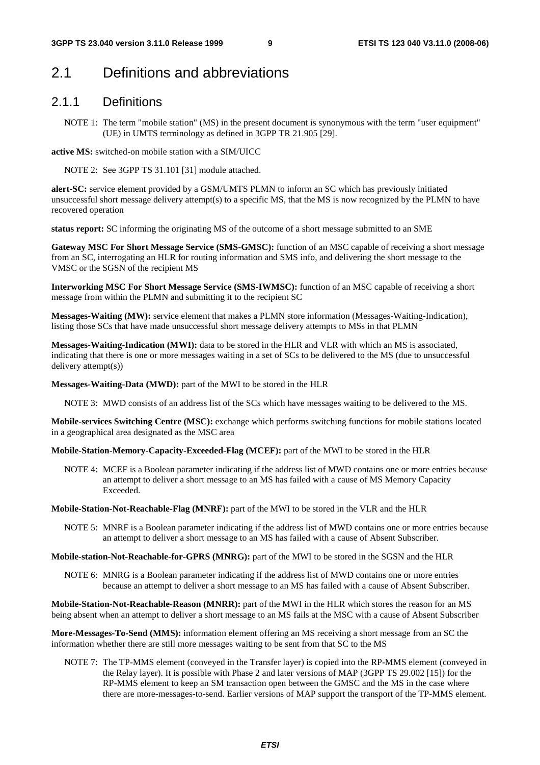## 2.1 Definitions and abbreviations

### 2.1.1 Definitions

NOTE 1: The term "mobile station" (MS) in the present document is synonymous with the term "user equipment" (UE) in UMTS terminology as defined in 3GPP TR 21.905 [29].

**active MS:** switched-on mobile station with a SIM/UICC

NOTE 2: See 3GPP TS 31.101 [31] module attached.

**alert-SC:** service element provided by a GSM/UMTS PLMN to inform an SC which has previously initiated unsuccessful short message delivery attempt(s) to a specific MS, that the MS is now recognized by the PLMN to have recovered operation

**status report:** SC informing the originating MS of the outcome of a short message submitted to an SME

**Gateway MSC For Short Message Service (SMS-GMSC):** function of an MSC capable of receiving a short message from an SC, interrogating an HLR for routing information and SMS info, and delivering the short message to the VMSC or the SGSN of the recipient MS

**Interworking MSC For Short Message Service (SMS-IWMSC):** function of an MSC capable of receiving a short message from within the PLMN and submitting it to the recipient SC

**Messages-Waiting (MW):** service element that makes a PLMN store information (Messages-Waiting-Indication), listing those SCs that have made unsuccessful short message delivery attempts to MSs in that PLMN

**Messages-Waiting-Indication (MWI):** data to be stored in the HLR and VLR with which an MS is associated, indicating that there is one or more messages waiting in a set of SCs to be delivered to the MS (due to unsuccessful delivery attempt(s))

**Messages-Waiting-Data (MWD):** part of the MWI to be stored in the HLR

NOTE 3: MWD consists of an address list of the SCs which have messages waiting to be delivered to the MS.

**Mobile-services Switching Centre (MSC):** exchange which performs switching functions for mobile stations located in a geographical area designated as the MSC area

**Mobile-Station-Memory-Capacity-Exceeded-Flag (MCEF):** part of the MWI to be stored in the HLR

NOTE 4: MCEF is a Boolean parameter indicating if the address list of MWD contains one or more entries because an attempt to deliver a short message to an MS has failed with a cause of MS Memory Capacity Exceeded.

**Mobile-Station-Not-Reachable-Flag (MNRF):** part of the MWI to be stored in the VLR and the HLR

NOTE 5: MNRF is a Boolean parameter indicating if the address list of MWD contains one or more entries because an attempt to deliver a short message to an MS has failed with a cause of Absent Subscriber.

**Mobile-station-Not-Reachable-for-GPRS (MNRG):** part of the MWI to be stored in the SGSN and the HLR

NOTE 6: MNRG is a Boolean parameter indicating if the address list of MWD contains one or more entries because an attempt to deliver a short message to an MS has failed with a cause of Absent Subscriber.

**Mobile-Station-Not-Reachable-Reason (MNRR):** part of the MWI in the HLR which stores the reason for an MS being absent when an attempt to deliver a short message to an MS fails at the MSC with a cause of Absent Subscriber

**More-Messages-To-Send (MMS):** information element offering an MS receiving a short message from an SC the information whether there are still more messages waiting to be sent from that SC to the MS

NOTE 7: The TP-MMS element (conveyed in the Transfer layer) is copied into the RP-MMS element (conveyed in the Relay layer). It is possible with Phase 2 and later versions of MAP (3GPP TS 29.002 [15]) for the RP-MMS element to keep an SM transaction open between the GMSC and the MS in the case where there are more-messages-to-send. Earlier versions of MAP support the transport of the TP-MMS element.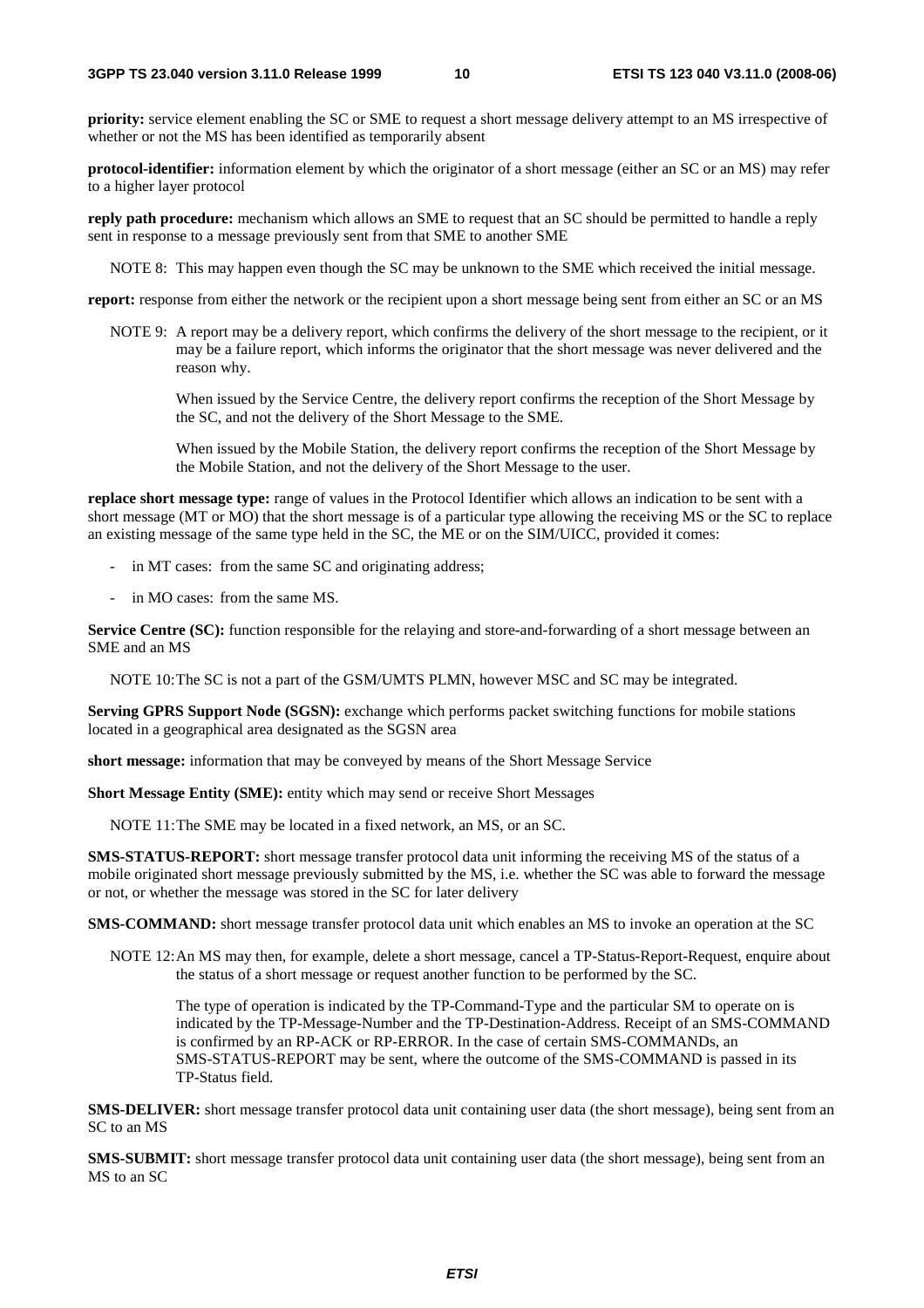**priority:** service element enabling the SC or SME to request a short message delivery attempt to an MS irrespective of whether or not the MS has been identified as temporarily absent

**protocol-identifier:** information element by which the originator of a short message (either an SC or an MS) may refer to a higher layer protocol

**reply path procedure:** mechanism which allows an SME to request that an SC should be permitted to handle a reply sent in response to a message previously sent from that SME to another SME

NOTE 8: This may happen even though the SC may be unknown to the SME which received the initial message.

**report:** response from either the network or the recipient upon a short message being sent from either an SC or an MS

NOTE 9: A report may be a delivery report, which confirms the delivery of the short message to the recipient, or it may be a failure report, which informs the originator that the short message was never delivered and the reason why.

When issued by the Service Centre, the delivery report confirms the reception of the Short Message by the SC, and not the delivery of the Short Message to the SME.

When issued by the Mobile Station, the delivery report confirms the reception of the Short Message by the Mobile Station, and not the delivery of the Short Message to the user.

**replace short message type:** range of values in the Protocol Identifier which allows an indication to be sent with a short message (MT or MO) that the short message is of a particular type allowing the receiving MS or the SC to replace an existing message of the same type held in the SC, the ME or on the SIM/UICC, provided it comes:

- in MT cases: from the same SC and originating address;
- in MO cases: from the same MS.

**Service Centre (SC):** function responsible for the relaying and store-and-forwarding of a short message between an SME and an MS

NOTE 10: The SC is not a part of the GSM/UMTS PLMN, however MSC and SC may be integrated.

**Serving GPRS Support Node (SGSN):** exchange which performs packet switching functions for mobile stations located in a geographical area designated as the SGSN area

**short message:** information that may be conveyed by means of the Short Message Service

**Short Message Entity (SME):** entity which may send or receive Short Messages

NOTE 11: The SME may be located in a fixed network, an MS, or an SC.

**SMS-STATUS-REPORT:** short message transfer protocol data unit informing the receiving MS of the status of a mobile originated short message previously submitted by the MS, i.e. whether the SC was able to forward the message or not, or whether the message was stored in the SC for later delivery

**SMS-COMMAND:** short message transfer protocol data unit which enables an MS to invoke an operation at the SC

NOTE 12: An MS may then, for example, delete a short message, cancel a TP-Status-Report-Request, enquire about the status of a short message or request another function to be performed by the SC.

The type of operation is indicated by the TP-Command-Type and the particular SM to operate on is indicated by the TP-Message-Number and the TP-Destination-Address. Receipt of an SMS-COMMAND is confirmed by an RP-ACK or RP-ERROR. In the case of certain SMS-COMMANDs, an SMS-STATUS-REPORT may be sent, where the outcome of the SMS-COMMAND is passed in its TP-Status field.

**SMS-DELIVER:** short message transfer protocol data unit containing user data (the short message), being sent from an SC to an MS

**SMS-SUBMIT:** short message transfer protocol data unit containing user data (the short message), being sent from an MS to an SC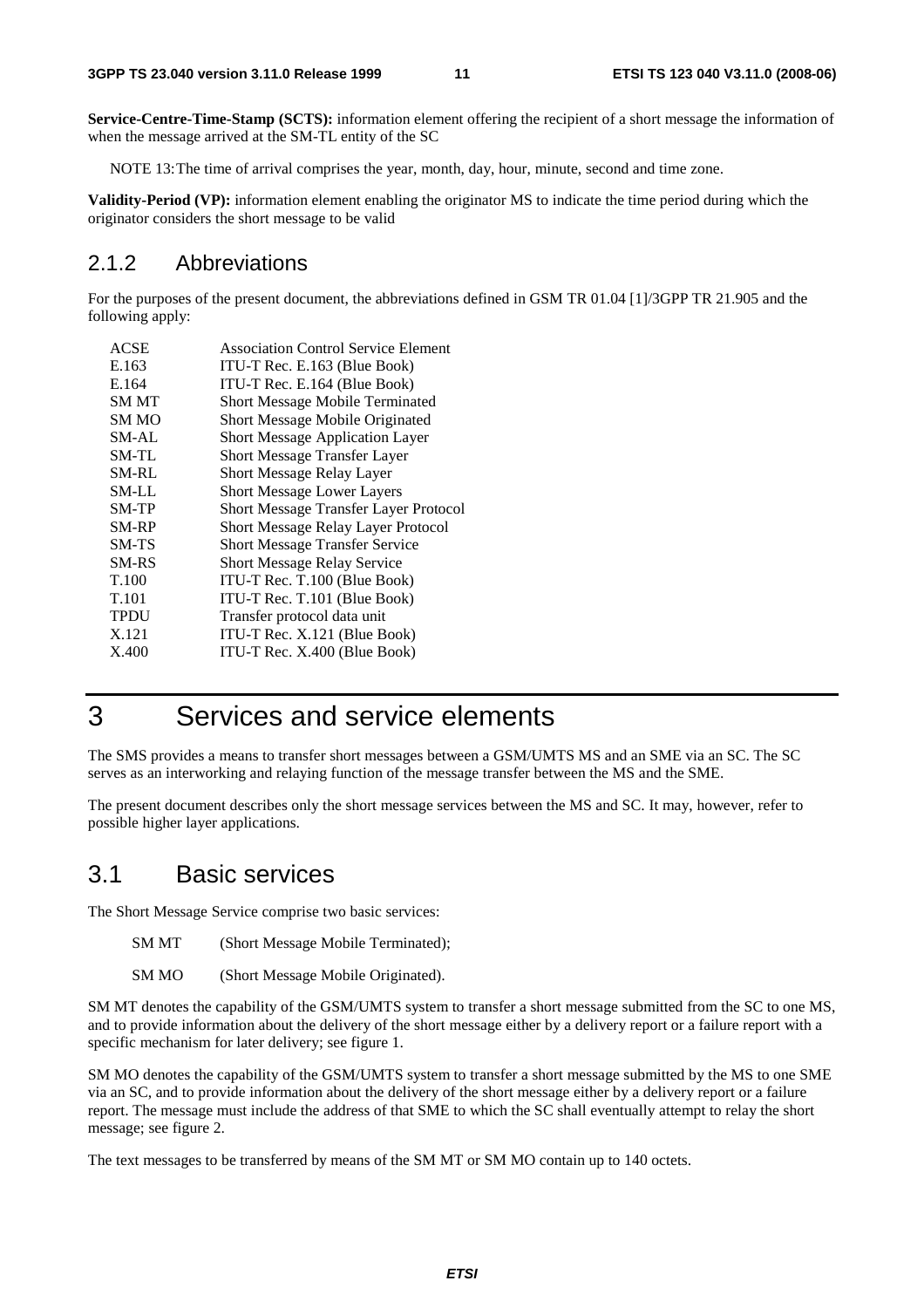**Service-Centre-Time-Stamp (SCTS):** information element offering the recipient of a short message the information of when the message arrived at the SM-TL entity of the SC

NOTE 13: The time of arrival comprises the year, month, day, hour, minute, second and time zone.

**Validity-Period (VP):** information element enabling the originator MS to indicate the time period during which the originator considers the short message to be valid

### 2.1.2 Abbreviations

For the purposes of the present document, the abbreviations defined in GSM TR 01.04 [1]/3GPP TR 21.905 and the following apply:

| | |
|---|---|
| ACSE | Association Control Service Element |
| E.163 | ITU-T Rec. E.163 (Blue Book) |
| E.164 | ITU-T Rec. E.164 (Blue Book) |
| SM MT | Short Message Mobile Terminated |
| SM MO | Short Message Mobile Originated |
| SM-AL | Short Message Application Layer |
| SM-TL | Short Message Transfer Layer |
| SM-RL | Short Message Relay Layer |
| SM-LL | Short Message Lower Layers |
| SM-TP | Short Message Transfer Layer Protocol |
| SM-RP | Short Message Relay Layer Protocol |
| SM-TS | Short Message Transfer Service |
| SM-RS | Short Message Relay Service |
| T.100 | ITU-T Rec. T.100 (Blue Book) |
| T.101 | ITU-T Rec. T.101 (Blue Book) |
| TPDU | Transfer protocol data unit |
| X.121 | ITU-T Rec. X.121 (Blue Book) |
| X.400 | ITU-T Rec. X.400 (Blue Book) |

# 3 Services and service elements

The SMS provides a means to transfer short messages between a GSM/UMTS MS and an SME via an SC. The SC serves as an interworking and relaying function of the message transfer between the MS and the SME.

The present document describes only the short message services between the MS and SC. It may, however, refer to possible higher layer applications.

## 3.1 Basic services

The Short Message Service comprise two basic services:

SM MT (Short Message Mobile Terminated);

SM MO (Short Message Mobile Originated).

SM MT denotes the capability of the GSM/UMTS system to transfer a short message submitted from the SC to one MS, and to provide information about the delivery of the short message either by a delivery report or a failure report with a specific mechanism for later delivery; see figure 1.

SM MO denotes the capability of the GSM/UMTS system to transfer a short message submitted by the MS to one SME via an SC, and to provide information about the delivery of the short message either by a delivery report or a failure report. The message must include the address of that SME to which the SC shall eventually attempt to relay the short message; see figure 2.

The text messages to be transferred by means of the SM MT or SM MO contain up to 140 octets.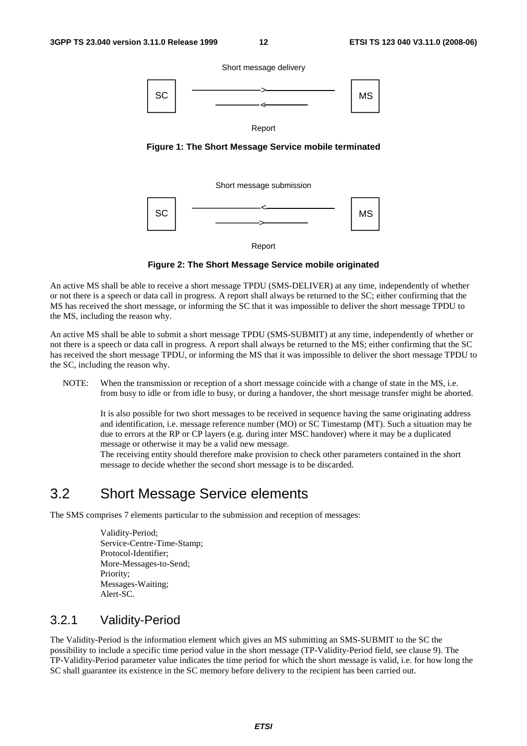Short message delivery

SC ——————> MS
<——————

Report

**Figure 1: The Short Message Service mobile terminated**

Short message submission

SC <—————— MS
——————>

Report

**Figure 2: The Short Message Service mobile originated**

An active MS shall be able to receive a short message TPDU (SMS-DELIVER) at any time, independently of whether or not there is a speech or data call in progress. A report shall always be returned to the SC; either confirming that the MS has received the short message, or informing the SC that it was impossible to deliver the short message TPDU to the MS, including the reason why.

An active MS shall be able to submit a short message TPDU (SMS-SUBMIT) at any time, independently of whether or not there is a speech or data call in progress. A report shall always be returned to the MS; either confirming that the SC has received the short message TPDU, or informing the MS that it was impossible to deliver the short message TPDU to the SC, including the reason why.

NOTE: When the transmission or reception of a short message coincide with a change of state in the MS, i.e. from busy to idle or from idle to busy, or during a handover, the short message transfer might be aborted.

It is also possible for two short messages to be received in sequence having the same originating address and identification, i.e. message reference number (MO) or SC Timestamp (MT). Such a situation may be due to errors at the RP or CP layers (e.g. during inter MSC handover) where it may be a duplicated message or otherwise it may be a valid new message.
The receiving entity should therefore make provision to check other parameters contained in the short message to decide whether the second short message is to be discarded.

## 3.2 Short Message Service elements

The SMS comprises 7 elements particular to the submission and reception of messages:

Validity-Period;
Service-Centre-Time-Stamp;
Protocol-Identifier;
More-Messages-to-Send;
Priority;
Messages-Waiting;
Alert-SC.

### 3.2.1 Validity-Period

The Validity-Period is the information element which gives an MS submitting an SMS-SUBMIT to the SC the possibility to include a specific time period value in the short message (TP-Validity-Period field, see clause 9). The TP-Validity-Period parameter value indicates the time period for which the short message is valid, i.e. for how long the SC shall guarantee its existence in the SC memory before delivery to the recipient has been carried out.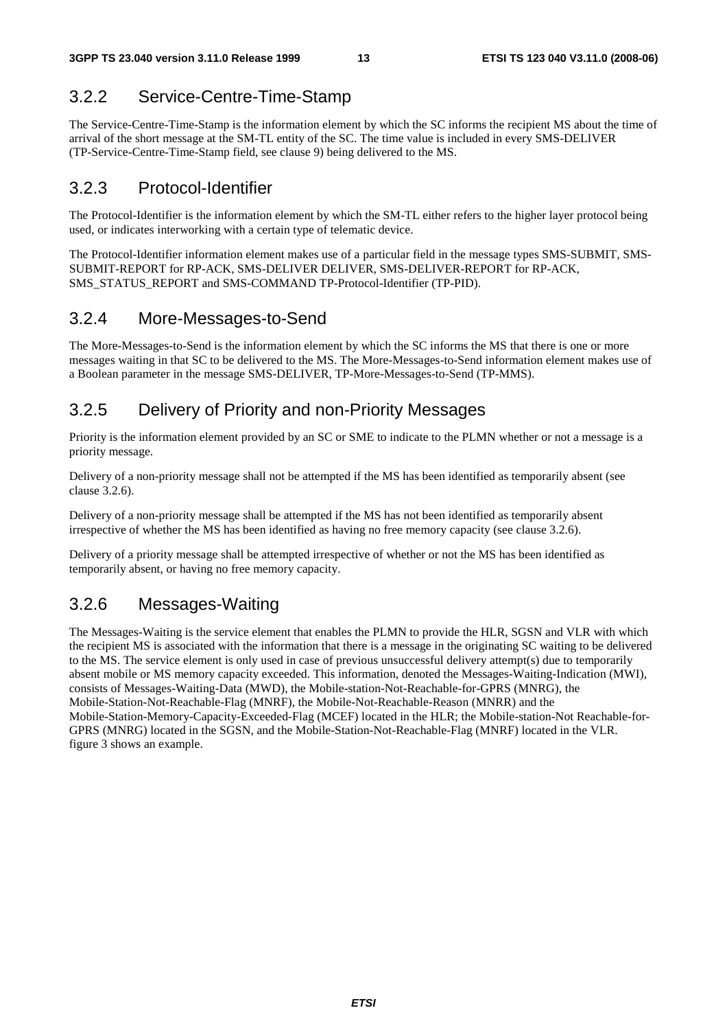### 3.2.2 Service-Centre-Time-Stamp

The Service-Centre-Time-Stamp is the information element by which the SC informs the recipient MS about the time of arrival of the short message at the SM-TL entity of the SC. The time value is included in every SMS-DELIVER (TP-Service-Centre-Time-Stamp field, see clause 9) being delivered to the MS.

### 3.2.3 Protocol-Identifier

The Protocol-Identifier is the information element by which the SM-TL either refers to the higher layer protocol being used, or indicates interworking with a certain type of telematic device.

The Protocol-Identifier information element makes use of a particular field in the message types SMS-SUBMIT, SMS-SUBMIT-REPORT for RP-ACK, SMS-DELIVER DELIVER, SMS-DELIVER-REPORT for RP-ACK, SMS_STATUS_REPORT and SMS-COMMAND TP-Protocol-Identifier (TP-PID).

### 3.2.4 More-Messages-to-Send

The More-Messages-to-Send is the information element by which the SC informs the MS that there is one or more messages waiting in that SC to be delivered to the MS. The More-Messages-to-Send information element makes use of a Boolean parameter in the message SMS-DELIVER, TP-More-Messages-to-Send (TP-MMS).

### 3.2.5 Delivery of Priority and non-Priority Messages

Priority is the information element provided by an SC or SME to indicate to the PLMN whether or not a message is a priority message.

Delivery of a non-priority message shall not be attempted if the MS has been identified as temporarily absent (see clause 3.2.6).

Delivery of a non-priority message shall be attempted if the MS has not been identified as temporarily absent irrespective of whether the MS has been identified as having no free memory capacity (see clause 3.2.6).

Delivery of a priority message shall be attempted irrespective of whether or not the MS has been identified as temporarily absent, or having no free memory capacity.

### 3.2.6 Messages-Waiting

The Messages-Waiting is the service element that enables the PLMN to provide the HLR, SGSN and VLR with which the recipient MS is associated with the information that there is a message in the originating SC waiting to be delivered to the MS. The service element is only used in case of previous unsuccessful delivery attempt(s) due to temporarily absent mobile or MS memory capacity exceeded. This information, denoted the Messages-Waiting-Indication (MWI), consists of Messages-Waiting-Data (MWD), the Mobile-station-Not-Reachable-for-GPRS (MNRG), the Mobile-Station-Not-Reachable-Flag (MNRF), the Mobile-Not-Reachable-Reason (MNRR) and the Mobile-Station-Memory-Capacity-Exceeded-Flag (MCEF) located in the HLR; the Mobile-station-Not Reachable-for-GPRS (MNRG) located in the SGSN, and the Mobile-Station-Not-Reachable-Flag (MNRF) located in the VLR. figure 3 shows an example.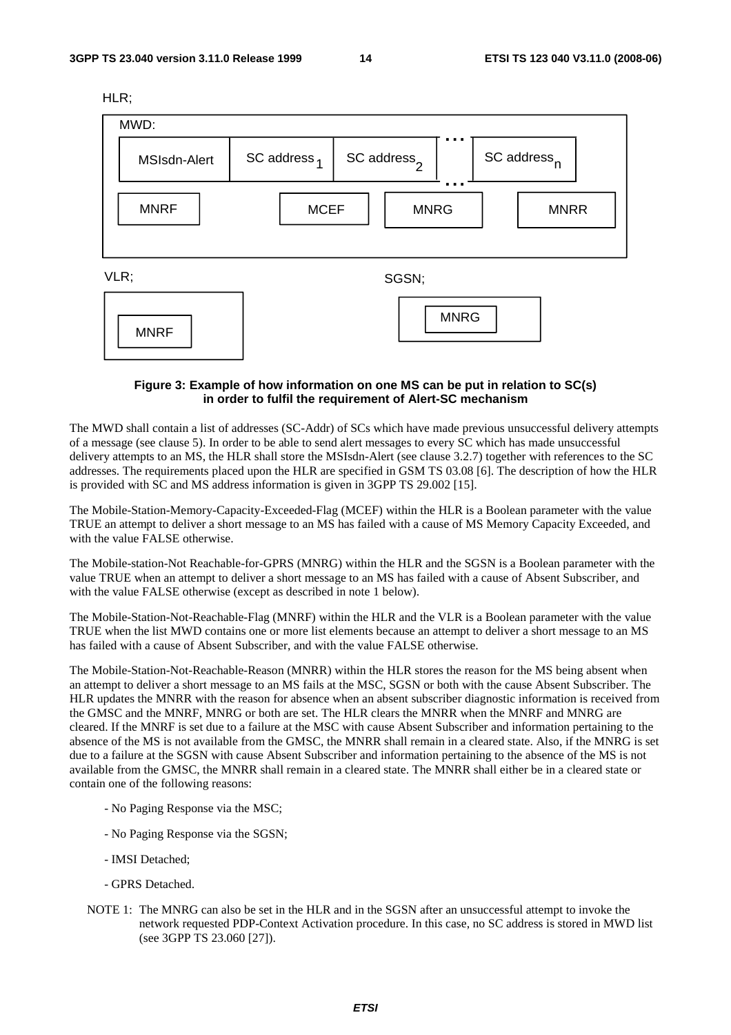HLR;

MWD:

| MSIsdn-Alert | SC address $_1$ | SC address $_2$ | ... | SC address $_n$ |
|---|---|---|---|---|

MNRF MCEF MNRG MNRR

VLR;

MNRF

SGSN;

MNRG

**Figure 3: Example of how information on one MS can be put in relation to SC(s) in order to fulfil the requirement of Alert-SC mechanism**

The MWD shall contain a list of addresses (SC-Addr) of SCs which have made previous unsuccessful delivery attempts of a message (see clause 5). In order to be able to send alert messages to every SC which has made unsuccessful delivery attempts to an MS, the HLR shall store the MSIsdn-Alert (see clause 3.2.7) together with references to the SC addresses. The requirements placed upon the HLR are specified in GSM TS 03.08 [6]. The description of how the HLR is provided with SC and MS address information is given in 3GPP TS 29.002 [15].

The Mobile-Station-Memory-Capacity-Exceeded-Flag (MCEF) within the HLR is a Boolean parameter with the value TRUE an attempt to deliver a short message to an MS has failed with a cause of MS Memory Capacity Exceeded, and with the value FALSE otherwise.

The Mobile-station-Not Reachable-for-GPRS (MNRG) within the HLR and the SGSN is a Boolean parameter with the value TRUE when an attempt to deliver a short message to an MS has failed with a cause of Absent Subscriber, and with the value FALSE otherwise (except as described in note 1 below).

The Mobile-Station-Not-Reachable-Flag (MNRF) within the HLR and the VLR is a Boolean parameter with the value TRUE when the list MWD contains one or more list elements because an attempt to deliver a short message to an MS has failed with a cause of Absent Subscriber, and with the value FALSE otherwise.

The Mobile-Station-Not-Reachable-Reason (MNRR) within the HLR stores the reason for the MS being absent when an attempt to deliver a short message to an MS fails at the MSC, SGSN or both with the cause Absent Subscriber. The HLR updates the MNRR with the reason for absence when an absent subscriber diagnostic information is received from the GMSC and the MNRF, MNRG or both are set. The HLR clears the MNRR when the MNRF and MNRG are cleared. If the MNRF is set due to a failure at the MSC with cause Absent Subscriber and information pertaining to the absence of the MS is not available from the GMSC, the MNRR shall remain in a cleared state. Also, if the MNRG is set due to a failure at the SGSN with cause Absent Subscriber and information pertaining to the absence of the MS is not available from the GMSC, the MNRR shall remain in a cleared state. The MNRR shall either be in a cleared state or contain one of the following reasons:

- No Paging Response via the MSC;
- No Paging Response via the SGSN;
- IMSI Detached;
- GPRS Detached.

NOTE 1: The MNRG can also be set in the HLR and in the SGSN after an unsuccessful attempt to invoke the network requested PDP-Context Activation procedure. In this case, no SC address is stored in MWD list (see 3GPP TS 23.060 [27]).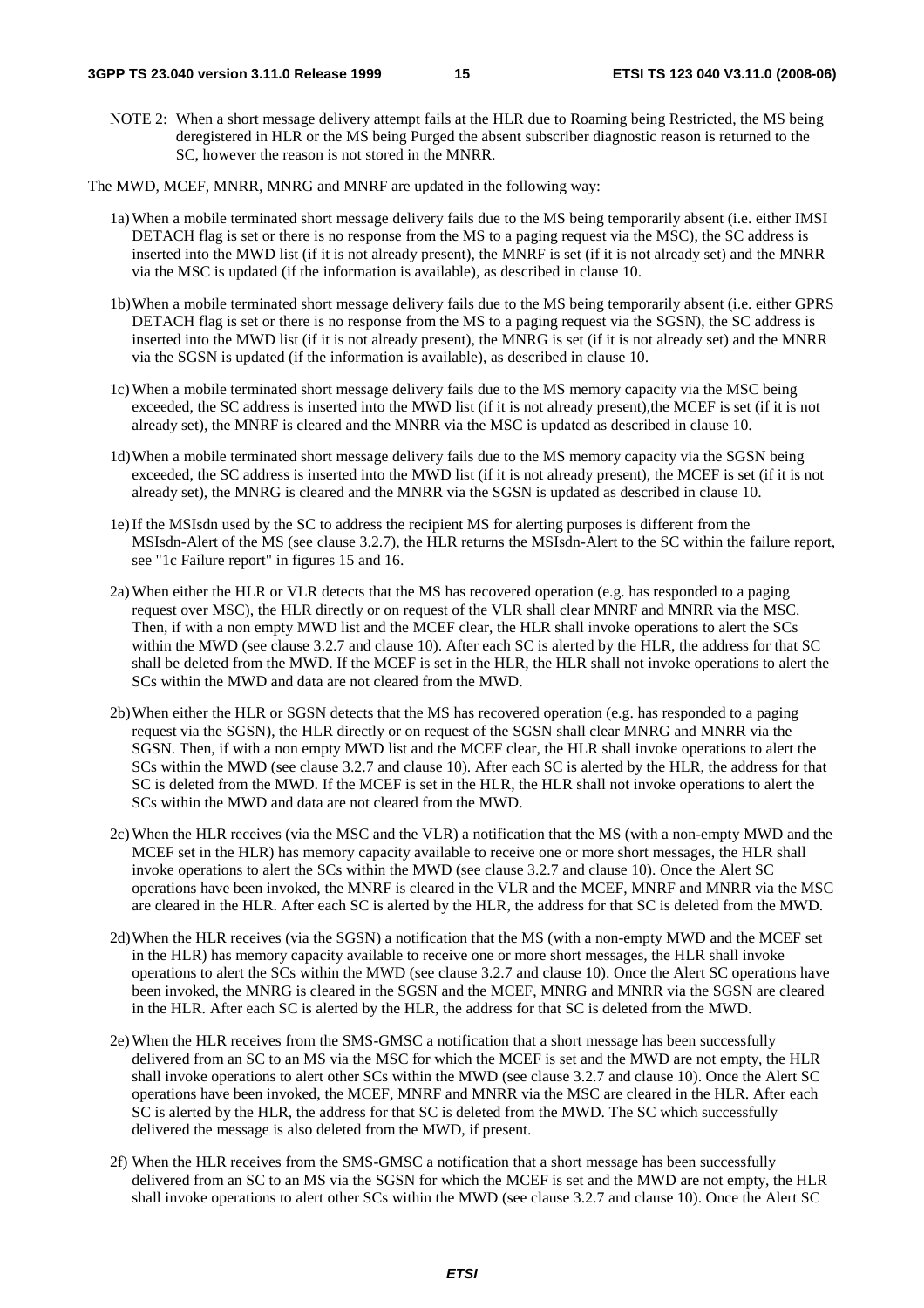NOTE 2: When a short message delivery attempt fails at the HLR due to Roaming being Restricted, the MS being deregistered in HLR or the MS being Purged the absent subscriber diagnostic reason is returned to the SC, however the reason is not stored in the MNRR.

The MWD, MCEF, MNRR, MNRG and MNRF are updated in the following way:

1a) When a mobile terminated short message delivery fails due to the MS being temporarily absent (i.e. either IMSI DETACH flag is set or there is no response from the MS to a paging request via the MSC), the SC address is inserted into the MWD list (if it is not already present), the MNRF is set (if it is not already set) and the MNRR via the MSC is updated (if the information is available), as described in clause 10.

1b) When a mobile terminated short message delivery fails due to the MS being temporarily absent (i.e. either GPRS DETACH flag is set or there is no response from the MS to a paging request via the SGSN), the SC address is inserted into the MWD list (if it is not already present), the MNRG is set (if it is not already set) and the MNRR via the SGSN is updated (if the information is available), as described in clause 10.

1c) When a mobile terminated short message delivery fails due to the MS memory capacity via the MSC being exceeded, the SC address is inserted into the MWD list (if it is not already present),the MCEF is set (if it is not already set), the MNRF is cleared and the MNRR via the MSC is updated as described in clause 10.

1d) When a mobile terminated short message delivery fails due to the MS memory capacity via the SGSN being exceeded, the SC address is inserted into the MWD list (if it is not already present), the MCEF is set (if it is not already set), the MNRG is cleared and the MNRR via the SGSN is updated as described in clause 10.

1e) If the MSIsdn used by the SC to address the recipient MS for alerting purposes is different from the MSIsdn-Alert of the MS (see clause 3.2.7), the HLR returns the MSIsdn-Alert to the SC within the failure report, see "1c Failure report" in figures 15 and 16.

2a) When either the HLR or VLR detects that the MS has recovered operation (e.g. has responded to a paging request over MSC), the HLR directly or on request of the VLR shall clear MNRF and MNRR via the MSC. Then, if with a non empty MWD list and the MCEF clear, the HLR shall invoke operations to alert the SCs within the MWD (see clause 3.2.7 and clause 10). After each SC is alerted by the HLR, the address for that SC shall be deleted from the MWD. If the MCEF is set in the HLR, the HLR shall not invoke operations to alert the SCs within the MWD and data are not cleared from the MWD.

2b) When either the HLR or SGSN detects that the MS has recovered operation (e.g. has responded to a paging request via the SGSN), the HLR directly or on request of the SGSN shall clear MNRG and MNRR via the SGSN. Then, if with a non empty MWD list and the MCEF clear, the HLR shall invoke operations to alert the SCs within the MWD (see clause 3.2.7 and clause 10). After each SC is alerted by the HLR, the address for that SC is deleted from the MWD. If the MCEF is set in the HLR, the HLR shall not invoke operations to alert the SCs within the MWD and data are not cleared from the MWD.

2c) When the HLR receives (via the MSC and the VLR) a notification that the MS (with a non-empty MWD and the MCEF set in the HLR) has memory capacity available to receive one or more short messages, the HLR shall invoke operations to alert the SCs within the MWD (see clause 3.2.7 and clause 10). Once the Alert SC operations have been invoked, the MNRF is cleared in the VLR and the MCEF, MNRF and MNRR via the MSC are cleared in the HLR. After each SC is alerted by the HLR, the address for that SC is deleted from the MWD.

2d) When the HLR receives (via the SGSN) a notification that the MS (with a non-empty MWD and the MCEF set in the HLR) has memory capacity available to receive one or more short messages, the HLR shall invoke operations to alert the SCs within the MWD (see clause 3.2.7 and clause 10). Once the Alert SC operations have been invoked, the MNRG is cleared in the SGSN and the MCEF, MNRG and MNRR via the SGSN are cleared in the HLR. After each SC is alerted by the HLR, the address for that SC is deleted from the MWD.

2e) When the HLR receives from the SMS-GMSC a notification that a short message has been successfully delivered from an SC to an MS via the MSC for which the MCEF is set and the MWD are not empty, the HLR shall invoke operations to alert other SCs within the MWD (see clause 3.2.7 and clause 10). Once the Alert SC operations have been invoked, the MCEF, MNRF and MNRR via the MSC are cleared in the HLR. After each SC is alerted by the HLR, the address for that SC is deleted from the MWD. The SC which successfully delivered the message is also deleted from the MWD, if present.

2f) When the HLR receives from the SMS-GMSC a notification that a short message has been successfully delivered from an SC to an MS via the SGSN for which the MCEF is set and the MWD are not empty, the HLR shall invoke operations to alert other SCs within the MWD (see clause 3.2.7 and clause 10). Once the Alert SC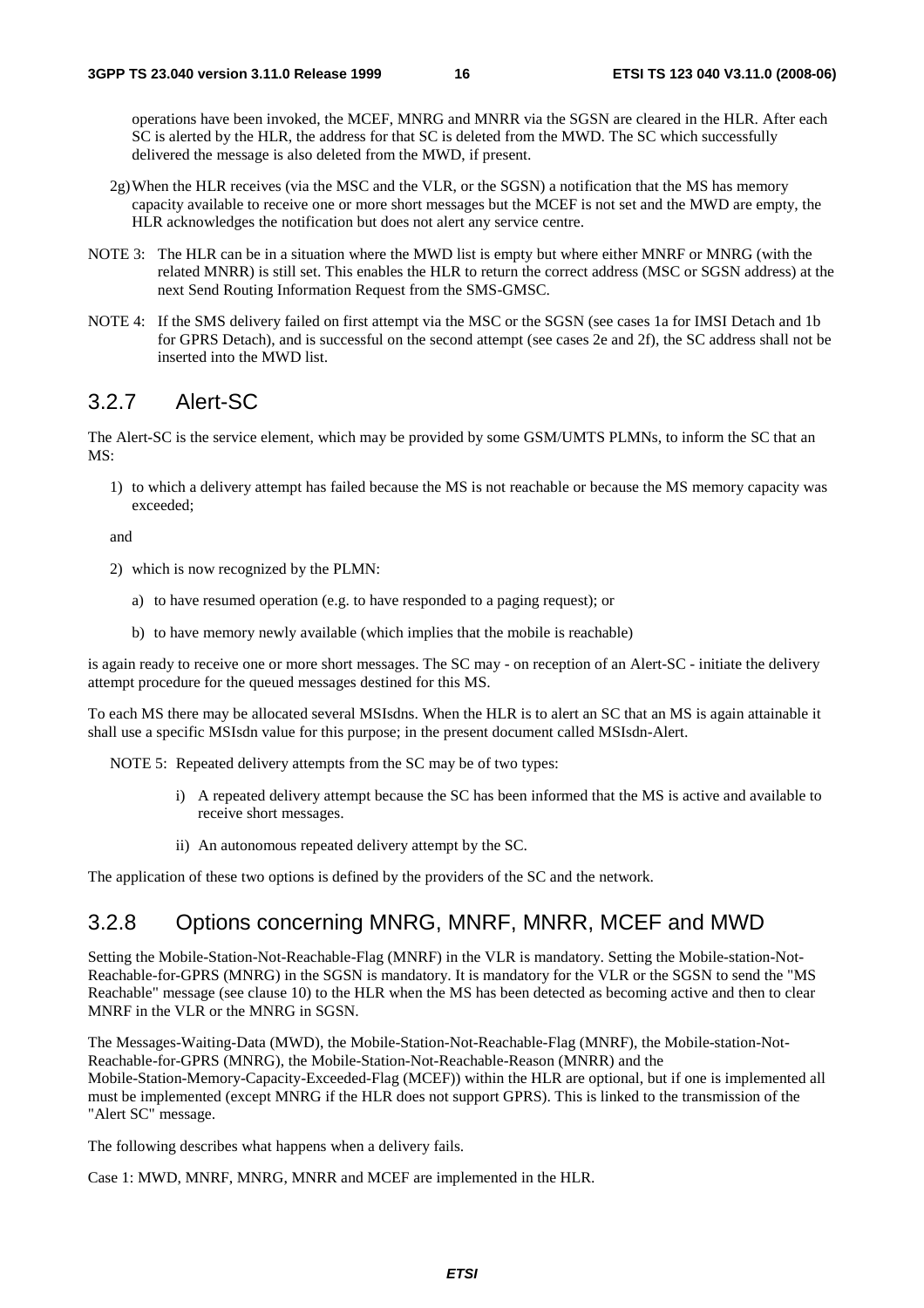operations have been invoked, the MCEF, MNRG and MNRR via the SGSN are cleared in the HLR. After each SC is alerted by the HLR, the address for that SC is deleted from the MWD. The SC which successfully delivered the message is also deleted from the MWD, if present.

2g) When the HLR receives (via the MSC and the VLR, or the SGSN) a notification that the MS has memory capacity available to receive one or more short messages but the MCEF is not set and the MWD are empty, the HLR acknowledges the notification but does not alert any service centre.

NOTE 3: The HLR can be in a situation where the MWD list is empty but where either MNRF or MNRG (with the related MNRR) is still set. This enables the HLR to return the correct address (MSC or SGSN address) at the next Send Routing Information Request from the SMS-GMSC.

NOTE 4: If the SMS delivery failed on first attempt via the MSC or the SGSN (see cases 1a for IMSI Detach and 1b for GPRS Detach), and is successful on the second attempt (see cases 2e and 2f), the SC address shall not be inserted into the MWD list.

## 3.2.7 Alert-SC

The Alert-SC is the service element, which may be provided by some GSM/UMTS PLMNs, to inform the SC that an MS:

1) to which a delivery attempt has failed because the MS is not reachable or because the MS memory capacity was exceeded;

and

2) which is now recognized by the PLMN:
   a) to have resumed operation (e.g. to have responded to a paging request); or
   b) to have memory newly available (which implies that the mobile is reachable)

is again ready to receive one or more short messages. The SC may - on reception of an Alert-SC - initiate the delivery attempt procedure for the queued messages destined for this MS.

To each MS there may be allocated several MSIsdns. When the HLR is to alert an SC that an MS is again attainable it shall use a specific MSIsdn value for this purpose; in the present document called MSIsdn-Alert.

NOTE 5: Repeated delivery attempts from the SC may be of two types:

i) A repeated delivery attempt because the SC has been informed that the MS is active and available to receive short messages.

ii) An autonomous repeated delivery attempt by the SC.

The application of these two options is defined by the providers of the SC and the network.

## 3.2.8 Options concerning MNRG, MNRF, MNRR, MCEF and MWD

Setting the Mobile-Station-Not-Reachable-Flag (MNRF) in the VLR is mandatory. Setting the Mobile-station-Not-Reachable-for-GPRS (MNRG) in the SGSN is mandatory. It is mandatory for the VLR or the SGSN to send the "MS Reachable" message (see clause 10) to the HLR when the MS has been detected as becoming active and then to clear MNRF in the VLR or the MNRG in SGSN.

The Messages-Waiting-Data (MWD), the Mobile-Station-Not-Reachable-Flag (MNRF), the Mobile-station-Not-Reachable-for-GPRS (MNRG), the Mobile-Station-Not-Reachable-Reason (MNRR) and the Mobile-Station-Memory-Capacity-Exceeded-Flag (MCEF)) within the HLR are optional, but if one is implemented all must be implemented (except MNRG if the HLR does not support GPRS). This is linked to the transmission of the "Alert SC" message.

The following describes what happens when a delivery fails.

Case 1: MWD, MNRF, MNRG, MNRR and MCEF are implemented in the HLR.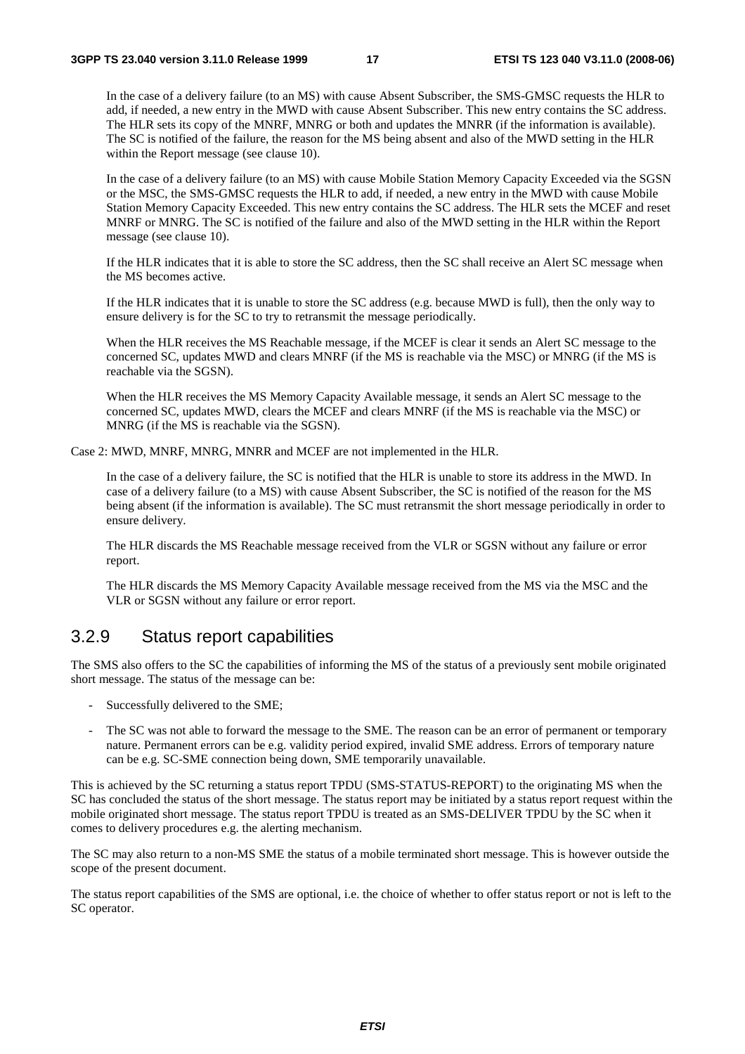In the case of a delivery failure (to an MS) with cause Absent Subscriber, the SMS-GMSC requests the HLR to add, if needed, a new entry in the MWD with cause Absent Subscriber. This new entry contains the SC address. The HLR sets its copy of the MNRF, MNRG or both and updates the MNRR (if the information is available). The SC is notified of the failure, the reason for the MS being absent and also of the MWD setting in the HLR within the Report message (see clause 10).

In the case of a delivery failure (to an MS) with cause Mobile Station Memory Capacity Exceeded via the SGSN or the MSC, the SMS-GMSC requests the HLR to add, if needed, a new entry in the MWD with cause Mobile Station Memory Capacity Exceeded. This new entry contains the SC address. The HLR sets the MCEF and reset MNRF or MNRG. The SC is notified of the failure and also of the MWD setting in the HLR within the Report message (see clause 10).

If the HLR indicates that it is able to store the SC address, then the SC shall receive an Alert SC message when the MS becomes active.

If the HLR indicates that it is unable to store the SC address (e.g. because MWD is full), then the only way to ensure delivery is for the SC to try to retransmit the message periodically.

When the HLR receives the MS Reachable message, if the MCEF is clear it sends an Alert SC message to the concerned SC, updates MWD and clears MNRF (if the MS is reachable via the MSC) or MNRG (if the MS is reachable via the SGSN).

When the HLR receives the MS Memory Capacity Available message, it sends an Alert SC message to the concerned SC, updates MWD, clears the MCEF and clears MNRF (if the MS is reachable via the MSC) or MNRG (if the MS is reachable via the SGSN).

Case 2: MWD, MNRF, MNRG, MNRR and MCEF are not implemented in the HLR.

In the case of a delivery failure, the SC is notified that the HLR is unable to store its address in the MWD. In case of a delivery failure (to a MS) with cause Absent Subscriber, the SC is notified of the reason for the MS being absent (if the information is available). The SC must retransmit the short message periodically in order to ensure delivery.

The HLR discards the MS Reachable message received from the VLR or SGSN without any failure or error report.

The HLR discards the MS Memory Capacity Available message received from the MS via the MSC and the VLR or SGSN without any failure or error report.

## 3.2.9 Status report capabilities

The SMS also offers to the SC the capabilities of informing the MS of the status of a previously sent mobile originated short message. The status of the message can be:

- Successfully delivered to the SME;
- The SC was not able to forward the message to the SME. The reason can be an error of permanent or temporary nature. Permanent errors can be e.g. validity period expired, invalid SME address. Errors of temporary nature can be e.g. SC-SME connection being down, SME temporarily unavailable.

This is achieved by the SC returning a status report TPDU (SMS-STATUS-REPORT) to the originating MS when the SC has concluded the status of the short message. The status report may be initiated by a status report request within the mobile originated short message. The status report TPDU is treated as an SMS-DELIVER TPDU by the SC when it comes to delivery procedures e.g. the alerting mechanism.

The SC may also return to a non-MS SME the status of a mobile terminated short message. This is however outside the scope of the present document.

The status report capabilities of the SMS are optional, i.e. the choice of whether to offer status report or not is left to the SC operator.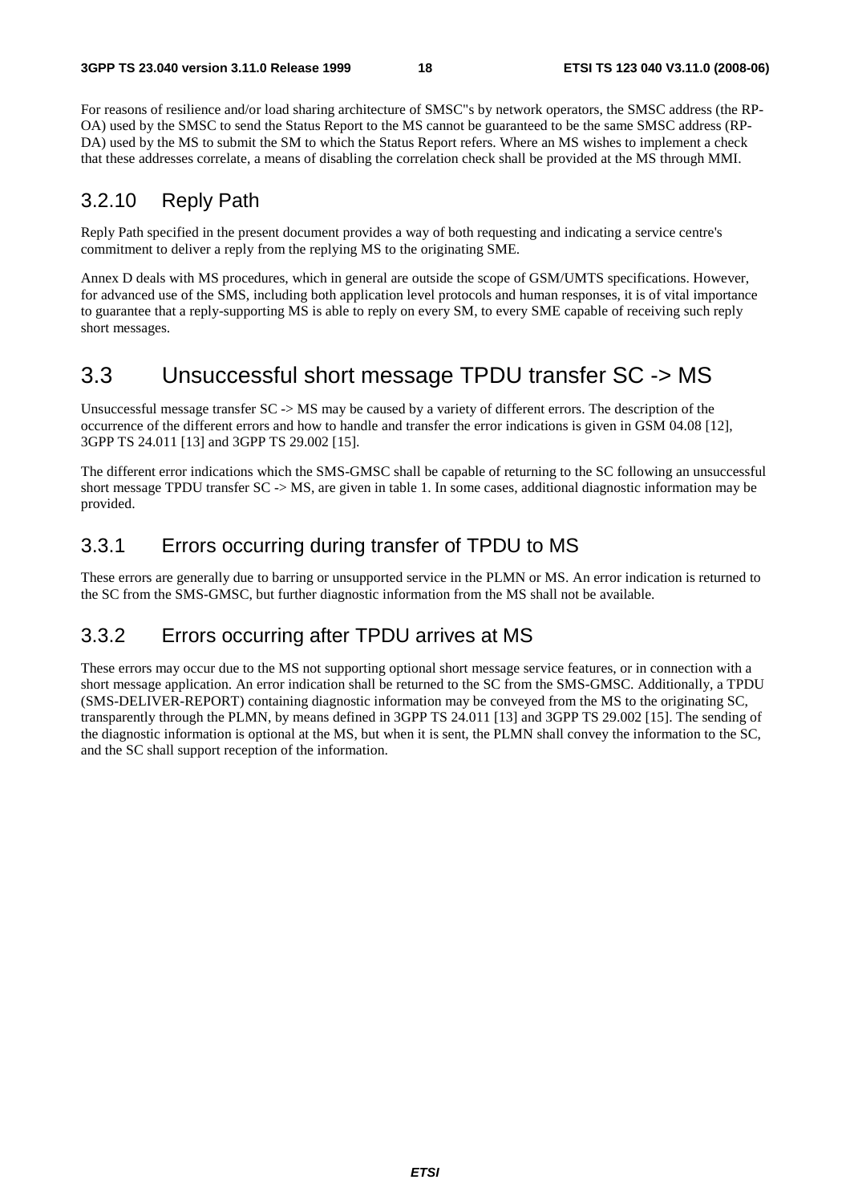For reasons of resilience and/or load sharing architecture of SMSC"s by network operators, the SMSC address (the RP-OA) used by the SMSC to send the Status Report to the MS cannot be guaranteed to be the same SMSC address (RP-DA) used by the MS to submit the SM to which the Status Report refers. Where an MS wishes to implement a check that these addresses correlate, a means of disabling the correlation check shall be provided at the MS through MMI.

### 3.2.10 Reply Path

Reply Path specified in the present document provides a way of both requesting and indicating a service centre's commitment to deliver a reply from the replying MS to the originating SME.

Annex D deals with MS procedures, which in general are outside the scope of GSM/UMTS specifications. However, for advanced use of the SMS, including both application level protocols and human responses, it is of vital importance to guarantee that a reply-supporting MS is able to reply on every SM, to every SME capable of receiving such reply short messages.

## 3.3 Unsuccessful short message TPDU transfer SC -> MS

Unsuccessful message transfer SC -> MS may be caused by a variety of different errors. The description of the occurrence of the different errors and how to handle and transfer the error indications is given in GSM 04.08 [12], 3GPP TS 24.011 [13] and 3GPP TS 29.002 [15].

The different error indications which the SMS-GMSC shall be capable of returning to the SC following an unsuccessful short message TPDU transfer SC -> MS, are given in table 1. In some cases, additional diagnostic information may be provided.

### 3.3.1 Errors occurring during transfer of TPDU to MS

These errors are generally due to barring or unsupported service in the PLMN or MS. An error indication is returned to the SC from the SMS-GMSC, but further diagnostic information from the MS shall not be available.

### 3.3.2 Errors occurring after TPDU arrives at MS

These errors may occur due to the MS not supporting optional short message service features, or in connection with a short message application. An error indication shall be returned to the SC from the SMS-GMSC. Additionally, a TPDU (SMS-DELIVER-REPORT) containing diagnostic information may be conveyed from the MS to the originating SC, transparently through the PLMN, by means defined in 3GPP TS 24.011 [13] and 3GPP TS 29.002 [15]. The sending of the diagnostic information is optional at the MS, but when it is sent, the PLMN shall convey the information to the SC, and the SC shall support reception of the information.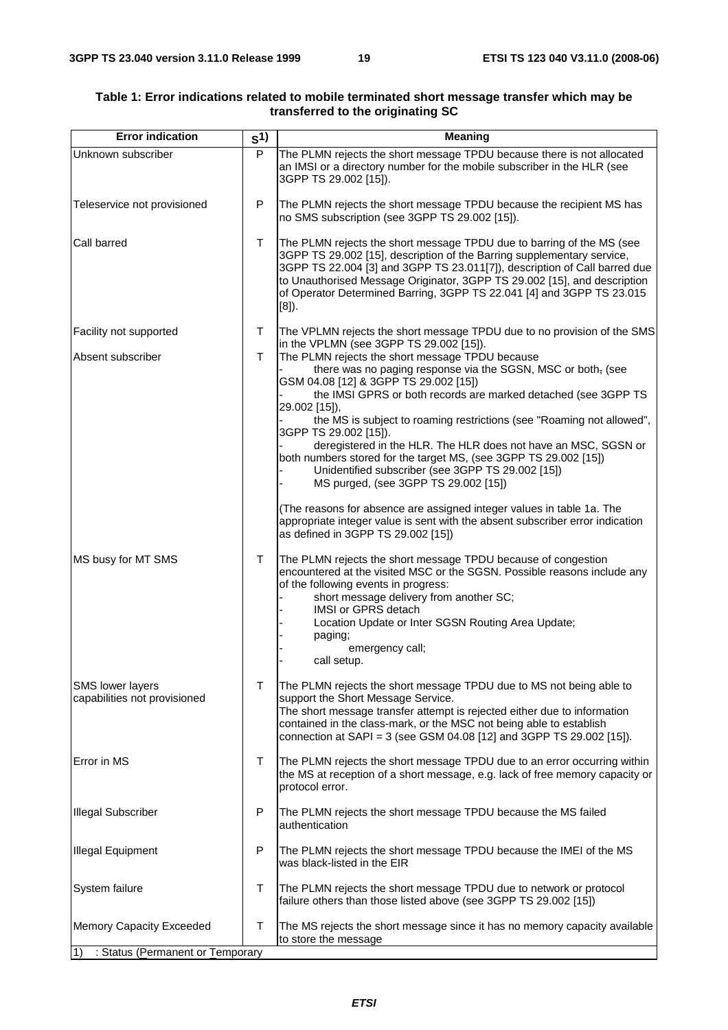**Table 1: Error indications related to mobile terminated short message transfer which may be transferred to the originating SC**

| Error indication | S[1)] | Meaning |
|---|---|---|
| Unknown subscriber | P | The PLMN rejects the short message TPDU because there is not allocated an IMSI or a directory number for the mobile subscriber in the HLR (see 3GPP TS 29.002 [15]). |
| Teleservice not provisioned | P | The PLMN rejects the short message TPDU because the recipient MS has no SMS subscription (see 3GPP TS 29.002 [15]). |
| Call barred | T | The PLMN rejects the short message TPDU due to barring of the MS (see 3GPP TS 29.002 [15], description of the Barring supplementary service, 3GPP TS 22.004 [3] and 3GPP TS 23.011[7]), description of Call barred due to Unauthorised Message Originator, 3GPP TS 29.002 [15], and description of Operator Determined Barring, 3GPP TS 22.041 [4] and 3GPP TS 23.015 [8]). |
| Facility not supported | T | The VPLMN rejects the short message TPDU due to no provision of the SMS in the VPLMN (see 3GPP TS 29.002 [15]). |
| Absent subscriber | T | The PLMN rejects the short message TPDU because<br>- there was no paging response via the SGSN, MSC or both, (see GSM 04.08 [12] & 3GPP TS 29.002 [15])<br>- the IMSI GPRS or both records are marked detached (see 3GPP TS 29.002 [15]),<br>- the MS is subject to roaming restrictions (see "Roaming not allowed", 3GPP TS 29.002 [15]).<br>- deregistered in the HLR. The HLR does not have an MSC, SGSN or both numbers stored for the target MS, (see 3GPP TS 29.002 [15])<br>- Unidentified subscriber (see 3GPP TS 29.002 [15])<br>- MS purged, (see 3GPP TS 29.002 [15])<br><br>(The reasons for absence are assigned integer values in table 1a. The appropriate integer value is sent with the absent subscriber error indication as defined in 3GPP TS 29.002 [15]) |
| MS busy for MT SMS | T | The PLMN rejects the short message TPDU because of congestion encountered at the visited MSC or the SGSN. Possible reasons include any of the following events in progress:<br>- short message delivery from another SC;<br>- IMSI or GPRS detach<br>- Location Update or Inter SGSN Routing Area Update;<br>- paging;<br>- emergency call;<br>- call setup. |
| SMS lower layers capabilities not provisioned | T | The PLMN rejects the short message TPDU due to MS not being able to support the Short Message Service.<br>The short message transfer attempt is rejected either due to information contained in the class-mark, or the MSC not being able to establish connection at SAPI = 3 (see GSM 04.08 [12] and 3GPP TS 29.002 [15]). |
| Error in MS | T | The PLMN rejects the short message TPDU due to an error occurring within the MS at reception of a short message, e.g. lack of free memory capacity or protocol error. |
| Illegal Subscriber | P | The PLMN rejects the short message TPDU because the MS failed authentication |
| Illegal Equipment | P | The PLMN rejects the short message TPDU because the IMEI of the MS was black-listed in the EIR |
| System failure | T | The PLMN rejects the short message TPDU due to network or protocol failure others than those listed above (see 3GPP TS 29.002 [15]) |
| Memory Capacity Exceeded | T | The MS rejects the short message since it has no memory capacity available to store the message |

1) : Status (Permanent or Temporary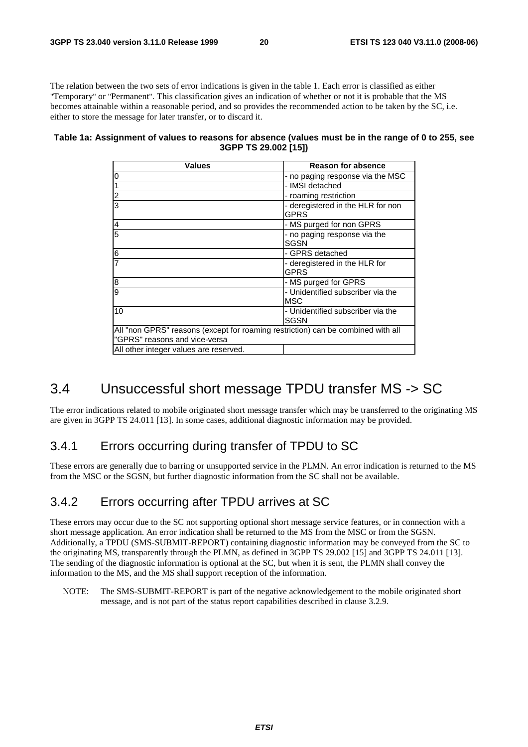The relation between the two sets of error indications is given in the table 1. Each error is classified as either "Temporary" or "Permanent". This classification gives an indication of whether or not it is probable that the MS becomes attainable within a reasonable period, and so provides the recommended action to be taken by the SC, i.e. either to store the message for later transfer, or to discard it.

**Table 1a: Assignment of values to reasons for absence (values must be in the range of 0 to 255, see 3GPP TS 29.002 [15])**

| Values | Reason for absence |
|---|---|
| 0 | - no paging response via the MSC |
| 1 | - IMSI detached |
| 2 | - roaming restriction |
| 3 | - deregistered in the HLR for non GPRS |
| 4 | - MS purged for non GPRS |
| 5 | - no paging response via the SGSN |
| 6 | - GPRS detached |
| 7 | - deregistered in the HLR for GPRS |
| 8 | - MS purged for GPRS |
| 9 | - Unidentified subscriber via the MSC |
| 10 | - Unidentified subscriber via the SGSN |
| All "non GPRS" reasons (except for roaming restriction) can be combined with all "GPRS" reasons and vice-versa | |
| All other integer values are reserved. | |

# 3.4 Unsuccessful short message TPDU transfer MS -> SC

The error indications related to mobile originated short message transfer which may be transferred to the originating MS are given in 3GPP TS 24.011 [13]. In some cases, additional diagnostic information may be provided.

## 3.4.1 Errors occurring during transfer of TPDU to SC

These errors are generally due to barring or unsupported service in the PLMN. An error indication is returned to the MS from the MSC or the SGSN, but further diagnostic information from the SC shall not be available.

## 3.4.2 Errors occurring after TPDU arrives at SC

These errors may occur due to the SC not supporting optional short message service features, or in connection with a short message application. An error indication shall be returned to the MS from the MSC or from the SGSN. Additionally, a TPDU (SMS-SUBMIT-REPORT) containing diagnostic information may be conveyed from the SC to the originating MS, transparently through the PLMN, as defined in 3GPP TS 29.002 [15] and 3GPP TS 24.011 [13]. The sending of the diagnostic information is optional at the SC, but when it is sent, the PLMN shall convey the information to the MS, and the MS shall support reception of the information.

NOTE: The SMS-SUBMIT-REPORT is part of the negative acknowledgement to the mobile originated short message, and is not part of the status report capabilities described in clause 3.2.9.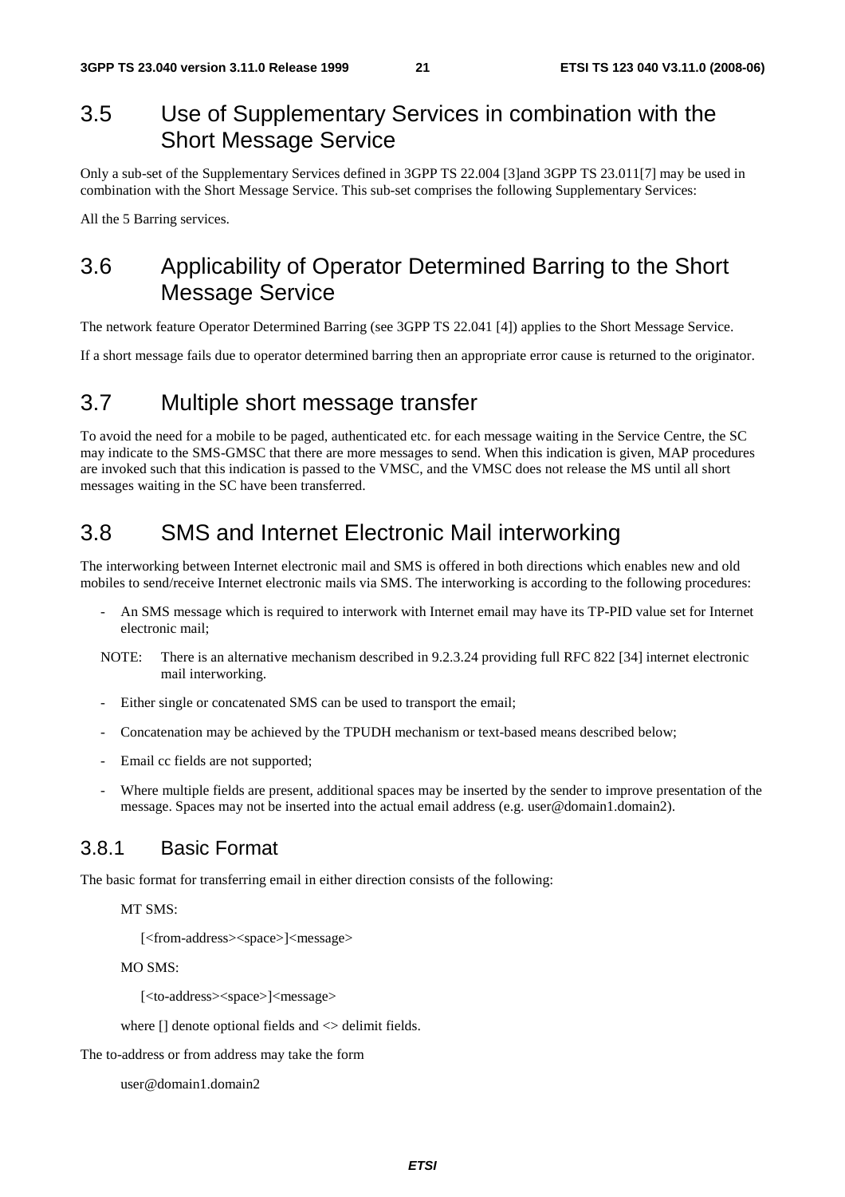## 3.5 Use of Supplementary Services in combination with the Short Message Service

Only a sub-set of the Supplementary Services defined in 3GPP TS 22.004 [3]and 3GPP TS 23.011[7] may be used in combination with the Short Message Service. This sub-set comprises the following Supplementary Services:

All the 5 Barring services.

## 3.6 Applicability of Operator Determined Barring to the Short Message Service

The network feature Operator Determined Barring (see 3GPP TS 22.041 [4]) applies to the Short Message Service.

If a short message fails due to operator determined barring then an appropriate error cause is returned to the originator.

## 3.7 Multiple short message transfer

To avoid the need for a mobile to be paged, authenticated etc. for each message waiting in the Service Centre, the SC may indicate to the SMS-GMSC that there are more messages to send. When this indication is given, MAP procedures are invoked such that this indication is passed to the VMSC, and the VMSC does not release the MS until all short messages waiting in the SC have been transferred.

## 3.8 SMS and Internet Electronic Mail interworking

The interworking between Internet electronic mail and SMS is offered in both directions which enables new and old mobiles to send/receive Internet electronic mails via SMS. The interworking is according to the following procedures:

- An SMS message which is required to interwork with Internet email may have its TP-PID value set for Internet electronic mail;

NOTE: There is an alternative mechanism described in 9.2.3.24 providing full RFC 822 [34] internet electronic mail interworking.

- Either single or concatenated SMS can be used to transport the email;
- Concatenation may be achieved by the TPUDH mechanism or text-based means described below;
- Email cc fields are not supported;
- Where multiple fields are present, additional spaces may be inserted by the sender to improve presentation of the message. Spaces may not be inserted into the actual email address (e.g. user@domain1.domain2).

### 3.8.1 Basic Format

The basic format for transferring email in either direction consists of the following:

MT SMS:

[<from-address><space>]<message>

MO SMS:

[<to-address><space>]<message>

where [] denote optional fields and <> delimit fields.

The to-address or from address may take the form

user@domain1.domain2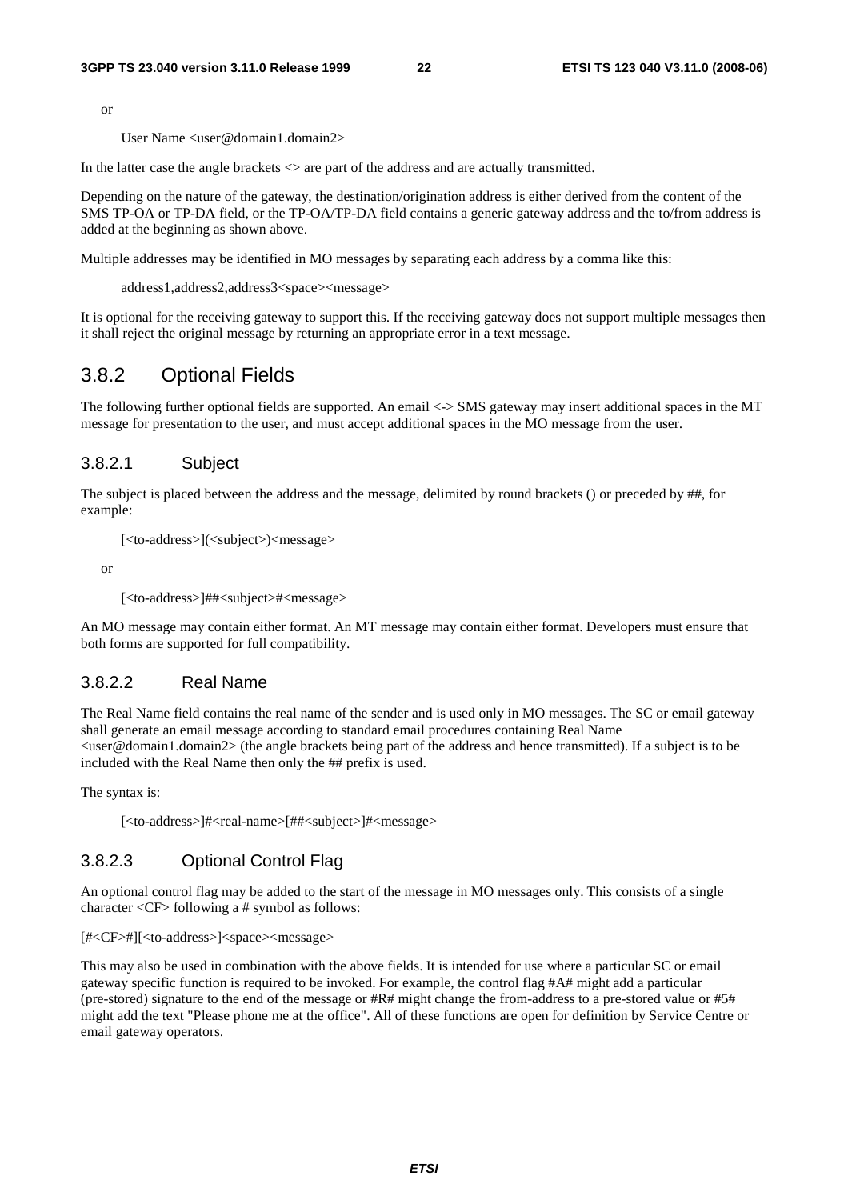or

User Name <user@domain1.domain2>

In the latter case the angle brackets <> are part of the address and are actually transmitted.

Depending on the nature of the gateway, the destination/origination address is either derived from the content of the SMS TP-OA or TP-DA field, or the TP-OA/TP-DA field contains a generic gateway address and the to/from address is added at the beginning as shown above.

Multiple addresses may be identified in MO messages by separating each address by a comma like this:

address1,address2,address3<space><message>

It is optional for the receiving gateway to support this. If the receiving gateway does not support multiple messages then it shall reject the original message by returning an appropriate error in a text message.

## 3.8.2 Optional Fields

The following further optional fields are supported. An email <-> SMS gateway may insert additional spaces in the MT message for presentation to the user, and must accept additional spaces in the MO message from the user.

### 3.8.2.1 Subject

The subject is placed between the address and the message, delimited by round brackets () or preceded by ##, for example:

[<to-address>](<subject>)<message>

or

[<to-address>]##<subject>#<message>

An MO message may contain either format. An MT message may contain either format. Developers must ensure that both forms are supported for full compatibility.

### 3.8.2.2 Real Name

The Real Name field contains the real name of the sender and is used only in MO messages. The SC or email gateway shall generate an email message according to standard email procedures containing Real Name <user@domain1.domain2> (the angle brackets being part of the address and hence transmitted). If a subject is to be included with the Real Name then only the ## prefix is used.

The syntax is:

[<to-address>]#<real-name>[##<subject>]#<message>

### 3.8.2.3 Optional Control Flag

An optional control flag may be added to the start of the message in MO messages only. This consists of a single character <CF> following a # symbol as follows:

[#<CF>#][<to-address>]<space><message>

This may also be used in combination with the above fields. It is intended for use where a particular SC or email gateway specific function is required to be invoked. For example, the control flag #A# might add a particular (pre-stored) signature to the end of the message or #R# might change the from-address to a pre-stored value or #5# might add the text "Please phone me at the office". All of these functions are open for definition by Service Centre or email gateway operators.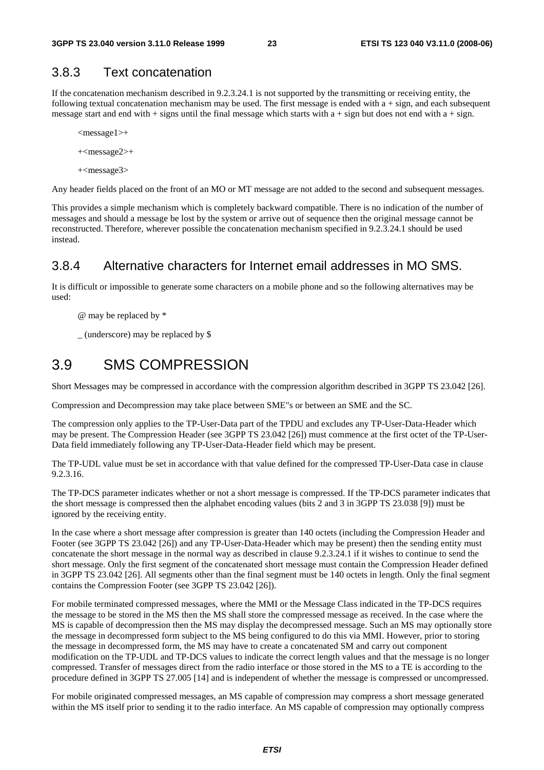### 3.8.3 Text concatenation

If the concatenation mechanism described in 9.2.3.24.1 is not supported by the transmitting or receiving entity, the following textual concatenation mechanism may be used. The first message is ended with a + sign, and each subsequent message start and end with + signs until the final message which starts with a + sign but does not end with a + sign.

<message1>+

+<message2>+

+<message3>

Any header fields placed on the front of an MO or MT message are not added to the second and subsequent messages.

This provides a simple mechanism which is completely backward compatible. There is no indication of the number of messages and should a message be lost by the system or arrive out of sequence then the original message cannot be reconstructed. Therefore, wherever possible the concatenation mechanism specified in 9.2.3.24.1 should be used instead.

### 3.8.4 Alternative characters for Internet email addresses in MO SMS.

It is difficult or impossible to generate some characters on a mobile phone and so the following alternatives may be used:

@ may be replaced by *

_ (underscore) may be replaced by $

## 3.9 SMS COMPRESSION

Short Messages may be compressed in accordance with the compression algorithm described in 3GPP TS 23.042 [26].

Compression and Decompression may take place between SME"s or between an SME and the SC.

The compression only applies to the TP-User-Data part of the TPDU and excludes any TP-User-Data-Header which may be present. The Compression Header (see 3GPP TS 23.042 [26]) must commence at the first octet of the TP-User-Data field immediately following any TP-User-Data-Header field which may be present.

The TP-UDL value must be set in accordance with that value defined for the compressed TP-User-Data case in clause 9.2.3.16.

The TP-DCS parameter indicates whether or not a short message is compressed. If the TP-DCS parameter indicates that the short message is compressed then the alphabet encoding values (bits 2 and 3 in 3GPP TS 23.038 [9]) must be ignored by the receiving entity.

In the case where a short message after compression is greater than 140 octets (including the Compression Header and Footer (see 3GPP TS 23.042 [26]) and any TP-User-Data-Header which may be present) then the sending entity must concatenate the short message in the normal way as described in clause 9.2.3.24.1 if it wishes to continue to send the short message. Only the first segment of the concatenated short message must contain the Compression Header defined in 3GPP TS 23.042 [26]. All segments other than the final segment must be 140 octets in length. Only the final segment contains the Compression Footer (see 3GPP TS 23.042 [26]).

For mobile terminated compressed messages, where the MMI or the Message Class indicated in the TP-DCS requires the message to be stored in the MS then the MS shall store the compressed message as received. In the case where the MS is capable of decompression then the MS may display the decompressed message. Such an MS may optionally store the message in decompressed form subject to the MS being configured to do this via MMI. However, prior to storing the message in decompressed form, the MS may have to create a concatenated SM and carry out component modification on the TP-UDL and TP-DCS values to indicate the correct length values and that the message is no longer compressed. Transfer of messages direct from the radio interface or those stored in the MS to a TE is according to the procedure defined in 3GPP TS 27.005 [14] and is independent of whether the message is compressed or uncompressed.

For mobile originated compressed messages, an MS capable of compression may compress a short message generated within the MS itself prior to sending it to the radio interface. An MS capable of compression may optionally compress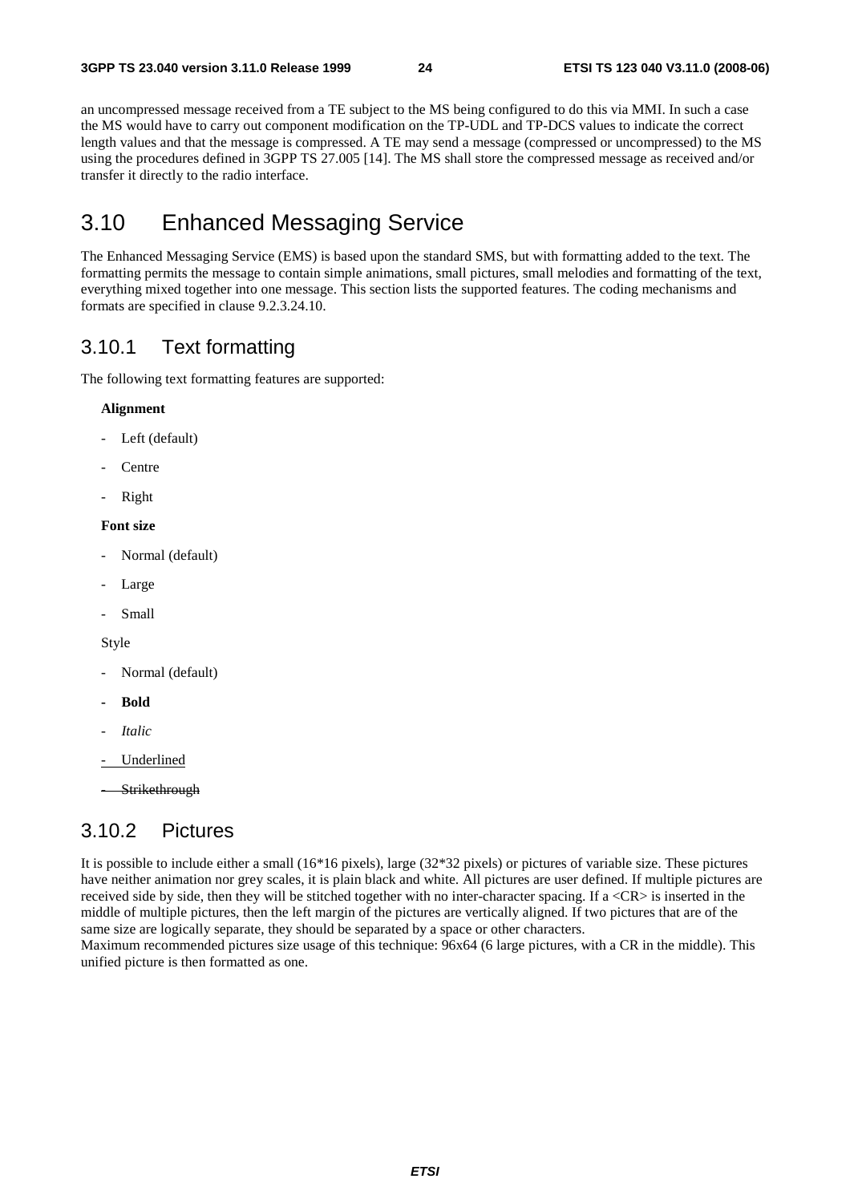an uncompressed message received from a TE subject to the MS being configured to do this via MMI. In such a case the MS would have to carry out component modification on the TP-UDL and TP-DCS values to indicate the correct length values and that the message is compressed. A TE may send a message (compressed or uncompressed) to the MS using the procedures defined in 3GPP TS 27.005 [14]. The MS shall store the compressed message as received and/or transfer it directly to the radio interface.

## 3.10 Enhanced Messaging Service

The Enhanced Messaging Service (EMS) is based upon the standard SMS, but with formatting added to the text. The formatting permits the message to contain simple animations, small pictures, small melodies and formatting of the text, everything mixed together into one message. This section lists the supported features. The coding mechanisms and formats are specified in clause 9.2.3.24.10.

### 3.10.1 Text formatting

The following text formatting features are supported:

**Alignment**

- Left (default)
- Centre
- Right

**Font size**

- Normal (default)
- Large
- Small

Style

- Normal (default)
- **Bold**
- *Italic*
- <u>Underlined</u>
- ~~Strikethrough~~

### 3.10.2 Pictures

It is possible to include either a small (16*16 pixels), large (32*32 pixels) or pictures of variable size. These pictures have neither animation nor grey scales, it is plain black and white. All pictures are user defined. If multiple pictures are received side by side, then they will be stitched together with no inter-character spacing. If a <CR> is inserted in the middle of multiple pictures, then the left margin of the pictures are vertically aligned. If two pictures that are of the same size are logically separate, they should be separated by a space or other characters.
Maximum recommended pictures size usage of this technique: 96x64 (6 large pictures, with a CR in the middle). This unified picture is then formatted as one.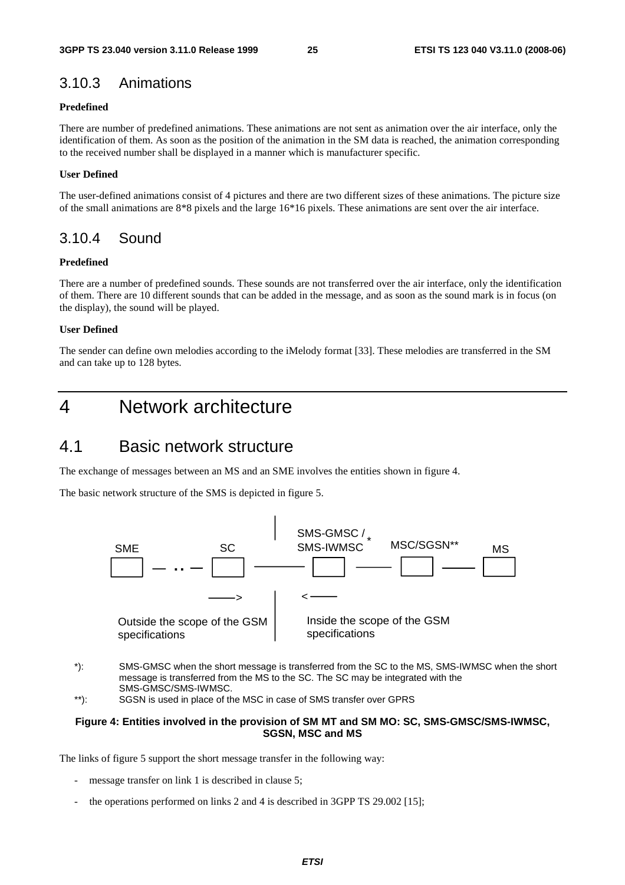### 3.10.3 Animations

**Predefined**

There are number of predefined animations. These animations are not sent as animation over the air interface, only the identification of them. As soon as the position of the animation in the SM data is reached, the animation corresponding to the received number shall be displayed in a manner which is manufacturer specific.

**User Defined**

The user-defined animations consist of 4 pictures and there are two different sizes of these animations. The picture size of the small animations are 8*8 pixels and the large 16*16 pixels. These animations are sent over the air interface.

### 3.10.4 Sound

**Predefined**

There are a number of predefined sounds. These sounds are not transferred over the air interface, only the identification of them. There are 10 different sounds that can be added in the message, and as soon as the sound mark is in focus (on the display), the sound will be played.

**User Defined**

The sender can define own melodies according to the iMelody format [33]. These melodies are transferred in the SM and can take up to 128 bytes.

# 4 Network architecture

## 4.1 Basic network structure

The exchange of messages between an MS and an SME involves the entities shown in figure 4.

The basic network structure of the SMS is depicted in figure 5.

SME — .. — SC ——— SMS-GMSC / SMS-IWMSC * ——— MSC/SGSN** ——— MS

Outside the scope of the GSM specifications | Inside the scope of the GSM specifications

*): SMS-GMSC when the short message is transferred from the SC to the MS, SMS-IWMSC when the short message is transferred from the MS to the SC. The SC may be integrated with the SMS-GMSC/SMS-IWMSC.

**): SGSN is used in place of the MSC in case of SMS transfer over GPRS

**Figure 4: Entities involved in the provision of SM MT and SM MO: SC, SMS-GMSC/SMS-IWMSC, SGSN, MSC and MS**

The links of figure 5 support the short message transfer in the following way:

- message transfer on link 1 is described in clause 5;
- the operations performed on links 2 and 4 is described in 3GPP TS 29.002 [15];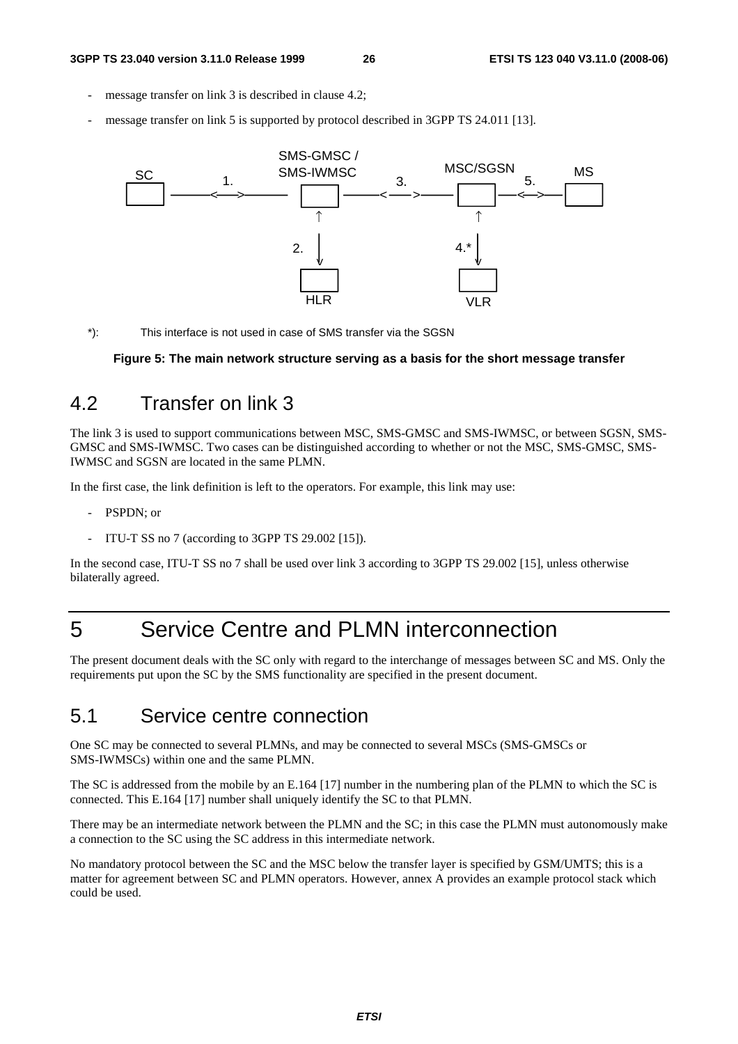- message transfer on link 3 is described in clause 4.2;
- message transfer on link 5 is supported by protocol described in 3GPP TS 24.011 [13].

*): This interface is not used in case of SMS transfer via the SGSN

**Figure 5: The main network structure serving as a basis for the short message transfer**

## 4.2 Transfer on link 3

The link 3 is used to support communications between MSC, SMS-GMSC and SMS-IWMSC, or between SGSN, SMS-GMSC and SMS-IWMSC. Two cases can be distinguished according to whether or not the MSC, SMS-GMSC, SMS-IWMSC and SGSN are located in the same PLMN.

In the first case, the link definition is left to the operators. For example, this link may use:

- PSPDN; or
- ITU-T SS no 7 (according to 3GPP TS 29.002 [15]).

In the second case, ITU-T SS no 7 shall be used over link 3 according to 3GPP TS 29.002 [15], unless otherwise bilaterally agreed.

# 5 Service Centre and PLMN interconnection

The present document deals with the SC only with regard to the interchange of messages between SC and MS. Only the requirements put upon the SC by the SMS functionality are specified in the present document.

## 5.1 Service centre connection

One SC may be connected to several PLMNs, and may be connected to several MSCs (SMS-GMSCs or SMS-IWMSCs) within one and the same PLMN.

The SC is addressed from the mobile by an E.164 [17] number in the numbering plan of the PLMN to which the SC is connected. This E.164 [17] number shall uniquely identify the SC to that PLMN.

There may be an intermediate network between the PLMN and the SC; in this case the PLMN must autonomously make a connection to the SC using the SC address in this intermediate network.

No mandatory protocol between the SC and the MSC below the transfer layer is specified by GSM/UMTS; this is a matter for agreement between SC and PLMN operators. However, annex A provides an example protocol stack which could be used.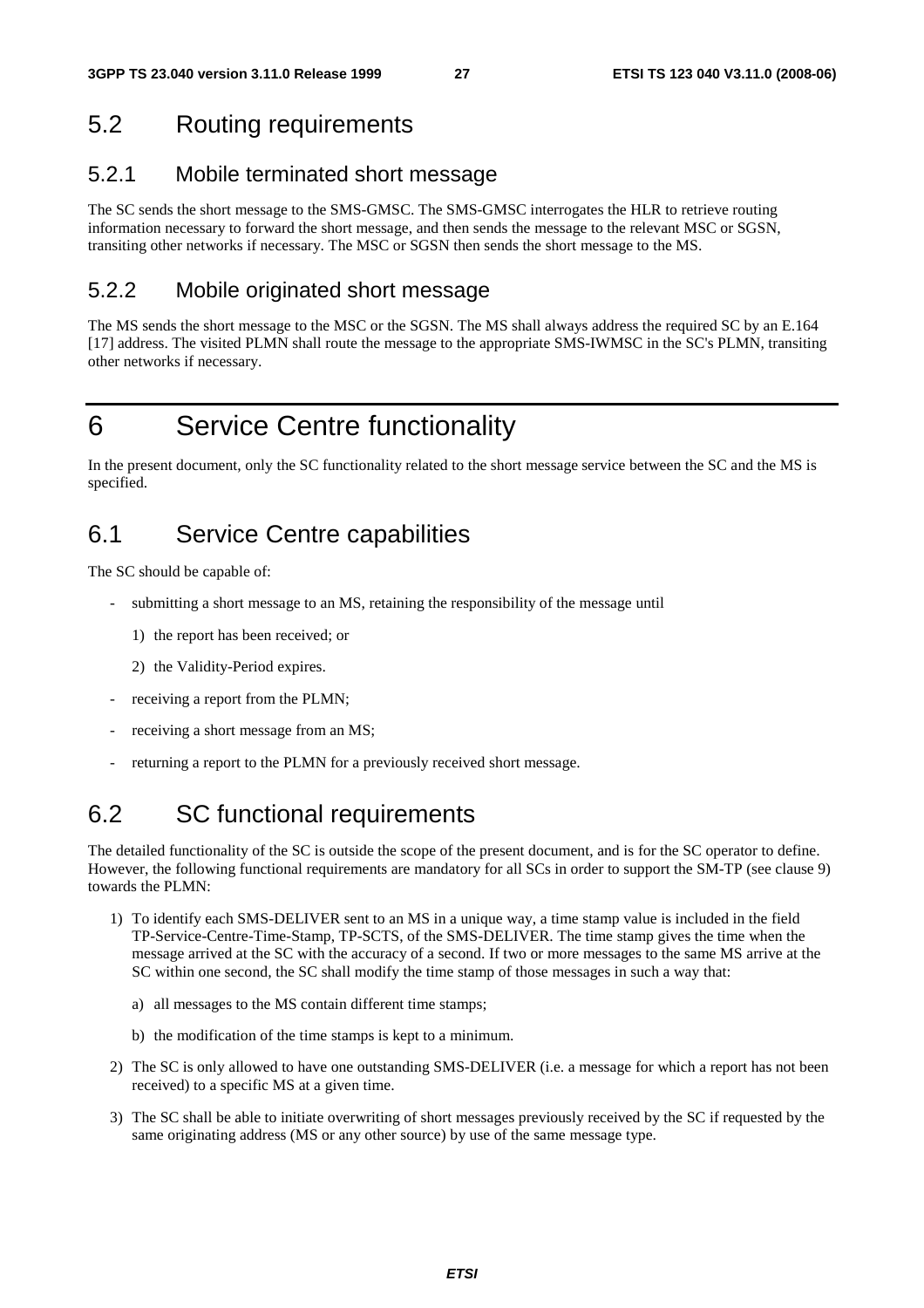## 5.2 Routing requirements

### 5.2.1 Mobile terminated short message

The SC sends the short message to the SMS-GMSC. The SMS-GMSC interrogates the HLR to retrieve routing information necessary to forward the short message, and then sends the message to the relevant MSC or SGSN, transiting other networks if necessary. The MSC or SGSN then sends the short message to the MS.

### 5.2.2 Mobile originated short message

The MS sends the short message to the MSC or the SGSN. The MS shall always address the required SC by an E.164 [17] address. The visited PLMN shall route the message to the appropriate SMS-IWMSC in the SC's PLMN, transiting other networks if necessary.

# 6 Service Centre functionality

In the present document, only the SC functionality related to the short message service between the SC and the MS is specified.

## 6.1 Service Centre capabilities

The SC should be capable of:

- submitting a short message to an MS, retaining the responsibility of the message until
    1) the report has been received; or
    2) the Validity-Period expires.
- receiving a report from the PLMN;
- receiving a short message from an MS;
- returning a report to the PLMN for a previously received short message.

## 6.2 SC functional requirements

The detailed functionality of the SC is outside the scope of the present document, and is for the SC operator to define. However, the following functional requirements are mandatory for all SCs in order to support the SM-TP (see clause 9) towards the PLMN:

1) To identify each SMS-DELIVER sent to an MS in a unique way, a time stamp value is included in the field TP-Service-Centre-Time-Stamp, TP-SCTS, of the SMS-DELIVER. The time stamp gives the time when the message arrived at the SC with the accuracy of a second. If two or more messages to the same MS arrive at the SC within one second, the SC shall modify the time stamp of those messages in such a way that:
    a) all messages to the MS contain different time stamps;
    b) the modification of the time stamps is kept to a minimum.
2) The SC is only allowed to have one outstanding SMS-DELIVER (i.e. a message for which a report has not been received) to a specific MS at a given time.
3) The SC shall be able to initiate overwriting of short messages previously received by the SC if requested by the same originating address (MS or any other source) by use of the same message type.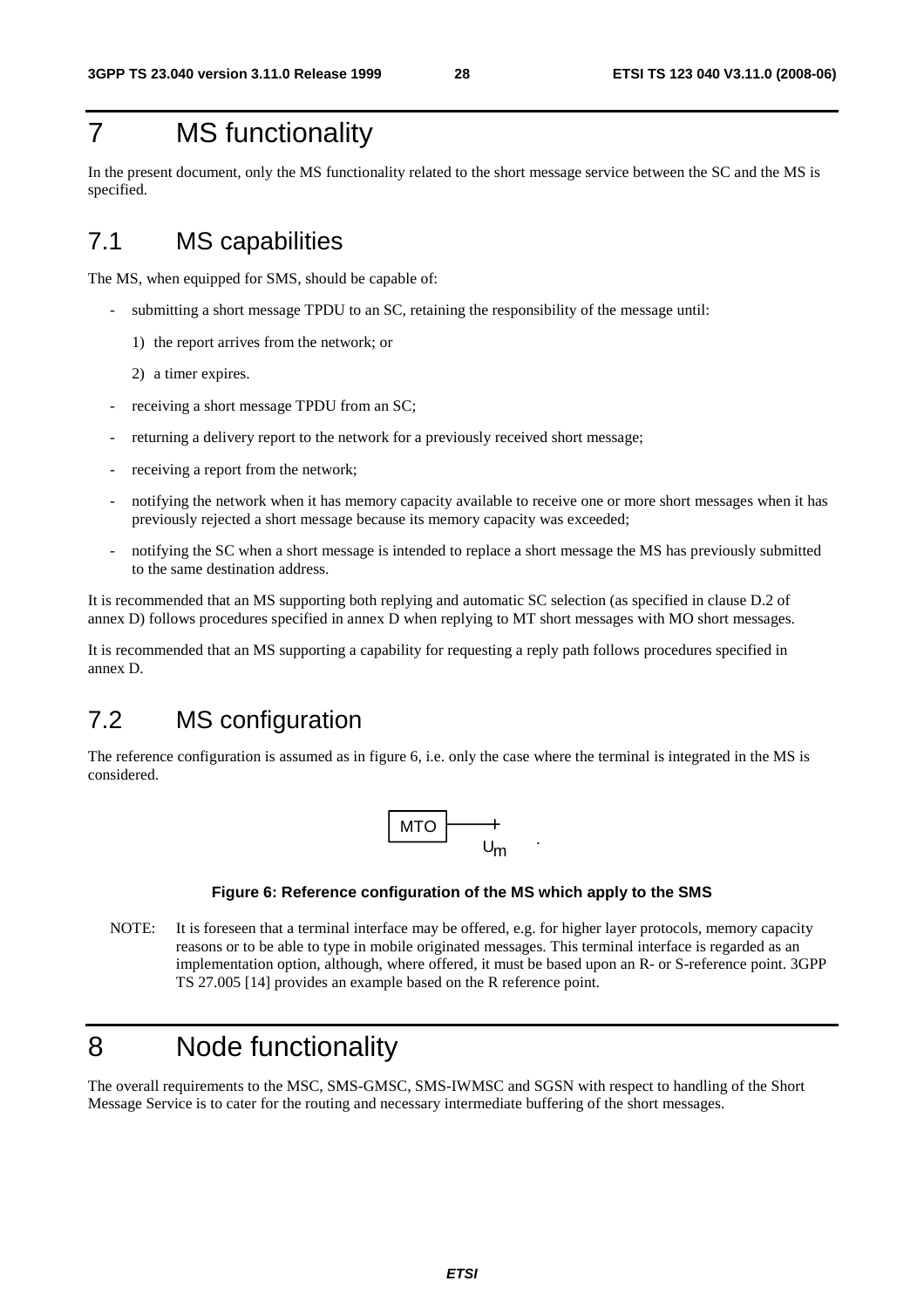# 7 MS functionality

In the present document, only the MS functionality related to the short message service between the SC and the MS is specified.

## 7.1 MS capabilities

The MS, when equipped for SMS, should be capable of:

- submitting a short message TPDU to an SC, retaining the responsibility of the message until:

  1) the report arrives from the network; or

  2) a timer expires.

- receiving a short message TPDU from an SC;
- returning a delivery report to the network for a previously received short message;
- receiving a report from the network;
- notifying the network when it has memory capacity available to receive one or more short messages when it has previously rejected a short message because its memory capacity was exceeded;
- notifying the SC when a short message is intended to replace a short message the MS has previously submitted to the same destination address.

It is recommended that an MS supporting both replying and automatic SC selection (as specified in clause D.2 of annex D) follows procedures specified in annex D when replying to MT short messages with MO short messages.

It is recommended that an MS supporting a capability for requesting a reply path follows procedures specified in annex D.

## 7.2 MS configuration

The reference configuration is assumed as in figure 6, i.e. only the case where the terminal is integrated in the MS is considered.

MTO ——+ $U_m$

**Figure 6: Reference configuration of the MS which apply to the SMS**

NOTE: It is foreseen that a terminal interface may be offered, e.g. for higher layer protocols, memory capacity reasons or to be able to type in mobile originated messages. This terminal interface is regarded as an implementation option, although, where offered, it must be based upon an R- or S-reference point. 3GPP TS 27.005 [14] provides an example based on the R reference point.

# 8 Node functionality

The overall requirements to the MSC, SMS-GMSC, SMS-IWMSC and SGSN with respect to handling of the Short Message Service is to cater for the routing and necessary intermediate buffering of the short messages.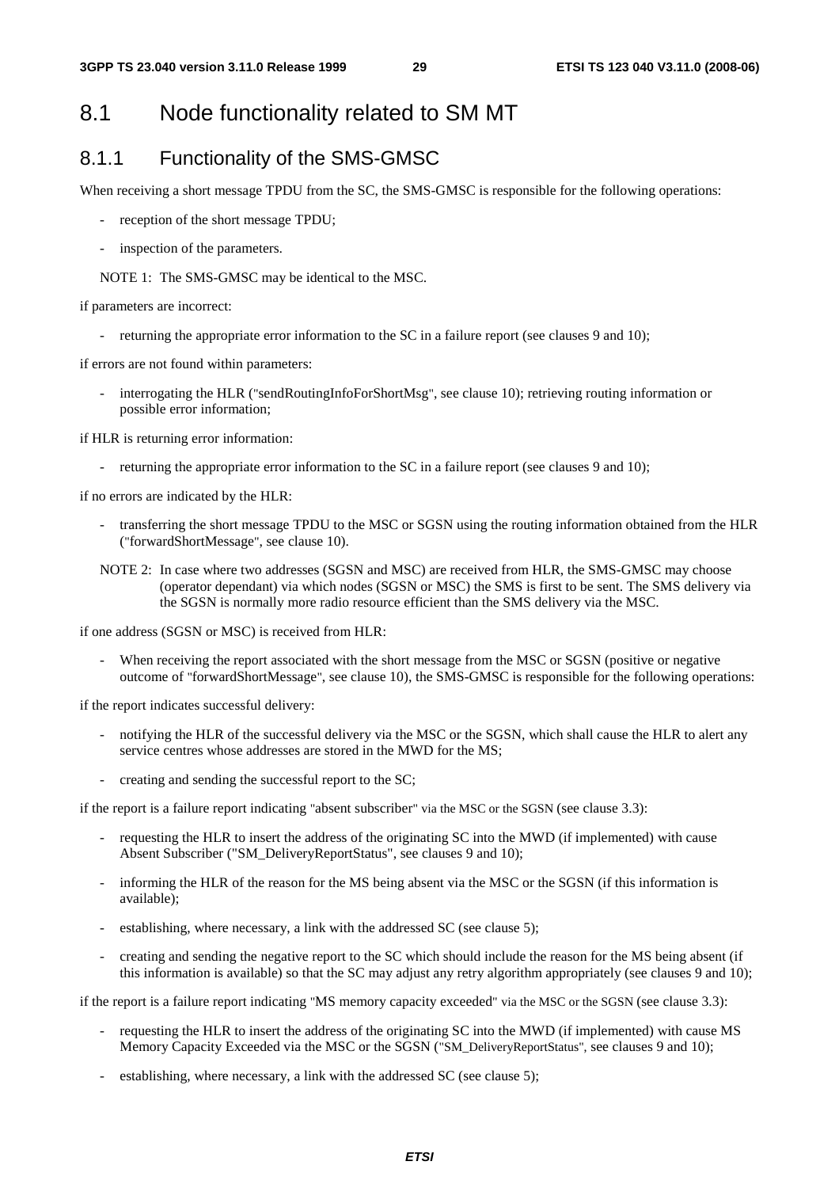## 8.1 Node functionality related to SM MT

### 8.1.1 Functionality of the SMS-GMSC

When receiving a short message TPDU from the SC, the SMS-GMSC is responsible for the following operations:

- reception of the short message TPDU;
- inspection of the parameters.

NOTE 1: The SMS-GMSC may be identical to the MSC.

if parameters are incorrect:

- returning the appropriate error information to the SC in a failure report (see clauses 9 and 10);

if errors are not found within parameters:

- interrogating the HLR ("sendRoutingInfoForShortMsg", see clause 10); retrieving routing information or possible error information;

if HLR is returning error information:

- returning the appropriate error information to the SC in a failure report (see clauses 9 and 10);

if no errors are indicated by the HLR:

- transferring the short message TPDU to the MSC or SGSN using the routing information obtained from the HLR ("forwardShortMessage", see clause 10).

NOTE 2: In case where two addresses (SGSN and MSC) are received from HLR, the SMS-GMSC may choose (operator dependant) via which nodes (SGSN or MSC) the SMS is first to be sent. The SMS delivery via the SGSN is normally more radio resource efficient than the SMS delivery via the MSC.

if one address (SGSN or MSC) is received from HLR:

- When receiving the report associated with the short message from the MSC or SGSN (positive or negative outcome of "forwardShortMessage", see clause 10), the SMS-GMSC is responsible for the following operations:

if the report indicates successful delivery:

- notifying the HLR of the successful delivery via the MSC or the SGSN, which shall cause the HLR to alert any service centres whose addresses are stored in the MWD for the MS;
- creating and sending the successful report to the SC;

if the report is a failure report indicating "absent subscriber" via the MSC or the SGSN (see clause 3.3):

- requesting the HLR to insert the address of the originating SC into the MWD (if implemented) with cause Absent Subscriber ("SM_DeliveryReportStatus", see clauses 9 and 10);
- informing the HLR of the reason for the MS being absent via the MSC or the SGSN (if this information is available);
- establishing, where necessary, a link with the addressed SC (see clause 5);
- creating and sending the negative report to the SC which should include the reason for the MS being absent (if this information is available) so that the SC may adjust any retry algorithm appropriately (see clauses 9 and 10);

if the report is a failure report indicating "MS memory capacity exceeded" via the MSC or the SGSN (see clause 3.3):

- requesting the HLR to insert the address of the originating SC into the MWD (if implemented) with cause MS Memory Capacity Exceeded via the MSC or the SGSN ("SM_DeliveryReportStatus", see clauses 9 and 10);
- establishing, where necessary, a link with the addressed SC (see clause 5);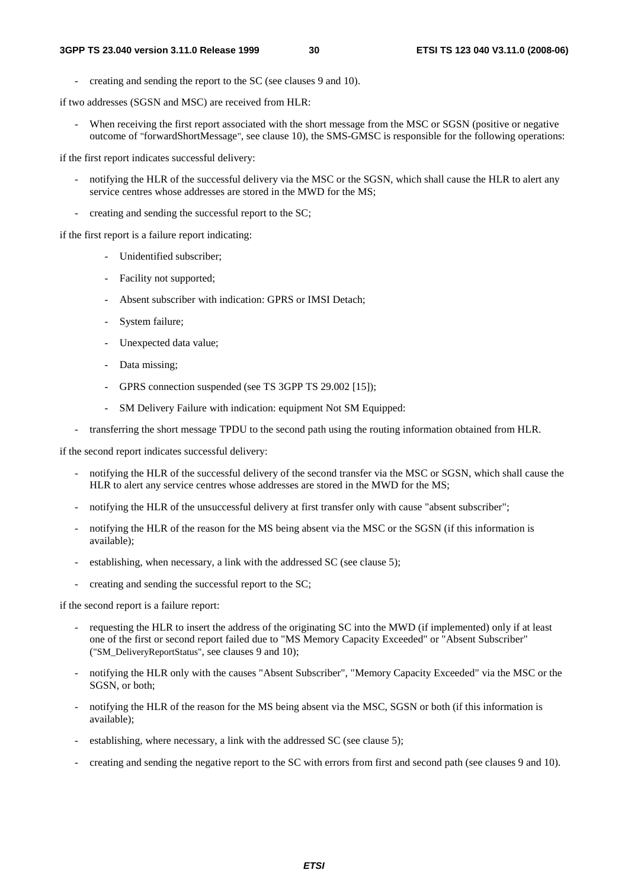- creating and sending the report to the SC (see clauses 9 and 10).

if two addresses (SGSN and MSC) are received from HLR:

- When receiving the first report associated with the short message from the MSC or SGSN (positive or negative outcome of "forwardShortMessage", see clause 10), the SMS-GMSC is responsible for the following operations:

if the first report indicates successful delivery:

- notifying the HLR of the successful delivery via the MSC or the SGSN, which shall cause the HLR to alert any service centres whose addresses are stored in the MWD for the MS;
- creating and sending the successful report to the SC;

if the first report is a failure report indicating:

  - Unidentified subscriber;
  - Facility not supported;
  - Absent subscriber with indication: GPRS or IMSI Detach;
  - System failure;
  - Unexpected data value;
  - Data missing;
  - GPRS connection suspended (see TS 3GPP TS 29.002 [15]);
  - SM Delivery Failure with indication: equipment Not SM Equipped:

- transferring the short message TPDU to the second path using the routing information obtained from HLR.

if the second report indicates successful delivery:

- notifying the HLR of the successful delivery of the second transfer via the MSC or SGSN, which shall cause the HLR to alert any service centres whose addresses are stored in the MWD for the MS;
- notifying the HLR of the unsuccessful delivery at first transfer only with cause "absent subscriber";
- notifying the HLR of the reason for the MS being absent via the MSC or the SGSN (if this information is available);
- establishing, when necessary, a link with the addressed SC (see clause 5);
- creating and sending the successful report to the SC;

if the second report is a failure report:

- requesting the HLR to insert the address of the originating SC into the MWD (if implemented) only if at least one of the first or second report failed due to "MS Memory Capacity Exceeded" or "Absent Subscriber" ("SM_DeliveryReportStatus", see clauses 9 and 10);
- notifying the HLR only with the causes "Absent Subscriber", "Memory Capacity Exceeded" via the MSC or the SGSN, or both;
- notifying the HLR of the reason for the MS being absent via the MSC, SGSN or both (if this information is available);
- establishing, where necessary, a link with the addressed SC (see clause 5);
- creating and sending the negative report to the SC with errors from first and second path (see clauses 9 and 10).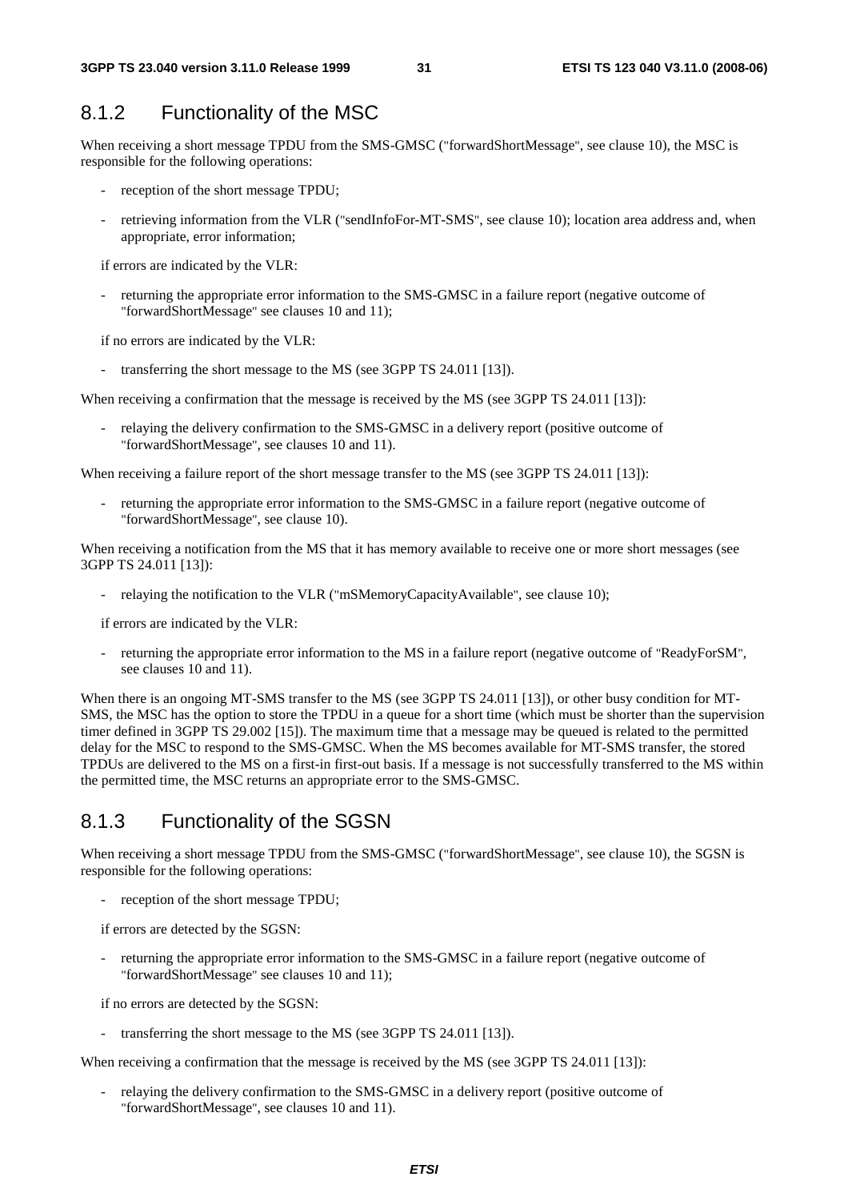### 8.1.2 Functionality of the MSC

When receiving a short message TPDU from the SMS-GMSC ("forwardShortMessage", see clause 10), the MSC is responsible for the following operations:

- reception of the short message TPDU;
- retrieving information from the VLR ("sendInfoFor-MT-SMS", see clause 10); location area address and, when appropriate, error information;

if errors are indicated by the VLR:

- returning the appropriate error information to the SMS-GMSC in a failure report (negative outcome of "forwardShortMessage" see clauses 10 and 11);

if no errors are indicated by the VLR:

- transferring the short message to the MS (see 3GPP TS 24.011 [13]).

When receiving a confirmation that the message is received by the MS (see 3GPP TS 24.011 [13]):

- relaying the delivery confirmation to the SMS-GMSC in a delivery report (positive outcome of "forwardShortMessage", see clauses 10 and 11).

When receiving a failure report of the short message transfer to the MS (see 3GPP TS 24.011 [13]):

- returning the appropriate error information to the SMS-GMSC in a failure report (negative outcome of "forwardShortMessage", see clause 10).

When receiving a notification from the MS that it has memory available to receive one or more short messages (see 3GPP TS 24.011 [13]):

- relaying the notification to the VLR ("mSMemoryCapacityAvailable", see clause 10);

if errors are indicated by the VLR:

- returning the appropriate error information to the MS in a failure report (negative outcome of "ReadyForSM", see clauses 10 and 11).

When there is an ongoing MT-SMS transfer to the MS (see 3GPP TS 24.011 [13]), or other busy condition for MT-SMS, the MSC has the option to store the TPDU in a queue for a short time (which must be shorter than the supervision timer defined in 3GPP TS 29.002 [15]). The maximum time that a message may be queued is related to the permitted delay for the MSC to respond to the SMS-GMSC. When the MS becomes available for MT-SMS transfer, the stored TPDUs are delivered to the MS on a first-in first-out basis. If a message is not successfully transferred to the MS within the permitted time, the MSC returns an appropriate error to the SMS-GMSC.

### 8.1.3 Functionality of the SGSN

When receiving a short message TPDU from the SMS-GMSC ("forwardShortMessage", see clause 10), the SGSN is responsible for the following operations:

- reception of the short message TPDU;

if errors are detected by the SGSN:

- returning the appropriate error information to the SMS-GMSC in a failure report (negative outcome of "forwardShortMessage" see clauses 10 and 11);

if no errors are detected by the SGSN:

- transferring the short message to the MS (see 3GPP TS 24.011 [13]).

When receiving a confirmation that the message is received by the MS (see 3GPP TS 24.011 [13]):

- relaying the delivery confirmation to the SMS-GMSC in a delivery report (positive outcome of "forwardShortMessage", see clauses 10 and 11).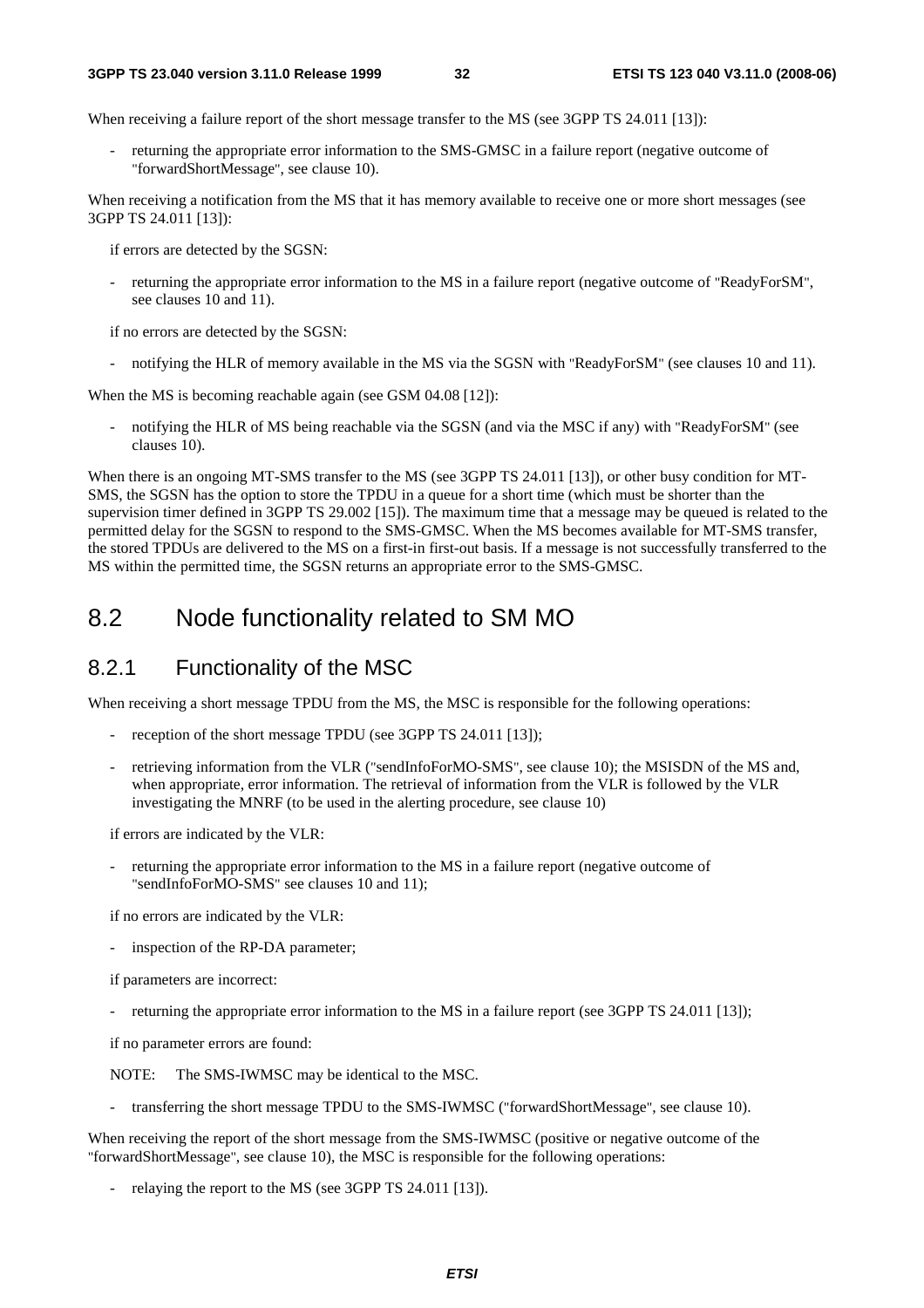When receiving a failure report of the short message transfer to the MS (see 3GPP TS 24.011 [13]):

- returning the appropriate error information to the SMS-GMSC in a failure report (negative outcome of "forwardShortMessage", see clause 10).

When receiving a notification from the MS that it has memory available to receive one or more short messages (see 3GPP TS 24.011 [13]):

if errors are detected by the SGSN:

- returning the appropriate error information to the MS in a failure report (negative outcome of "ReadyForSM", see clauses 10 and 11).

if no errors are detected by the SGSN:

- notifying the HLR of memory available in the MS via the SGSN with "ReadyForSM" (see clauses 10 and 11).

When the MS is becoming reachable again (see GSM 04.08 [12]):

- notifying the HLR of MS being reachable via the SGSN (and via the MSC if any) with "ReadyForSM" (see clauses 10).

When there is an ongoing MT-SMS transfer to the MS (see 3GPP TS 24.011 [13]), or other busy condition for MT-SMS, the SGSN has the option to store the TPDU in a queue for a short time (which must be shorter than the supervision timer defined in 3GPP TS 29.002 [15]). The maximum time that a message may be queued is related to the permitted delay for the SGSN to respond to the SMS-GMSC. When the MS becomes available for MT-SMS transfer, the stored TPDUs are delivered to the MS on a first-in first-out basis. If a message is not successfully transferred to the MS within the permitted time, the SGSN returns an appropriate error to the SMS-GMSC.

## 8.2 Node functionality related to SM MO

### 8.2.1 Functionality of the MSC

When receiving a short message TPDU from the MS, the MSC is responsible for the following operations:

- reception of the short message TPDU (see 3GPP TS 24.011 [13]);
- retrieving information from the VLR ("sendInfoForMO-SMS", see clause 10); the MSISDN of the MS and, when appropriate, error information. The retrieval of information from the VLR is followed by the VLR investigating the MNRF (to be used in the alerting procedure, see clause 10)

if errors are indicated by the VLR:

- returning the appropriate error information to the MS in a failure report (negative outcome of "sendInfoForMO-SMS" see clauses 10 and 11);

if no errors are indicated by the VLR:

- inspection of the RP-DA parameter;

if parameters are incorrect:

- returning the appropriate error information to the MS in a failure report (see 3GPP TS 24.011 [13]);

if no parameter errors are found:

NOTE: The SMS-IWMSC may be identical to the MSC.

- transferring the short message TPDU to the SMS-IWMSC ("forwardShortMessage", see clause 10).

When receiving the report of the short message from the SMS-IWMSC (positive or negative outcome of the "forwardShortMessage", see clause 10), the MSC is responsible for the following operations:

- relaying the report to the MS (see 3GPP TS 24.011 [13]).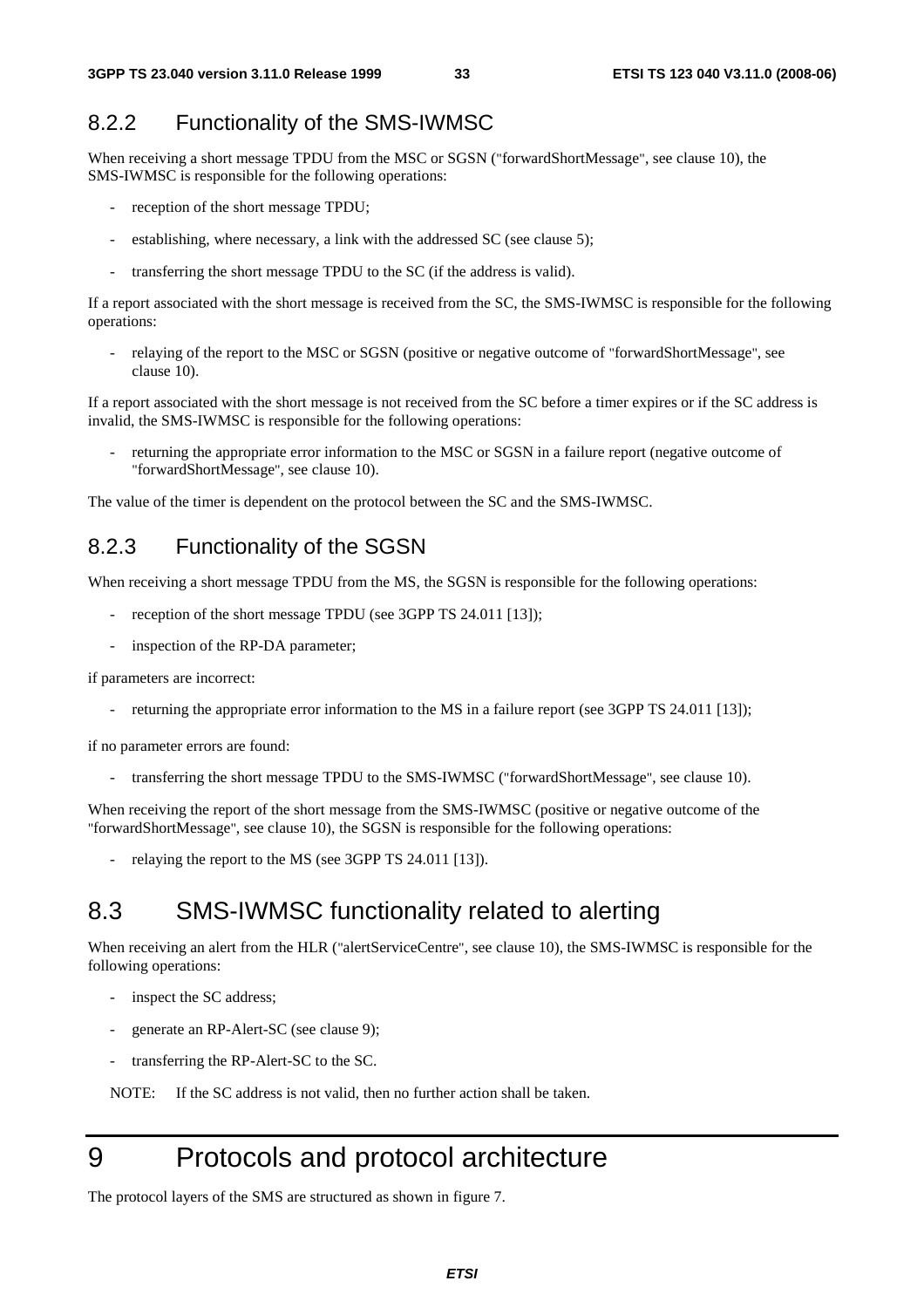### 8.2.2 Functionality of the SMS-IWMSC

When receiving a short message TPDU from the MSC or SGSN ("forwardShortMessage", see clause 10), the SMS-IWMSC is responsible for the following operations:

- reception of the short message TPDU;
- establishing, where necessary, a link with the addressed SC (see clause 5);
- transferring the short message TPDU to the SC (if the address is valid).

If a report associated with the short message is received from the SC, the SMS-IWMSC is responsible for the following operations:

- relaying of the report to the MSC or SGSN (positive or negative outcome of "forwardShortMessage", see clause 10).

If a report associated with the short message is not received from the SC before a timer expires or if the SC address is invalid, the SMS-IWMSC is responsible for the following operations:

- returning the appropriate error information to the MSC or SGSN in a failure report (negative outcome of "forwardShortMessage", see clause 10).

The value of the timer is dependent on the protocol between the SC and the SMS-IWMSC.

### 8.2.3 Functionality of the SGSN

When receiving a short message TPDU from the MS, the SGSN is responsible for the following operations:

- reception of the short message TPDU (see 3GPP TS 24.011 [13]);
- inspection of the RP-DA parameter;

if parameters are incorrect:

- returning the appropriate error information to the MS in a failure report (see 3GPP TS 24.011 [13]);

if no parameter errors are found:

- transferring the short message TPDU to the SMS-IWMSC ("forwardShortMessage", see clause 10).

When receiving the report of the short message from the SMS-IWMSC (positive or negative outcome of the "forwardShortMessage", see clause 10), the SGSN is responsible for the following operations:

- relaying the report to the MS (see 3GPP TS 24.011 [13]).

## 8.3 SMS-IWMSC functionality related to alerting

When receiving an alert from the HLR ("alertServiceCentre", see clause 10), the SMS-IWMSC is responsible for the following operations:

- inspect the SC address;
- generate an RP-Alert-SC (see clause 9);
- transferring the RP-Alert-SC to the SC.

NOTE: If the SC address is not valid, then no further action shall be taken.

# 9 Protocols and protocol architecture

The protocol layers of the SMS are structured as shown in figure 7.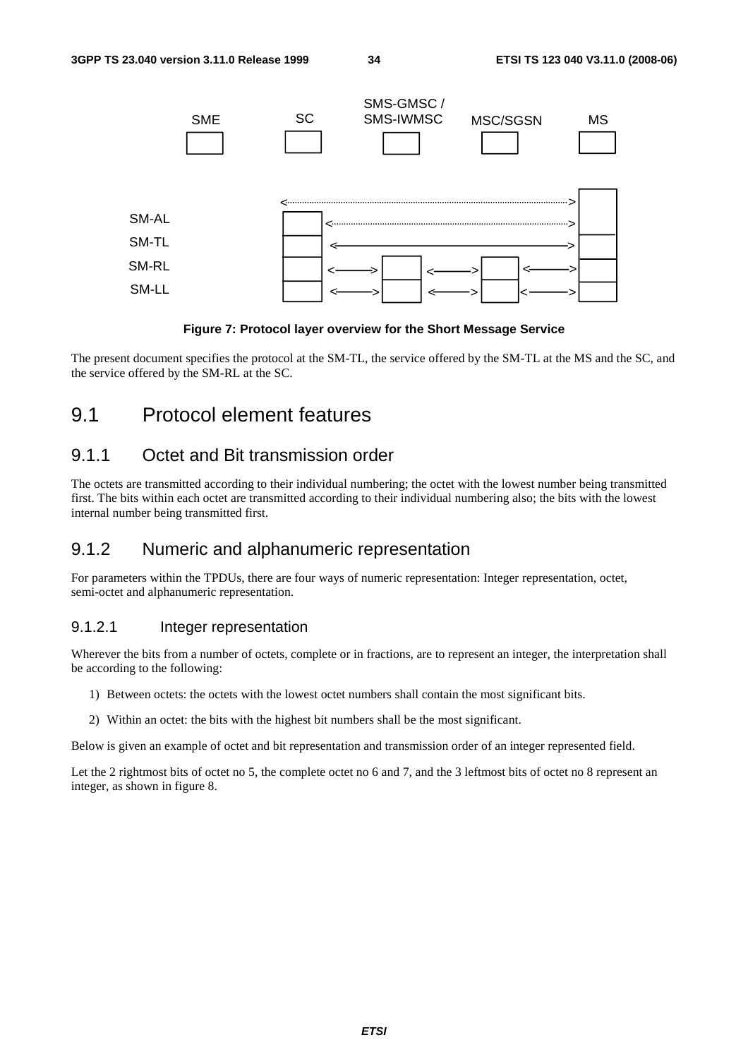Figure 7: Protocol layer overview for the Short Message Service

The present document specifies the protocol at the SM-TL, the service offered by the SM-TL at the MS and the SC, and the service offered by the SM-RL at the SC.

## 9.1 Protocol element features

### 9.1.1 Octet and Bit transmission order

The octets are transmitted according to their individual numbering; the octet with the lowest number being transmitted first. The bits within each octet are transmitted according to their individual numbering also; the bits with the lowest internal number being transmitted first.

### 9.1.2 Numeric and alphanumeric representation

For parameters within the TPDUs, there are four ways of numeric representation: Integer representation, octet, semi-octet and alphanumeric representation.

#### 9.1.2.1 Integer representation

Wherever the bits from a number of octets, complete or in fractions, are to represent an integer, the interpretation shall be according to the following:

1) Between octets: the octets with the lowest octet numbers shall contain the most significant bits.

2) Within an octet: the bits with the highest bit numbers shall be the most significant.

Below is given an example of octet and bit representation and transmission order of an integer represented field.

Let the 2 rightmost bits of octet no 5, the complete octet no 6 and 7, and the 3 leftmost bits of octet no 8 represent an integer, as shown in figure 8.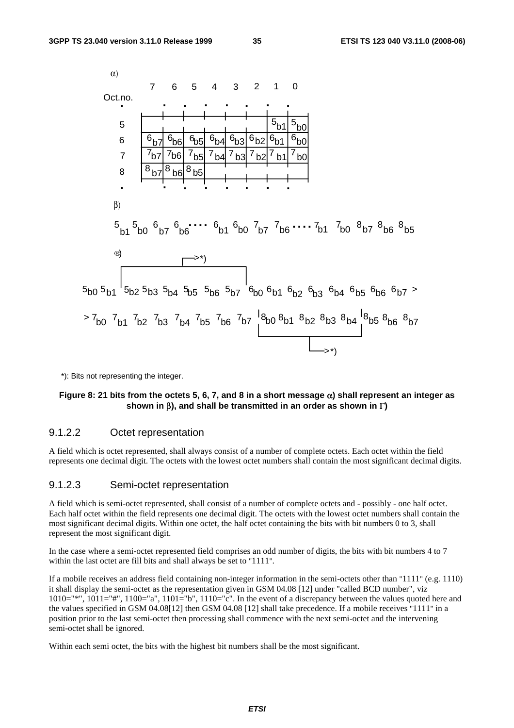α)

| Oct.no. | 7 | 6 | 5 | 4 | 3 | 2 | 1 | 0 |
|---|---|---|---|---|---|---|---|---|
| 5 | | | | | | | $^5b1$ | $^5b0$ |
| 6 | $^6b7$ | $^6b6$ | $^6b5$ | $^6b4$ | $^6b3$ | $^6b2$ | $^6b1$ | $^6b0$ |
| 7 | $^7b7$ | $^7b6$ | $^7b5$ | $^7b4$ | $^7b3$ | $^7b2$ | $^7b1$ | $^7b0$ |
| 8 | $^8b7$ | $^8b6$ | $^8b5$ | | | | | |

β)

$^5b1$ $^5b0$ $^6b7$ $^6b6$ .... $^6b1$ $^6b0$ $^7b7$ $^7b6$ .... $^7b1$ $^7b0$ $^8b7$ $^8b6$ $^8b5$

Γ)

$^5b0$ $^5b1$ | $^5b2$ $^5b3$ $^5b4$ $^5b5$ $^5b6$ $^5b7$ | (->*)) $^6b0$ $^6b1$ $^6b2$ $^6b3$ $^6b4$ $^6b5$ $^6b6$ $^6b7$ >

> $^7b0$ $^7b1$ $^7b2$ $^7b3$ $^7b4$ $^7b5$ $^7b6$ $^7b7$ | $^8b0$ $^8b1$ $^8b2$ $^8b3$ $^8b4$ | (->*)) $^8b5$ $^8b6$ $^8b7$

*): Bits not representing the integer.

**Figure 8: 21 bits from the octets 5, 6, 7, and 8 in a short message α) shall represent an integer as shown in β), and shall be transmitted in an order as shown in Γ)**

### 9.1.2.2 Octet representation

A field which is octet represented, shall always consist of a number of complete octets. Each octet within the field represents one decimal digit. The octets with the lowest octet numbers shall contain the most significant decimal digits.

### 9.1.2.3 Semi-octet representation

A field which is semi-octet represented, shall consist of a number of complete octets and - possibly - one half octet. Each half octet within the field represents one decimal digit. The octets with the lowest octet numbers shall contain the most significant decimal digits. Within one octet, the half octet containing the bits with bit numbers 0 to 3, shall represent the most significant digit.

In the case where a semi-octet represented field comprises an odd number of digits, the bits with bit numbers 4 to 7 within the last octet are fill bits and shall always be set to "1111".

If a mobile receives an address field containing non-integer information in the semi-octets other than "1111" (e.g. 1110) it shall display the semi-octet as the representation given in GSM 04.08 [12] under "called BCD number", viz 1010="*", 1011="#", 1100="a", 1101="b", 1110="c". In the event of a discrepancy between the values quoted here and the values specified in GSM 04.08[12] then GSM 04.08 [12] shall take precedence. If a mobile receives "1111" in a position prior to the last semi-octet then processing shall commence with the next semi-octet and the intervening semi-octet shall be ignored.

Within each semi octet, the bits with the highest bit numbers shall be the most significant.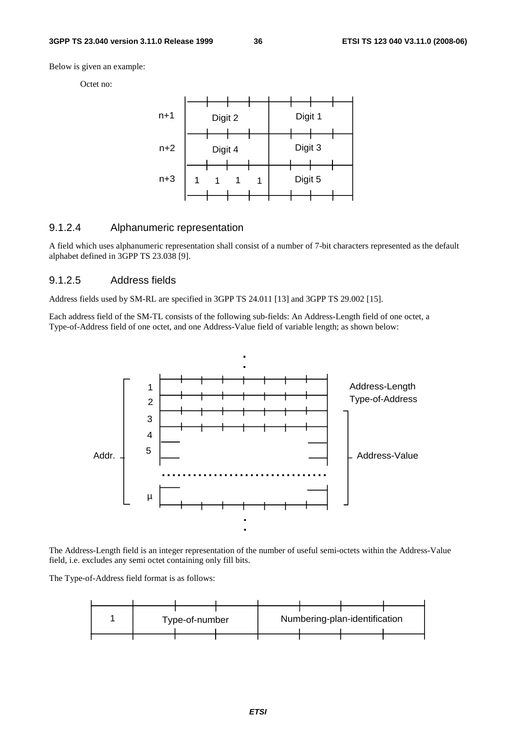Below is given an example:

Octet no:

| Octet no | | |
|---|---|---|
| n+1 | Digit 2 | Digit 1 |
| n+2 | Digit 4 | Digit 3 |
| n+3 | 1 1 1 1 | Digit 5 |

### 9.1.2.4 Alphanumeric representation

A field which uses alphanumeric representation shall consist of a number of 7-bit characters represented as the default alphabet defined in 3GPP TS 23.038 [9].

### 9.1.2.5 Address fields

Address fields used by SM-RL are specified in 3GPP TS 24.011 [13] and 3GPP TS 29.002 [15].

Each address field of the SM-TL consists of the following sub-fields: An Address-Length field of one octet, a Type-of-Address field of one octet, and one Address-Value field of variable length; as shown below:

| Addr. octet | Field |
|---|---|
| 1 | Address-Length |
| 2 | Type-of-Address |
| 3 | Address-Value |
| 4 | Address-Value |
| 5 | Address-Value |
| ... | Address-Value |
| μ | Address-Value |

The Address-Length field is an integer representation of the number of useful semi-octets within the Address-Value field, i.e. excludes any semi octet containing only fill bits.

The Type-of-Address field format is as follows:

| 1 | Type-of-number | | | Numbering-plan-identification | | | |
|---|---|---|---|---|---|---|---|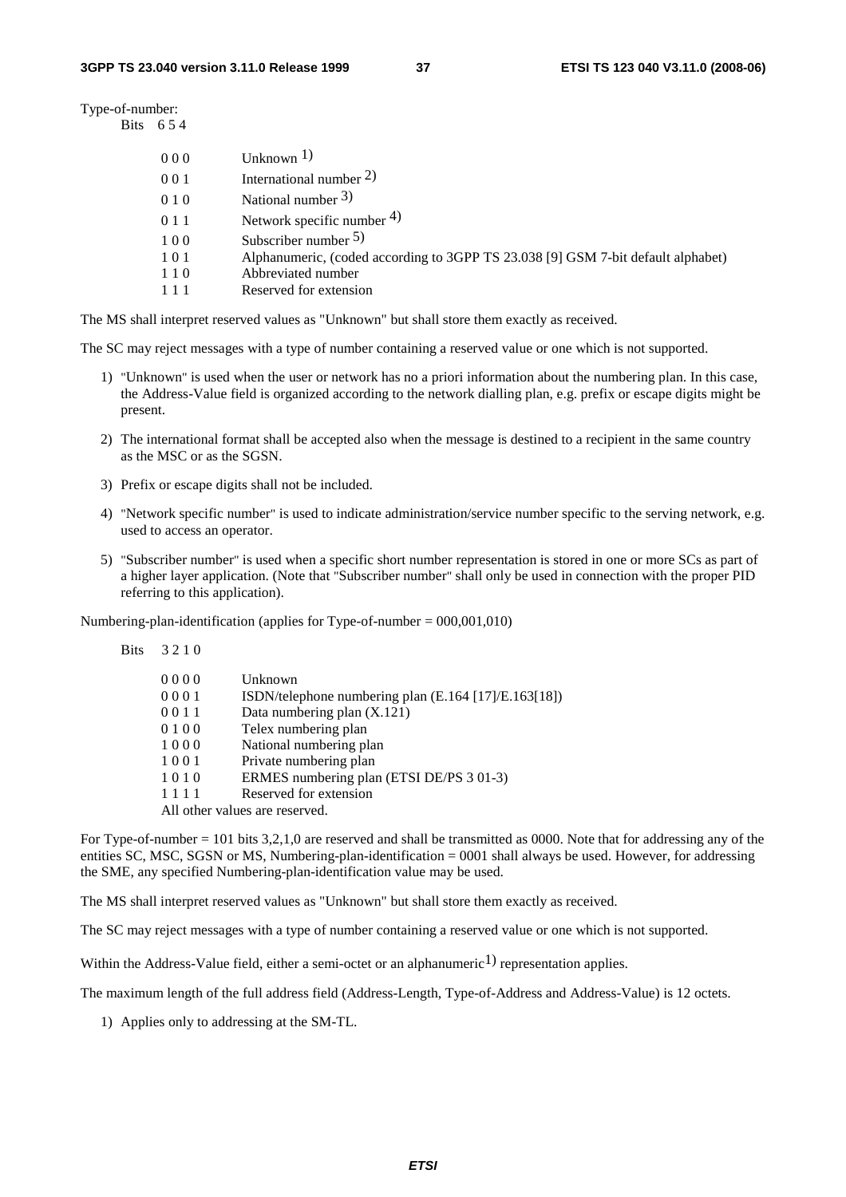Type-of-number:

Bits 6 5 4

| Bits | Meaning |
| --- | --- |
| 0 0 0 | Unknown [1] |
| 0 0 1 | International number [2] |
| 0 1 0 | National number [3] |
| 0 1 1 | Network specific number [4] |
| 1 0 0 | Subscriber number [5] |
| 1 0 1 | Alphanumeric, (coded according to 3GPP TS 23.038 [9] GSM 7-bit default alphabet) |
| 1 1 0 | Abbreviated number |
| 1 1 1 | Reserved for extension |

The MS shall interpret reserved values as "Unknown" but shall store them exactly as received.

The SC may reject messages with a type of number containing a reserved value or one which is not supported.

1) "Unknown" is used when the user or network has no a priori information about the numbering plan. In this case, the Address-Value field is organized according to the network dialling plan, e.g. prefix or escape digits might be present.

2) The international format shall be accepted also when the message is destined to a recipient in the same country as the MSC or as the SGSN.

3) Prefix or escape digits shall not be included.

4) "Network specific number" is used to indicate administration/service number specific to the serving network, e.g. used to access an operator.

5) "Subscriber number" is used when a specific short number representation is stored in one or more SCs as part of a higher layer application. (Note that "Subscriber number" shall only be used in connection with the proper PID referring to this application).

Numbering-plan-identification (applies for Type-of-number = 000,001,010)

Bits 3 2 1 0

| Bits | Meaning |
| --- | --- |
| 0 0 0 0 | Unknown |
| 0 0 0 1 | ISDN/telephone numbering plan (E.164 [17]/E.163[18]) |
| 0 0 1 1 | Data numbering plan (X.121) |
| 0 1 0 0 | Telex numbering plan |
| 1 0 0 0 | National numbering plan |
| 1 0 0 1 | Private numbering plan |
| 1 0 1 0 | ERMES numbering plan (ETSI DE/PS 3 01-3) |
| 1 1 1 1 | Reserved for extension |

All other values are reserved.

For Type-of-number = 101 bits 3,2,1,0 are reserved and shall be transmitted as 0000. Note that for addressing any of the entities SC, MSC, SGSN or MS, Numbering-plan-identification = 0001 shall always be used. However, for addressing the SME, any specified Numbering-plan-identification value may be used.

The MS shall interpret reserved values as "Unknown" but shall store them exactly as received.

The SC may reject messages with a type of number containing a reserved value or one which is not supported.

Within the Address-Value field, either a semi-octet or an alphanumeric[1] representation applies.

The maximum length of the full address field (Address-Length, Type-of-Address and Address-Value) is 12 octets.

1) Applies only to addressing at the SM-TL.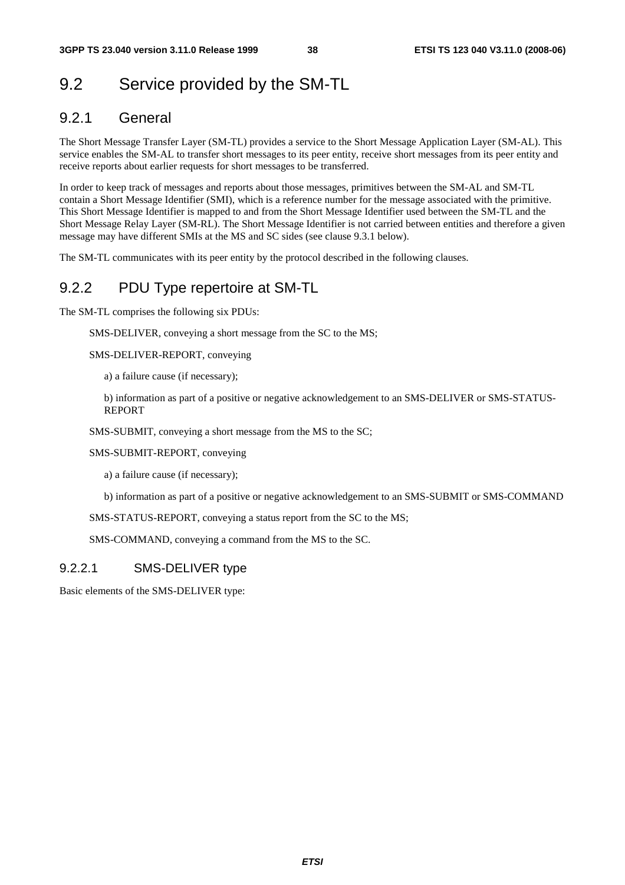## 9.2 Service provided by the SM-TL

### 9.2.1 General

The Short Message Transfer Layer (SM-TL) provides a service to the Short Message Application Layer (SM-AL). This service enables the SM-AL to transfer short messages to its peer entity, receive short messages from its peer entity and receive reports about earlier requests for short messages to be transferred.

In order to keep track of messages and reports about those messages, primitives between the SM-AL and SM-TL contain a Short Message Identifier (SMI), which is a reference number for the message associated with the primitive. This Short Message Identifier is mapped to and from the Short Message Identifier used between the SM-TL and the Short Message Relay Layer (SM-RL). The Short Message Identifier is not carried between entities and therefore a given message may have different SMIs at the MS and SC sides (see clause 9.3.1 below).

The SM-TL communicates with its peer entity by the protocol described in the following clauses.

### 9.2.2 PDU Type repertoire at SM-TL

The SM-TL comprises the following six PDUs:

SMS-DELIVER, conveying a short message from the SC to the MS;

SMS-DELIVER-REPORT, conveying

a) a failure cause (if necessary);

b) information as part of a positive or negative acknowledgement to an SMS-DELIVER or SMS-STATUS-REPORT

SMS-SUBMIT, conveying a short message from the MS to the SC;

SMS-SUBMIT-REPORT, conveying

a) a failure cause (if necessary);

b) information as part of a positive or negative acknowledgement to an SMS-SUBMIT or SMS-COMMAND

SMS-STATUS-REPORT, conveying a status report from the SC to the MS;

SMS-COMMAND, conveying a command from the MS to the SC.

#### 9.2.2.1 SMS-DELIVER type

Basic elements of the SMS-DELIVER type: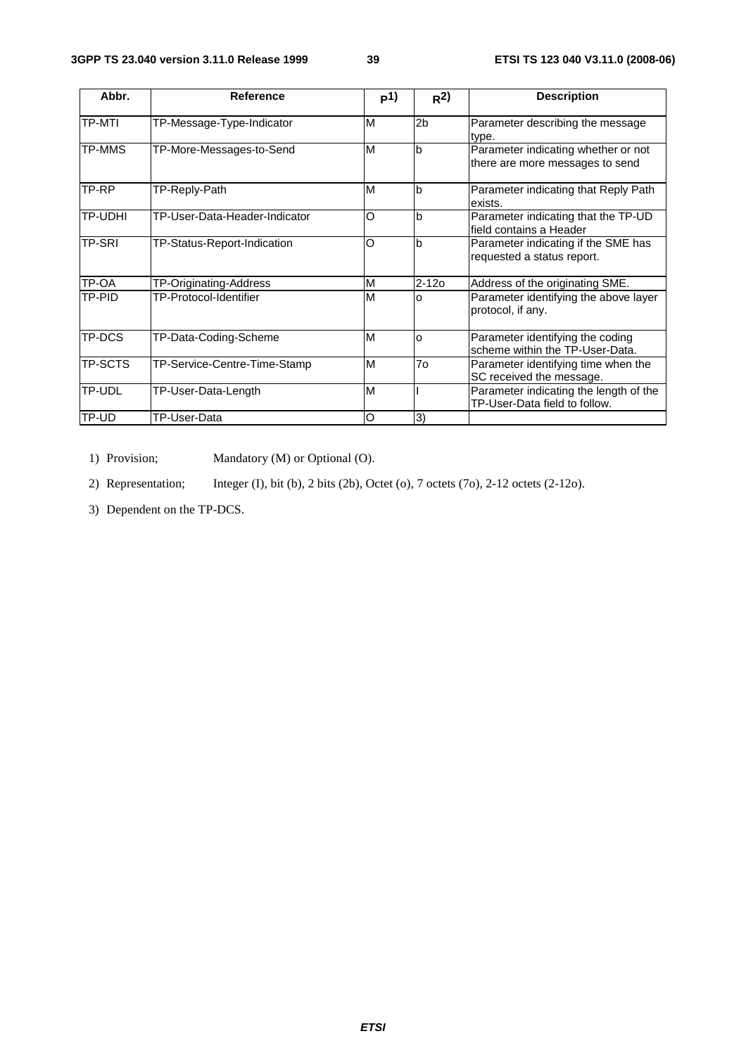| Abbr. | Reference | P1) | R2) | Description |
|---|---|---|---|---|
| TP-MTI | TP-Message-Type-Indicator | M | 2b | Parameter describing the message type. |
| TP-MMS | TP-More-Messages-to-Send | M | b | Parameter indicating whether or not there are more messages to send |
| TP-RP | TP-Reply-Path | M | b | Parameter indicating that Reply Path exists. |
| TP-UDHI | TP-User-Data-Header-Indicator | O | b | Parameter indicating that the TP-UD field contains a Header |
| TP-SRI | TP-Status-Report-Indication | O | b | Parameter indicating if the SME has requested a status report. |
| TP-OA | TP-Originating-Address | M | 2-12o | Address of the originating SME. |
| TP-PID | TP-Protocol-Identifier | M | o | Parameter identifying the above layer protocol, if any. |
| TP-DCS | TP-Data-Coding-Scheme | M | o | Parameter identifying the coding scheme within the TP-User-Data. |
| TP-SCTS | TP-Service-Centre-Time-Stamp | M | 7o | Parameter identifying time when the SC received the message. |
| TP-UDL | TP-User-Data-Length | M | I | Parameter indicating the length of the TP-User-Data field to follow. |
| TP-UD | TP-User-Data | O | 3) | |

1) Provision; Mandatory (M) or Optional (O).

2) Representation; Integer (I), bit (b), 2 bits (2b), Octet (o), 7 octets (7o), 2-12 octets (2-12o).

3) Dependent on the TP-DCS.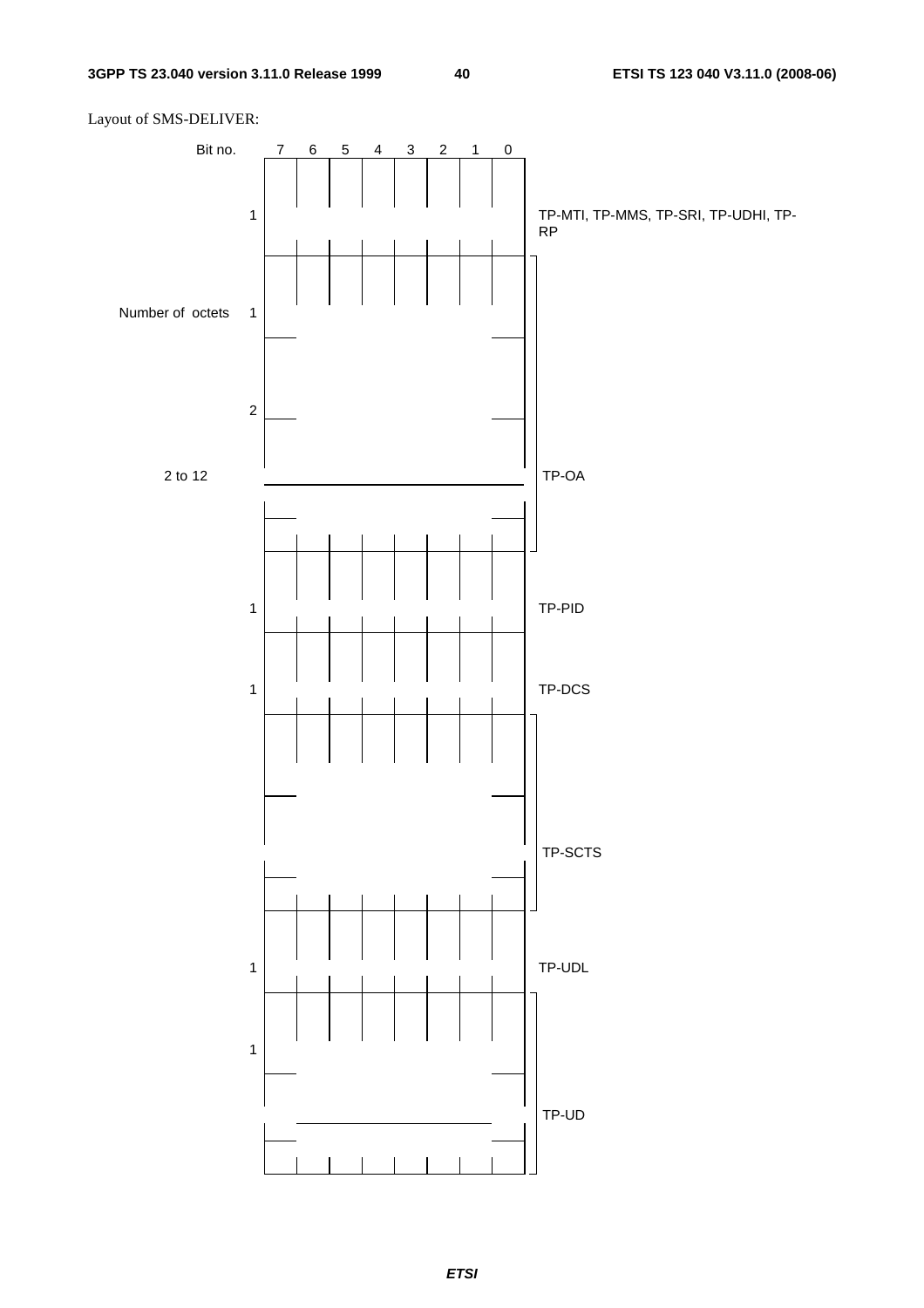Layout of SMS-DELIVER:

| Number of octets | Bit no. 7 6 5 4 3 2 1 0 | Field |
|---|---|---|
| 1 | | TP-MTI, TP-MMS, TP-SRI, TP-UDHI, TP-RP |
| 2 to 12 | | TP-OA |
| 1 | | TP-PID |
| 1 | | TP-DCS |
| | | TP-SCTS |
| 1 | | TP-UDL |
| | | TP-UD |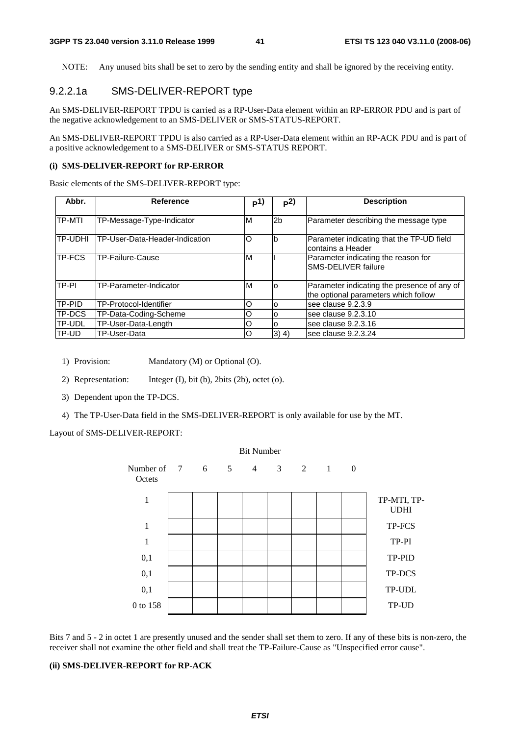NOTE: Any unused bits shall be set to zero by the sending entity and shall be ignored by the receiving entity.

### 9.2.2.1a SMS-DELIVER-REPORT type

An SMS-DELIVER-REPORT TPDU is carried as a RP-User-Data element within an RP-ERROR PDU and is part of the negative acknowledgement to an SMS-DELIVER or SMS-STATUS-REPORT.

An SMS-DELIVER-REPORT TPDU is also carried as a RP-User-Data element within an RP-ACK PDU and is part of a positive acknowledgement to a SMS-DELIVER or SMS-STATUS REPORT.

**(i) SMS-DELIVER-REPORT for RP-ERROR**

Basic elements of the SMS-DELIVER-REPORT type:

| Abbr. | Reference | P1) | P2) | Description |
|---|---|---|---|---|
| TP-MTI | TP-Message-Type-Indicator | M | 2b | Parameter describing the message type |
| TP-UDHI | TP-User-Data-Header-Indication | O | b | Parameter indicating that the TP-UD field contains a Header |
| TP-FCS | TP-Failure-Cause | M | I | Parameter indicating the reason for SMS-DELIVER failure |
| TP-PI | TP-Parameter-Indicator | M | o | Parameter indicating the presence of any of the optional parameters which follow |
| TP-PID | TP-Protocol-Identifier | O | o | see clause 9.2.3.9 |
| TP-DCS | TP-Data-Coding-Scheme | O | o | see clause 9.2.3.10 |
| TP-UDL | TP-User-Data-Length | O | o | see clause 9.2.3.16 |
| TP-UD | TP-User-Data | O | 3) 4) | see clause 9.2.3.24 |

1) Provision: Mandatory (M) or Optional (O).

2) Representation: Integer (I), bit (b), 2bits (2b), octet (o).

3) Dependent upon the TP-DCS.

4) The TP-User-Data field in the SMS-DELIVER-REPORT is only available for use by the MT.

Layout of SMS-DELIVER-REPORT:

| Number of Octets | 7 | 6 | 5 | 4 | 3 | 2 | 1 | 0 | |
|---|---|---|---|---|---|---|---|---|---|
| 1 | | | | | | | | | TP-MTI, TP-UDHI |
| 1 | | | | | | | | | TP-FCS |
| 1 | | | | | | | | | TP-PI |
| 0,1 | | | | | | | | | TP-PID |
| 0,1 | | | | | | | | | TP-DCS |
| 0,1 | | | | | | | | | TP-UDL |
| 0 to 158 | | | | | | | | | TP-UD |

Bits 7 and 5 - 2 in octet 1 are presently unused and the sender shall set them to zero. If any of these bits is non-zero, the receiver shall not examine the other field and shall treat the TP-Failure-Cause as "Unspecified error cause".

**(ii) SMS-DELIVER-REPORT for RP-ACK**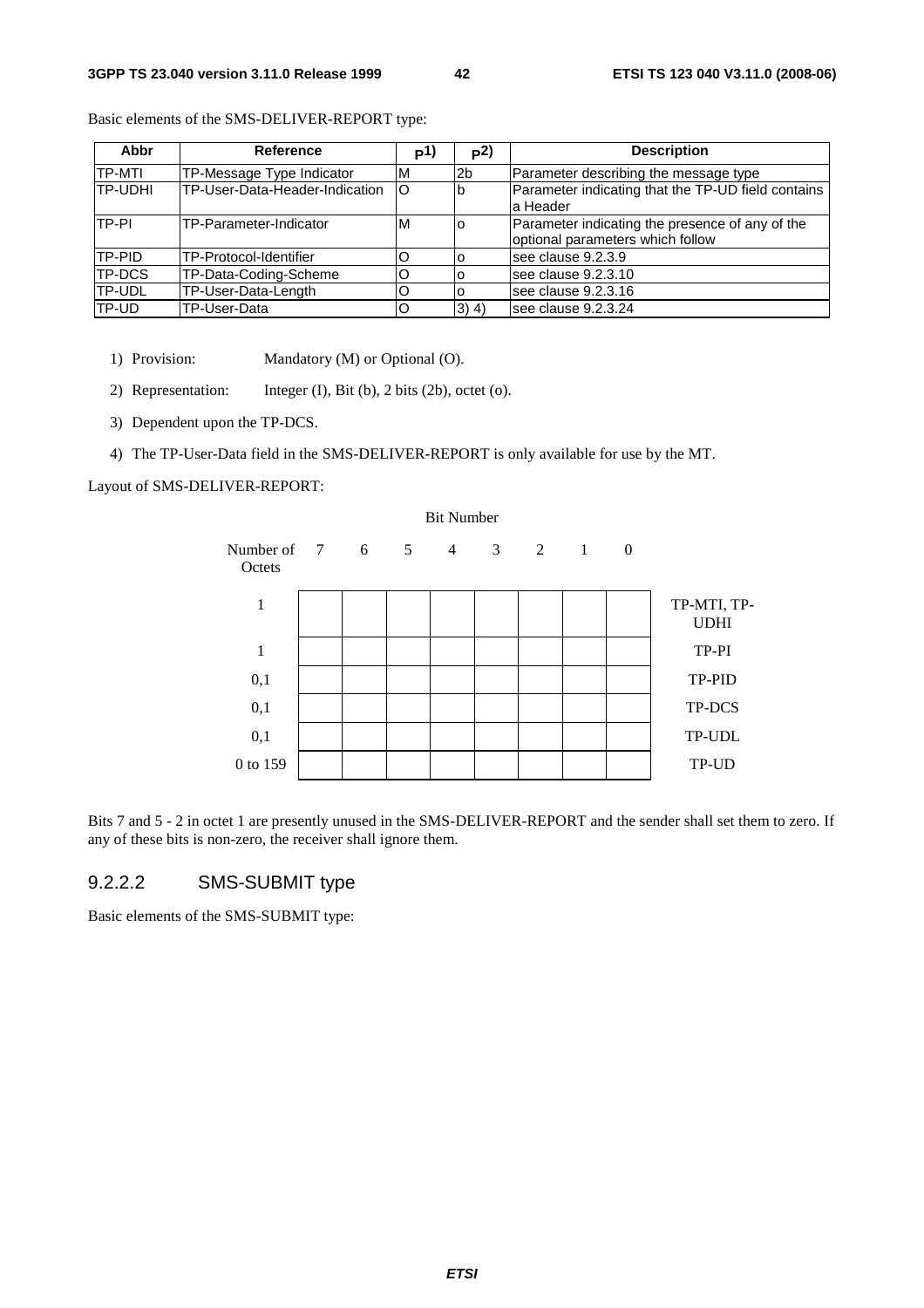Basic elements of the SMS-DELIVER-REPORT type:

| Abbr | Reference | P1) | P2) | Description |
|---|---|---|---|---|
| TP-MTI | TP-Message Type Indicator | M | 2b | Parameter describing the message type |
| TP-UDHI | TP-User-Data-Header-Indication | O | b | Parameter indicating that the TP-UD field contains a Header |
| TP-PI | TP-Parameter-Indicator | M | o | Parameter indicating the presence of any of the optional parameters which follow |
| TP-PID | TP-Protocol-Identifier | O | o | see clause 9.2.3.9 |
| TP-DCS | TP-Data-Coding-Scheme | O | o | see clause 9.2.3.10 |
| TP-UDL | TP-User-Data-Length | O | o | see clause 9.2.3.16 |
| TP-UD | TP-User-Data | O | 3) 4) | see clause 9.2.3.24 |

1) Provision: Mandatory (M) or Optional (O).

2) Representation: Integer (I), Bit (b), 2 bits (2b), octet (o).

3) Dependent upon the TP-DCS.

4) The TP-User-Data field in the SMS-DELIVER-REPORT is only available for use by the MT.

Layout of SMS-DELIVER-REPORT:

| Number of Octets | Bit Number 7 | 6 | 5 | 4 | 3 | 2 | 1 | 0 | |
|---|---|---|---|---|---|---|---|---|---|
| 1 | | | | | | | | | TP-MTI, TP-UDHI |
| 1 | | | | | | | | | TP-PI |
| 0,1 | | | | | | | | | TP-PID |
| 0,1 | | | | | | | | | TP-DCS |
| 0,1 | | | | | | | | | TP-UDL |
| 0 to 159 | | | | | | | | | TP-UD |

Bits 7 and 5 - 2 in octet 1 are presently unused in the SMS-DELIVER-REPORT and the sender shall set them to zero. If any of these bits is non-zero, the receiver shall ignore them.

#### 9.2.2.2 SMS-SUBMIT type

Basic elements of the SMS-SUBMIT type: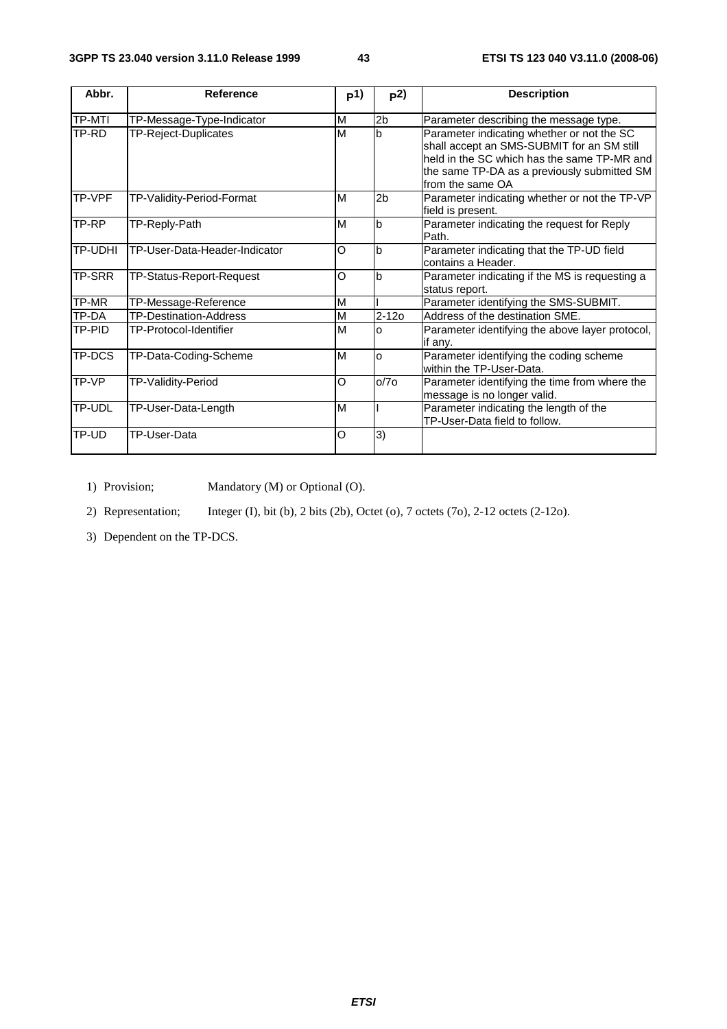| Abbr. | Reference | P1) | P2) | Description |
|---|---|---|---|---|
| TP-MTI | TP-Message-Type-Indicator | M | 2b | Parameter describing the message type. |
| TP-RD | TP-Reject-Duplicates | M | b | Parameter indicating whether or not the SC shall accept an SMS-SUBMIT for an SM still held in the SC which has the same TP-MR and the same TP-DA as a previously submitted SM from the same OA |
| TP-VPF | TP-Validity-Period-Format | M | 2b | Parameter indicating whether or not the TP-VP field is present. |
| TP-RP | TP-Reply-Path | M | b | Parameter indicating the request for Reply Path. |
| TP-UDHI | TP-User-Data-Header-Indicator | O | b | Parameter indicating that the TP-UD field contains a Header. |
| TP-SRR | TP-Status-Report-Request | O | b | Parameter indicating if the MS is requesting a status report. |
| TP-MR | TP-Message-Reference | M | I | Parameter identifying the SMS-SUBMIT. |
| TP-DA | TP-Destination-Address | M | 2-12o | Address of the destination SME. |
| TP-PID | TP-Protocol-Identifier | M | o | Parameter identifying the above layer protocol, if any. |
| TP-DCS | TP-Data-Coding-Scheme | M | o | Parameter identifying the coding scheme within the TP-User-Data. |
| TP-VP | TP-Validity-Period | O | o/7o | Parameter identifying the time from where the message is no longer valid. |
| TP-UDL | TP-User-Data-Length | M | I | Parameter indicating the length of the TP-User-Data field to follow. |
| TP-UD | TP-User-Data | O | 3) | |

1) Provision; Mandatory (M) or Optional (O).

2) Representation; Integer (I), bit (b), 2 bits (2b), Octet (o), 7 octets (7o), 2-12 octets (2-12o).

3) Dependent on the TP-DCS.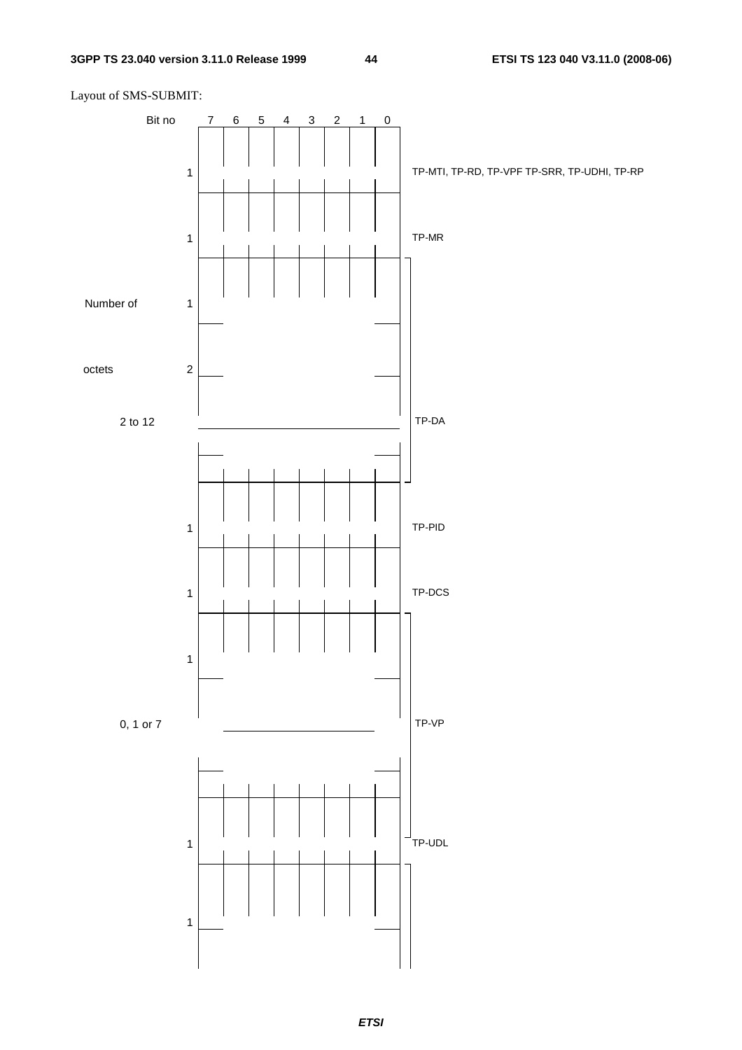Layout of SMS-SUBMIT:

| Number of octets | Bit no 7 6 5 4 3 2 1 0 | Field |
|---|---|---|
| 1 | | TP-MTI, TP-RD, TP-VPF TP-SRR, TP-UDHI, TP-RP |
| 1 | | TP-MR |
| 2 to 12 | | TP-DA |
| 1 | | TP-PID |
| 1 | | TP-DCS |
| 0, 1 or 7 | | TP-VP |
| 1 | | TP-UDL |
| | | |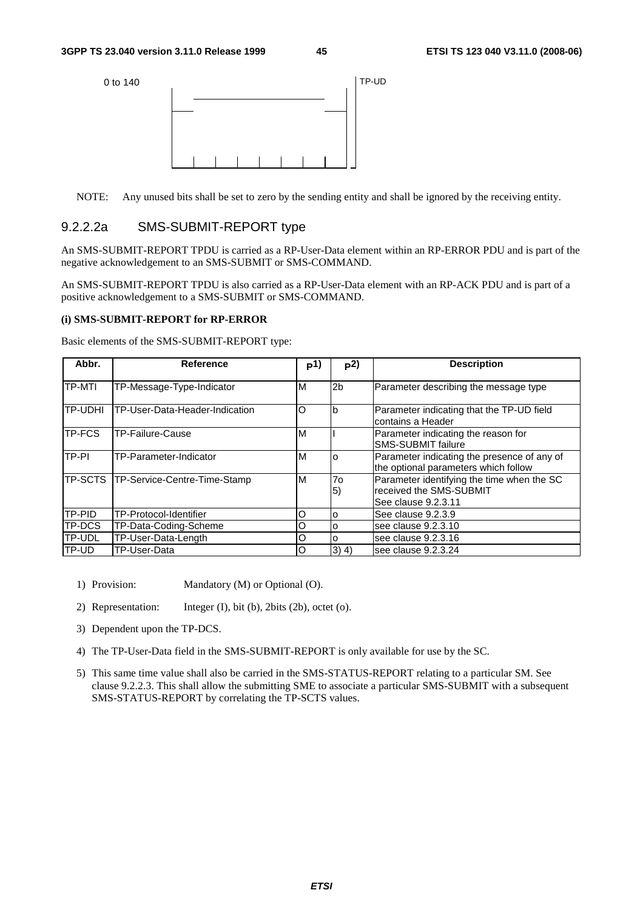0 to 140 TP-UD

NOTE: Any unused bits shall be set to zero by the sending entity and shall be ignored by the receiving entity.

### 9.2.2.2a SMS-SUBMIT-REPORT type

An SMS-SUBMIT-REPORT TPDU is carried as a RP-User-Data element within an RP-ERROR PDU and is part of the negative acknowledgement to an SMS-SUBMIT or SMS-COMMAND.

An SMS-SUBMIT-REPORT TPDU is also carried as a RP-User-Data element with an RP-ACK PDU and is part of a positive acknowledgement to a SMS-SUBMIT or SMS-COMMAND.

**(i) SMS-SUBMIT-REPORT for RP-ERROR**

Basic elements of the SMS-SUBMIT-REPORT type:

| Abbr. | Reference | P1) | R2) | Description |
|---|---|---|---|---|
| TP-MTI | TP-Message-Type-Indicator | M | 2b | Parameter describing the message type |
| TP-UDHI | TP-User-Data-Header-Indication | O | b | Parameter indicating that the TP-UD field contains a Header |
| TP-FCS | TP-Failure-Cause | M | I | Parameter indicating the reason for SMS-SUBMIT failure |
| TP-PI | TP-Parameter-Indicator | M | o | Parameter indicating the presence of any of the optional parameters which follow |
| TP-SCTS | TP-Service-Centre-Time-Stamp | M | 7o 5) | Parameter identifying the time when the SC received the SMS-SUBMIT See clause 9.2.3.11 |
| TP-PID | TP-Protocol-Identifier | O | o | See clause 9.2.3.9 |
| TP-DCS | TP-Data-Coding-Scheme | O | o | see clause 9.2.3.10 |
| TP-UDL | TP-User-Data-Length | O | o | see clause 9.2.3.16 |
| TP-UD | TP-User-Data | O | 3) 4) | see clause 9.2.3.24 |

1) Provision: Mandatory (M) or Optional (O).

2) Representation: Integer (I), bit (b), 2bits (2b), octet (o).

3) Dependent upon the TP-DCS.

4) The TP-User-Data field in the SMS-SUBMIT-REPORT is only available for use by the SC.

5) This same time value shall also be carried in the SMS-STATUS-REPORT relating to a particular SM. See clause 9.2.2.3. This shall allow the submitting SME to associate a particular SMS-SUBMIT with a subsequent SMS-STATUS-REPORT by correlating the TP-SCTS values.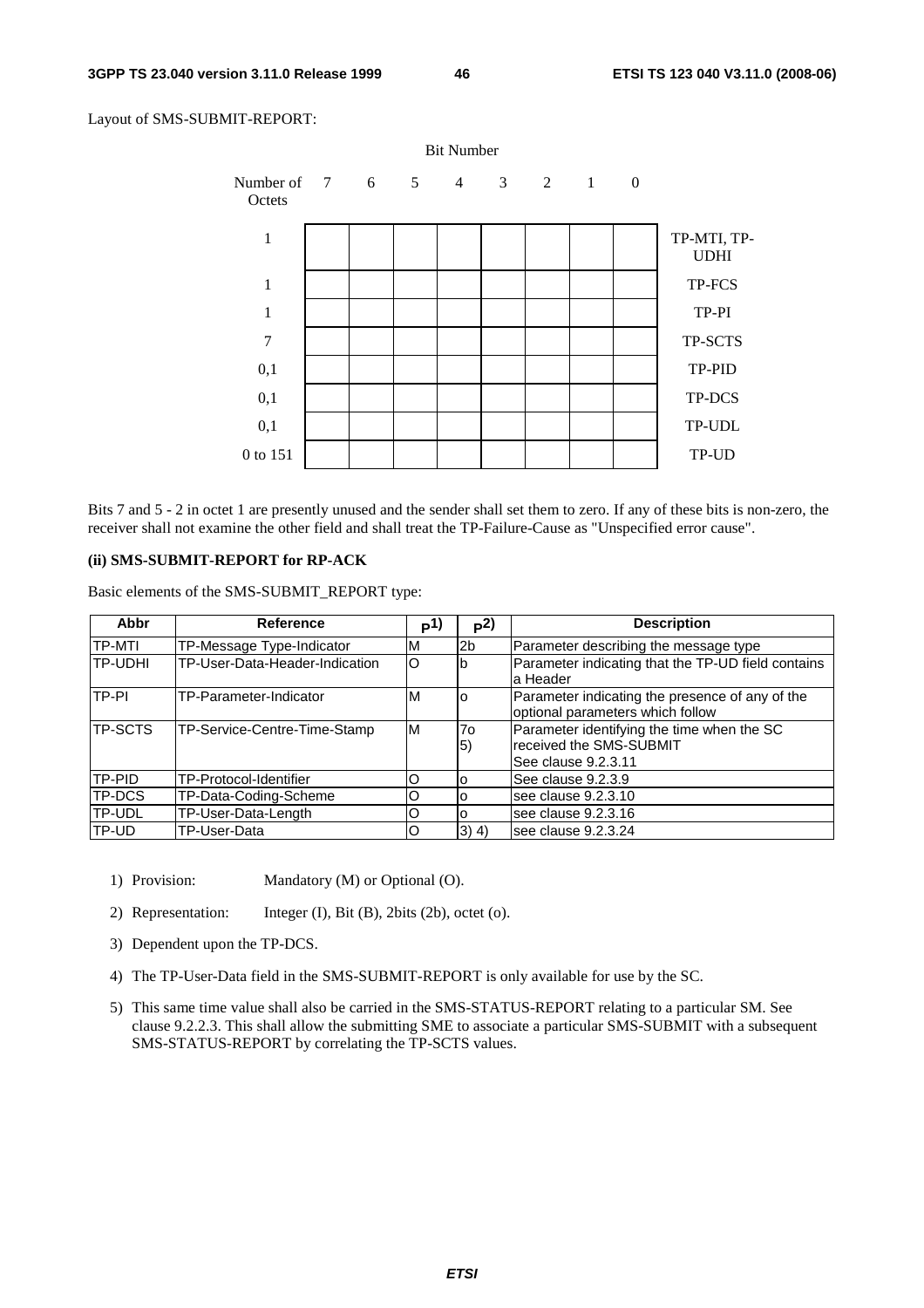Layout of SMS-SUBMIT-REPORT:

| Number of Octets | Bit Number 7 | 6 | 5 | 4 | 3 | 2 | 1 | 0 | |
|---|---|---|---|---|---|---|---|---|---|
| 1 | | | | | | | | | TP-MTI, TP-UDHI |
| 1 | | | | | | | | | TP-FCS |
| 1 | | | | | | | | | TP-PI |
| 7 | | | | | | | | | TP-SCTS |
| 0,1 | | | | | | | | | TP-PID |
| 0,1 | | | | | | | | | TP-DCS |
| 0,1 | | | | | | | | | TP-UDL |
| 0 to 151 | | | | | | | | | TP-UD |

Bits 7 and 5 - 2 in octet 1 are presently unused and the sender shall set them to zero. If any of these bits is non-zero, the receiver shall not examine the other field and shall treat the TP-Failure-Cause as "Unspecified error cause".

**(ii) SMS-SUBMIT-REPORT for RP-ACK**

Basic elements of the SMS-SUBMIT_REPORT type:

| Abbr | Reference | P1) | R2) | Description |
|---|---|---|---|---|
| TP-MTI | TP-Message Type-Indicator | M | 2b | Parameter describing the message type |
| TP-UDHI | TP-User-Data-Header-Indication | O | b | Parameter indicating that the TP-UD field contains a Header |
| TP-PI | TP-Parameter-Indicator | M | o | Parameter indicating the presence of any of the optional parameters which follow |
| TP-SCTS | TP-Service-Centre-Time-Stamp | M | 7o 5) | Parameter identifying the time when the SC received the SMS-SUBMIT See clause 9.2.3.11 |
| TP-PID | TP-Protocol-Identifier | O | o | See clause 9.2.3.9 |
| TP-DCS | TP-Data-Coding-Scheme | O | o | see clause 9.2.3.10 |
| TP-UDL | TP-User-Data-Length | O | o | see clause 9.2.3.16 |
| TP-UD | TP-User-Data | O | 3) 4) | see clause 9.2.3.24 |

1) Provision: Mandatory (M) or Optional (O).

2) Representation: Integer (I), Bit (B), 2bits (2b), octet (o).

3) Dependent upon the TP-DCS.

4) The TP-User-Data field in the SMS-SUBMIT-REPORT is only available for use by the SC.

5) This same time value shall also be carried in the SMS-STATUS-REPORT relating to a particular SM. See clause 9.2.2.3. This shall allow the submitting SME to associate a particular SMS-SUBMIT with a subsequent SMS-STATUS-REPORT by correlating the TP-SCTS values.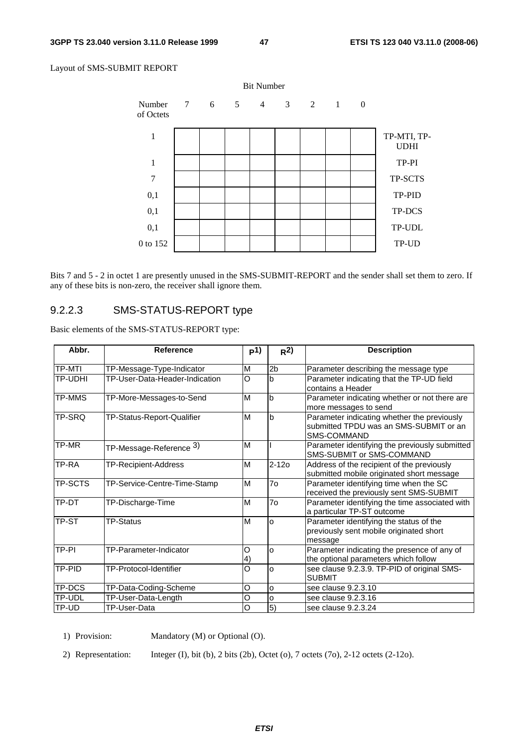Layout of SMS-SUBMIT REPORT

| Number of Octets | Bit Number | | | | | | | | |
|---|---|---|---|---|---|---|---|---|---|
| | 7 | 6 | 5 | 4 | 3 | 2 | 1 | 0 | |
| 1 | | | | | | | | | TP-MTI, TP-UDHI |
| 1 | | | | | | | | | TP-PI |
| 7 | | | | | | | | | TP-SCTS |
| 0,1 | | | | | | | | | TP-PID |
| 0,1 | | | | | | | | | TP-DCS |
| 0,1 | | | | | | | | | TP-UDL |
| 0 to 152 | | | | | | | | | TP-UD |

Bits 7 and 5 - 2 in octet 1 are presently unused in the SMS-SUBMIT-REPORT and the sender shall set them to zero. If any of these bits is non-zero, the receiver shall ignore them.

#### 9.2.2.3 SMS-STATUS-REPORT type

Basic elements of the SMS-STATUS-REPORT type:

| Abbr. | Reference | P1) | R2) | Description |
|---|---|---|---|---|
| TP-MTI | TP-Message-Type-Indicator | M | 2b | Parameter describing the message type |
| TP-UDHI | TP-User-Data-Header-Indication | O | b | Parameter indicating that the TP-UD field contains a Header |
| TP-MMS | TP-More-Messages-to-Send | M | b | Parameter indicating whether or not there are more messages to send |
| TP-SRQ | TP-Status-Report-Qualifier | M | b | Parameter indicating whether the previously submitted TPDU was an SMS-SUBMIT or an SMS-COMMAND |
| TP-MR | TP-Message-Reference 3) | M | I | Parameter identifying the previously submitted SMS-SUBMIT or SMS-COMMAND |
| TP-RA | TP-Recipient-Address | M | 2-12o | Address of the recipient of the previously submitted mobile originated short message |
| TP-SCTS | TP-Service-Centre-Time-Stamp | M | 7o | Parameter identifying time when the SC received the previously sent SMS-SUBMIT |
| TP-DT | TP-Discharge-Time | M | 7o | Parameter identifying the time associated with a particular TP-ST outcome |
| TP-ST | TP-Status | M | o | Parameter identifying the status of the previously sent mobile originated short message |
| TP-PI | TP-Parameter-Indicator | O 4) | o | Parameter indicating the presence of any of the optional parameters which follow |
| TP-PID | TP-Protocol-Identifier | O | o | see clause 9.2.3.9. TP-PID of original SMS-SUBMIT |
| TP-DCS | TP-Data-Coding-Scheme | O | o | see clause 9.2.3.10 |
| TP-UDL | TP-User-Data-Length | O | o | see clause 9.2.3.16 |
| TP-UD | TP-User-Data | O | 5) | see clause 9.2.3.24 |

1) Provision: Mandatory (M) or Optional (O).

2) Representation: Integer (I), bit (b), 2 bits (2b), Octet (o), 7 octets (7o), 2-12 octets (2-12o).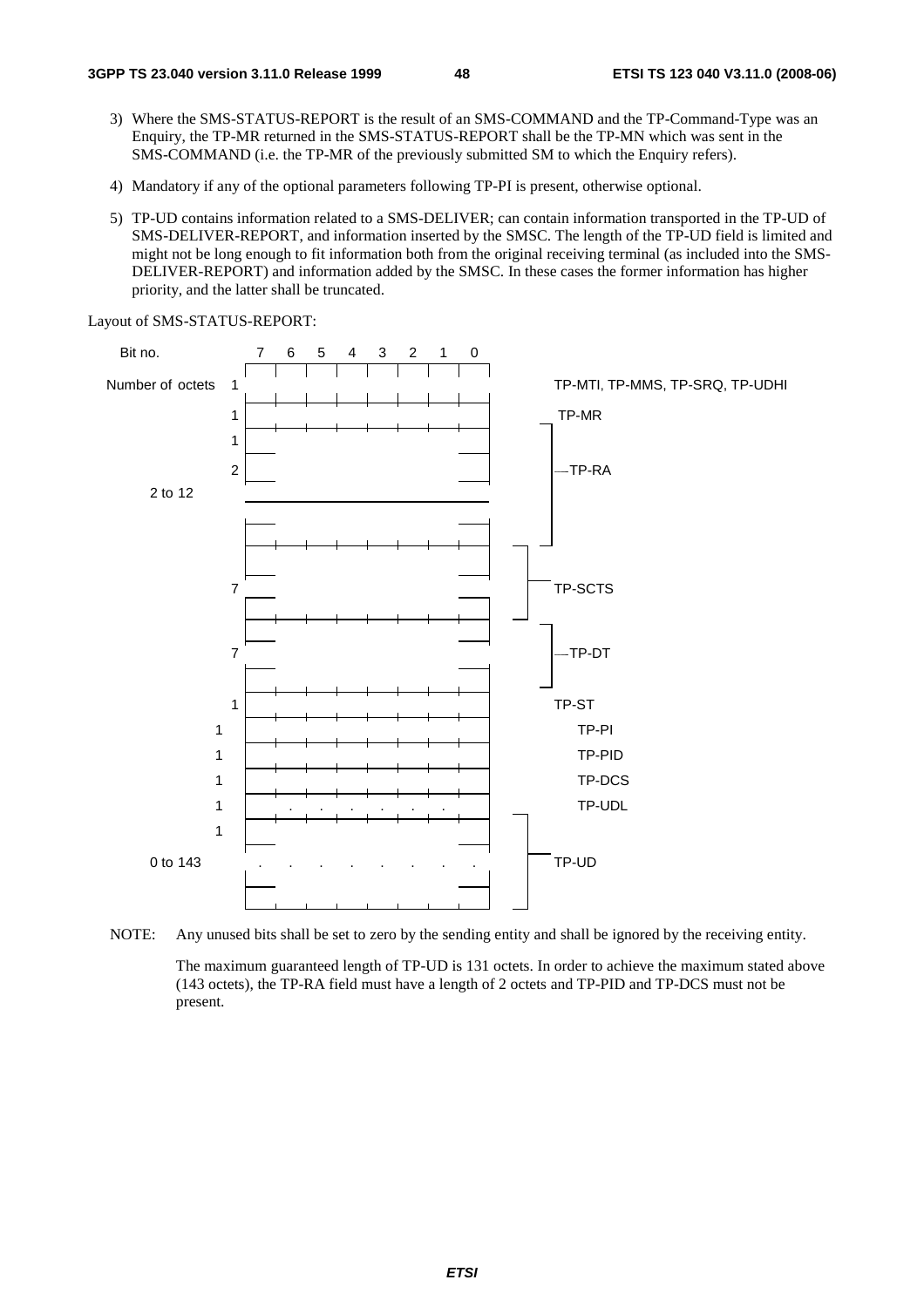3) Where the SMS-STATUS-REPORT is the result of an SMS-COMMAND and the TP-Command-Type was an Enquiry, the TP-MR returned in the SMS-STATUS-REPORT shall be the TP-MN which was sent in the SMS-COMMAND (i.e. the TP-MR of the previously submitted SM to which the Enquiry refers).

4) Mandatory if any of the optional parameters following TP-PI is present, otherwise optional.

5) TP-UD contains information related to a SMS-DELIVER; can contain information transported in the TP-UD of SMS-DELIVER-REPORT, and information inserted by the SMSC. The length of the TP-UD field is limited and might not be long enough to fit information both from the original receiving terminal (as included into the SMS-DELIVER-REPORT) and information added by the SMSC. In these cases the former information has higher priority, and the latter shall be truncated.

Layout of SMS-STATUS-REPORT:

| Number of octets | Bit no. 7 6 5 4 3 2 1 0 | Field |
|---|---|---|
| 1 | | TP-MTI, TP-MMS, TP-SRQ, TP-UDHI |
| 1 | | TP-MR |
| 2 to 12 | | TP-RA |
| 7 | | TP-SCTS |
| 7 | | TP-DT |
| 1 | | TP-ST |
| 1 | | TP-PI |
| 1 | | TP-PID |
| 1 | | TP-DCS |
| 1 | | TP-UDL |
| 0 to 143 | | TP-UD |

NOTE: Any unused bits shall be set to zero by the sending entity and shall be ignored by the receiving entity.

The maximum guaranteed length of TP-UD is 131 octets. In order to achieve the maximum stated above (143 octets), the TP-RA field must have a length of 2 octets and TP-PID and TP-DCS must not be present.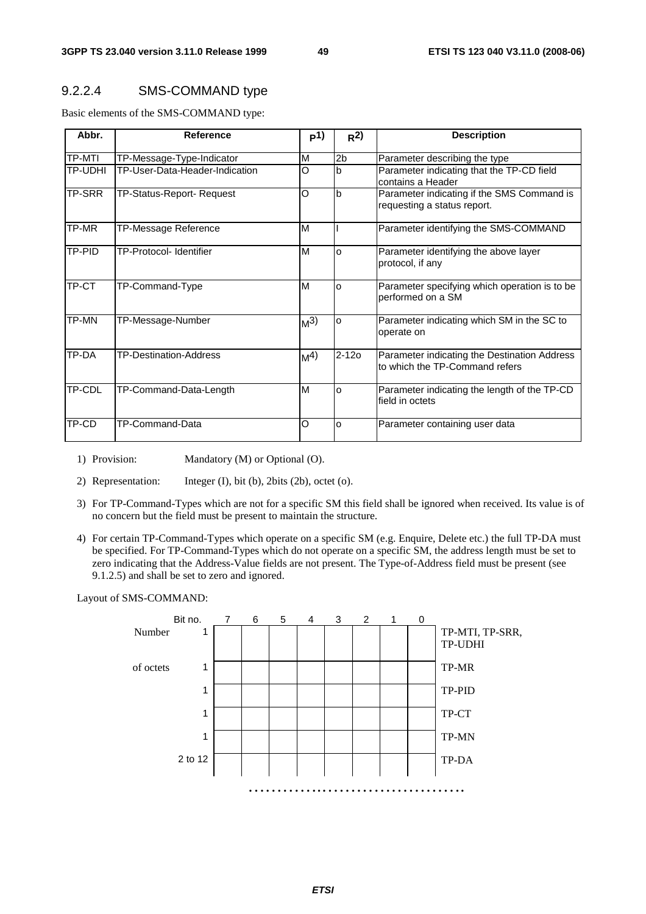### 9.2.2.4 SMS-COMMAND type

Basic elements of the SMS-COMMAND type:

| Abbr. | Reference | P1) | R2) | Description |
|---|---|---|---|---|
| TP-MTI | TP-Message-Type-Indicator | M | 2b | Parameter describing the type |
| TP-UDHI | TP-User-Data-Header-Indication | O | b | Parameter indicating that the TP-CD field contains a Header |
| TP-SRR | TP-Status-Report- Request | O | b | Parameter indicating if the SMS Command is requesting a status report. |
| TP-MR | TP-Message Reference | M | I | Parameter identifying the SMS-COMMAND |
| TP-PID | TP-Protocol- Identifier | M | o | Parameter identifying the above layer protocol, if any |
| TP-CT | TP-Command-Type | M | o | Parameter specifying which operation is to be performed on a SM |
| TP-MN | TP-Message-Number | M3) | o | Parameter indicating which SM in the SC to operate on |
| TP-DA | TP-Destination-Address | M4) | 2-12o | Parameter indicating the Destination Address to which the TP-Command refers |
| TP-CDL | TP-Command-Data-Length | M | o | Parameter indicating the length of the TP-CD field in octets |
| TP-CD | TP-Command-Data | O | o | Parameter containing user data |

1) Provision: Mandatory (M) or Optional (O).

2) Representation: Integer (I), bit (b), 2bits (2b), octet (o).

3) For TP-Command-Types which are not for a specific SM this field shall be ignored when received. Its value is of no concern but the field must be present to maintain the structure.

4) For certain TP-Command-Types which operate on a specific SM (e.g. Enquire, Delete etc.) the full TP-DA must be specified. For TP-Command-Types which do not operate on a specific SM, the address length must be set to zero indicating that the Address-Value fields are not present. The Type-of-Address field must be present (see 9.1.2.5) and shall be set to zero and ignored.

Layout of SMS-COMMAND:

| Number of octets | Bit no. 7 | 6 | 5 | 4 | 3 | 2 | 1 | 0 | |
|---|---|---|---|---|---|---|---|---|---|
| 1 | | | | | | | | | TP-MTI, TP-SRR, TP-UDHI |
| 1 | | | | | | | | | TP-MR |
| 1 | | | | | | | | | TP-PID |
| 1 | | | | | | | | | TP-CT |
| 1 | | | | | | | | | TP-MN |
| 2 to 12 | | | | | | | | | TP-DA |

.......................................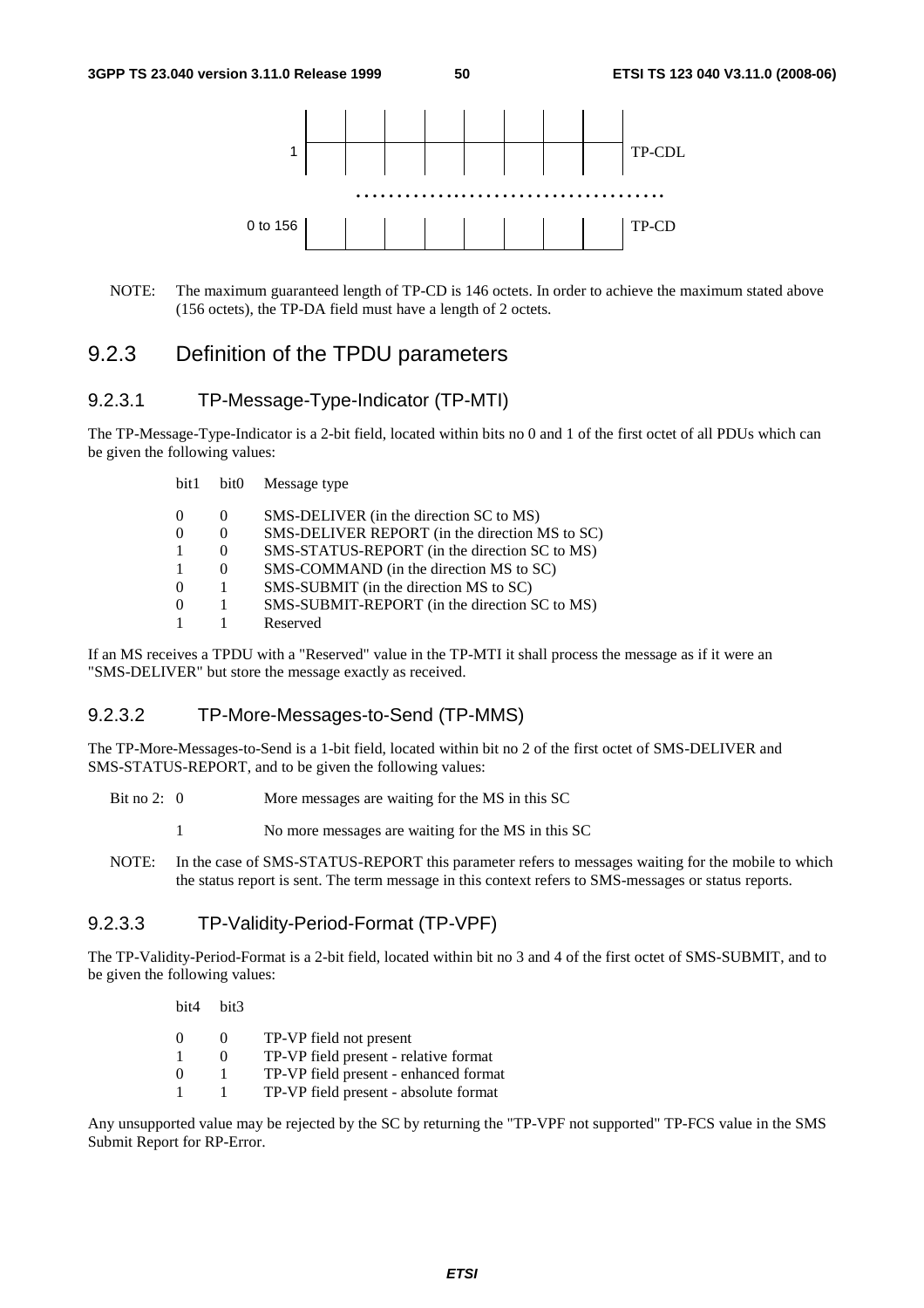| | | | | | | | | | |
|---|---|---|---|---|---|---|---|---|---|
| 1 | | | | | | | | | TP-CDL |
| | ................................... | | | | | | | | |
| 0 to 156 | | | | | | | | | TP-CD |

NOTE: The maximum guaranteed length of TP-CD is 146 octets. In order to achieve the maximum stated above (156 octets), the TP-DA field must have a length of 2 octets.

## 9.2.3 Definition of the TPDU parameters

### 9.2.3.1 TP-Message-Type-Indicator (TP-MTI)

The TP-Message-Type-Indicator is a 2-bit field, located within bits no 0 and 1 of the first octet of all PDUs which can be given the following values:

| bit1 | bit0 | Message type |
|---|---|---|
| 0 | 0 | SMS-DELIVER (in the direction SC to MS) |
| 0 | 0 | SMS-DELIVER REPORT (in the direction MS to SC) |
| 1 | 0 | SMS-STATUS-REPORT (in the direction SC to MS) |
| 1 | 0 | SMS-COMMAND (in the direction MS to SC) |
| 0 | 1 | SMS-SUBMIT (in the direction MS to SC) |
| 0 | 1 | SMS-SUBMIT-REPORT (in the direction SC to MS) |
| 1 | 1 | Reserved |

If an MS receives a TPDU with a "Reserved" value in the TP-MTI it shall process the message as if it were an "SMS-DELIVER" but store the message exactly as received.

### 9.2.3.2 TP-More-Messages-to-Send (TP-MMS)

The TP-More-Messages-to-Send is a 1-bit field, located within bit no 2 of the first octet of SMS-DELIVER and SMS-STATUS-REPORT, and to be given the following values:

| | | |
|---|---|---|
| Bit no 2: | 0 | More messages are waiting for the MS in this SC |
| | 1 | No more messages are waiting for the MS in this SC |

NOTE: In the case of SMS-STATUS-REPORT this parameter refers to messages waiting for the mobile to which the status report is sent. The term message in this context refers to SMS-messages or status reports.

### 9.2.3.3 TP-Validity-Period-Format (TP-VPF)

The TP-Validity-Period-Format is a 2-bit field, located within bit no 3 and 4 of the first octet of SMS-SUBMIT, and to be given the following values:

| bit4 | bit3 | |
|---|---|---|
| 0 | 0 | TP-VP field not present |
| 1 | 0 | TP-VP field present - relative format |
| 0 | 1 | TP-VP field present - enhanced format |
| 1 | 1 | TP-VP field present - absolute format |

Any unsupported value may be rejected by the SC by returning the "TP-VPF not supported" TP-FCS value in the SMS Submit Report for RP-Error.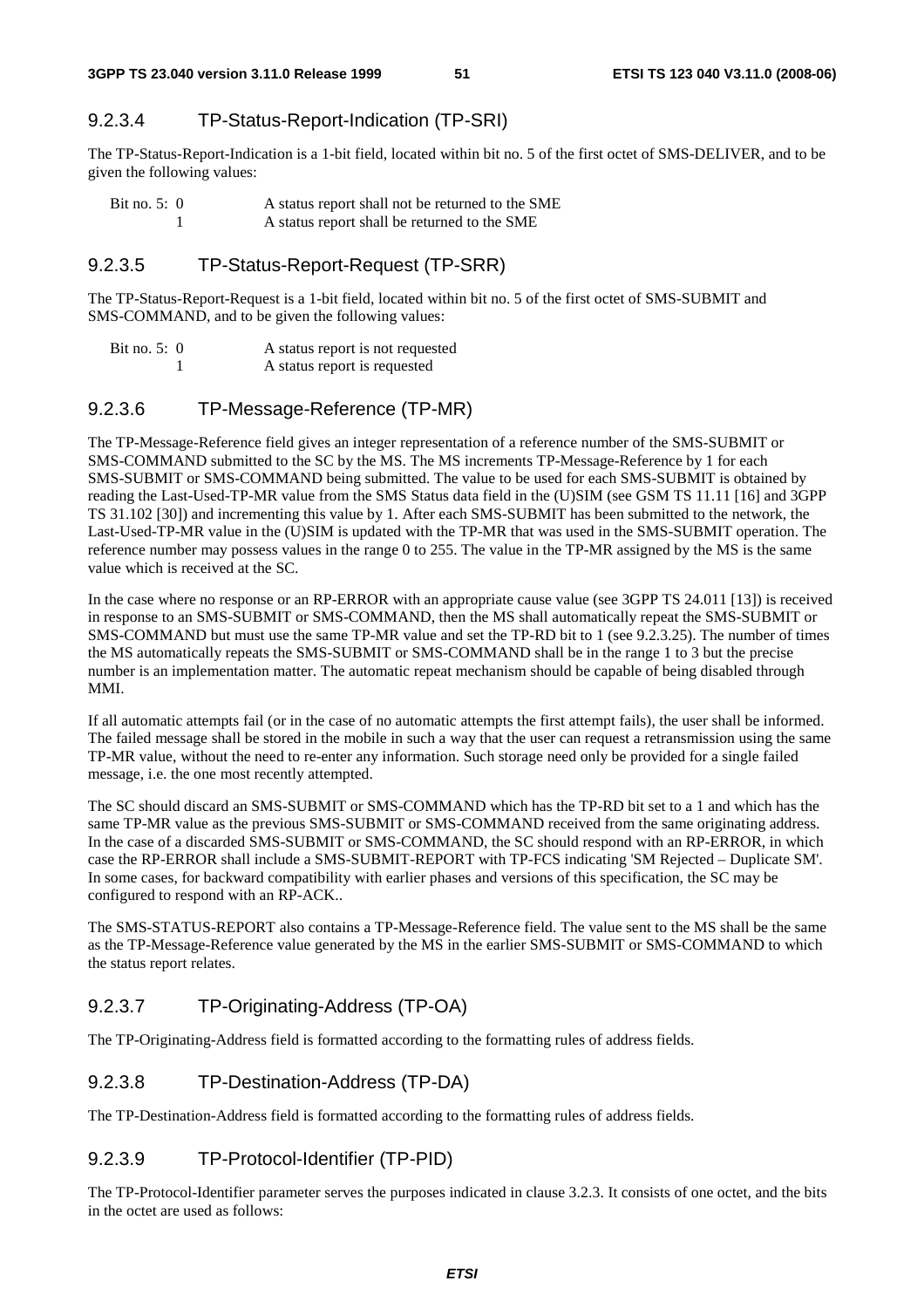### 9.2.3.4 TP-Status-Report-Indication (TP-SRI)

The TP-Status-Report-Indication is a 1-bit field, located within bit no. 5 of the first octet of SMS-DELIVER, and to be given the following values:

| | | |
|---|---|---|
| Bit no. 5: | 0 | A status report shall not be returned to the SME |
| | 1 | A status report shall be returned to the SME |

### 9.2.3.5 TP-Status-Report-Request (TP-SRR)

The TP-Status-Report-Request is a 1-bit field, located within bit no. 5 of the first octet of SMS-SUBMIT and SMS-COMMAND, and to be given the following values:

| | | |
|---|---|---|
| Bit no. 5: | 0 | A status report is not requested |
| | 1 | A status report is requested |

### 9.2.3.6 TP-Message-Reference (TP-MR)

The TP-Message-Reference field gives an integer representation of a reference number of the SMS-SUBMIT or SMS-COMMAND submitted to the SC by the MS. The MS increments TP-Message-Reference by 1 for each SMS-SUBMIT or SMS-COMMAND being submitted. The value to be used for each SMS-SUBMIT is obtained by reading the Last-Used-TP-MR value from the SMS Status data field in the (U)SIM (see GSM TS 11.11 [16] and 3GPP TS 31.102 [30]) and incrementing this value by 1. After each SMS-SUBMIT has been submitted to the network, the Last-Used-TP-MR value in the (U)SIM is updated with the TP-MR that was used in the SMS-SUBMIT operation. The reference number may possess values in the range 0 to 255. The value in the TP-MR assigned by the MS is the same value which is received at the SC.

In the case where no response or an RP-ERROR with an appropriate cause value (see 3GPP TS 24.011 [13]) is received in response to an SMS-SUBMIT or SMS-COMMAND, then the MS shall automatically repeat the SMS-SUBMIT or SMS-COMMAND but must use the same TP-MR value and set the TP-RD bit to 1 (see 9.2.3.25). The number of times the MS automatically repeats the SMS-SUBMIT or SMS-COMMAND shall be in the range 1 to 3 but the precise number is an implementation matter. The automatic repeat mechanism should be capable of being disabled through MMI.

If all automatic attempts fail (or in the case of no automatic attempts the first attempt fails), the user shall be informed. The failed message shall be stored in the mobile in such a way that the user can request a retransmission using the same TP-MR value, without the need to re-enter any information. Such storage need only be provided for a single failed message, i.e. the one most recently attempted.

The SC should discard an SMS-SUBMIT or SMS-COMMAND which has the TP-RD bit set to a 1 and which has the same TP-MR value as the previous SMS-SUBMIT or SMS-COMMAND received from the same originating address. In the case of a discarded SMS-SUBMIT or SMS-COMMAND, the SC should respond with an RP-ERROR, in which case the RP-ERROR shall include a SMS-SUBMIT-REPORT with TP-FCS indicating 'SM Rejected – Duplicate SM'. In some cases, for backward compatibility with earlier phases and versions of this specification, the SC may be configured to respond with an RP-ACK..

The SMS-STATUS-REPORT also contains a TP-Message-Reference field. The value sent to the MS shall be the same as the TP-Message-Reference value generated by the MS in the earlier SMS-SUBMIT or SMS-COMMAND to which the status report relates.

### 9.2.3.7 TP-Originating-Address (TP-OA)

The TP-Originating-Address field is formatted according to the formatting rules of address fields.

### 9.2.3.8 TP-Destination-Address (TP-DA)

The TP-Destination-Address field is formatted according to the formatting rules of address fields.

### 9.2.3.9 TP-Protocol-Identifier (TP-PID)

The TP-Protocol-Identifier parameter serves the purposes indicated in clause 3.2.3. It consists of one octet, and the bits in the octet are used as follows: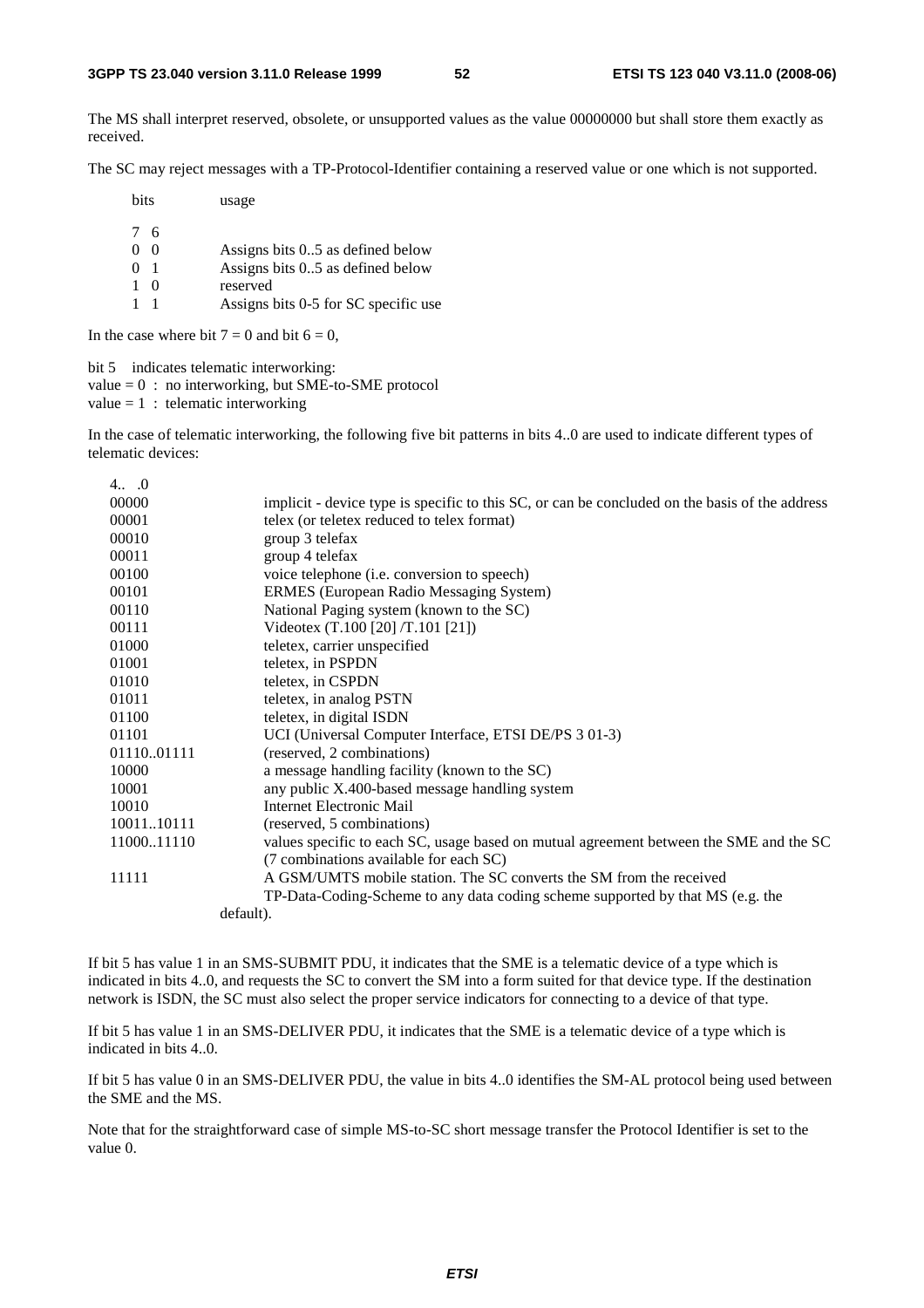The MS shall interpret reserved, obsolete, or unsupported values as the value 00000000 but shall store them exactly as received.

The SC may reject messages with a TP-Protocol-Identifier containing a reserved value or one which is not supported.

| bits 7 6 | usage |
|---|---|
| 0 0 | Assigns bits 0..5 as defined below |
| 0 1 | Assigns bits 0..5 as defined below |
| 1 0 | reserved |
| 1 1 | Assigns bits 0-5 for SC specific use |

In the case where bit 7 = 0 and bit 6 = 0,

bit 5 indicates telematic interworking:
value = 0 : no interworking, but SME-to-SME protocol
value = 1 : telematic interworking

In the case of telematic interworking, the following five bit patterns in bits 4..0 are used to indicate different types of telematic devices:

| 4.. .0 | |
|---|---|
| 00000 | implicit - device type is specific to this SC, or can be concluded on the basis of the address |
| 00001 | telex (or teletex reduced to telex format) |
| 00010 | group 3 telefax |
| 00011 | group 4 telefax |
| 00100 | voice telephone (i.e. conversion to speech) |
| 00101 | ERMES (European Radio Messaging System) |
| 00110 | National Paging system (known to the SC) |
| 00111 | Videotex (T.100 [20] /T.101 [21]) |
| 01000 | teletex, carrier unspecified |
| 01001 | teletex, in PSPDN |
| 01010 | teletex, in CSPDN |
| 01011 | teletex, in analog PSTN |
| 01100 | teletex, in digital ISDN |
| 01101 | UCI (Universal Computer Interface, ETSI DE/PS 3 01-3) |
| 01110..01111 | (reserved, 2 combinations) |
| 10000 | a message handling facility (known to the SC) |
| 10001 | any public X.400-based message handling system |
| 10010 | Internet Electronic Mail |
| 10011..10111 | (reserved, 5 combinations) |
| 11000..11110 | values specific to each SC, usage based on mutual agreement between the SME and the SC (7 combinations available for each SC) |
| 11111 | A GSM/UMTS mobile station. The SC converts the SM from the received TP-Data-Coding-Scheme to any data coding scheme supported by that MS (e.g. the default). |

If bit 5 has value 1 in an SMS-SUBMIT PDU, it indicates that the SME is a telematic device of a type which is indicated in bits 4..0, and requests the SC to convert the SM into a form suited for that device type. If the destination network is ISDN, the SC must also select the proper service indicators for connecting to a device of that type.

If bit 5 has value 1 in an SMS-DELIVER PDU, it indicates that the SME is a telematic device of a type which is indicated in bits 4..0.

If bit 5 has value 0 in an SMS-DELIVER PDU, the value in bits 4..0 identifies the SM-AL protocol being used between the SME and the MS.

Note that for the straightforward case of simple MS-to-SC short message transfer the Protocol Identifier is set to the value 0.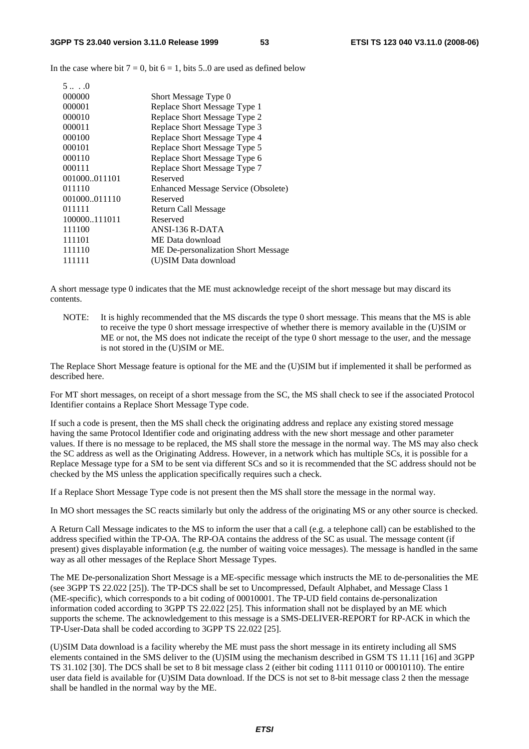In the case where bit 7 = 0, bit 6 = 1, bits 5..0 are used as defined below

| 5 .. . .0 | |
|---|---|
| 000000 | Short Message Type 0 |
| 000001 | Replace Short Message Type 1 |
| 000010 | Replace Short Message Type 2 |
| 000011 | Replace Short Message Type 3 |
| 000100 | Replace Short Message Type 4 |
| 000101 | Replace Short Message Type 5 |
| 000110 | Replace Short Message Type 6 |
| 000111 | Replace Short Message Type 7 |
| 001000..011101 | Reserved |
| 011110 | Enhanced Message Service (Obsolete) |
| 001000..011110 | Reserved |
| 011111 | Return Call Message |
| 100000..111011 | Reserved |
| 111100 | ANSI-136 R-DATA |
| 111101 | ME Data download |
| 111110 | ME De-personalization Short Message |
| 111111 | (U)SIM Data download |

A short message type 0 indicates that the ME must acknowledge receipt of the short message but may discard its contents.

NOTE: It is highly recommended that the MS discards the type 0 short message. This means that the MS is able to receive the type 0 short message irrespective of whether there is memory available in the (U)SIM or ME or not, the MS does not indicate the receipt of the type 0 short message to the user, and the message is not stored in the (U)SIM or ME.

The Replace Short Message feature is optional for the ME and the (U)SIM but if implemented it shall be performed as described here.

For MT short messages, on receipt of a short message from the SC, the MS shall check to see if the associated Protocol Identifier contains a Replace Short Message Type code.

If such a code is present, then the MS shall check the originating address and replace any existing stored message having the same Protocol Identifier code and originating address with the new short message and other parameter values. If there is no message to be replaced, the MS shall store the message in the normal way. The MS may also check the SC address as well as the Originating Address. However, in a network which has multiple SCs, it is possible for a Replace Message type for a SM to be sent via different SCs and so it is recommended that the SC address should not be checked by the MS unless the application specifically requires such a check.

If a Replace Short Message Type code is not present then the MS shall store the message in the normal way.

In MO short messages the SC reacts similarly but only the address of the originating MS or any other source is checked.

A Return Call Message indicates to the MS to inform the user that a call (e.g. a telephone call) can be established to the address specified within the TP-OA. The RP-OA contains the address of the SC as usual. The message content (if present) gives displayable information (e.g. the number of waiting voice messages). The message is handled in the same way as all other messages of the Replace Short Message Types.

The ME De-personalization Short Message is a ME-specific message which instructs the ME to de-personalities the ME (see 3GPP TS 22.022 [25]). The TP-DCS shall be set to Uncompressed, Default Alphabet, and Message Class 1 (ME-specific), which corresponds to a bit coding of 00010001. The TP-UD field contains de-personalization information coded according to 3GPP TS 22.022 [25]. This information shall not be displayed by an ME which supports the scheme. The acknowledgement to this message is a SMS-DELIVER-REPORT for RP-ACK in which the TP-User-Data shall be coded according to 3GPP TS 22.022 [25].

(U)SIM Data download is a facility whereby the ME must pass the short message in its entirety including all SMS elements contained in the SMS deliver to the (U)SIM using the mechanism described in GSM TS 11.11 [16] and 3GPP TS 31.102 [30]. The DCS shall be set to 8 bit message class 2 (either bit coding 1111 0110 or 00010110). The entire user data field is available for (U)SIM Data download. If the DCS is not set to 8-bit message class 2 then the message shall be handled in the normal way by the ME.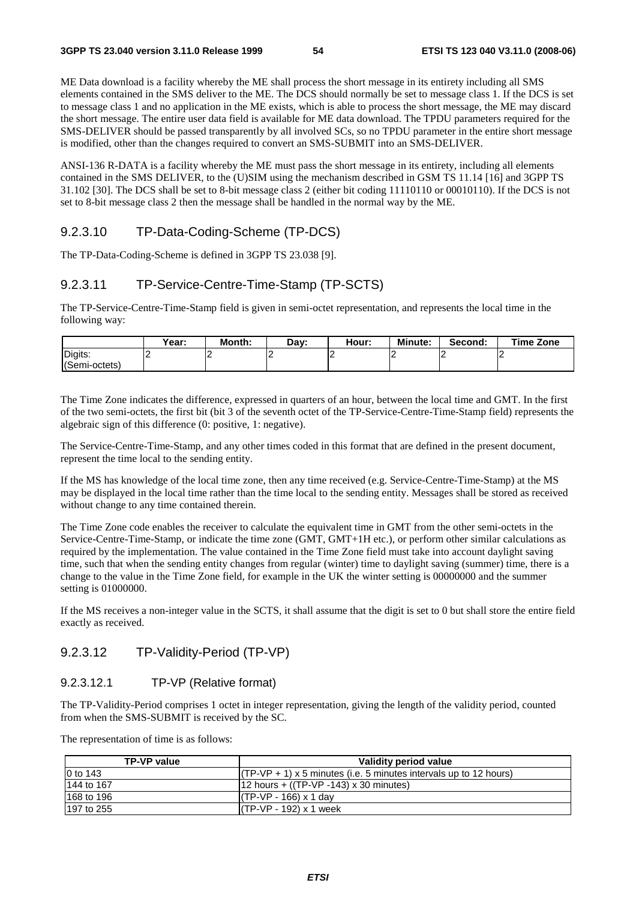ME Data download is a facility whereby the ME shall process the short message in its entirety including all SMS elements contained in the SMS deliver to the ME. The DCS should normally be set to message class 1. If the DCS is set to message class 1 and no application in the ME exists, which is able to process the short message, the ME may discard the short message. The entire user data field is available for ME data download. The TPDU parameters required for the SMS-DELIVER should be passed transparently by all involved SCs, so no TPDU parameter in the entire short message is modified, other than the changes required to convert an SMS-SUBMIT into an SMS-DELIVER.

ANSI-136 R-DATA is a facility whereby the ME must pass the short message in its entirety, including all elements contained in the SMS DELIVER, to the (U)SIM using the mechanism described in GSM TS 11.14 [16] and 3GPP TS 31.102 [30]. The DCS shall be set to 8-bit message class 2 (either bit coding 11110110 or 00010110). If the DCS is not set to 8-bit message class 2 then the message shall be handled in the normal way by the ME.

### 9.2.3.10 TP-Data-Coding-Scheme (TP-DCS)

The TP-Data-Coding-Scheme is defined in 3GPP TS 23.038 [9].

### 9.2.3.11 TP-Service-Centre-Time-Stamp (TP-SCTS)

The TP-Service-Centre-Time-Stamp field is given in semi-octet representation, and represents the local time in the following way:

| | Year: | Month: | Day: | Hour: | Minute: | Second: | Time Zone |
|---|---|---|---|---|---|---|---|
| Digits: (Semi-octets) | 2 | 2 | 2 | 2 | 2 | 2 | 2 |

The Time Zone indicates the difference, expressed in quarters of an hour, between the local time and GMT. In the first of the two semi-octets, the first bit (bit 3 of the seventh octet of the TP-Service-Centre-Time-Stamp field) represents the algebraic sign of this difference (0: positive, 1: negative).

The Service-Centre-Time-Stamp, and any other times coded in this format that are defined in the present document, represent the time local to the sending entity.

If the MS has knowledge of the local time zone, then any time received (e.g. Service-Centre-Time-Stamp) at the MS may be displayed in the local time rather than the time local to the sending entity. Messages shall be stored as received without change to any time contained therein.

The Time Zone code enables the receiver to calculate the equivalent time in GMT from the other semi-octets in the Service-Centre-Time-Stamp, or indicate the time zone (GMT, GMT+1H etc.), or perform other similar calculations as required by the implementation. The value contained in the Time Zone field must take into account daylight saving time, such that when the sending entity changes from regular (winter) time to daylight saving (summer) time, there is a change to the value in the Time Zone field, for example in the UK the winter setting is 00000000 and the summer setting is 01000000.

If the MS receives a non-integer value in the SCTS, it shall assume that the digit is set to 0 but shall store the entire field exactly as received.

### 9.2.3.12 TP-Validity-Period (TP-VP)

#### 9.2.3.12.1 TP-VP (Relative format)

The TP-Validity-Period comprises 1 octet in integer representation, giving the length of the validity period, counted from when the SMS-SUBMIT is received by the SC.

The representation of time is as follows:

| TP-VP value | Validity period value |
|---|---|
| 0 to 143 | (TP-VP + 1) x 5 minutes (i.e. 5 minutes intervals up to 12 hours) |
| 144 to 167 | 12 hours + ((TP-VP -143) x 30 minutes) |
| 168 to 196 | (TP-VP - 166) x 1 day |
| 197 to 255 | (TP-VP - 192) x 1 week |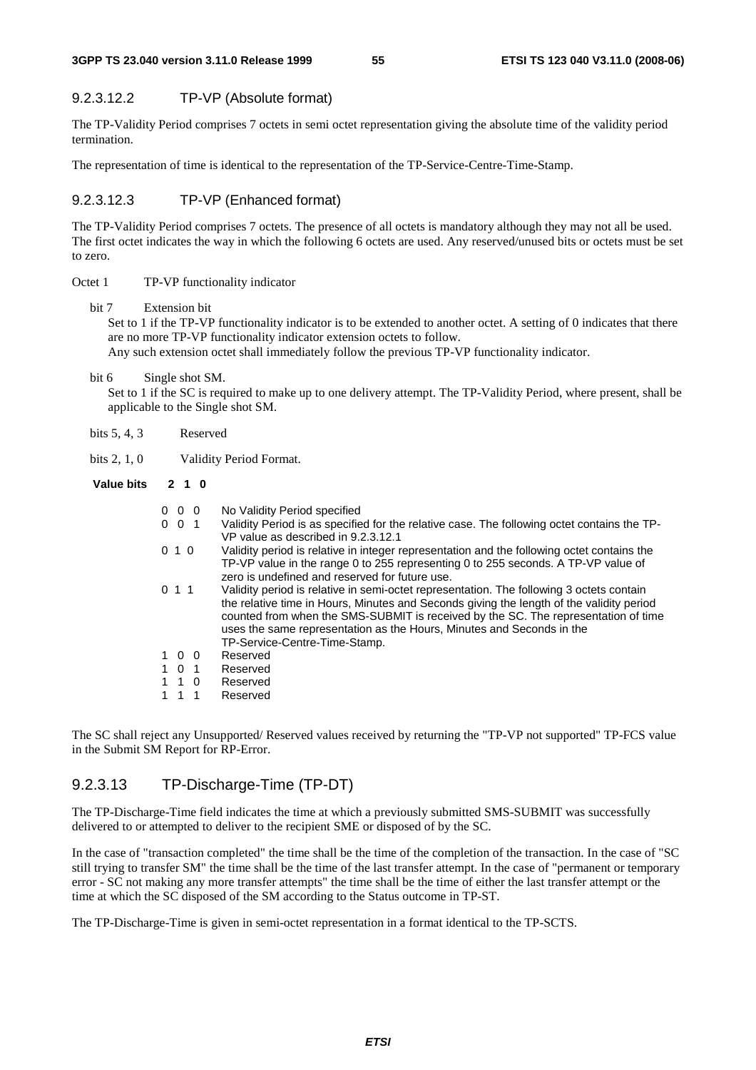### 9.2.3.12.2 TP-VP (Absolute format)

The TP-Validity Period comprises 7 octets in semi octet representation giving the absolute time of the validity period termination.

The representation of time is identical to the representation of the TP-Service-Centre-Time-Stamp.

### 9.2.3.12.3 TP-VP (Enhanced format)

The TP-Validity Period comprises 7 octets. The presence of all octets is mandatory although they may not all be used. The first octet indicates the way in which the following 6 octets are used. Any reserved/unused bits or octets must be set to zero.

Octet 1 TP-VP functionality indicator

bit 7 Extension bit

Set to 1 if the TP-VP functionality indicator is to be extended to another octet. A setting of 0 indicates that there are no more TP-VP functionality indicator extension octets to follow.

Any such extension octet shall immediately follow the previous TP-VP functionality indicator.

bit 6 Single shot SM.

Set to 1 if the SC is required to make up to one delivery attempt. The TP-Validity Period, where present, shall be applicable to the Single shot SM.

bits 5, 4, 3 Reserved

bits 2, 1, 0 Validity Period Format.

| **Value bits 2 1 0** | |
|---|---|
| 0 0 0 | No Validity Period specified |
| 0 0 1 | Validity Period is as specified for the relative case. The following octet contains the TP-VP value as described in 9.2.3.12.1 |
| 0 1 0 | Validity period is relative in integer representation and the following octet contains the TP-VP value in the range 0 to 255 representing 0 to 255 seconds. A TP-VP value of zero is undefined and reserved for future use. |
| 0 1 1 | Validity period is relative in semi-octet representation. The following 3 octets contain the relative time in Hours, Minutes and Seconds giving the length of the validity period counted from when the SMS-SUBMIT is received by the SC. The representation of time uses the same representation as the Hours, Minutes and Seconds in the TP-Service-Centre-Time-Stamp. |
| 1 0 0 | Reserved |
| 1 0 1 | Reserved |
| 1 1 0 | Reserved |
| 1 1 1 | Reserved |

The SC shall reject any Unsupported/ Reserved values received by returning the "TP-VP not supported" TP-FCS value in the Submit SM Report for RP-Error.

## 9.2.3.13 TP-Discharge-Time (TP-DT)

The TP-Discharge-Time field indicates the time at which a previously submitted SMS-SUBMIT was successfully delivered to or attempted to deliver to the recipient SME or disposed of by the SC.

In the case of "transaction completed" the time shall be the time of the completion of the transaction. In the case of "SC still trying to transfer SM" the time shall be the time of the last transfer attempt. In the case of "permanent or temporary error - SC not making any more transfer attempts" the time shall be the time of either the last transfer attempt or the time at which the SC disposed of the SM according to the Status outcome in TP-ST.

The TP-Discharge-Time is given in semi-octet representation in a format identical to the TP-SCTS.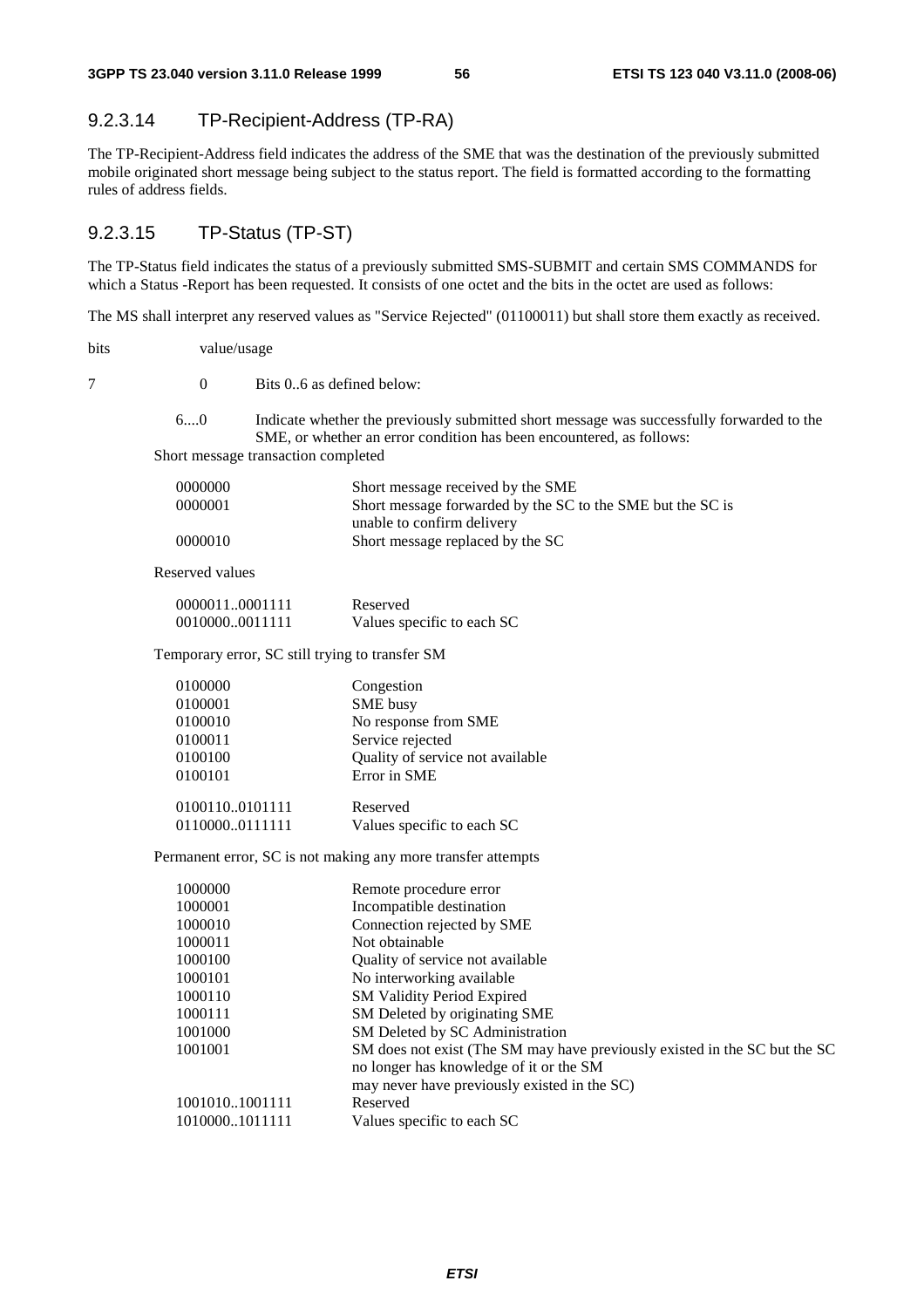### 9.2.3.14 TP-Recipient-Address (TP-RA)

The TP-Recipient-Address field indicates the address of the SME that was the destination of the previously submitted mobile originated short message being subject to the status report. The field is formatted according to the formatting rules of address fields.

### 9.2.3.15 TP-Status (TP-ST)

The TP-Status field indicates the status of a previously submitted SMS-SUBMIT and certain SMS COMMANDS for which a Status -Report has been requested. It consists of one octet and the bits in the octet are used as follows:

The MS shall interpret any reserved values as "Service Rejected" (01100011) but shall store them exactly as received.

| bits | value/usage | |
|---|---|---|
| 7 | 0 | Bits 0..6 as defined below: |

6....0 Indicate whether the previously submitted short message was successfully forwarded to the SME, or whether an error condition has been encountered, as follows:

Short message transaction completed

| | |
|---|---|
| 0000000 | Short message received by the SME |
| 0000001 | Short message forwarded by the SC to the SME but the SC is unable to confirm delivery |
| 0000010 | Short message replaced by the SC |

Reserved values

| | |
|---|---|
| 0000011..0001111 | Reserved |
| 0010000..0011111 | Values specific to each SC |

Temporary error, SC still trying to transfer SM

| | |
|---|---|
| 0100000 | Congestion |
| 0100001 | SME busy |
| 0100010 | No response from SME |
| 0100011 | Service rejected |
| 0100100 | Quality of service not available |
| 0100101 | Error in SME |
| 0100110..0101111 | Reserved |
| 0110000..0111111 | Values specific to each SC |

Permanent error, SC is not making any more transfer attempts

| | |
|---|---|
| 1000000 | Remote procedure error |
| 1000001 | Incompatible destination |
| 1000010 | Connection rejected by SME |
| 1000011 | Not obtainable |
| 1000100 | Quality of service not available |
| 1000101 | No interworking available |
| 1000110 | SM Validity Period Expired |
| 1000111 | SM Deleted by originating SME |
| 1001000 | SM Deleted by SC Administration |
| 1001001 | SM does not exist (The SM may have previously existed in the SC but the SC no longer has knowledge of it or the SM may never have previously existed in the SC) |
| 1001010..1001111 | Reserved |
| 1010000..1011111 | Values specific to each SC |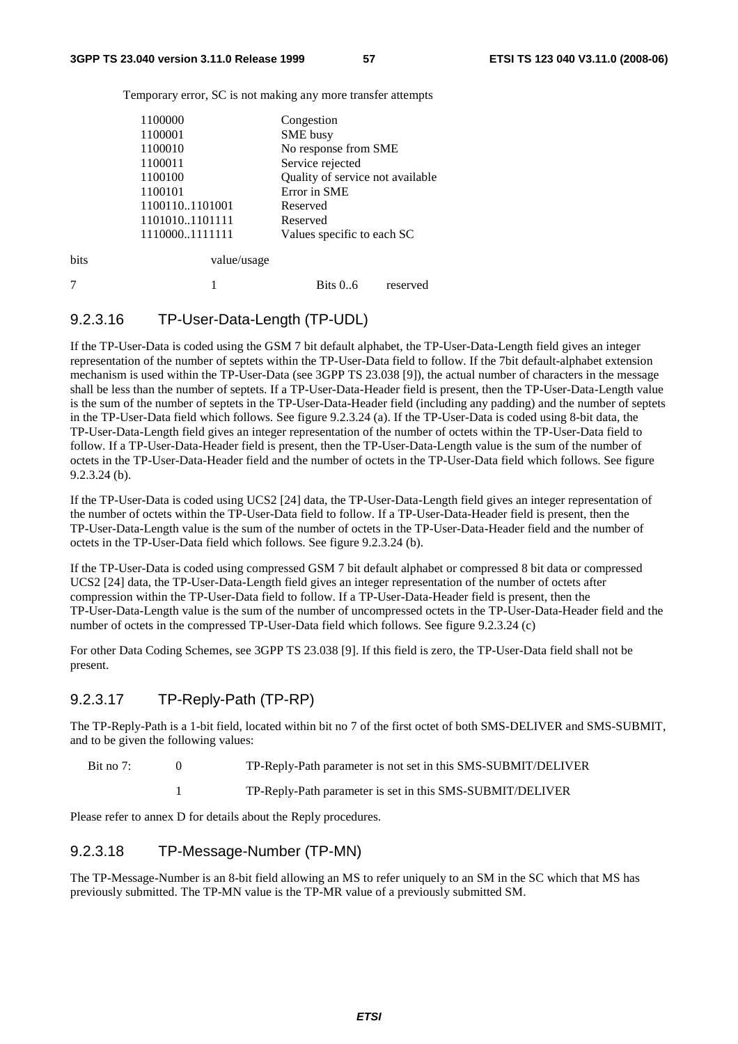Temporary error, SC is not making any more transfer attempts

| | |
|---|---|
| 1100000 | Congestion |
| 1100001 | SME busy |
| 1100010 | No response from SME |
| 1100011 | Service rejected |
| 1100100 | Quality of service not available |
| 1100101 | Error in SME |
| 1100110..1101001 | Reserved |
| 1101010..1101111 | Reserved |
| 1110000..1111111 | Values specific to each SC |

| bits | value/usage | | |
|---|---|---|---|
| 7 | 1 | Bits 0..6 | reserved |

### 9.2.3.16 TP-User-Data-Length (TP-UDL)

If the TP-User-Data is coded using the GSM 7 bit default alphabet, the TP-User-Data-Length field gives an integer representation of the number of septets within the TP-User-Data field to follow. If the 7bit default-alphabet extension mechanism is used within the TP-User-Data (see 3GPP TS 23.038 [9]), the actual number of characters in the message shall be less than the number of septets. If a TP-User-Data-Header field is present, then the TP-User-Data-Length value is the sum of the number of septets in the TP-User-Data-Header field (including any padding) and the number of septets in the TP-User-Data field which follows. See figure 9.2.3.24 (a). If the TP-User-Data is coded using 8-bit data, the TP-User-Data-Length field gives an integer representation of the number of octets within the TP-User-Data field to follow. If a TP-User-Data-Header field is present, then the TP-User-Data-Length value is the sum of the number of octets in the TP-User-Data-Header field and the number of octets in the TP-User-Data field which follows. See figure 9.2.3.24 (b).

If the TP-User-Data is coded using UCS2 [24] data, the TP-User-Data-Length field gives an integer representation of the number of octets within the TP-User-Data field to follow. If a TP-User-Data-Header field is present, then the TP-User-Data-Length value is the sum of the number of octets in the TP-User-Data-Header field and the number of octets in the TP-User-Data field which follows. See figure 9.2.3.24 (b).

If the TP-User-Data is coded using compressed GSM 7 bit default alphabet or compressed 8 bit data or compressed UCS2 [24] data, the TP-User-Data-Length field gives an integer representation of the number of octets after compression within the TP-User-Data field to follow. If a TP-User-Data-Header field is present, then the TP-User-Data-Length value is the sum of the number of uncompressed octets in the TP-User-Data-Header field and the number of octets in the compressed TP-User-Data field which follows. See figure 9.2.3.24 (c)

For other Data Coding Schemes, see 3GPP TS 23.038 [9]. If this field is zero, the TP-User-Data field shall not be present.

### 9.2.3.17 TP-Reply-Path (TP-RP)

The TP-Reply-Path is a 1-bit field, located within bit no 7 of the first octet of both SMS-DELIVER and SMS-SUBMIT, and to be given the following values:

| | | |
|---|---|---|
| Bit no 7: | 0 | TP-Reply-Path parameter is not set in this SMS-SUBMIT/DELIVER |
| | 1 | TP-Reply-Path parameter is set in this SMS-SUBMIT/DELIVER |

Please refer to annex D for details about the Reply procedures.

### 9.2.3.18 TP-Message-Number (TP-MN)

The TP-Message-Number is an 8-bit field allowing an MS to refer uniquely to an SM in the SC which that MS has previously submitted. The TP-MN value is the TP-MR value of a previously submitted SM.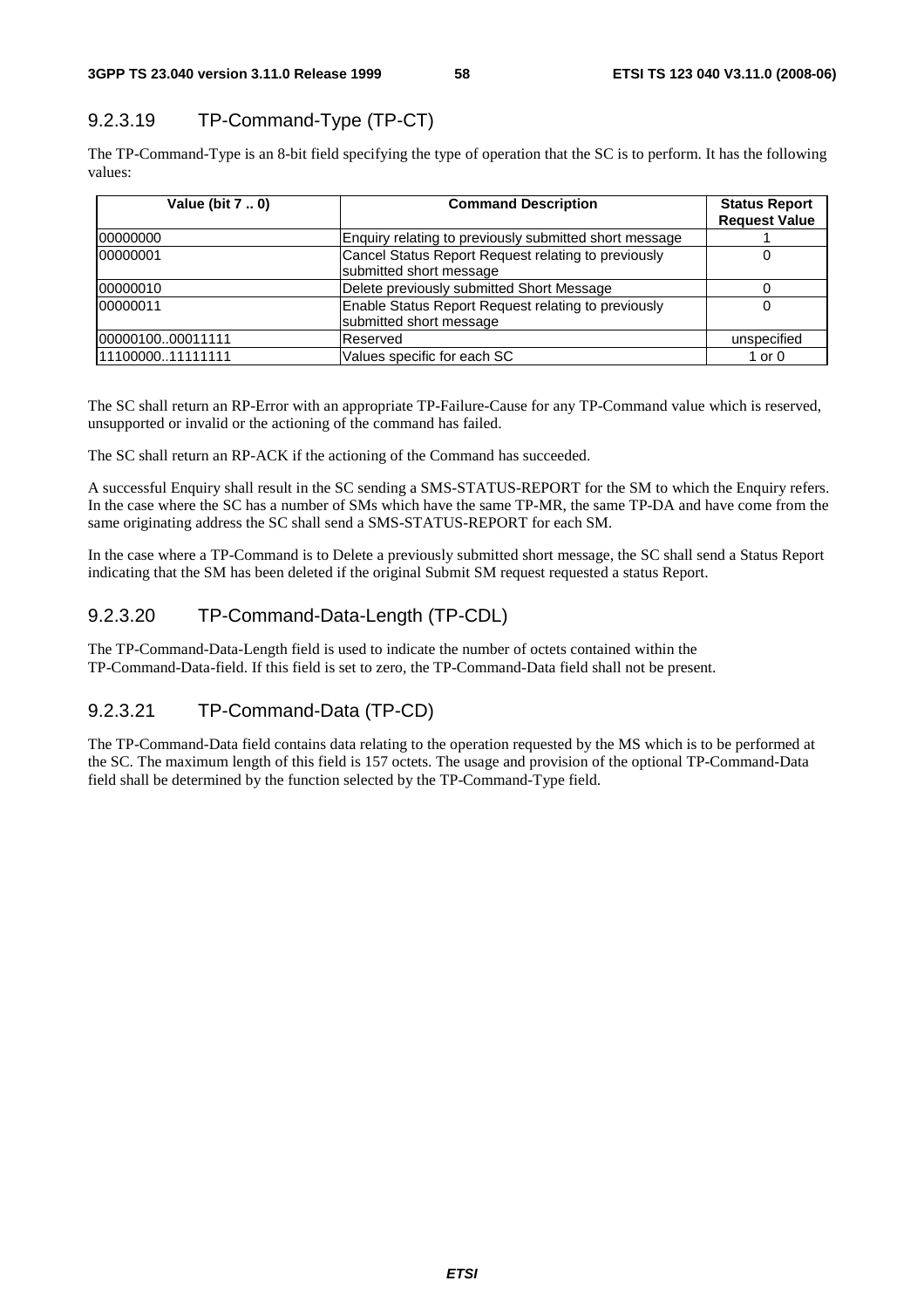### 9.2.3.19 TP-Command-Type (TP-CT)

The TP-Command-Type is an 8-bit field specifying the type of operation that the SC is to perform. It has the following values:

| Value (bit 7 .. 0) | Command Description | Status Report Request Value |
|---|---|---|
| 00000000 | Enquiry relating to previously submitted short message | 1 |
| 00000001 | Cancel Status Report Request relating to previously submitted short message | 0 |
| 00000010 | Delete previously submitted Short Message | 0 |
| 00000011 | Enable Status Report Request relating to previously submitted short message | 0 |
| 00000100..00011111 | Reserved | unspecified |
| 11100000..11111111 | Values specific for each SC | 1 or 0 |

The SC shall return an RP-Error with an appropriate TP-Failure-Cause for any TP-Command value which is reserved, unsupported or invalid or the actioning of the command has failed.

The SC shall return an RP-ACK if the actioning of the Command has succeeded.

A successful Enquiry shall result in the SC sending a SMS-STATUS-REPORT for the SM to which the Enquiry refers. In the case where the SC has a number of SMs which have the same TP-MR, the same TP-DA and have come from the same originating address the SC shall send a SMS-STATUS-REPORT for each SM.

In the case where a TP-Command is to Delete a previously submitted short message, the SC shall send a Status Report indicating that the SM has been deleted if the original Submit SM request requested a status Report.

### 9.2.3.20 TP-Command-Data-Length (TP-CDL)

The TP-Command-Data-Length field is used to indicate the number of octets contained within the TP-Command-Data-field. If this field is set to zero, the TP-Command-Data field shall not be present.

### 9.2.3.21 TP-Command-Data (TP-CD)

The TP-Command-Data field contains data relating to the operation requested by the MS which is to be performed at the SC. The maximum length of this field is 157 octets. The usage and provision of the optional TP-Command-Data field shall be determined by the function selected by the TP-Command-Type field.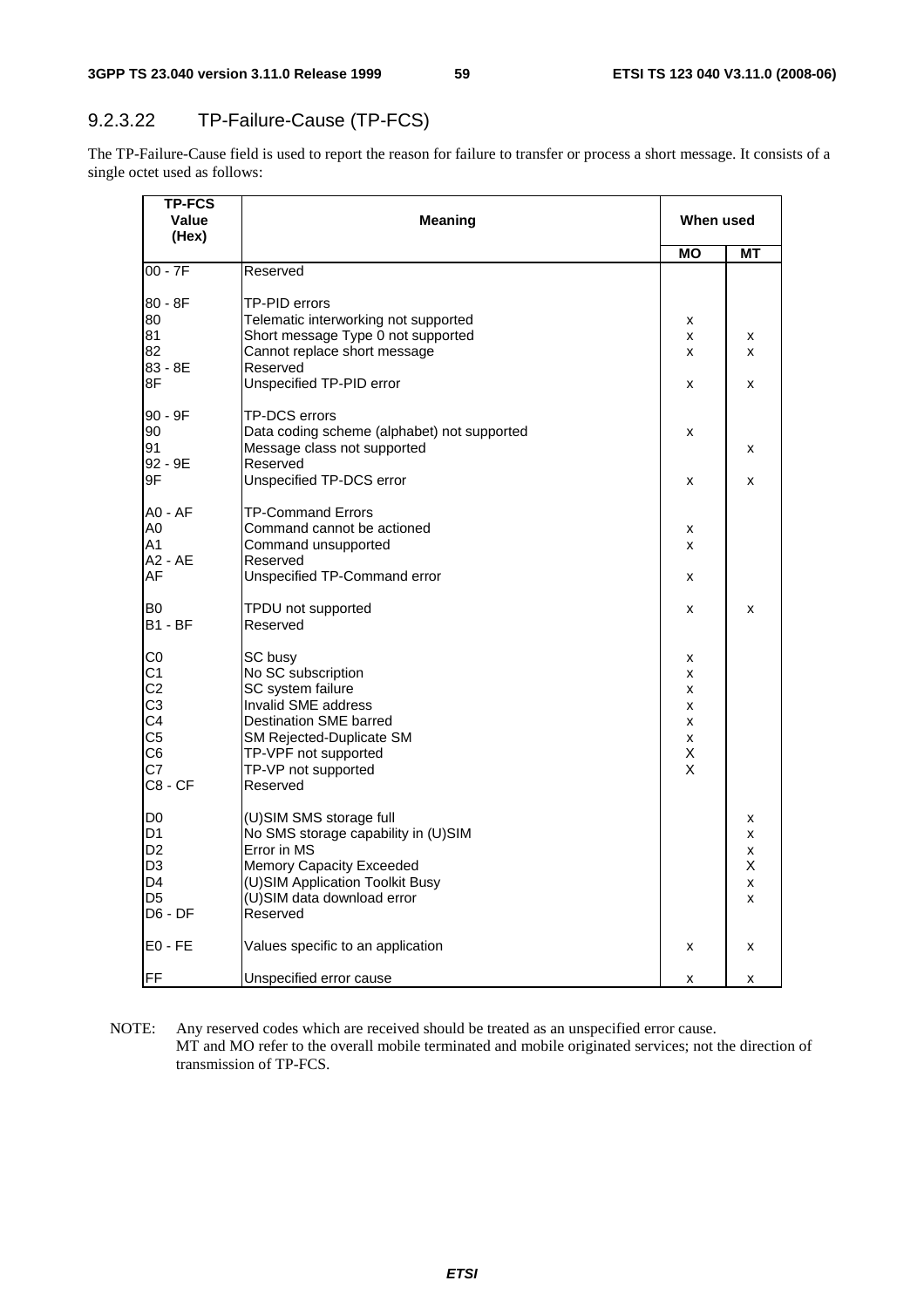### 9.2.3.22 TP-Failure-Cause (TP-FCS)

The TP-Failure-Cause field is used to report the reason for failure to transfer or process a short message. It consists of a single octet used as follows:

| TP-FCS Value (Hex) | Meaning | When used | |
|---|---|---|---|
| | | MO | MT |
| 00 - 7F | Reserved | | |
| 80 - 8F | TP-PID errors | | |
| 80 | Telematic interworking not supported | x | |
| 81 | Short message Type 0 not supported | x | x |
| 82 | Cannot replace short message | x | x |
| 83 - 8E | Reserved | | |
| 8F | Unspecified TP-PID error | x | x |
| 90 - 9F | TP-DCS errors | | |
| 90 | Data coding scheme (alphabet) not supported | x | |
| 91 | Message class not supported | | x |
| 92 - 9E | Reserved | | |
| 9F | Unspecified TP-DCS error | x | x |
| A0 - AF | TP-Command Errors | | |
| A0 | Command cannot be actioned | x | |
| A1 | Command unsupported | x | |
| A2 - AE | Reserved | | |
| AF | Unspecified TP-Command error | x | |
| B0 | TPDU not supported | x | x |
| B1 - BF | Reserved | | |
| C0 | SC busy | x | |
| C1 | No SC subscription | x | |
| C2 | SC system failure | x | |
| C3 | Invalid SME address | x | |
| C4 | Destination SME barred | x | |
| C5 | SM Rejected-Duplicate SM | x | |
| C6 | TP-VPF not supported | X | |
| C7 | TP-VP not supported | X | |
| C8 - CF | Reserved | | |
| D0 | (U)SIM SMS storage full | | x |
| D1 | No SMS storage capability in (U)SIM | | x |
| D2 | Error in MS | | x |
| D3 | Memory Capacity Exceeded | | X |
| D4 | (U)SIM Application Toolkit Busy | | x |
| D5 | (U)SIM data download error | | x |
| D6 - DF | Reserved | | |
| E0 - FE | Values specific to an application | x | x |
| FF | Unspecified error cause | x | x |

NOTE: Any reserved codes which are received should be treated as an unspecified error cause.
MT and MO refer to the overall mobile terminated and mobile originated services; not the direction of transmission of TP-FCS.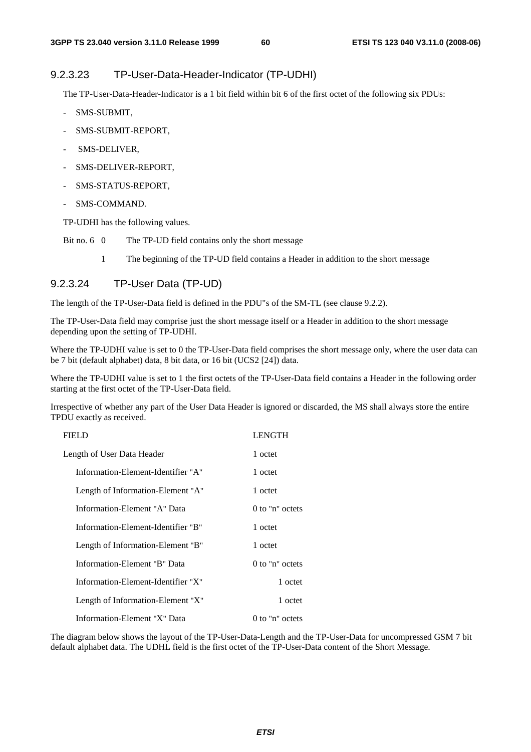### 9.2.3.23 TP-User-Data-Header-Indicator (TP-UDHI)

The TP-User-Data-Header-Indicator is a 1 bit field within bit 6 of the first octet of the following six PDUs:

- SMS-SUBMIT,
- SMS-SUBMIT-REPORT,
- SMS-DELIVER,
- SMS-DELIVER-REPORT,
- SMS-STATUS-REPORT,
- SMS-COMMAND.

TP-UDHI has the following values.

Bit no. 6 0 The TP-UD field contains only the short message

1 The beginning of the TP-UD field contains a Header in addition to the short message

### 9.2.3.24 TP-User Data (TP-UD)

The length of the TP-User-Data field is defined in the PDU"s of the SM-TL (see clause 9.2.2).

The TP-User-Data field may comprise just the short message itself or a Header in addition to the short message depending upon the setting of TP-UDHI.

Where the TP-UDHI value is set to 0 the TP-User-Data field comprises the short message only, where the user data can be 7 bit (default alphabet) data, 8 bit data, or 16 bit (UCS2 [24]) data.

Where the TP-UDHI value is set to 1 the first octets of the TP-User-Data field contains a Header in the following order starting at the first octet of the TP-User-Data field.

Irrespective of whether any part of the User Data Header is ignored or discarded, the MS shall always store the entire TPDU exactly as received.

| FIELD | LENGTH |
|---|---|
| Length of User Data Header | 1 octet |
| Information-Element-Identifier "A" | 1 octet |
| Length of Information-Element "A" | 1 octet |
| Information-Element "A" Data | 0 to "n" octets |
| Information-Element-Identifier "B" | 1 octet |
| Length of Information-Element "B" | 1 octet |
| Information-Element "B" Data | 0 to "n" octets |
| Information-Element-Identifier "X" | 1 octet |
| Length of Information-Element "X" | 1 octet |
| Information-Element "X" Data | 0 to "n" octets |

The diagram below shows the layout of the TP-User-Data-Length and the TP-User-Data for uncompressed GSM 7 bit default alphabet data. The UDHL field is the first octet of the TP-User-Data content of the Short Message.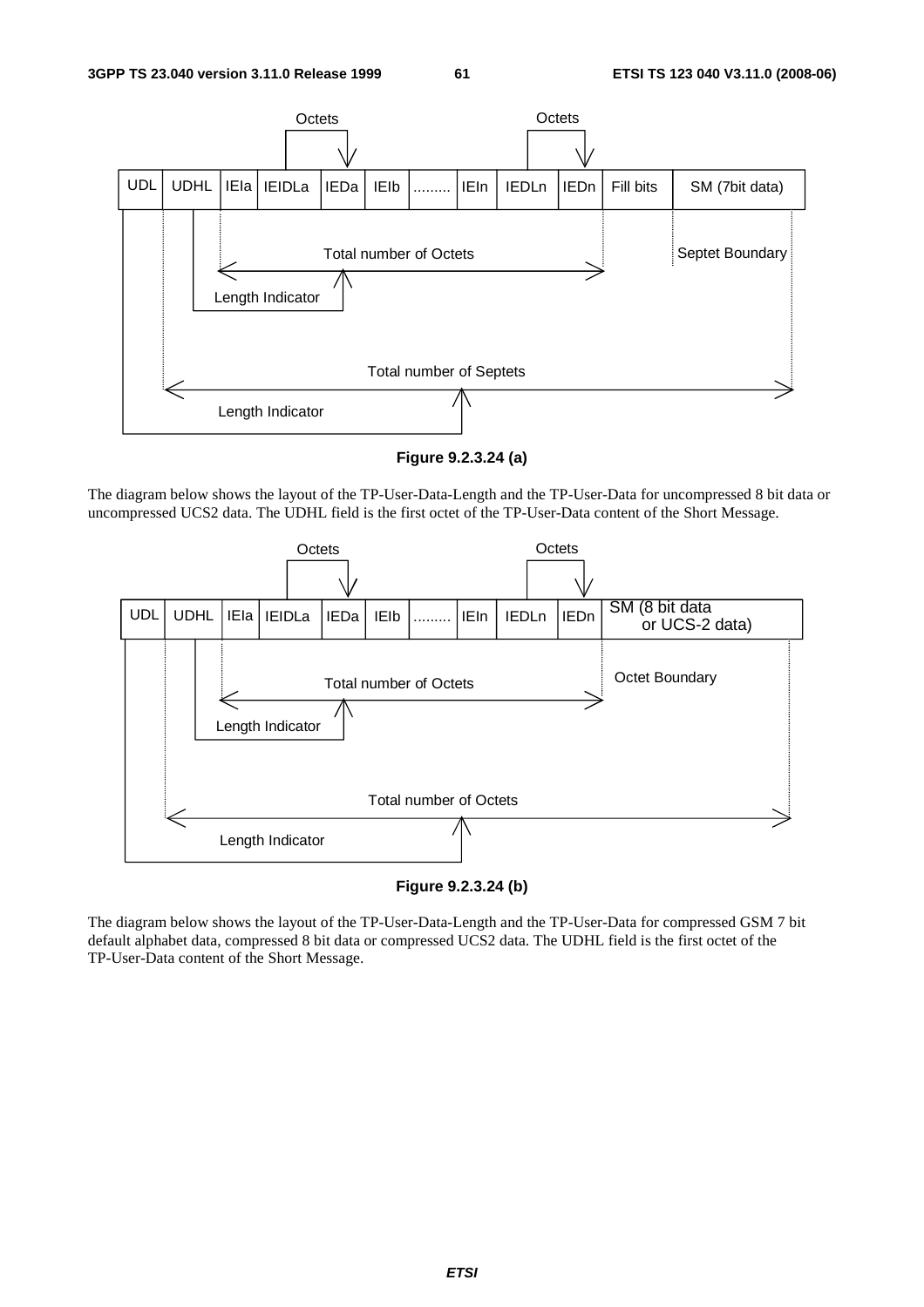Figure 9.2.3.24 (a)

The diagram below shows the layout of the TP-User-Data-Length and the TP-User-Data for uncompressed 8 bit data or uncompressed UCS2 data. The UDHL field is the first octet of the TP-User-Data content of the Short Message.

Figure 9.2.3.24 (b)

The diagram below shows the layout of the TP-User-Data-Length and the TP-User-Data for compressed GSM 7 bit default alphabet data, compressed 8 bit data or compressed UCS2 data. The UDHL field is the first octet of the TP-User-Data content of the Short Message.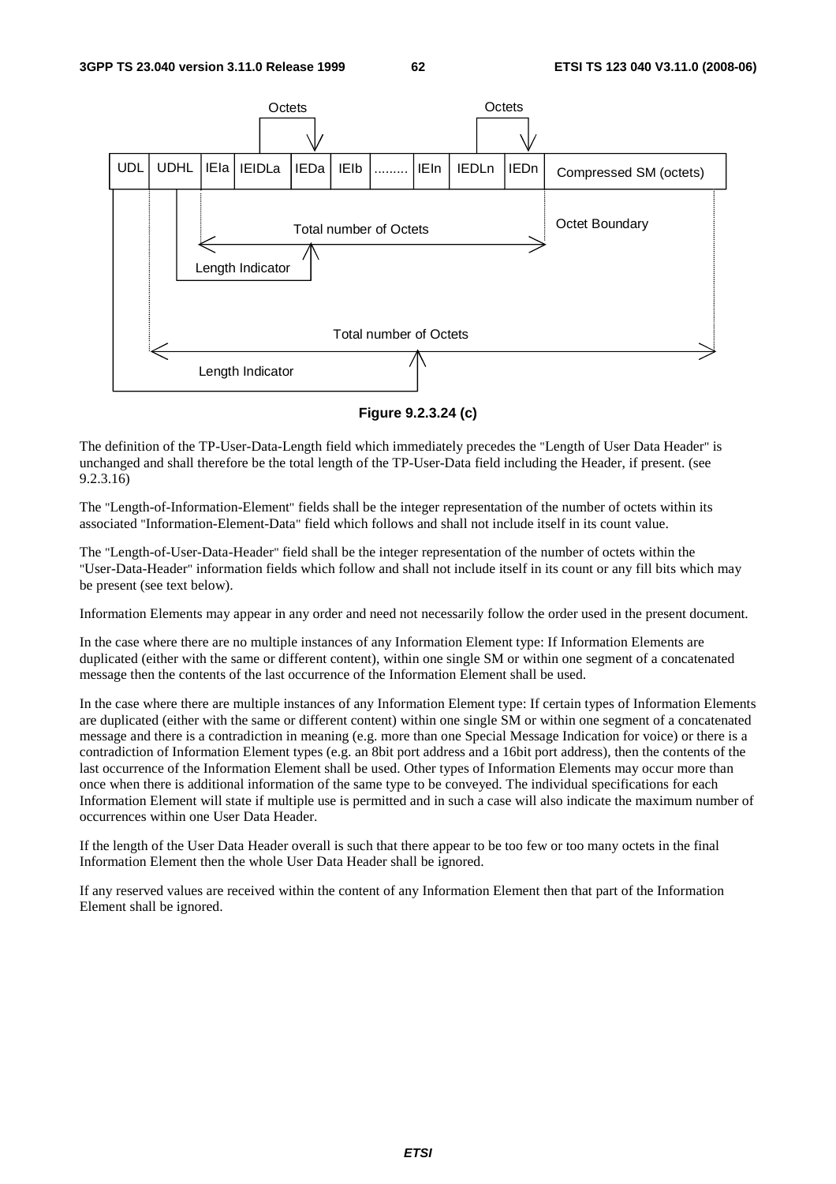| UDL | UDHL | IEIa | IEIDLa | IEDa | IEIb | ......... | IEIn | IEDLn | IEDn | Compressed SM (octets) |
|---|---|---|---|---|---|---|---|---|---|---|

**Figure 9.2.3.24 (c)**

The definition of the TP-User-Data-Length field which immediately precedes the "Length of User Data Header" is unchanged and shall therefore be the total length of the TP-User-Data field including the Header, if present. (see 9.2.3.16)

The "Length-of-Information-Element" fields shall be the integer representation of the number of octets within its associated "Information-Element-Data" field which follows and shall not include itself in its count value.

The "Length-of-User-Data-Header" field shall be the integer representation of the number of octets within the "User-Data-Header" information fields which follow and shall not include itself in its count or any fill bits which may be present (see text below).

Information Elements may appear in any order and need not necessarily follow the order used in the present document.

In the case where there are no multiple instances of any Information Element type: If Information Elements are duplicated (either with the same or different content), within one single SM or within one segment of a concatenated message then the contents of the last occurrence of the Information Element shall be used.

In the case where there are multiple instances of any Information Element type: If certain types of Information Elements are duplicated (either with the same or different content) within one single SM or within one segment of a concatenated message and there is a contradiction in meaning (e.g. more than one Special Message Indication for voice) or there is a contradiction of Information Element types (e.g. an 8bit port address and a 16bit port address), then the contents of the last occurrence of the Information Element shall be used. Other types of Information Elements may occur more than once when there is additional information of the same type to be conveyed. The individual specifications for each Information Element will state if multiple use is permitted and in such a case will also indicate the maximum number of occurrences within one User Data Header.

If the length of the User Data Header overall is such that there appear to be too few or too many octets in the final Information Element then the whole User Data Header shall be ignored.

If any reserved values are received within the content of any Information Element then that part of the Information Element shall be ignored.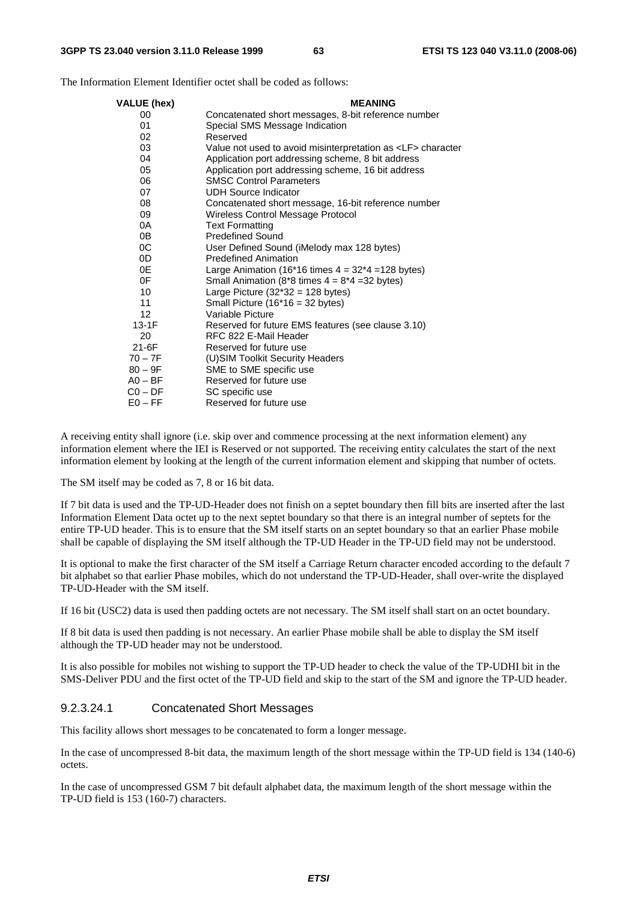The Information Element Identifier octet shall be coded as follows:

| VALUE (hex) | MEANING |
| --- | --- |
| 00 | Concatenated short messages, 8-bit reference number |
| 01 | Special SMS Message Indication |
| 02 | Reserved |
| 03 | Value not used to avoid misinterpretation as <LF> character |
| 04 | Application port addressing scheme, 8 bit address |
| 05 | Application port addressing scheme, 16 bit address |
| 06 | SMSC Control Parameters |
| 07 | UDH Source Indicator |
| 08 | Concatenated short message, 16-bit reference number |
| 09 | Wireless Control Message Protocol |
| 0A | Text Formatting |
| 0B | Predefined Sound |
| 0C | User Defined Sound (iMelody max 128 bytes) |
| 0D | Predefined Animation |
| 0E | Large Animation (16*16 times 4 = 32*4 =128 bytes) |
| 0F | Small Animation (8*8 times 4 = 8*4 =32 bytes) |
| 10 | Large Picture (32*32 = 128 bytes) |
| 11 | Small Picture (16*16 = 32 bytes) |
| 12 | Variable Picture |
| 13-1F | Reserved for future EMS features (see clause 3.10) |
| 20 | RFC 822 E-Mail Header |
| 21-6F | Reserved for future use |
| 70 – 7F | (U)SIM Toolkit Security Headers |
| 80 – 9F | SME to SME specific use |
| A0 – BF | Reserved for future use |
| C0 – DF | SC specific use |
| E0 – FF | Reserved for future use |

A receiving entity shall ignore (i.e. skip over and commence processing at the next information element) any information element where the IEI is Reserved or not supported. The receiving entity calculates the start of the next information element by looking at the length of the current information element and skipping that number of octets.

The SM itself may be coded as 7, 8 or 16 bit data.

If 7 bit data is used and the TP-UD-Header does not finish on a septet boundary then fill bits are inserted after the last Information Element Data octet up to the next septet boundary so that there is an integral number of septets for the entire TP-UD header. This is to ensure that the SM itself starts on an septet boundary so that an earlier Phase mobile shall be capable of displaying the SM itself although the TP-UD Header in the TP-UD field may not be understood.

It is optional to make the first character of the SM itself a Carriage Return character encoded according to the default 7 bit alphabet so that earlier Phase mobiles, which do not understand the TP-UD-Header, shall over-write the displayed TP-UD-Header with the SM itself.

If 16 bit (USC2) data is used then padding octets are not necessary. The SM itself shall start on an octet boundary.

If 8 bit data is used then padding is not necessary. An earlier Phase mobile shall be able to display the SM itself although the TP-UD header may not be understood.

It is also possible for mobiles not wishing to support the TP-UD header to check the value of the TP-UDHI bit in the SMS-Deliver PDU and the first octet of the TP-UD field and skip to the start of the SM and ignore the TP-UD header.

### 9.2.3.24.1 Concatenated Short Messages

This facility allows short messages to be concatenated to form a longer message.

In the case of uncompressed 8-bit data, the maximum length of the short message within the TP-UD field is 134 (140-6) octets.

In the case of uncompressed GSM 7 bit default alphabet data, the maximum length of the short message within the TP-UD field is 153 (160-7) characters.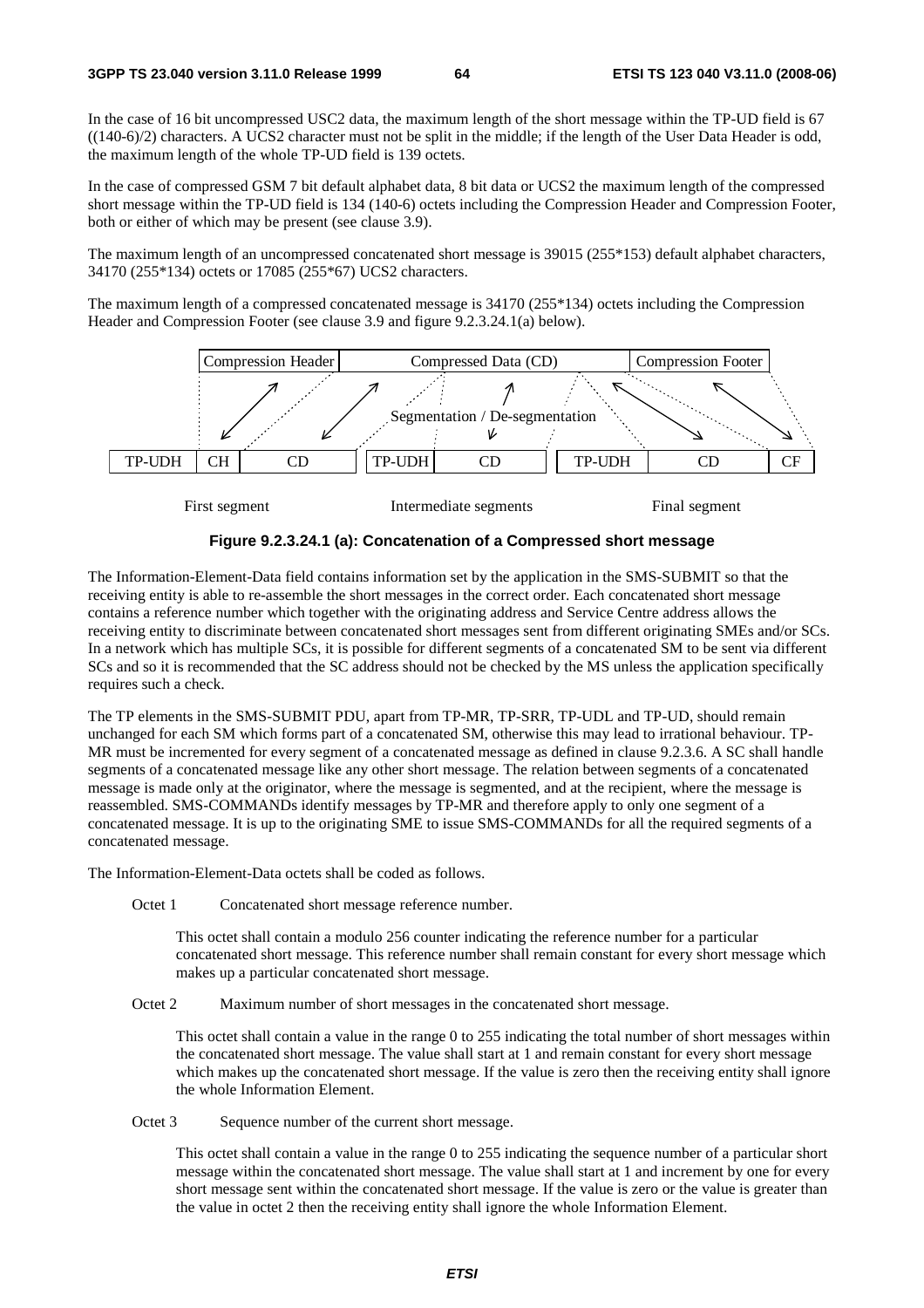In the case of 16 bit uncompressed USC2 data, the maximum length of the short message within the TP-UD field is 67 ((140-6)/2) characters. A UCS2 character must not be split in the middle; if the length of the User Data Header is odd, the maximum length of the whole TP-UD field is 139 octets.

In the case of compressed GSM 7 bit default alphabet data, 8 bit data or UCS2 the maximum length of the compressed short message within the TP-UD field is 134 (140-6) octets including the Compression Header and Compression Footer, both or either of which may be present (see clause 3.9).

The maximum length of an uncompressed concatenated short message is 39015 (255*153) default alphabet characters, 34170 (255*134) octets or 17085 (255*67) UCS2 characters.

The maximum length of a compressed concatenated message is 34170 (255*134) octets including the Compression Header and Compression Footer (see clause 3.9 and figure 9.2.3.24.1(a) below).

| Compression Header | Compressed Data (CD) | Compression Footer |
|---|---|---|

Segmentation / De-segmentation

| TP-UDH | CH | CD | TP-UDH | CD | TP-UDH | CD | CF |
|---|---|---|---|---|---|---|---|

First segment — Intermediate segments — Final segment

**Figure 9.2.3.24.1 (a): Concatenation of a Compressed short message**

The Information-Element-Data field contains information set by the application in the SMS-SUBMIT so that the receiving entity is able to re-assemble the short messages in the correct order. Each concatenated short message contains a reference number which together with the originating address and Service Centre address allows the receiving entity to discriminate between concatenated short messages sent from different originating SMEs and/or SCs. In a network which has multiple SCs, it is possible for different segments of a concatenated SM to be sent via different SCs and so it is recommended that the SC address should not be checked by the MS unless the application specifically requires such a check.

The TP elements in the SMS-SUBMIT PDU, apart from TP-MR, TP-SRR, TP-UDL and TP-UD, should remain unchanged for each SM which forms part of a concatenated SM, otherwise this may lead to irrational behaviour. TP-MR must be incremented for every segment of a concatenated message as defined in clause 9.2.3.6. A SC shall handle segments of a concatenated message like any other short message. The relation between segments of a concatenated message is made only at the originator, where the message is segmented, and at the recipient, where the message is reassembled. SMS-COMMANDs identify messages by TP-MR and therefore apply to only one segment of a concatenated message. It is up to the originating SME to issue SMS-COMMANDs for all the required segments of a concatenated message.

The Information-Element-Data octets shall be coded as follows.

Octet 1 Concatenated short message reference number.

This octet shall contain a modulo 256 counter indicating the reference number for a particular concatenated short message. This reference number shall remain constant for every short message which makes up a particular concatenated short message.

Octet 2 Maximum number of short messages in the concatenated short message.

This octet shall contain a value in the range 0 to 255 indicating the total number of short messages within the concatenated short message. The value shall start at 1 and remain constant for every short message which makes up the concatenated short message. If the value is zero then the receiving entity shall ignore the whole Information Element.

Octet 3 Sequence number of the current short message.

This octet shall contain a value in the range 0 to 255 indicating the sequence number of a particular short message within the concatenated short message. The value shall start at 1 and increment by one for every short message sent within the concatenated short message. If the value is zero or the value is greater than the value in octet 2 then the receiving entity shall ignore the whole Information Element.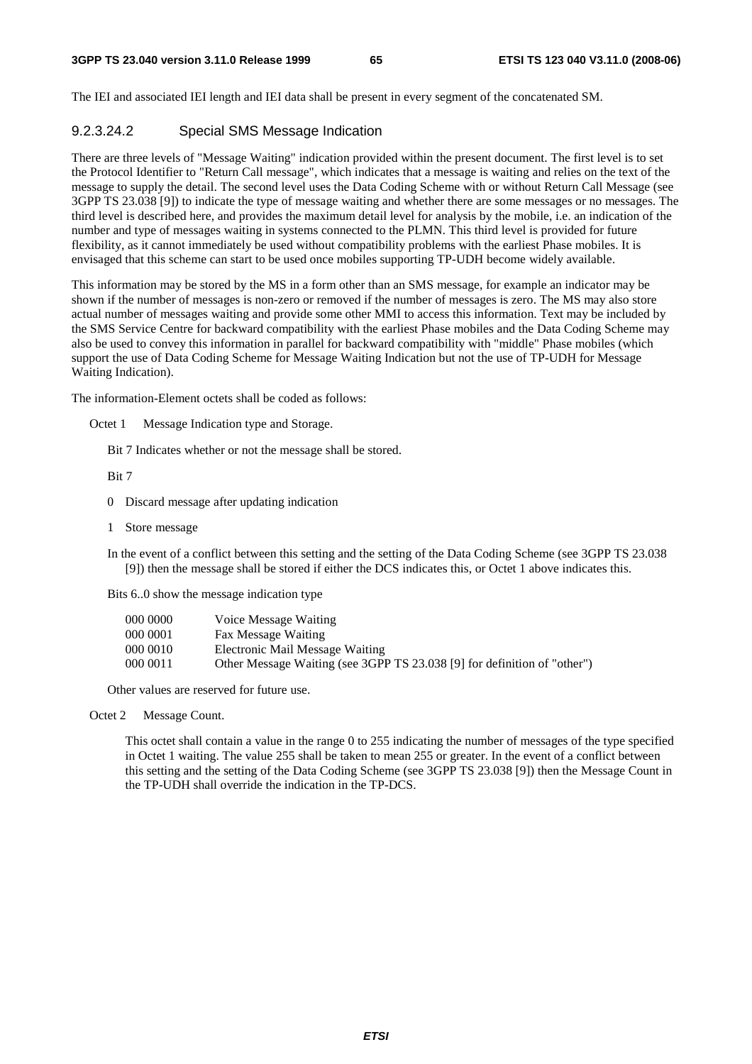The IEI and associated IEI length and IEI data shall be present in every segment of the concatenated SM.

#### 9.2.3.24.2 Special SMS Message Indication

There are three levels of "Message Waiting" indication provided within the present document. The first level is to set the Protocol Identifier to "Return Call message", which indicates that a message is waiting and relies on the text of the message to supply the detail. The second level uses the Data Coding Scheme with or without Return Call Message (see 3GPP TS 23.038 [9]) to indicate the type of message waiting and whether there are some messages or no messages. The third level is described here, and provides the maximum detail level for analysis by the mobile, i.e. an indication of the number and type of messages waiting in systems connected to the PLMN. This third level is provided for future flexibility, as it cannot immediately be used without compatibility problems with the earliest Phase mobiles. It is envisaged that this scheme can start to be used once mobiles supporting TP-UDH become widely available.

This information may be stored by the MS in a form other than an SMS message, for example an indicator may be shown if the number of messages is non-zero or removed if the number of messages is zero. The MS may also store actual number of messages waiting and provide some other MMI to access this information. Text may be included by the SMS Service Centre for backward compatibility with the earliest Phase mobiles and the Data Coding Scheme may also be used to convey this information in parallel for backward compatibility with "middle" Phase mobiles (which support the use of Data Coding Scheme for Message Waiting Indication but not the use of TP-UDH for Message Waiting Indication).

The information-Element octets shall be coded as follows:

Octet 1 Message Indication type and Storage.

Bit 7 Indicates whether or not the message shall be stored.

Bit 7

0 Discard message after updating indication

1 Store message

In the event of a conflict between this setting and the setting of the Data Coding Scheme (see 3GPP TS 23.038 [9]) then the message shall be stored if either the DCS indicates this, or Octet 1 above indicates this.

Bits 6..0 show the message indication type

| | |
|---|---|
| 000 0000 | Voice Message Waiting |
| 000 0001 | Fax Message Waiting |
| 000 0010 | Electronic Mail Message Waiting |
| 000 0011 | Other Message Waiting (see 3GPP TS 23.038 [9] for definition of "other") |

Other values are reserved for future use.

Octet 2 Message Count.

This octet shall contain a value in the range 0 to 255 indicating the number of messages of the type specified in Octet 1 waiting. The value 255 shall be taken to mean 255 or greater. In the event of a conflict between this setting and the setting of the Data Coding Scheme (see 3GPP TS 23.038 [9]) then the Message Count in the TP-UDH shall override the indication in the TP-DCS.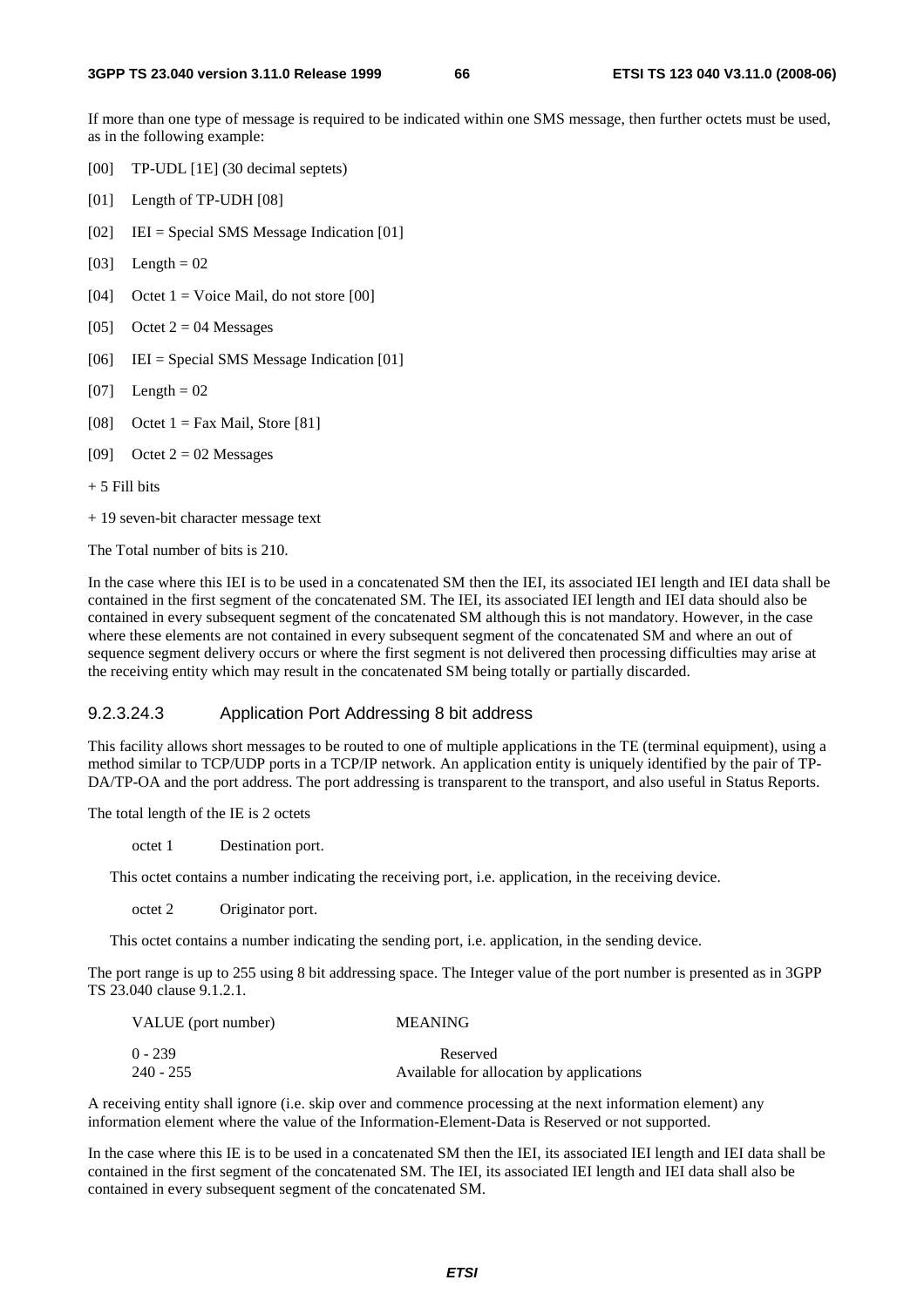If more than one type of message is required to be indicated within one SMS message, then further octets must be used, as in the following example:

[00] TP-UDL [1E] (30 decimal septets)

[01] Length of TP-UDH [08]

[02] IEI = Special SMS Message Indication [01]

[03] Length = 02

[04] Octet 1 = Voice Mail, do not store [00]

[05] Octet 2 = 04 Messages

[06] IEI = Special SMS Message Indication [01]

[07] Length = 02

[08] Octet 1 = Fax Mail, Store [81]

[09] Octet 2 = 02 Messages

+ 5 Fill bits

+ 19 seven-bit character message text

The Total number of bits is 210.

In the case where this IEI is to be used in a concatenated SM then the IEI, its associated IEI length and IEI data shall be contained in the first segment of the concatenated SM. The IEI, its associated IEI length and IEI data should also be contained in every subsequent segment of the concatenated SM although this is not mandatory. However, in the case where these elements are not contained in every subsequent segment of the concatenated SM and where an out of sequence segment delivery occurs or where the first segment is not delivered then processing difficulties may arise at the receiving entity which may result in the concatenated SM being totally or partially discarded.

### 9.2.3.24.3 Application Port Addressing 8 bit address

This facility allows short messages to be routed to one of multiple applications in the TE (terminal equipment), using a method similar to TCP/UDP ports in a TCP/IP network. An application entity is uniquely identified by the pair of TP-DA/TP-OA and the port address. The port addressing is transparent to the transport, and also useful in Status Reports.

The total length of the IE is 2 octets

octet 1 Destination port.

This octet contains a number indicating the receiving port, i.e. application, in the receiving device.

octet 2 Originator port.

This octet contains a number indicating the sending port, i.e. application, in the sending device.

The port range is up to 255 using 8 bit addressing space. The Integer value of the port number is presented as in 3GPP TS 23.040 clause 9.1.2.1.

| VALUE (port number) | MEANING |
|---|---|
| 0 - 239 | Reserved |
| 240 - 255 | Available for allocation by applications |

A receiving entity shall ignore (i.e. skip over and commence processing at the next information element) any information element where the value of the Information-Element-Data is Reserved or not supported.

In the case where this IE is to be used in a concatenated SM then the IEI, its associated IEI length and IEI data shall be contained in the first segment of the concatenated SM. The IEI, its associated IEI length and IEI data shall also be contained in every subsequent segment of the concatenated SM.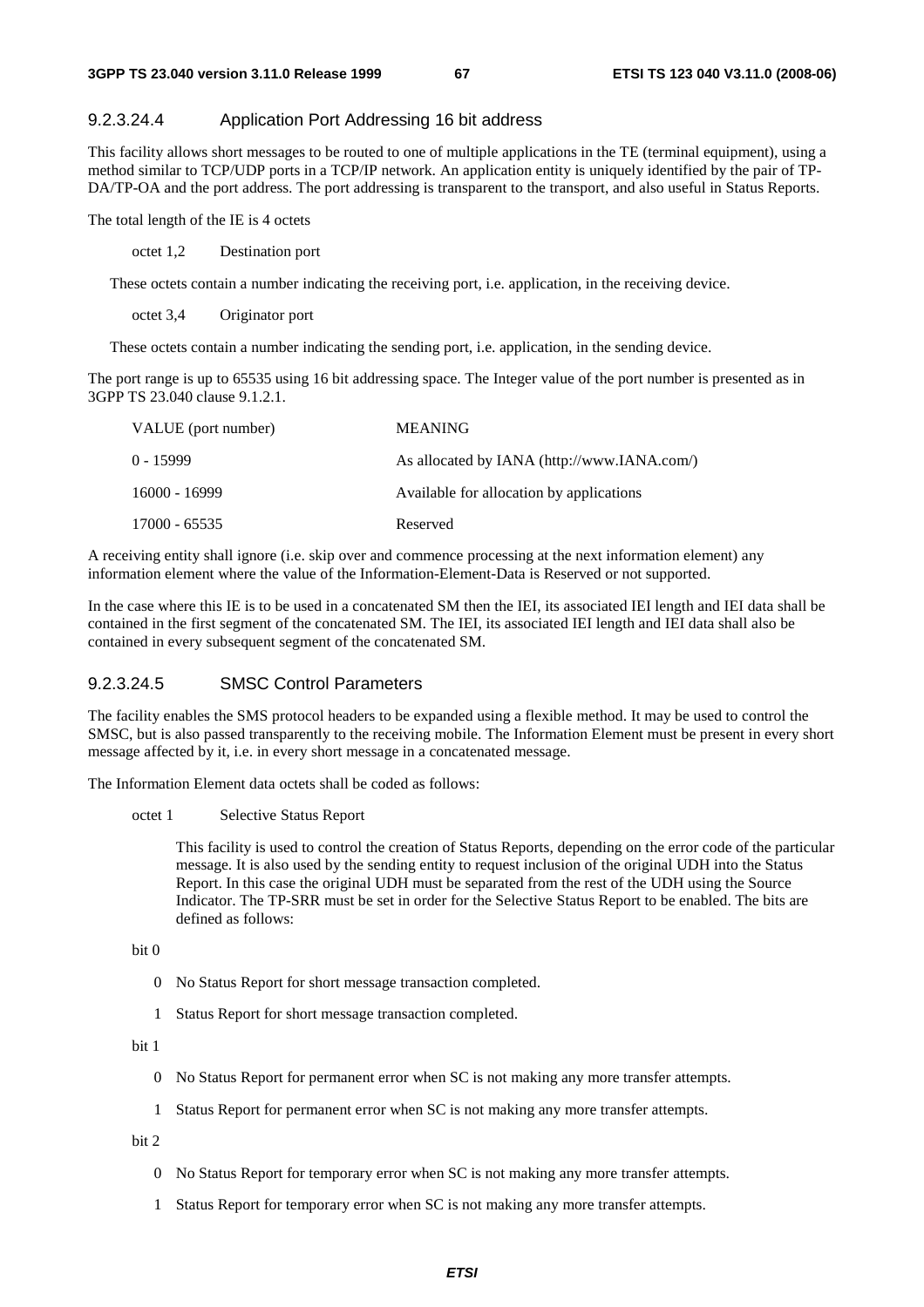#### 9.2.3.24.4 Application Port Addressing 16 bit address

This facility allows short messages to be routed to one of multiple applications in the TE (terminal equipment), using a method similar to TCP/UDP ports in a TCP/IP network. An application entity is uniquely identified by the pair of TP-DA/TP-OA and the port address. The port addressing is transparent to the transport, and also useful in Status Reports.

The total length of the IE is 4 octets

octet 1,2 Destination port

These octets contain a number indicating the receiving port, i.e. application, in the receiving device.

octet 3,4 Originator port

These octets contain a number indicating the sending port, i.e. application, in the sending device.

The port range is up to 65535 using 16 bit addressing space. The Integer value of the port number is presented as in 3GPP TS 23.040 clause 9.1.2.1.

| VALUE (port number) | MEANING |
|---|---|
| 0 - 15999 | As allocated by IANA (http://www.IANA.com/) |
| 16000 - 16999 | Available for allocation by applications |
| 17000 - 65535 | Reserved |

A receiving entity shall ignore (i.e. skip over and commence processing at the next information element) any information element where the value of the Information-Element-Data is Reserved or not supported.

In the case where this IE is to be used in a concatenated SM then the IEI, its associated IEI length and IEI data shall be contained in the first segment of the concatenated SM. The IEI, its associated IEI length and IEI data shall also be contained in every subsequent segment of the concatenated SM.

#### 9.2.3.24.5 SMSC Control Parameters

The facility enables the SMS protocol headers to be expanded using a flexible method. It may be used to control the SMSC, but is also passed transparently to the receiving mobile. The Information Element must be present in every short message affected by it, i.e. in every short message in a concatenated message.

The Information Element data octets shall be coded as follows:

octet 1 Selective Status Report

This facility is used to control the creation of Status Reports, depending on the error code of the particular message. It is also used by the sending entity to request inclusion of the original UDH into the Status Report. In this case the original UDH must be separated from the rest of the UDH using the Source Indicator. The TP-SRR must be set in order for the Selective Status Report to be enabled. The bits are defined as follows:

bit 0

0 No Status Report for short message transaction completed.

1 Status Report for short message transaction completed.

bit 1

0 No Status Report for permanent error when SC is not making any more transfer attempts.

1 Status Report for permanent error when SC is not making any more transfer attempts.

bit 2

0 No Status Report for temporary error when SC is not making any more transfer attempts.

1 Status Report for temporary error when SC is not making any more transfer attempts.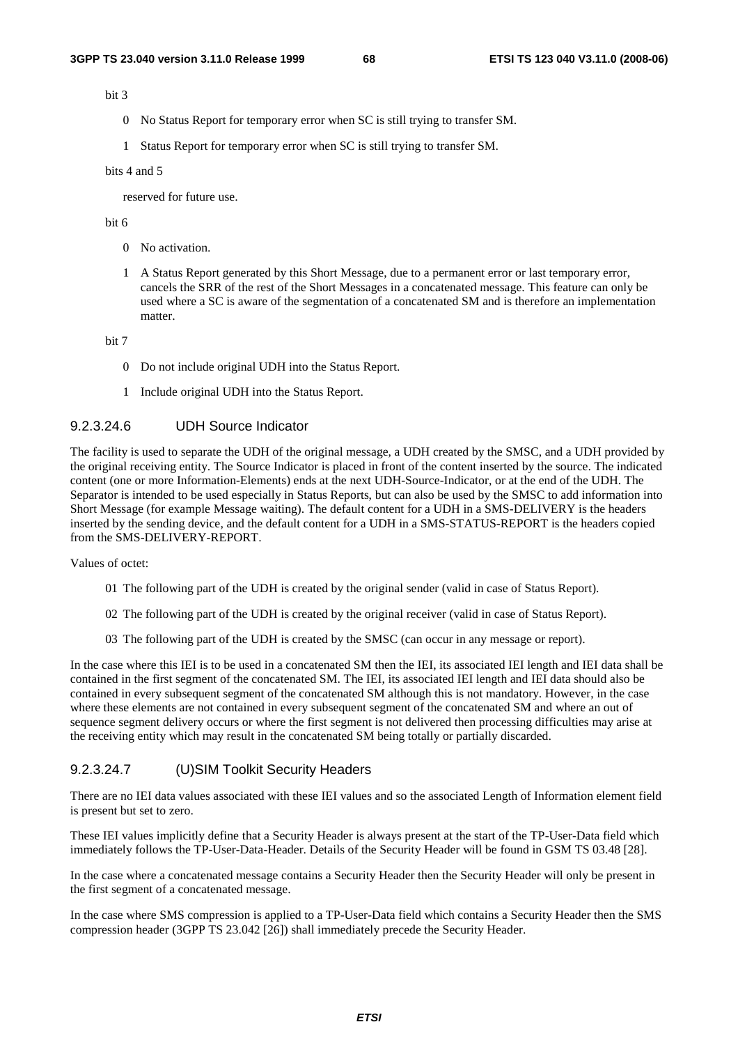bit 3

- 0 No Status Report for temporary error when SC is still trying to transfer SM.
- 1 Status Report for temporary error when SC is still trying to transfer SM.

bits 4 and 5

reserved for future use.

bit 6

- 0 No activation.
- 1 A Status Report generated by this Short Message, due to a permanent error or last temporary error, cancels the SRR of the rest of the Short Messages in a concatenated message. This feature can only be used where a SC is aware of the segmentation of a concatenated SM and is therefore an implementation matter.

bit 7

- 0 Do not include original UDH into the Status Report.
- 1 Include original UDH into the Status Report.

#### 9.2.3.24.6 UDH Source Indicator

The facility is used to separate the UDH of the original message, a UDH created by the SMSC, and a UDH provided by the original receiving entity. The Source Indicator is placed in front of the content inserted by the source. The indicated content (one or more Information-Elements) ends at the next UDH-Source-Indicator, or at the end of the UDH. The Separator is intended to be used especially in Status Reports, but can also be used by the SMSC to add information into Short Message (for example Message waiting). The default content for a UDH in a SMS-DELIVERY is the headers inserted by the sending device, and the default content for a UDH in a SMS-STATUS-REPORT is the headers copied from the SMS-DELIVERY-REPORT.

Values of octet:

- 01 The following part of the UDH is created by the original sender (valid in case of Status Report).
- 02 The following part of the UDH is created by the original receiver (valid in case of Status Report).
- 03 The following part of the UDH is created by the SMSC (can occur in any message or report).

In the case where this IEI is to be used in a concatenated SM then the IEI, its associated IEI length and IEI data shall be contained in the first segment of the concatenated SM. The IEI, its associated IEI length and IEI data should also be contained in every subsequent segment of the concatenated SM although this is not mandatory. However, in the case where these elements are not contained in every subsequent segment of the concatenated SM and where an out of sequence segment delivery occurs or where the first segment is not delivered then processing difficulties may arise at the receiving entity which may result in the concatenated SM being totally or partially discarded.

#### 9.2.3.24.7 (U)SIM Toolkit Security Headers

There are no IEI data values associated with these IEI values and so the associated Length of Information element field is present but set to zero.

These IEI values implicitly define that a Security Header is always present at the start of the TP-User-Data field which immediately follows the TP-User-Data-Header. Details of the Security Header will be found in GSM TS 03.48 [28].

In the case where a concatenated message contains a Security Header then the Security Header will only be present in the first segment of a concatenated message.

In the case where SMS compression is applied to a TP-User-Data field which contains a Security Header then the SMS compression header (3GPP TS 23.042 [26]) shall immediately precede the Security Header.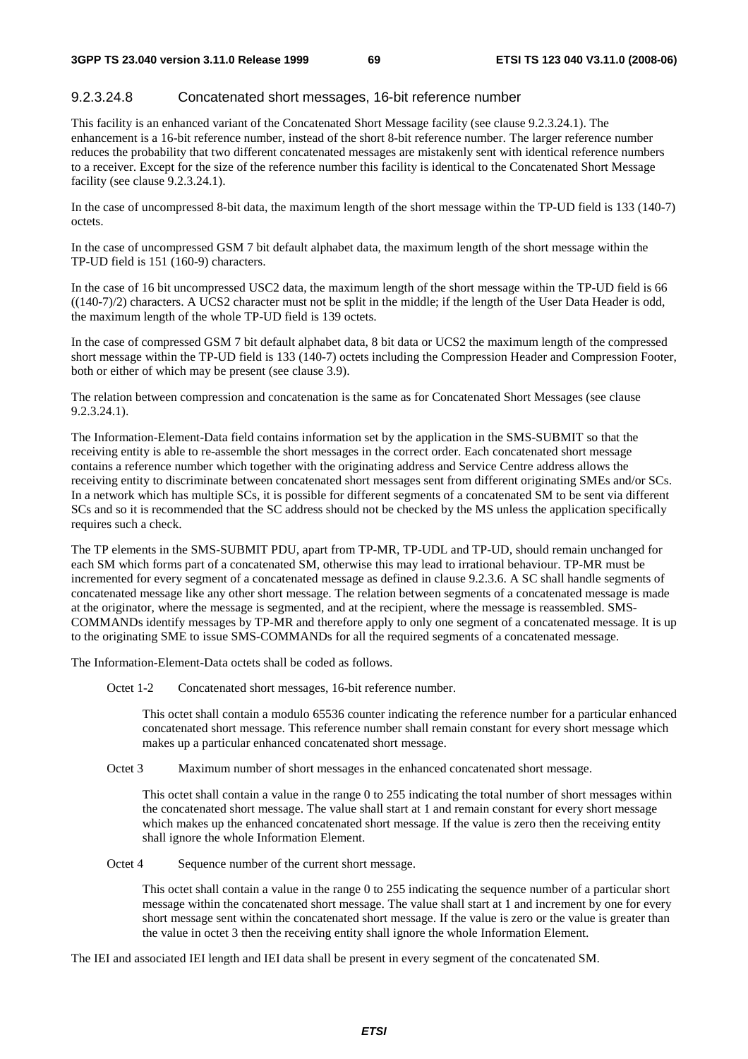#### 9.2.3.24.8 Concatenated short messages, 16-bit reference number

This facility is an enhanced variant of the Concatenated Short Message facility (see clause 9.2.3.24.1). The enhancement is a 16-bit reference number, instead of the short 8-bit reference number. The larger reference number reduces the probability that two different concatenated messages are mistakenly sent with identical reference numbers to a receiver. Except for the size of the reference number this facility is identical to the Concatenated Short Message facility (see clause 9.2.3.24.1).

In the case of uncompressed 8-bit data, the maximum length of the short message within the TP-UD field is 133 (140-7) octets.

In the case of uncompressed GSM 7 bit default alphabet data, the maximum length of the short message within the TP-UD field is 151 (160-9) characters.

In the case of 16 bit uncompressed USC2 data, the maximum length of the short message within the TP-UD field is 66 ((140-7)/2) characters. A UCS2 character must not be split in the middle; if the length of the User Data Header is odd, the maximum length of the whole TP-UD field is 139 octets.

In the case of compressed GSM 7 bit default alphabet data, 8 bit data or UCS2 the maximum length of the compressed short message within the TP-UD field is 133 (140-7) octets including the Compression Header and Compression Footer, both or either of which may be present (see clause 3.9).

The relation between compression and concatenation is the same as for Concatenated Short Messages (see clause 9.2.3.24.1).

The Information-Element-Data field contains information set by the application in the SMS-SUBMIT so that the receiving entity is able to re-assemble the short messages in the correct order. Each concatenated short message contains a reference number which together with the originating address and Service Centre address allows the receiving entity to discriminate between concatenated short messages sent from different originating SMEs and/or SCs. In a network which has multiple SCs, it is possible for different segments of a concatenated SM to be sent via different SCs and so it is recommended that the SC address should not be checked by the MS unless the application specifically requires such a check.

The TP elements in the SMS-SUBMIT PDU, apart from TP-MR, TP-UDL and TP-UD, should remain unchanged for each SM which forms part of a concatenated SM, otherwise this may lead to irrational behaviour. TP-MR must be incremented for every segment of a concatenated message as defined in clause 9.2.3.6. A SC shall handle segments of concatenated message like any other short message. The relation between segments of a concatenated message is made at the originator, where the message is segmented, and at the recipient, where the message is reassembled. SMS-COMMANDs identify messages by TP-MR and therefore apply to only one segment of a concatenated message. It is up to the originating SME to issue SMS-COMMANDs for all the required segments of a concatenated message.

The Information-Element-Data octets shall be coded as follows.

Octet 1-2 Concatenated short messages, 16-bit reference number.

> This octet shall contain a modulo 65536 counter indicating the reference number for a particular enhanced concatenated short message. This reference number shall remain constant for every short message which makes up a particular enhanced concatenated short message.

Octet 3 Maximum number of short messages in the enhanced concatenated short message.

> This octet shall contain a value in the range 0 to 255 indicating the total number of short messages within the concatenated short message. The value shall start at 1 and remain constant for every short message which makes up the enhanced concatenated short message. If the value is zero then the receiving entity shall ignore the whole Information Element.

Octet 4 Sequence number of the current short message.

> This octet shall contain a value in the range 0 to 255 indicating the sequence number of a particular short message within the concatenated short message. The value shall start at 1 and increment by one for every short message sent within the concatenated short message. If the value is zero or the value is greater than the value in octet 3 then the receiving entity shall ignore the whole Information Element.

The IEI and associated IEI length and IEI data shall be present in every segment of the concatenated SM.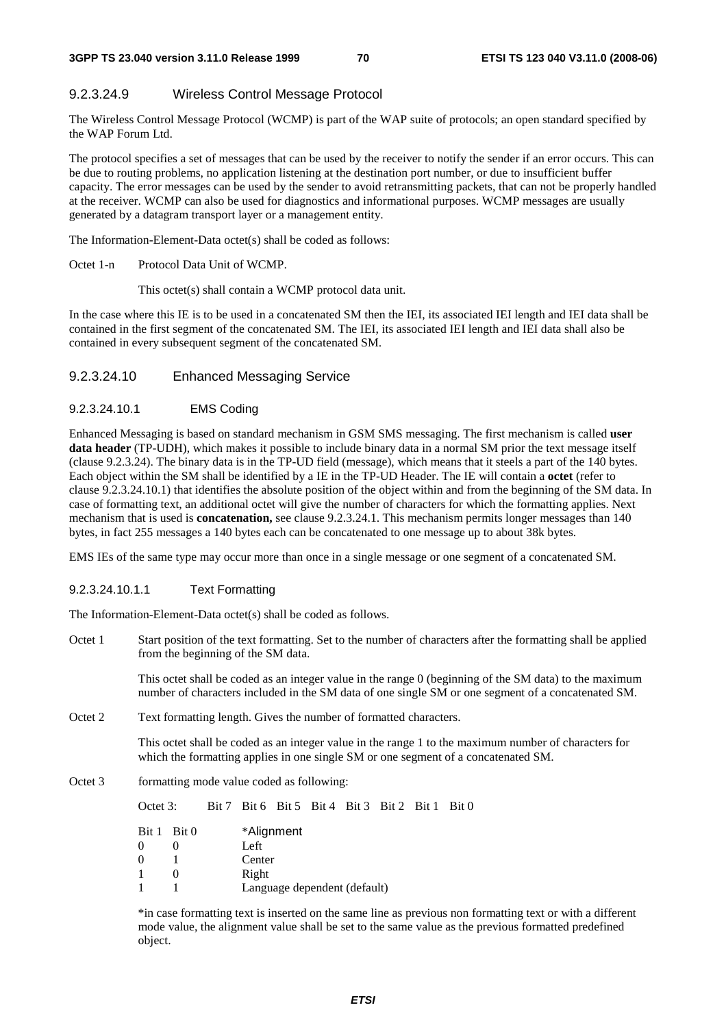#### 9.2.3.24.9 Wireless Control Message Protocol

The Wireless Control Message Protocol (WCMP) is part of the WAP suite of protocols; an open standard specified by the WAP Forum Ltd.

The protocol specifies a set of messages that can be used by the receiver to notify the sender if an error occurs. This can be due to routing problems, no application listening at the destination port number, or due to insufficient buffer capacity. The error messages can be used by the sender to avoid retransmitting packets, that can not be properly handled at the receiver. WCMP can also be used for diagnostics and informational purposes. WCMP messages are usually generated by a datagram transport layer or a management entity.

The Information-Element-Data octet(s) shall be coded as follows:

Octet 1-n Protocol Data Unit of WCMP.

This octet(s) shall contain a WCMP protocol data unit.

In the case where this IE is to be used in a concatenated SM then the IEI, its associated IEI length and IEI data shall be contained in the first segment of the concatenated SM. The IEI, its associated IEI length and IEI data shall also be contained in every subsequent segment of the concatenated SM.

#### 9.2.3.24.10 Enhanced Messaging Service

##### 9.2.3.24.10.1 EMS Coding

Enhanced Messaging is based on standard mechanism in GSM SMS messaging. The first mechanism is called **user data header** (TP-UDH), which makes it possible to include binary data in a normal SM prior the text message itself (clause 9.2.3.24). The binary data is in the TP-UD field (message), which means that it steels a part of the 140 bytes. Each object within the SM shall be identified by a IE in the TP-UD Header. The IE will contain a **octet** (refer to clause 9.2.3.24.10.1) that identifies the absolute position of the object within and from the beginning of the SM data. In case of formatting text, an additional octet will give the number of characters for which the formatting applies. Next mechanism that is used is **concatenation,** see clause 9.2.3.24.1. This mechanism permits longer messages than 140 bytes, in fact 255 messages a 140 bytes each can be concatenated to one message up to about 38k bytes.

EMS IEs of the same type may occur more than once in a single message or one segment of a concatenated SM.

###### 9.2.3.24.10.1.1 Text Formatting

The Information-Element-Data octet(s) shall be coded as follows.

Octet 1 Start position of the text formatting. Set to the number of characters after the formatting shall be applied from the beginning of the SM data.

This octet shall be coded as an integer value in the range 0 (beginning of the SM data) to the maximum number of characters included in the SM data of one single SM or one segment of a concatenated SM.

Octet 2 Text formatting length. Gives the number of formatted characters.

This octet shall be coded as an integer value in the range 1 to the maximum number of characters for which the formatting applies in one single SM or one segment of a concatenated SM.

Octet 3 formatting mode value coded as following:

Octet 3: Bit 7 Bit 6 Bit 5 Bit 4 Bit 3 Bit 2 Bit 1 Bit 0

| Bit 1 | Bit 0 | *Alignment |
|---|---|---|
| 0 | 0 | Left |
| 0 | 1 | Center |
| 1 | 0 | Right |
| 1 | 1 | Language dependent (default) |

*in case formatting text is inserted on the same line as previous non formatting text or with a different mode value, the alignment value shall be set to the same value as the previous formatted predefined object.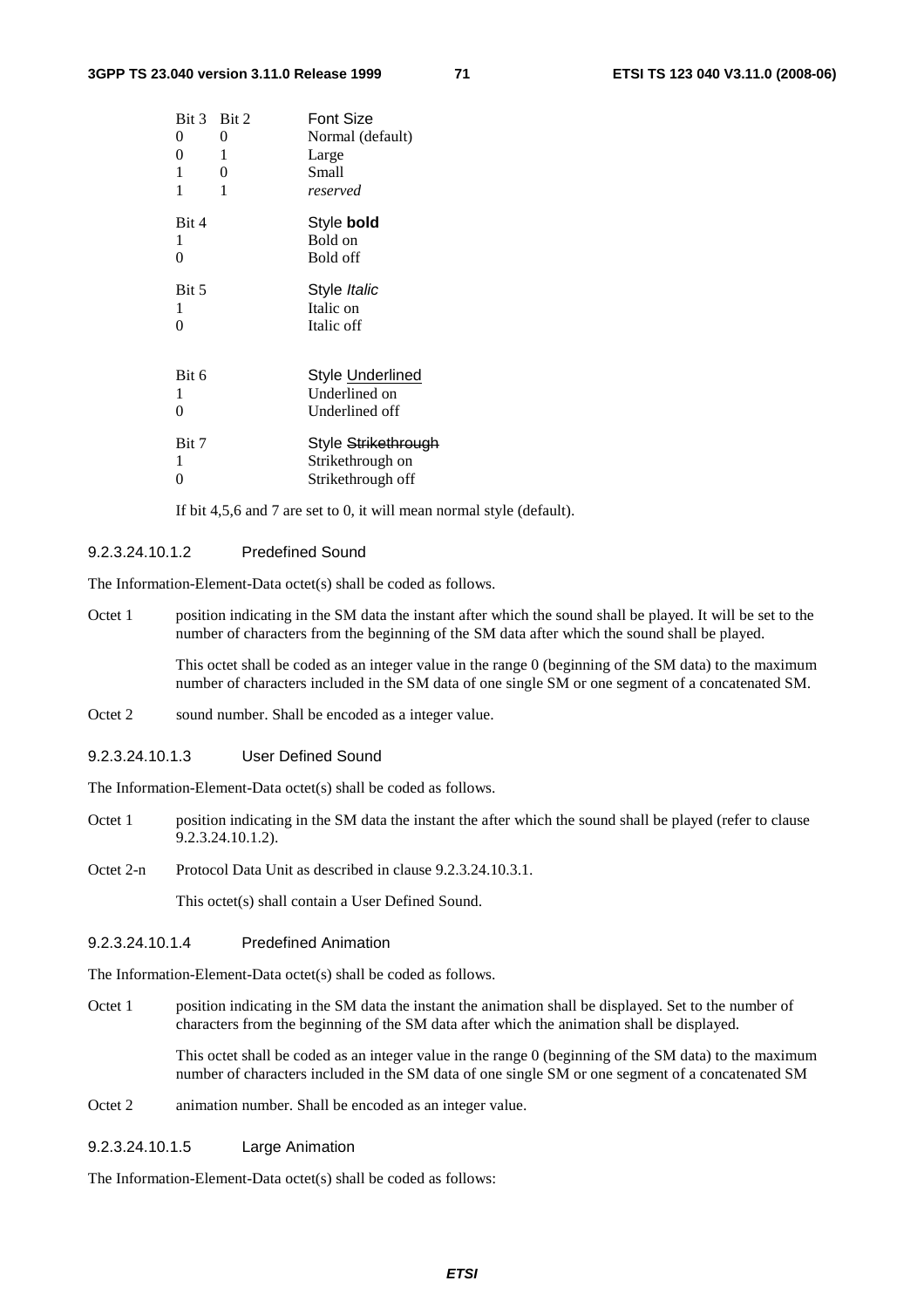| Bit 3 | Bit 2 | Font Size |
|---|---|---|
| 0 | 0 | Normal (default) |
| 0 | 1 | Large |
| 1 | 0 | Small |
| 1 | 1 | *reserved* |

| Bit 4 | Style **bold** |
|---|---|
| 1 | Bold on |
| 0 | Bold off |

| Bit 5 | Style *Italic* |
|---|---|
| 1 | Italic on |
| 0 | Italic off |

| Bit 6 | Style <u>Underlined</u> |
|---|---|
| 1 | Underlined on |
| 0 | Underlined off |

| Bit 7 | Style ~~Strikethrough~~ |
|---|---|
| 1 | Strikethrough on |
| 0 | Strikethrough off |

If bit 4,5,6 and 7 are set to 0, it will mean normal style (default).

###### 9.2.3.24.10.1.2 Predefined Sound

The Information-Element-Data octet(s) shall be coded as follows.

Octet 1 position indicating in the SM data the instant after which the sound shall be played. It will be set to the number of characters from the beginning of the SM data after which the sound shall be played.

This octet shall be coded as an integer value in the range 0 (beginning of the SM data) to the maximum number of characters included in the SM data of one single SM or one segment of a concatenated SM.

Octet 2 sound number. Shall be encoded as a integer value.

###### 9.2.3.24.10.1.3 User Defined Sound

The Information-Element-Data octet(s) shall be coded as follows.

Octet 1 position indicating in the SM data the instant the after which the sound shall be played (refer to clause 9.2.3.24.10.1.2).

Octet 2-n Protocol Data Unit as described in clause 9.2.3.24.10.3.1.

This octet(s) shall contain a User Defined Sound.

###### 9.2.3.24.10.1.4 Predefined Animation

The Information-Element-Data octet(s) shall be coded as follows.

Octet 1 position indicating in the SM data the instant the animation shall be displayed. Set to the number of characters from the beginning of the SM data after which the animation shall be displayed.

This octet shall be coded as an integer value in the range 0 (beginning of the SM data) to the maximum number of characters included in the SM data of one single SM or one segment of a concatenated SM

Octet 2 animation number. Shall be encoded as an integer value.

###### 9.2.3.24.10.1.5 Large Animation

The Information-Element-Data octet(s) shall be coded as follows: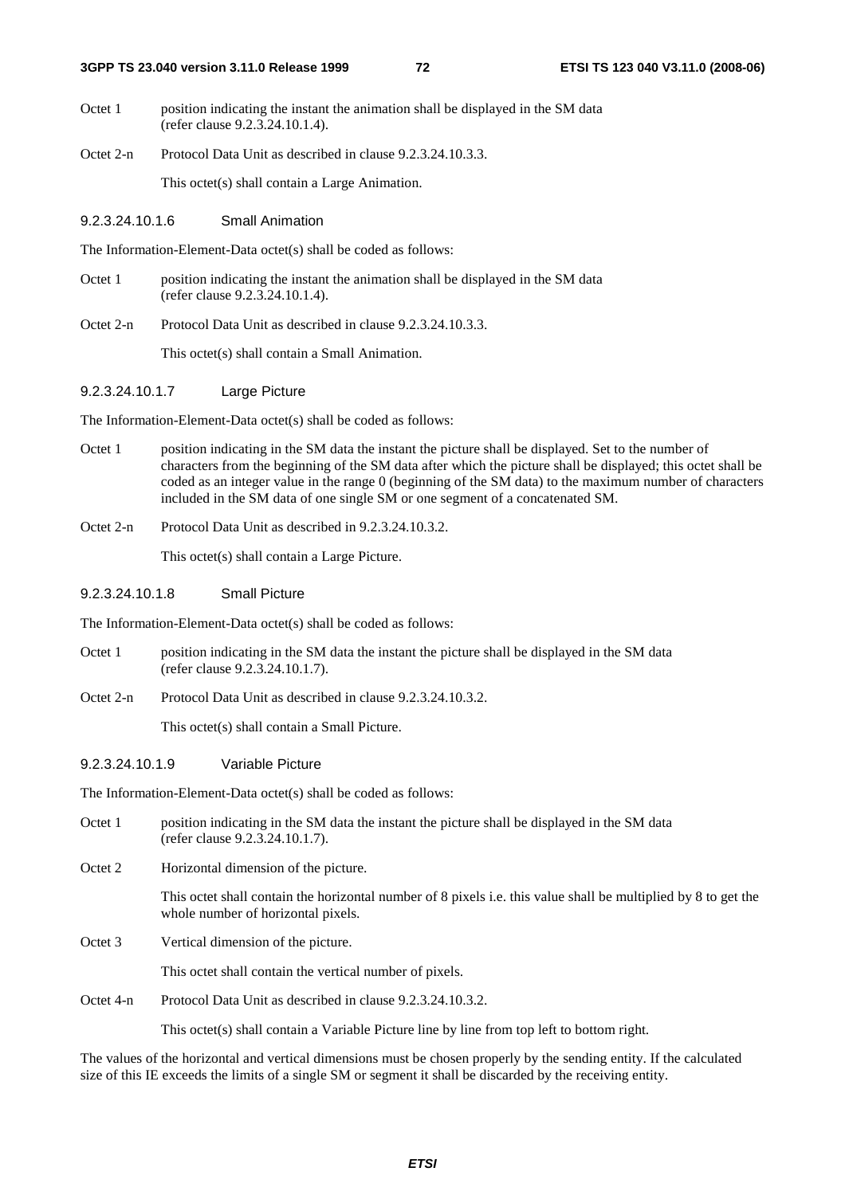Octet 1 position indicating the instant the animation shall be displayed in the SM data (refer clause 9.2.3.24.10.1.4).

Octet 2-n Protocol Data Unit as described in clause 9.2.3.24.10.3.3.

This octet(s) shall contain a Large Animation.

##### 9.2.3.24.10.1.6 Small Animation

The Information-Element-Data octet(s) shall be coded as follows:

Octet 1 position indicating the instant the animation shall be displayed in the SM data (refer clause 9.2.3.24.10.1.4).

Octet 2-n Protocol Data Unit as described in clause 9.2.3.24.10.3.3.

This octet(s) shall contain a Small Animation.

##### 9.2.3.24.10.1.7 Large Picture

The Information-Element-Data octet(s) shall be coded as follows:

Octet 1 position indicating in the SM data the instant the picture shall be displayed. Set to the number of characters from the beginning of the SM data after which the picture shall be displayed; this octet shall be coded as an integer value in the range 0 (beginning of the SM data) to the maximum number of characters included in the SM data of one single SM or one segment of a concatenated SM.

Octet 2-n Protocol Data Unit as described in 9.2.3.24.10.3.2.

This octet(s) shall contain a Large Picture.

##### 9.2.3.24.10.1.8 Small Picture

The Information-Element-Data octet(s) shall be coded as follows:

Octet 1 position indicating in the SM data the instant the picture shall be displayed in the SM data (refer clause 9.2.3.24.10.1.7).

Octet 2-n Protocol Data Unit as described in clause 9.2.3.24.10.3.2.

This octet(s) shall contain a Small Picture.

##### 9.2.3.24.10.1.9 Variable Picture

The Information-Element-Data octet(s) shall be coded as follows:

Octet 1 position indicating in the SM data the instant the picture shall be displayed in the SM data (refer clause 9.2.3.24.10.1.7).

Octet 2 Horizontal dimension of the picture.

This octet shall contain the horizontal number of 8 pixels i.e. this value shall be multiplied by 8 to get the whole number of horizontal pixels.

Octet 3 Vertical dimension of the picture.

This octet shall contain the vertical number of pixels.

Octet 4-n Protocol Data Unit as described in clause 9.2.3.24.10.3.2.

This octet(s) shall contain a Variable Picture line by line from top left to bottom right.

The values of the horizontal and vertical dimensions must be chosen properly by the sending entity. If the calculated size of this IE exceeds the limits of a single SM or segment it shall be discarded by the receiving entity.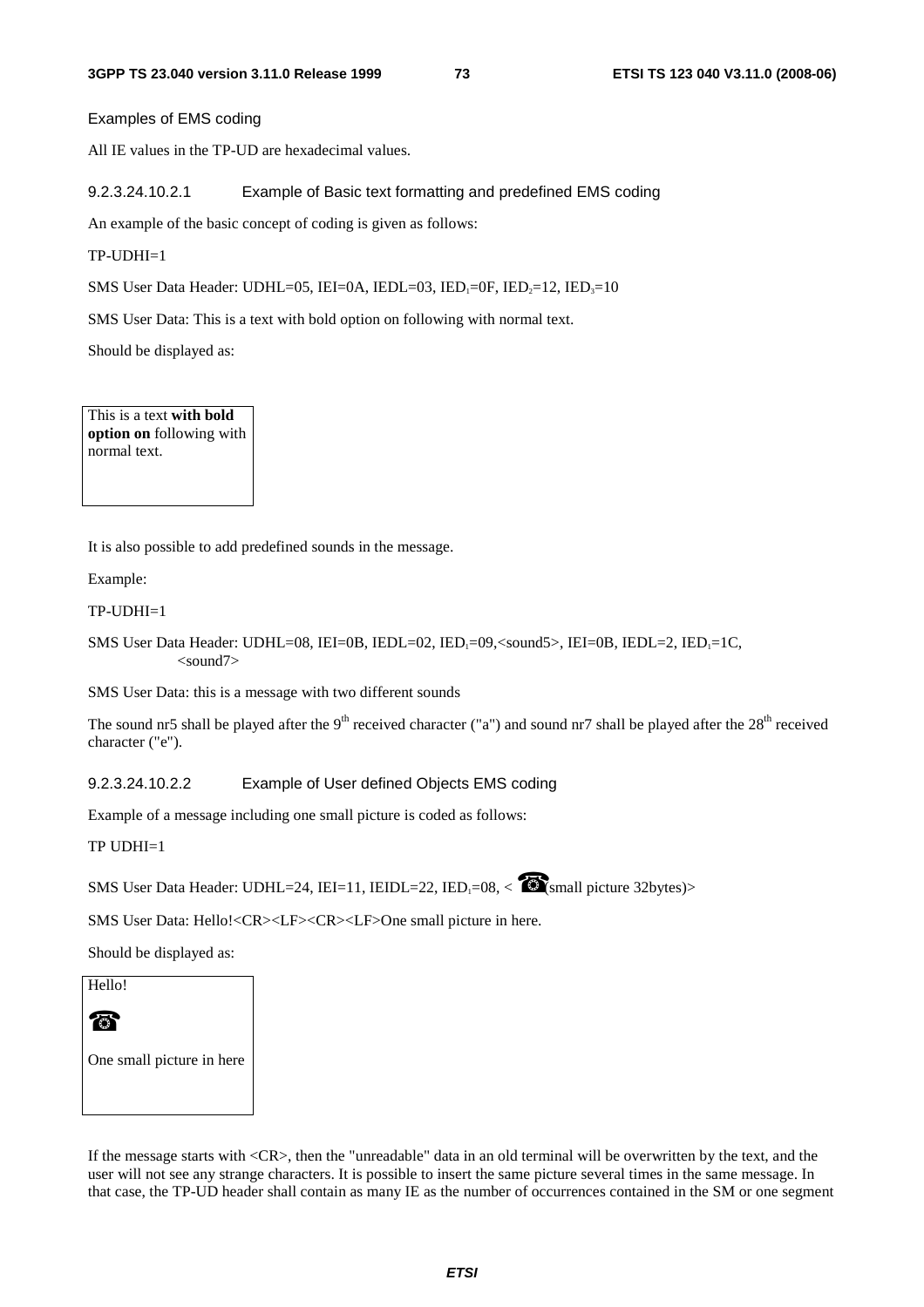Examples of EMS coding

All IE values in the TP-UD are hexadecimal values.

##### 9.2.3.24.10.2.1 Example of Basic text formatting and predefined EMS coding

An example of the basic concept of coding is given as follows:

TP-UDHI=1

SMS User Data Header: UDHL=05, IEI=0A, IEDL=03, $IED_1$=0F, $IED_2$=12, $IED_3$=10

SMS User Data: This is a text with bold option on following with normal text.

Should be displayed as:

| This is a text **with bold option on** following with normal text. |
|---|

It is also possible to add predefined sounds in the message.

Example:

TP-UDHI=1

SMS User Data Header: UDHL=08, IEI=0B, IEDL=02, $IED_1$=09,<sound5>, IEI=0B, IEDL=2, $IED_1$=1C, <sound7>

SMS User Data: this is a message with two different sounds

The sound nr5 shall be played after the 9th received character ("a") and sound nr7 shall be played after the 28th received character ("e").

##### 9.2.3.24.10.2.2 Example of User defined Objects EMS coding

Example of a message including one small picture is coded as follows:

TP UDHI=1

SMS User Data Header: UDHL=24, IEI=11, IEIDL=22, $IED_1$=08, < ☎(small picture 32bytes)>

SMS User Data: Hello!<CR><LF><CR><LF>One small picture in here.

Should be displayed as:

| Hello!<br><br>☎<br><br>One small picture in here |
|---|

If the message starts with <CR>, then the "unreadable" data in an old terminal will be overwritten by the text, and the user will not see any strange characters. It is possible to insert the same picture several times in the same message. In that case, the TP-UD header shall contain as many IE as the number of occurrences contained in the SM or one segment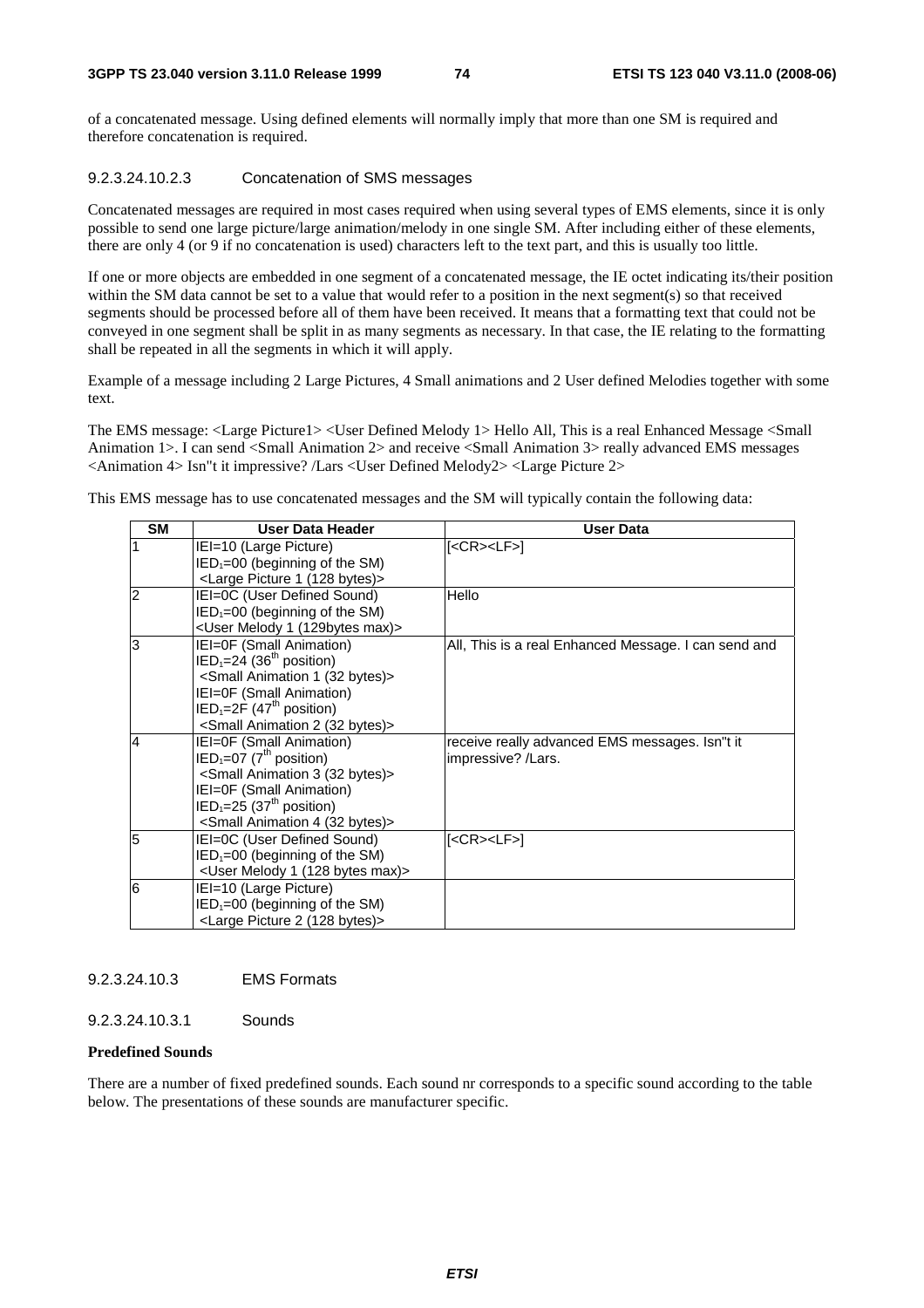of a concatenated message. Using defined elements will normally imply that more than one SM is required and therefore concatenation is required.

#### 9.2.3.24.10.2.3 Concatenation of SMS messages

Concatenated messages are required in most cases required when using several types of EMS elements, since it is only possible to send one large picture/large animation/melody in one single SM. After including either of these elements, there are only 4 (or 9 if no concatenation is used) characters left to the text part, and this is usually too little.

If one or more objects are embedded in one segment of a concatenated message, the IE octet indicating its/their position within the SM data cannot be set to a value that would refer to a position in the next segment(s) so that received segments should be processed before all of them have been received. It means that a formatting text that could not be conveyed in one segment shall be split in as many segments as necessary. In that case, the IE relating to the formatting shall be repeated in all the segments in which it will apply.

Example of a message including 2 Large Pictures, 4 Small animations and 2 User defined Melodies together with some text.

The EMS message: <Large Picture1> <User Defined Melody 1> Hello All, This is a real Enhanced Message <Small Animation 1>. I can send <Small Animation 2> and receive <Small Animation 3> really advanced EMS messages <Animation 4> Isn"t it impressive? /Lars <User Defined Melody2> <Large Picture 2>

This EMS message has to use concatenated messages and the SM will typically contain the following data:

| SM | User Data Header | User Data |
|---|---|---|
| 1 | IEI=10 (Large Picture)<br>$IED_1$=00 (beginning of the SM)<br><Large Picture 1 (128 bytes)> | [<CR><LF>] |
| 2 | IEI=0C (User Defined Sound)<br>$IED_1$=00 (beginning of the SM)<br><User Melody 1 (129bytes max)> | Hello |
| 3 | IEI=0F (Small Animation)<br>$IED_1$=24 (36th position)<br><Small Animation 1 (32 bytes)><br>IEI=0F (Small Animation)<br>$IED_1$=2F (47th position)<br><Small Animation 2 (32 bytes)> | All, This is a real Enhanced Message. I can send and |
| 4 | IEI=0F (Small Animation)<br>$IED_1$=07 (7th position)<br><Small Animation 3 (32 bytes)><br>IEI=0F (Small Animation)<br>$IED_1$=25 (37th position)<br><Small Animation 4 (32 bytes)> | receive really advanced EMS messages. Isn"t it impressive? /Lars. |
| 5 | IEI=0C (User Defined Sound)<br>$IED_1$=00 (beginning of the SM)<br><User Melody 1 (128 bytes max)> | [<CR><LF>] |
| 6 | IEI=10 (Large Picture)<br>$IED_1$=00 (beginning of the SM)<br><Large Picture 2 (128 bytes)> | |

#### 9.2.3.24.10.3 EMS Formats

#### 9.2.3.24.10.3.1 Sounds

**Predefined Sounds**

There are a number of fixed predefined sounds. Each sound nr corresponds to a specific sound according to the table below. The presentations of these sounds are manufacturer specific.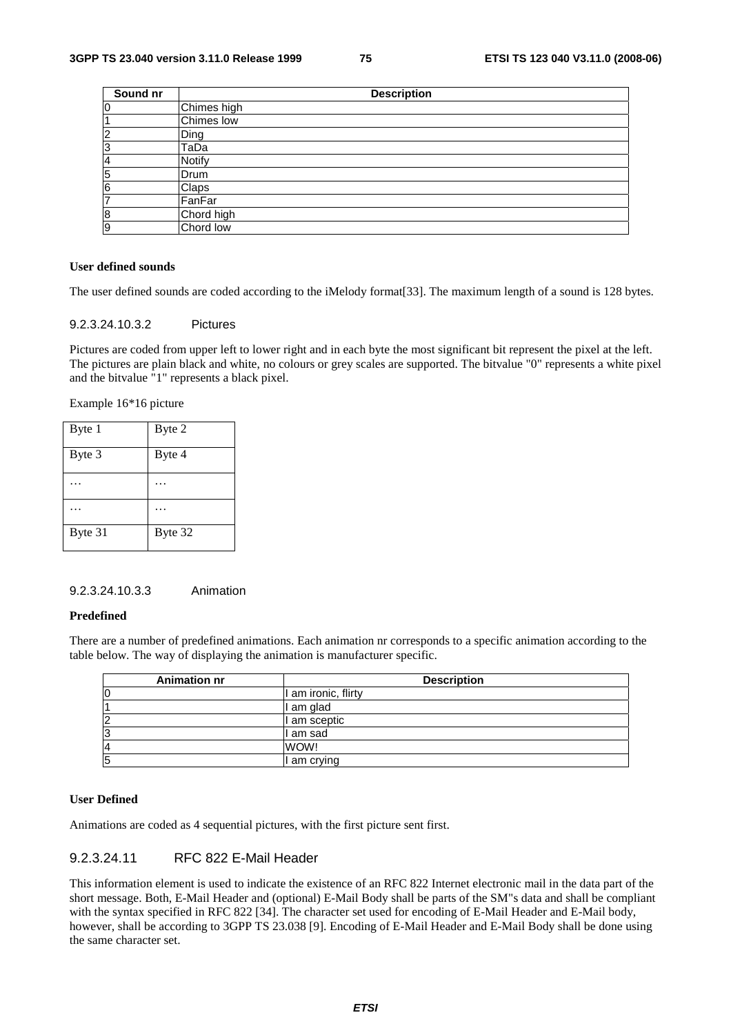| Sound nr | Description |
|---|---|
| 0 | Chimes high |
| 1 | Chimes low |
| 2 | Ding |
| 3 | TaDa |
| 4 | Notify |
| 5 | Drum |
| 6 | Claps |
| 7 | FanFar |
| 8 | Chord high |
| 9 | Chord low |

**User defined sounds**

The user defined sounds are coded according to the iMelody format[33]. The maximum length of a sound is 128 bytes.

#### 9.2.3.24.10.3.2 Pictures

Pictures are coded from upper left to lower right and in each byte the most significant bit represent the pixel at the left. The pictures are plain black and white, no colours or grey scales are supported. The bitvalue "0" represents a white pixel and the bitvalue "1" represents a black pixel.

Example 16*16 picture

| Byte 1 | Byte 2 |
|---|---|
| Byte 3 | Byte 4 |
| … | … |
| … | … |
| Byte 31 | Byte 32 |

#### 9.2.3.24.10.3.3 Animation

**Predefined**

There are a number of predefined animations. Each animation nr corresponds to a specific animation according to the table below. The way of displaying the animation is manufacturer specific.

| Animation nr | Description |
|---|---|
| 0 | I am ironic, flirty |
| 1 | I am glad |
| 2 | I am sceptic |
| 3 | I am sad |
| 4 | WOW! |
| 5 | I am crying |

**User Defined**

Animations are coded as 4 sequential pictures, with the first picture sent first.

### 9.2.3.24.11 RFC 822 E-Mail Header

This information element is used to indicate the existence of an RFC 822 Internet electronic mail in the data part of the short message. Both, E-Mail Header and (optional) E-Mail Body shall be parts of the SM"s data and shall be compliant with the syntax specified in RFC 822 [34]. The character set used for encoding of E-Mail Header and E-Mail body, however, shall be according to 3GPP TS 23.038 [9]. Encoding of E-Mail Header and E-Mail Body shall be done using the same character set.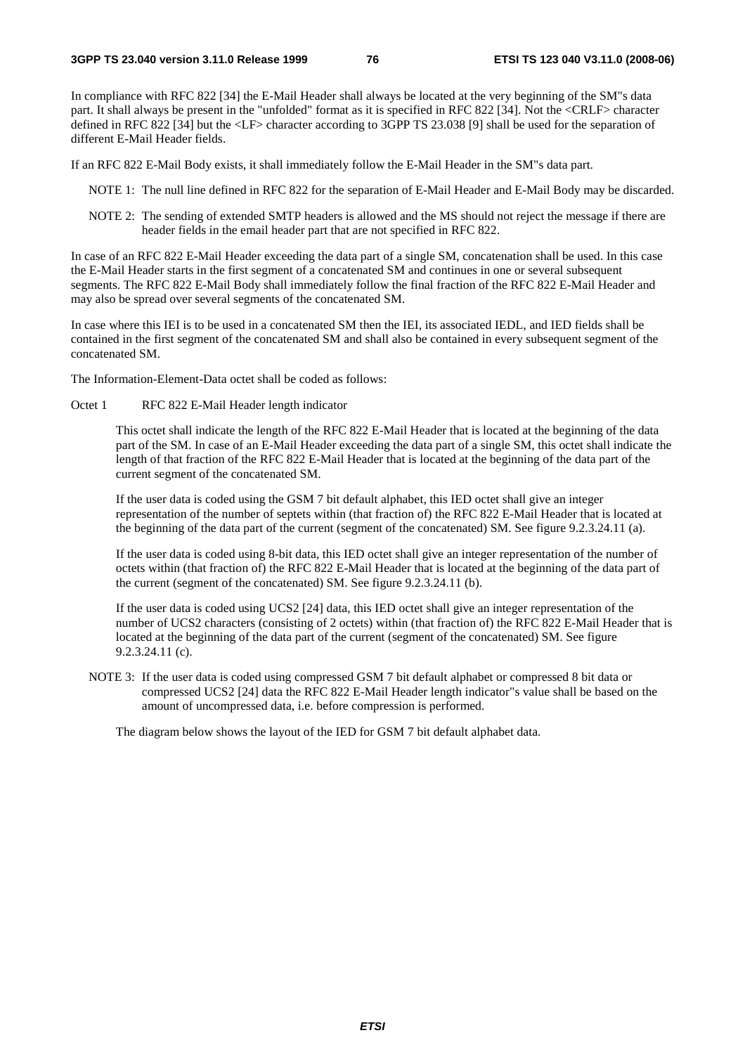In compliance with RFC 822 [34] the E-Mail Header shall always be located at the very beginning of the SM"s data part. It shall always be present in the "unfolded" format as it is specified in RFC 822 [34]. Not the <CRLF> character defined in RFC 822 [34] but the <LF> character according to 3GPP TS 23.038 [9] shall be used for the separation of different E-Mail Header fields.

If an RFC 822 E-Mail Body exists, it shall immediately follow the E-Mail Header in the SM"s data part.

NOTE 1: The null line defined in RFC 822 for the separation of E-Mail Header and E-Mail Body may be discarded.

NOTE 2: The sending of extended SMTP headers is allowed and the MS should not reject the message if there are header fields in the email header part that are not specified in RFC 822.

In case of an RFC 822 E-Mail Header exceeding the data part of a single SM, concatenation shall be used. In this case the E-Mail Header starts in the first segment of a concatenated SM and continues in one or several subsequent segments. The RFC 822 E-Mail Body shall immediately follow the final fraction of the RFC 822 E-Mail Header and may also be spread over several segments of the concatenated SM.

In case where this IEI is to be used in a concatenated SM then the IEI, its associated IEDL, and IED fields shall be contained in the first segment of the concatenated SM and shall also be contained in every subsequent segment of the concatenated SM.

The Information-Element-Data octet shall be coded as follows:

Octet 1 RFC 822 E-Mail Header length indicator

This octet shall indicate the length of the RFC 822 E-Mail Header that is located at the beginning of the data part of the SM. In case of an E-Mail Header exceeding the data part of a single SM, this octet shall indicate the length of that fraction of the RFC 822 E-Mail Header that is located at the beginning of the data part of the current segment of the concatenated SM.

If the user data is coded using the GSM 7 bit default alphabet, this IED octet shall give an integer representation of the number of septets within (that fraction of) the RFC 822 E-Mail Header that is located at the beginning of the data part of the current (segment of the concatenated) SM. See figure 9.2.3.24.11 (a).

If the user data is coded using 8-bit data, this IED octet shall give an integer representation of the number of octets within (that fraction of) the RFC 822 E-Mail Header that is located at the beginning of the data part of the current (segment of the concatenated) SM. See figure 9.2.3.24.11 (b).

If the user data is coded using UCS2 [24] data, this IED octet shall give an integer representation of the number of UCS2 characters (consisting of 2 octets) within (that fraction of) the RFC 822 E-Mail Header that is located at the beginning of the data part of the current (segment of the concatenated) SM. See figure 9.2.3.24.11 (c).

NOTE 3: If the user data is coded using compressed GSM 7 bit default alphabet or compressed 8 bit data or compressed UCS2 [24] data the RFC 822 E-Mail Header length indicator"s value shall be based on the amount of uncompressed data, i.e. before compression is performed.

The diagram below shows the layout of the IED for GSM 7 bit default alphabet data.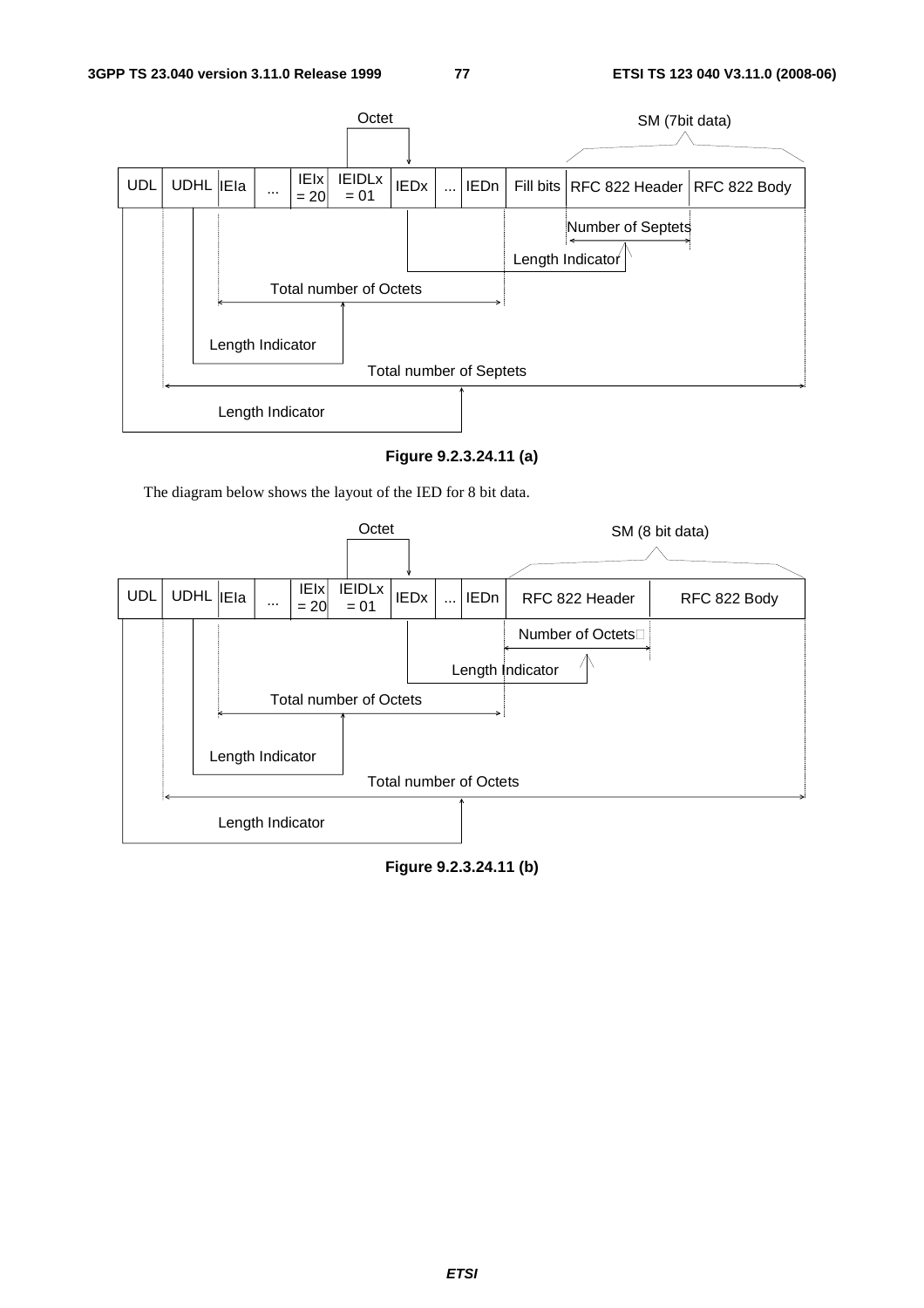**Figure 9.2.3.24.11 (a)**

The diagram below shows the layout of the IED for 8 bit data.

**Figure 9.2.3.24.11 (b)**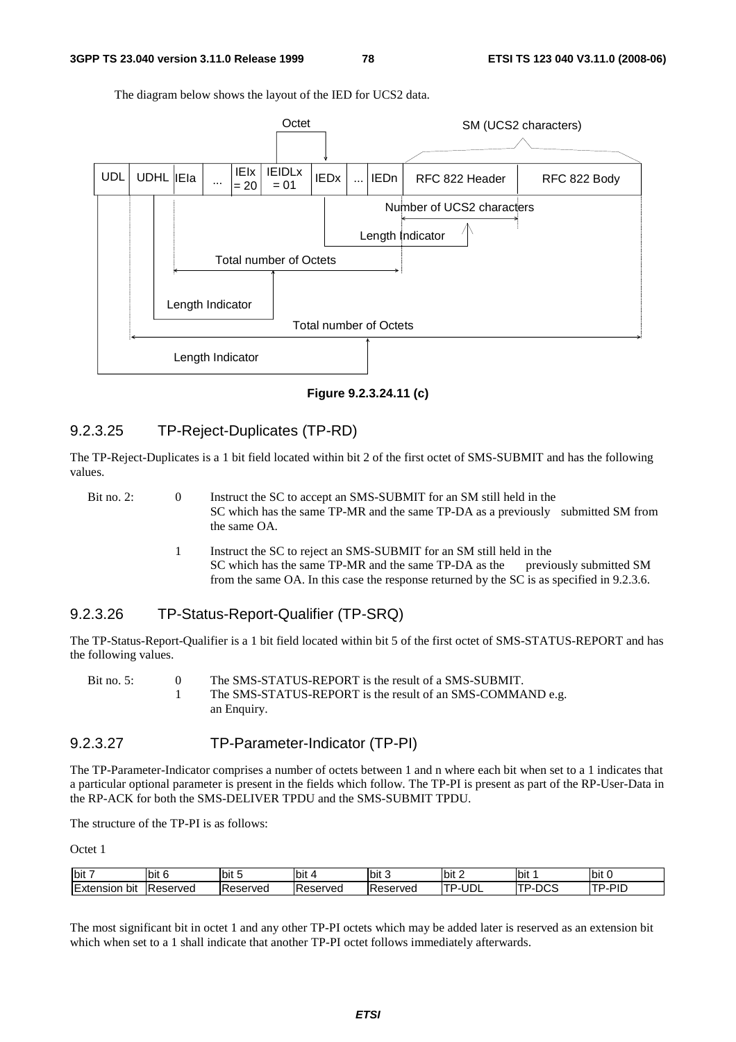The diagram below shows the layout of the IED for UCS2 data.

| UDL | UDHL | IEIa | ... | IEIx = 20 | IEIDLx = 01 | IEDx | ... | IEDn | RFC 822 Header | RFC 822 Body |
|---|---|---|---|---|---|---|---|---|---|---|

**Figure 9.2.3.24.11 (c)**

### 9.2.3.25 TP-Reject-Duplicates (TP-RD)

The TP-Reject-Duplicates is a 1 bit field located within bit 2 of the first octet of SMS-SUBMIT and has the following values.

Bit no. 2:

- 0 Instruct the SC to accept an SMS-SUBMIT for an SM still held in the SC which has the same TP-MR and the same TP-DA as a previously submitted SM from the same OA.
- 1 Instruct the SC to reject an SMS-SUBMIT for an SM still held in the SC which has the same TP-MR and the same TP-DA as the previously submitted SM from the same OA. In this case the response returned by the SC is as specified in 9.2.3.6.

### 9.2.3.26 TP-Status-Report-Qualifier (TP-SRQ)

The TP-Status-Report-Qualifier is a 1 bit field located within bit 5 of the first octet of SMS-STATUS-REPORT and has the following values.

Bit no. 5:

- 0 The SMS-STATUS-REPORT is the result of a SMS-SUBMIT.
- 1 The SMS-STATUS-REPORT is the result of an SMS-COMMAND e.g. an Enquiry.

### 9.2.3.27 TP-Parameter-Indicator (TP-PI)

The TP-Parameter-Indicator comprises a number of octets between 1 and n where each bit when set to a 1 indicates that a particular optional parameter is present in the fields which follow. The TP-PI is present as part of the RP-User-Data in the RP-ACK for both the SMS-DELIVER TPDU and the SMS-SUBMIT TPDU.

The structure of the TP-PI is as follows:

Octet 1

| bit 7 | bit 6 | bit 5 | bit 4 | bit 3 | bit 2 | bit 1 | bit 0 |
|---|---|---|---|---|---|---|---|
| Extension bit | Reserved | Reserved | Reserved | Reserved | TP-UDL | TP-DCS | TP-PID |

The most significant bit in octet 1 and any other TP-PI octets which may be added later is reserved as an extension bit which when set to a 1 shall indicate that another TP-PI octet follows immediately afterwards.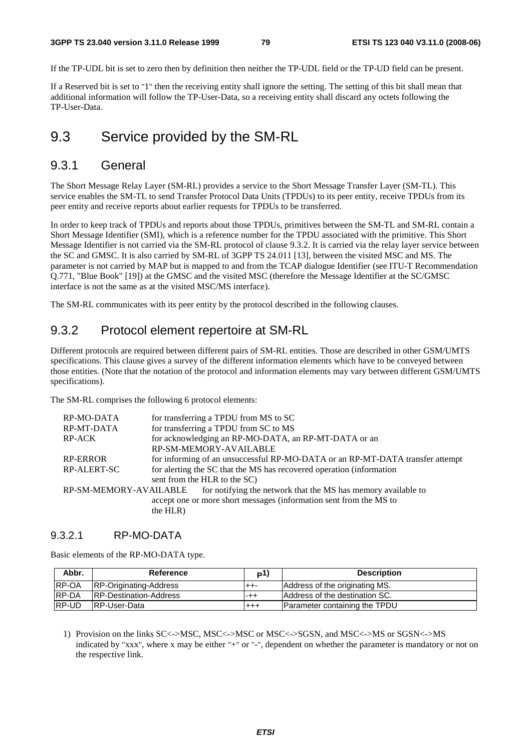If the TP-UDL bit is set to zero then by definition then neither the TP-UDL field or the TP-UD field can be present.

If a Reserved bit is set to "1" then the receiving entity shall ignore the setting. The setting of this bit shall mean that additional information will follow the TP-User-Data, so a receiving entity shall discard any octets following the TP-User-Data.

# 9.3 Service provided by the SM-RL

## 9.3.1 General

The Short Message Relay Layer (SM-RL) provides a service to the Short Message Transfer Layer (SM-TL). This service enables the SM-TL to send Transfer Protocol Data Units (TPDUs) to its peer entity, receive TPDUs from its peer entity and receive reports about earlier requests for TPDUs to be transferred.

In order to keep track of TPDUs and reports about those TPDUs, primitives between the SM-TL and SM-RL contain a Short Message Identifier (SMI), which is a reference number for the TPDU associated with the primitive. This Short Message Identifier is not carried via the SM-RL protocol of clause 9.3.2. It is carried via the relay layer service between the SC and GMSC. It is also carried by SM-RL of 3GPP TS 24.011 [13], between the visited MSC and MS. The parameter is not carried by MAP but is mapped to and from the TCAP dialogue Identifier (see ITU-T Recommendation Q.771, "Blue Book" [19]) at the GMSC and the visited MSC (therefore the Message Identifier at the SC/GMSC interface is not the same as at the visited MSC/MS interface).

The SM-RL communicates with its peer entity by the protocol described in the following clauses.

## 9.3.2 Protocol element repertoire at SM-RL

Different protocols are required between different pairs of SM-RL entities. Those are described in other GSM/UMTS specifications. This clause gives a survey of the different information elements which have to be conveyed between those entities. (Note that the notation of the protocol and information elements may vary between different GSM/UMTS specifications).

The SM-RL comprises the following 6 protocol elements:

| | |
|---|---|
| RP-MO-DATA | for transferring a TPDU from MS to SC |
| RP-MT-DATA | for transferring a TPDU from SC to MS |
| RP-ACK | for acknowledging an RP-MO-DATA, an RP-MT-DATA or an RP-SM-MEMORY-AVAILABLE |
| RP-ERROR | for informing of an unsuccessful RP-MO-DATA or an RP-MT-DATA transfer attempt |
| RP-ALERT-SC | for alerting the SC that the MS has recovered operation (information sent from the HLR to the SC) |
| RP-SM-MEMORY-AVAILABLE | for notifying the network that the MS has memory available to accept one or more short messages (information sent from the MS to the HLR) |

### 9.3.2.1 RP-MO-DATA

Basic elements of the RP-MO-DATA type.

| Abbr. | Reference | P1) | Description |
|---|---|---|---|
| RP-OA | RP-Originating-Address | ++- | Address of the originating MS. |
| RP-DA | RP-Destination-Address | -++ | Address of the destination SC. |
| RP-UD | RP-User-Data | +++ | Parameter containing the TPDU |

1) Provision on the links SC<->MSC, MSC<->MSC or MSC<->SGSN, and MSC<->MS or SGSN<->MS indicated by "xxx", where x may be either "+" or "-", dependent on whether the parameter is mandatory or not on the respective link.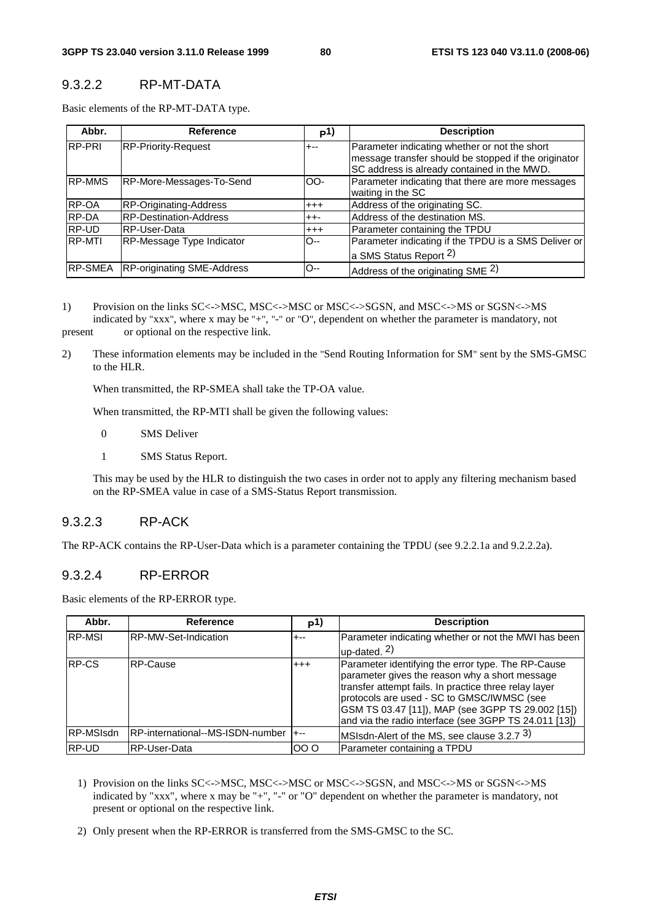### 9.3.2.2 RP-MT-DATA

Basic elements of the RP-MT-DATA type.

| Abbr. | Reference | P1) | Description |
|---|---|---|---|
| RP-PRI | RP-Priority-Request | +-- | Parameter indicating whether or not the short message transfer should be stopped if the originator SC address is already contained in the MWD. |
| RP-MMS | RP-More-Messages-To-Send | OO- | Parameter indicating that there are more messages waiting in the SC |
| RP-OA | RP-Originating-Address | +++ | Address of the originating SC. |
| RP-DA | RP-Destination-Address | ++- | Address of the destination MS. |
| RP-UD | RP-User-Data | +++ | Parameter containing the TPDU |
| RP-MTI | RP-Message Type Indicator | O-- | Parameter indicating if the TPDU is a SMS Deliver or a SMS Status Report 2) |
| RP-SMEA | RP-originating SME-Address | O-- | Address of the originating SME 2) |

1) Provision on the links SC<->MSC, MSC<->MSC or MSC<->SGSN, and MSC<->MS or SGSN<->MS indicated by "xxx", where x may be "+", "-" or "O", dependent on whether the parameter is mandatory, not present or optional on the respective link.

2) These information elements may be included in the "Send Routing Information for SM" sent by the SMS-GMSC to the HLR.

When transmitted, the RP-SMEA shall take the TP-OA value.

When transmitted, the RP-MTI shall be given the following values:

0 SMS Deliver

1 SMS Status Report.

This may be used by the HLR to distinguish the two cases in order not to apply any filtering mechanism based on the RP-SMEA value in case of a SMS-Status Report transmission.

### 9.3.2.3 RP-ACK

The RP-ACK contains the RP-User-Data which is a parameter containing the TPDU (see 9.2.2.1a and 9.2.2.2a).

### 9.3.2.4 RP-ERROR

Basic elements of the RP-ERROR type.

| Abbr. | Reference | P1) | Description |
|---|---|---|---|
| RP-MSI | RP-MW-Set-Indication | +-- | Parameter indicating whether or not the MWI has been up-dated. 2) |
| RP-CS | RP-Cause | +++ | Parameter identifying the error type. The RP-Cause parameter gives the reason why a short message transfer attempt fails. In practice three relay layer protocols are used - SC to GMSC/IWMSC (see GSM TS 03.47 [11]), MAP (see 3GPP TS 29.002 [15]) and via the radio interface (see 3GPP TS 24.011 [13]) |
| RP-MSIsdn | RP-international--MS-ISDN-number | +-- | MSIsdn-Alert of the MS, see clause 3.2.7 3) |
| RP-UD | RP-User-Data | OO O | Parameter containing a TPDU |

1) Provision on the links SC<->MSC, MSC<->MSC or MSC<->SGSN, and MSC<->MS or SGSN<->MS indicated by "xxx", where x may be "+", "-" or "O" dependent on whether the parameter is mandatory, not present or optional on the respective link.

2) Only present when the RP-ERROR is transferred from the SMS-GMSC to the SC.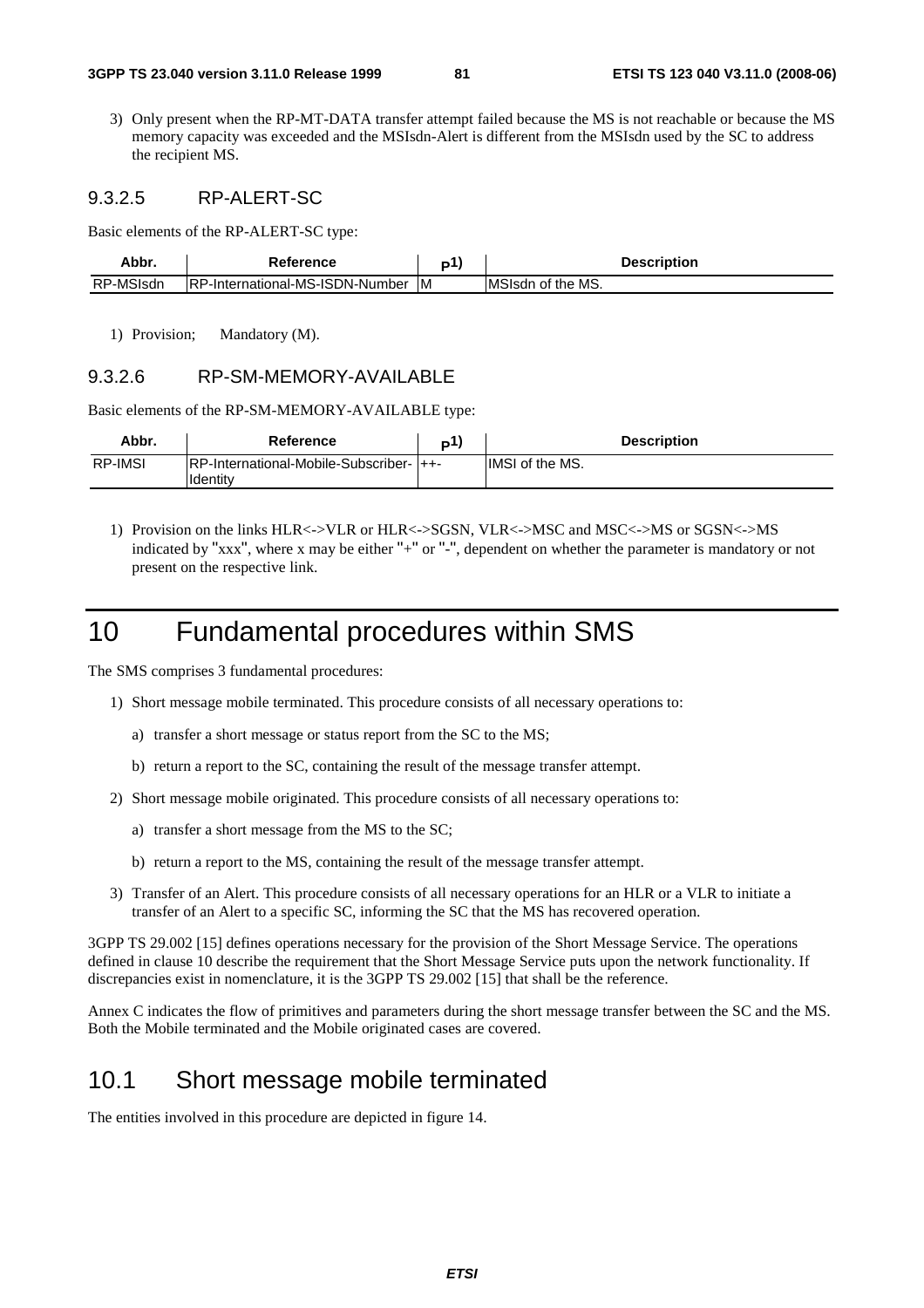3) Only present when the RP-MT-DATA transfer attempt failed because the MS is not reachable or because the MS memory capacity was exceeded and the MSIsdn-Alert is different from the MSIsdn used by the SC to address the recipient MS.

#### 9.3.2.5 RP-ALERT-SC

Basic elements of the RP-ALERT-SC type:

| Abbr. | Reference | P1) | Description |
|---|---|---|---|
| RP-MSIsdn | RP-International-MS-ISDN-Number | M | MSIsdn of the MS. |

1) Provision; Mandatory (M).

#### 9.3.2.6 RP-SM-MEMORY-AVAILABLE

Basic elements of the RP-SM-MEMORY-AVAILABLE type:

| Abbr. | Reference | P1) | Description |
|---|---|---|---|
| RP-IMSI | RP-International-Mobile-Subscriber-Identity | ++- | IMSI of the MS. |

1) Provision on the links HLR<->VLR or HLR<->SGSN, VLR<->MSC and MSC<->MS or SGSN<->MS indicated by "xxx", where x may be either "+" or "-", dependent on whether the parameter is mandatory or not present on the respective link.

# 10 Fundamental procedures within SMS

The SMS comprises 3 fundamental procedures:

1) Short message mobile terminated. This procedure consists of all necessary operations to:

   a) transfer a short message or status report from the SC to the MS;

   b) return a report to the SC, containing the result of the message transfer attempt.

2) Short message mobile originated. This procedure consists of all necessary operations to:

   a) transfer a short message from the MS to the SC;

   b) return a report to the MS, containing the result of the message transfer attempt.

3) Transfer of an Alert. This procedure consists of all necessary operations for an HLR or a VLR to initiate a transfer of an Alert to a specific SC, informing the SC that the MS has recovered operation.

3GPP TS 29.002 [15] defines operations necessary for the provision of the Short Message Service. The operations defined in clause 10 describe the requirement that the Short Message Service puts upon the network functionality. If discrepancies exist in nomenclature, it is the 3GPP TS 29.002 [15] that shall be the reference.

Annex C indicates the flow of primitives and parameters during the short message transfer between the SC and the MS. Both the Mobile terminated and the Mobile originated cases are covered.

## 10.1 Short message mobile terminated

The entities involved in this procedure are depicted in figure 14.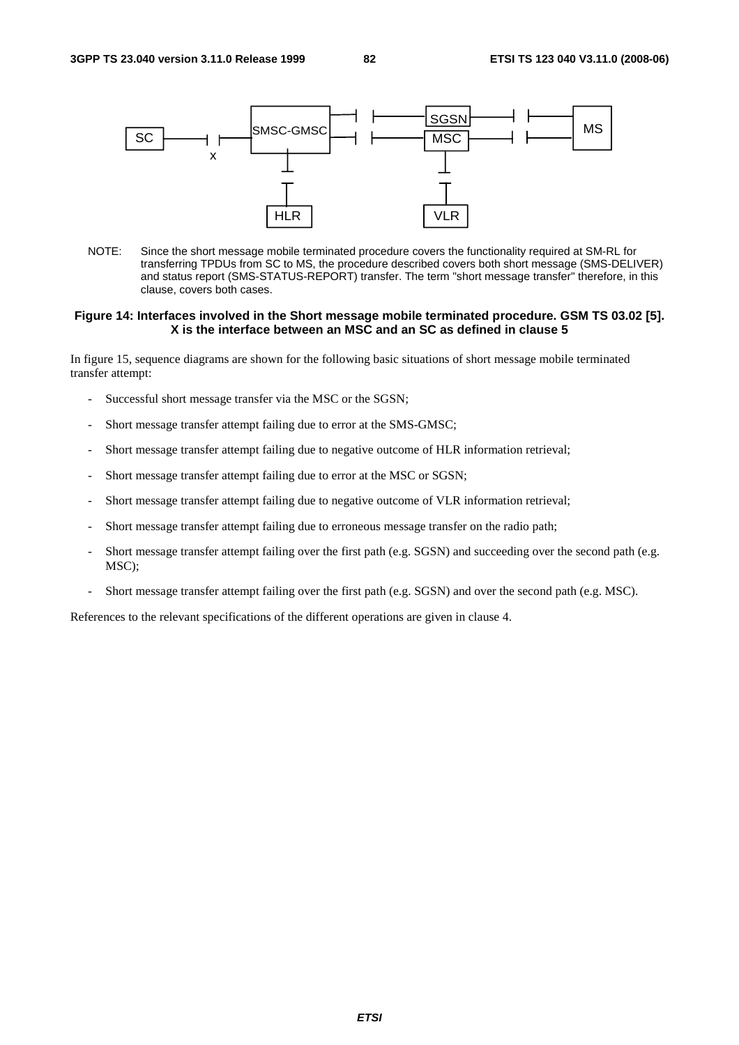SC — x — SMSC-GMSC — SGSN / MSC — MS

HLR (connected to SMSC-GMSC) VLR (connected to MSC)

NOTE: Since the short message mobile terminated procedure covers the functionality required at SM-RL for transferring TPDUs from SC to MS, the procedure described covers both short message (SMS-DELIVER) and status report (SMS-STATUS-REPORT) transfer. The term "short message transfer" therefore, in this clause, covers both cases.

**Figure 14: Interfaces involved in the Short message mobile terminated procedure. GSM TS 03.02 [5]. X is the interface between an MSC and an SC as defined in clause 5**

In figure 15, sequence diagrams are shown for the following basic situations of short message mobile terminated transfer attempt:

- Successful short message transfer via the MSC or the SGSN;
- Short message transfer attempt failing due to error at the SMS-GMSC;
- Short message transfer attempt failing due to negative outcome of HLR information retrieval;
- Short message transfer attempt failing due to error at the MSC or SGSN;
- Short message transfer attempt failing due to negative outcome of VLR information retrieval;
- Short message transfer attempt failing due to erroneous message transfer on the radio path;
- Short message transfer attempt failing over the first path (e.g. SGSN) and succeeding over the second path (e.g. MSC);
- Short message transfer attempt failing over the first path (e.g. SGSN) and over the second path (e.g. MSC).

References to the relevant specifications of the different operations are given in clause 4.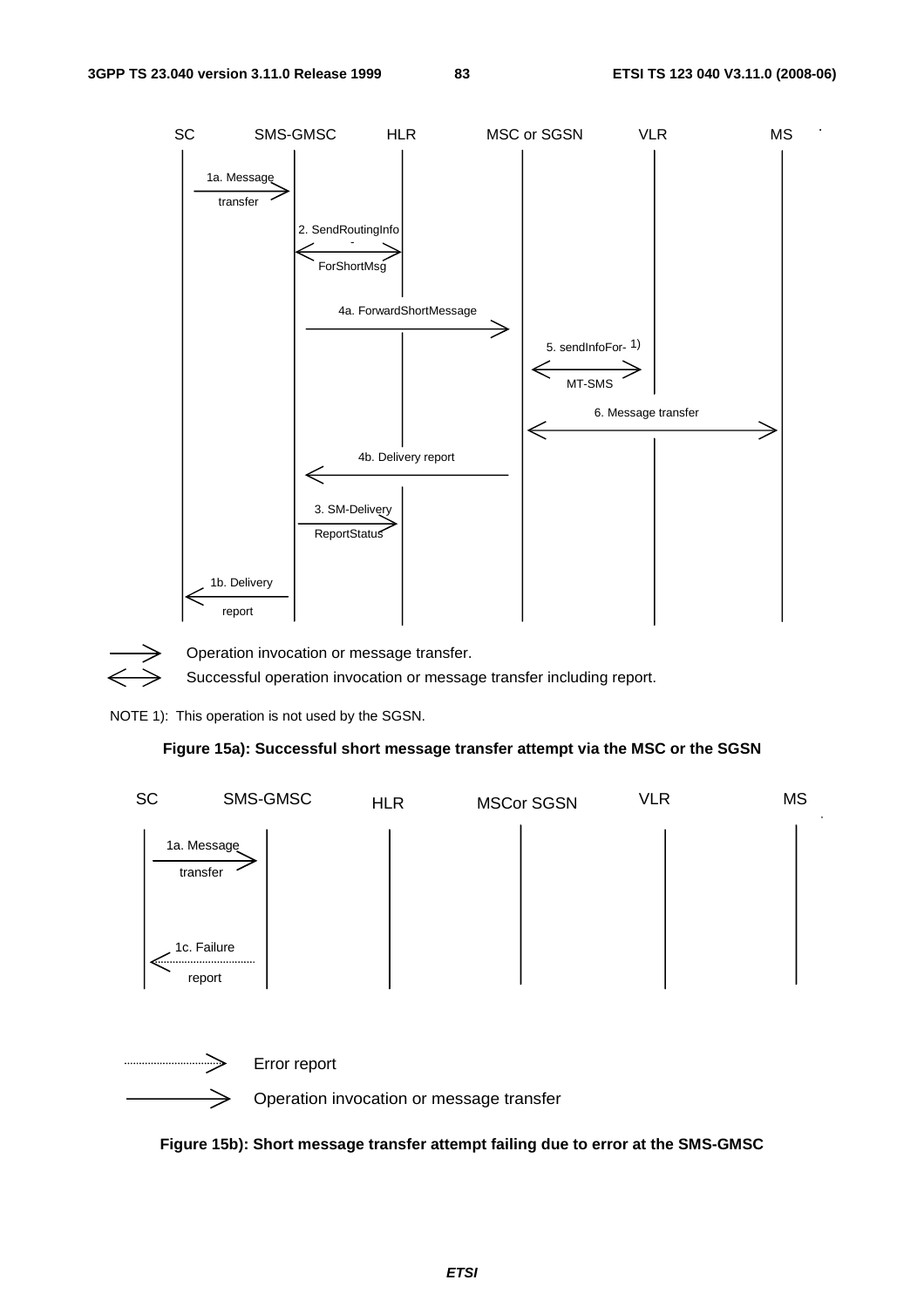| SC | SMS-GMSC | HLR | MSC or SGSN | VLR | MS |
|---|---|---|---|---|---|

1a. Message transfer (SC → SMS-GMSC)

2. SendRoutingInfo-ForShortMsg (SMS-GMSC ↔ HLR)

4a. ForwardShortMessage (SMS-GMSC → MSC or SGSN)

5. sendInfoFor-MT-SMS [1] (MSC or SGSN ↔ VLR)

6. Message transfer (MSC or SGSN ↔ MS)

4b. Delivery report (MSC or SGSN → SMS-GMSC)

3. SM-DeliveryReportStatus (SMS-GMSC → HLR)

1b. Delivery report (SMS-GMSC → SC)

→ Operation invocation or message transfer.

↔ Successful operation invocation or message transfer including report.

NOTE 1): This operation is not used by the SGSN.

**Figure 15a): Successful short message transfer attempt via the MSC or the SGSN**

| SC | SMS-GMSC | HLR | MSCor SGSN | VLR | MS |
|---|---|---|---|---|---|

1a. Message transfer (SC → SMS-GMSC)

1c. Failure report (SMS-GMSC ⇢ SC)

⇢ Error report

→ Operation invocation or message transfer

**Figure 15b): Short message transfer attempt failing due to error at the SMS-GMSC**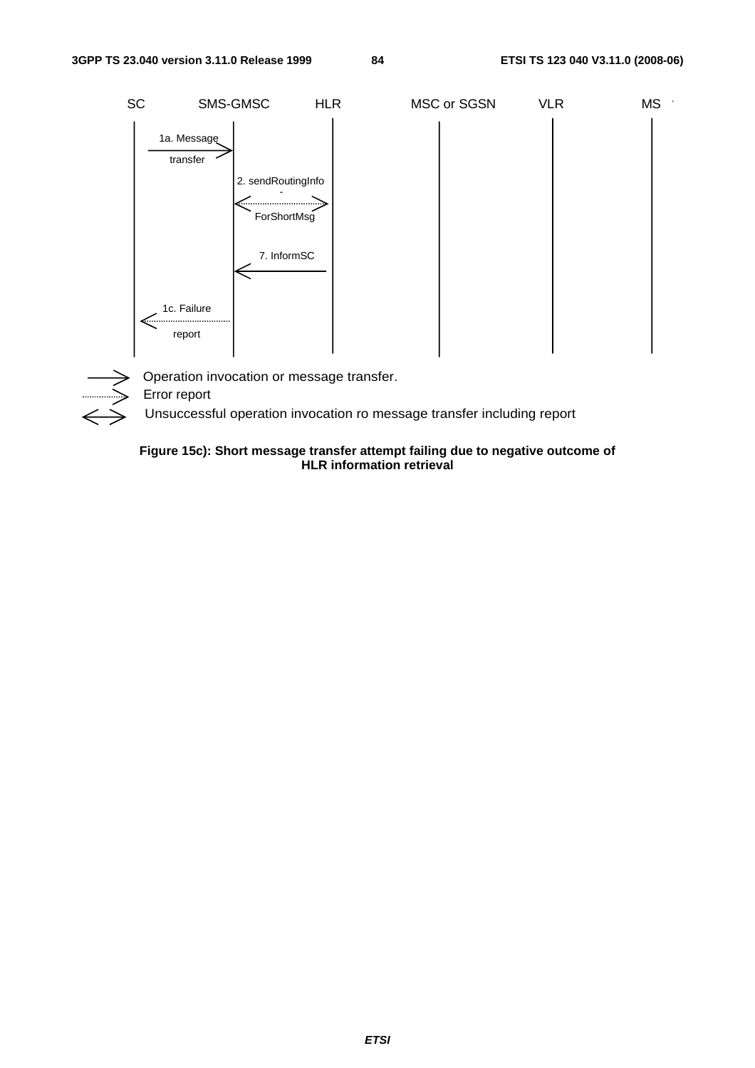| SC | SMS-GMSC | HLR | MSC or SGSN | VLR | MS |
|---|---|---|---|---|---|

1a. Message transfer

2. sendRoutingInfo - ForShortMsg

7. InformSC

1c. Failure report

Operation invocation or message transfer.

Error report

Unsuccessful operation invocation ro message transfer including report

**Figure 15c): Short message transfer attempt failing due to negative outcome of HLR information retrieval**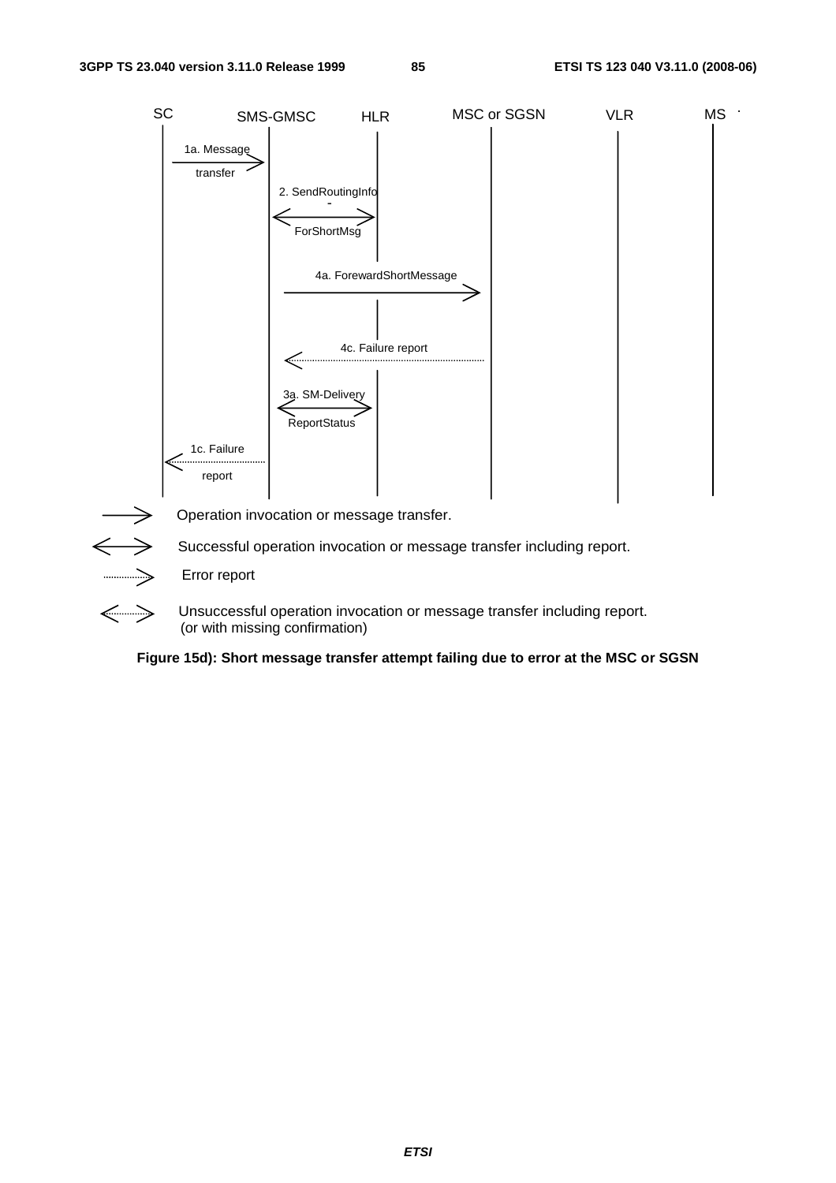SC SMS-GMSC HLR MSC or SGSN VLR MS

1a. Message transfer

2. SendRoutingInfo-ForShortMsg

4a. ForewardShortMessage

4c. Failure report

3a. SM-Delivery ReportStatus

1c. Failure report

Operation invocation or message transfer.

Successful operation invocation or message transfer including report.

Error report

Unsuccessful operation invocation or message transfer including report. (or with missing confirmation)

**Figure 15d): Short message transfer attempt failing due to error at the MSC or SGSN**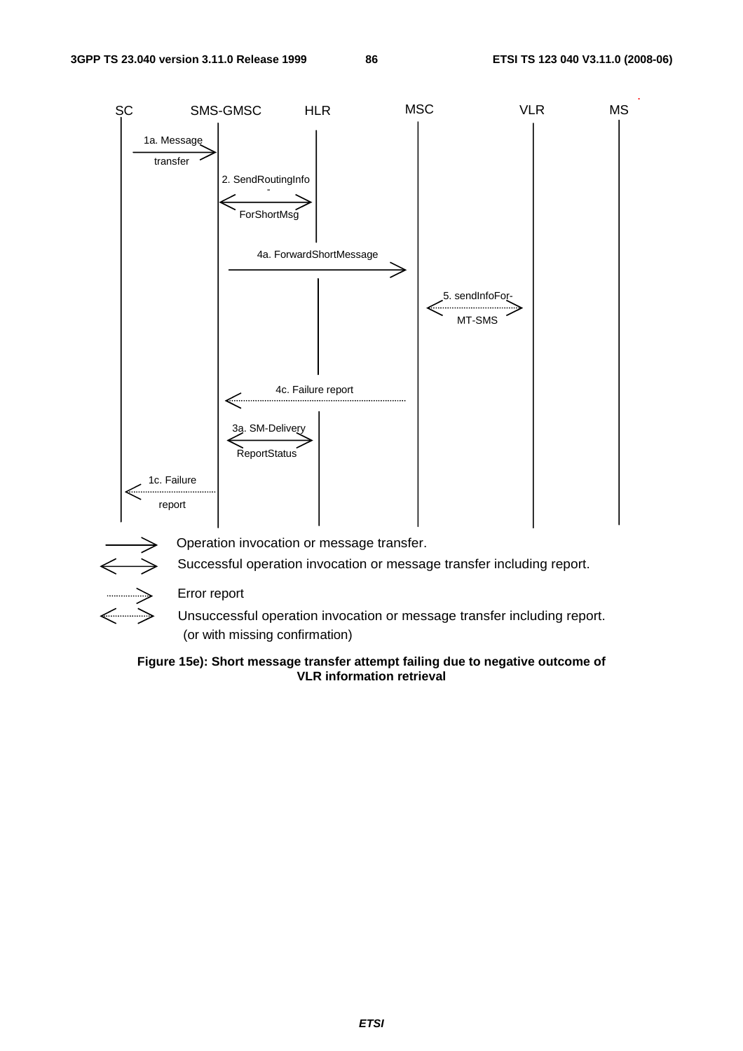SC SMS-GMSC HLR MSC VLR MS

1a. Message transfer

2. SendRoutingInfo-ForShortMsg

4a. ForwardShortMessage

5. sendInfoFor-MT-SMS

4c. Failure report

3a. SM-Delivery ReportStatus

1c. Failure report

Operation invocation or message transfer.

Successful operation invocation or message transfer including report.

Error report

Unsuccessful operation invocation or message transfer including report. (or with missing confirmation)

**Figure 15e): Short message transfer attempt failing due to negative outcome of VLR information retrieval**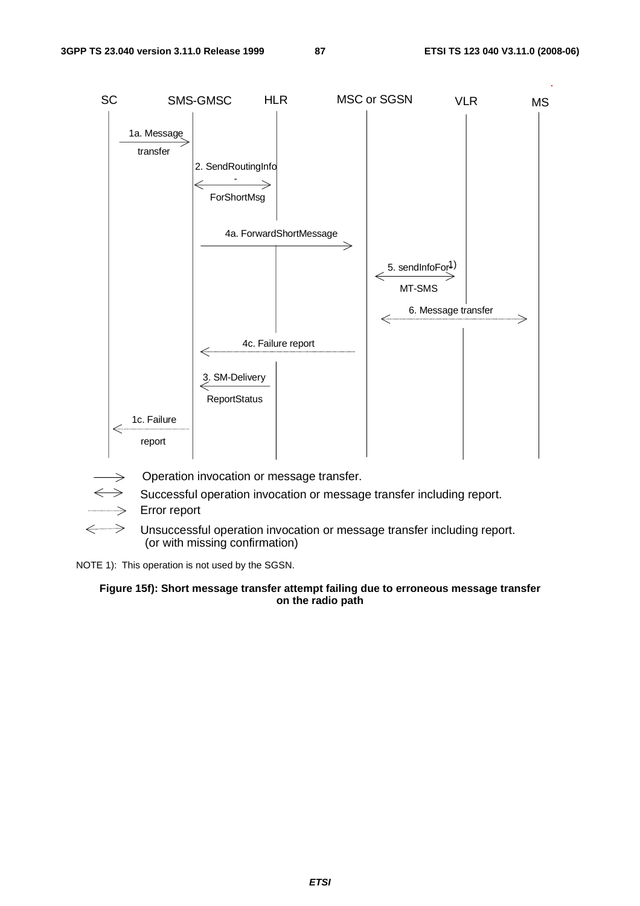| SC | SMS-GMSC | HLR | MSC or SGSN | VLR | MS |
|---|---|---|---|---|---|

1a. Message transfer

2. SendRoutingInfo-ForShortMsg

4a. ForwardShortMessage

5. sendInfoFor-MT-SMS 1)

6. Message transfer

4c. Failure report

3. SM-DeliveryReportStatus

1c. Failure report

Operation invocation or message transfer.

Successful operation invocation or message transfer including report.

Error report

Unsuccessful operation invocation or message transfer including report. (or with missing confirmation)

NOTE 1): This operation is not used by the SGSN.

**Figure 15f): Short message transfer attempt failing due to erroneous message transfer on the radio path**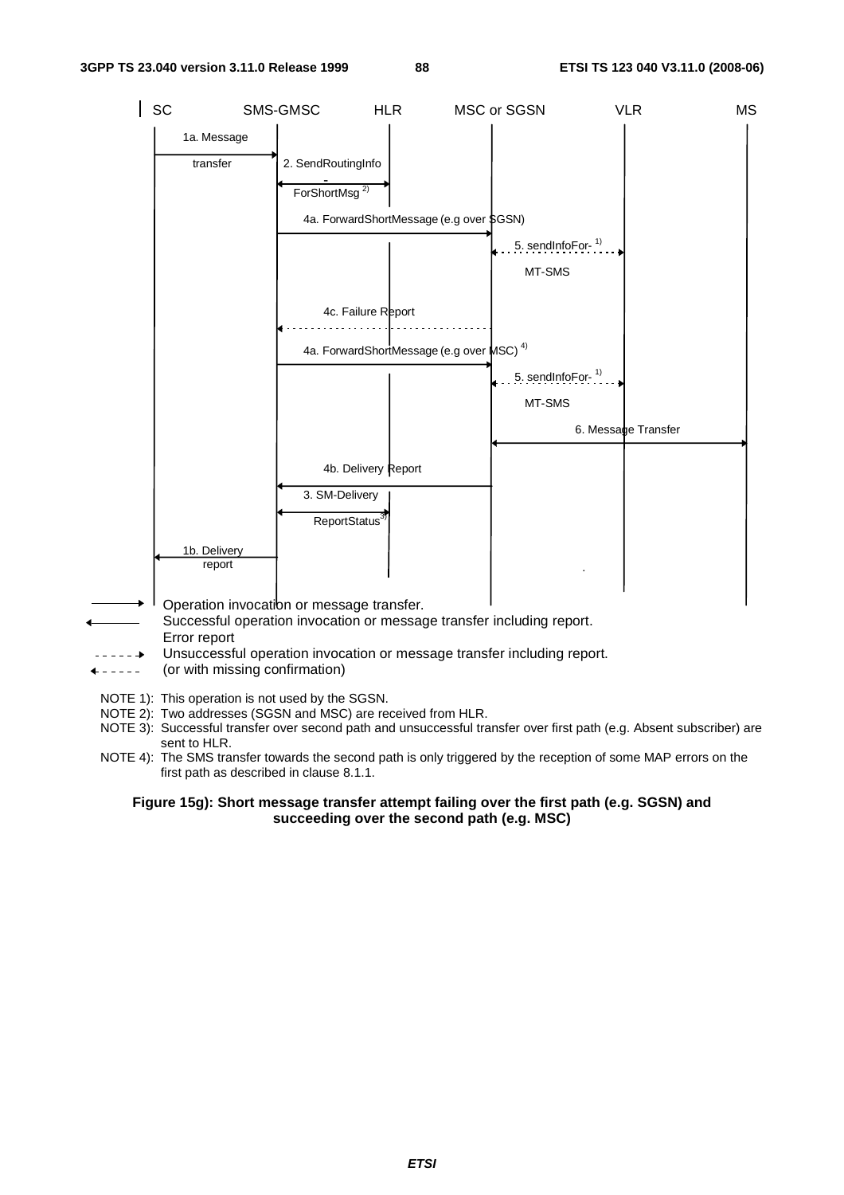| SC | SMS-GMSC | HLR | MSC or SGSN | VLR | MS |
|---|---|---|---|---|---|

1a. Message transfer

2. SendRoutingInfo-ForShortMsg [2)]

4a. ForwardShortMessage (e.g over SGSN)

5. sendInfoFor-MT-SMS [1)]

4c. Failure Report

4a. ForwardShortMessage (e.g over MSC) [4)]

5. sendInfoFor-MT-SMS [1)]

6. Message Transfer

4b. Delivery Report

3. SM-Delivery ReportStatus [3)]

1b. Delivery report

Operation invocation or message transfer.

Successful operation invocation or message transfer including report.

Error report

Unsuccessful operation invocation or message transfer including report.

(or with missing confirmation)

NOTE 1): This operation is not used by the SGSN.

NOTE 2): Two addresses (SGSN and MSC) are received from HLR.

NOTE 3): Successful transfer over second path and unsuccessful transfer over first path (e.g. Absent subscriber) are sent to HLR.

NOTE 4): The SMS transfer towards the second path is only triggered by the reception of some MAP errors on the first path as described in clause 8.1.1.

**Figure 15g): Short message transfer attempt failing over the first path (e.g. SGSN) and succeeding over the second path (e.g. MSC)**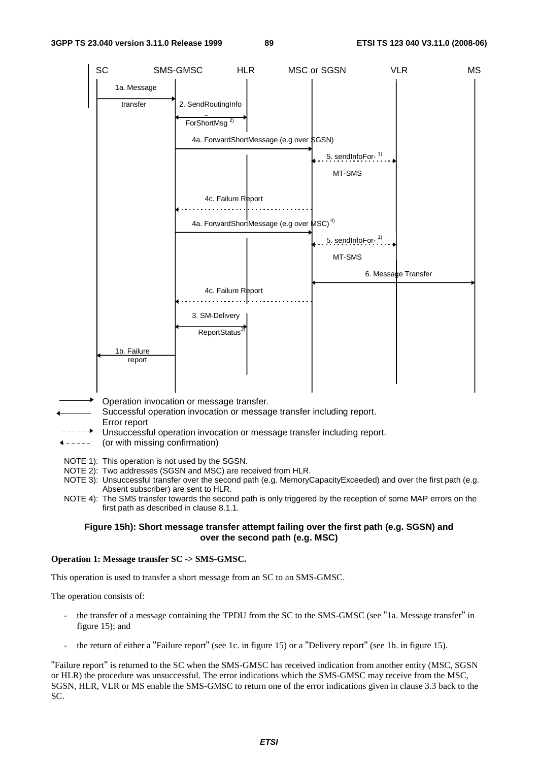NOTE 1): This operation is not used by the SGSN.
NOTE 2): Two addresses (SGSN and MSC) are received from HLR.
NOTE 3): Unsuccessful transfer over the second path (e.g. MemoryCapacityExceeded) and over the first path (e.g. Absent subscriber) are sent to HLR.
NOTE 4): The SMS transfer towards the second path is only triggered by the reception of some MAP errors on the first path as described in clause 8.1.1.

**Figure 15h): Short message transfer attempt failing over the first path (e.g. SGSN) and over the second path (e.g. MSC)**

**Operation 1: Message transfer SC -> SMS-GMSC.**

This operation is used to transfer a short message from an SC to an SMS-GMSC.

The operation consists of:

- the transfer of a message containing the TPDU from the SC to the SMS-GMSC (see "1a. Message transfer" in figure 15); and

- the return of either a "Failure report" (see 1c. in figure 15) or a "Delivery report" (see 1b. in figure 15).

"Failure report" is returned to the SC when the SMS-GMSC has received indication from another entity (MSC, SGSN or HLR) the procedure was unsuccessful. The error indications which the SMS-GMSC may receive from the MSC, SGSN, HLR, VLR or MS enable the SMS-GMSC to return one of the error indications given in clause 3.3 back to the SC.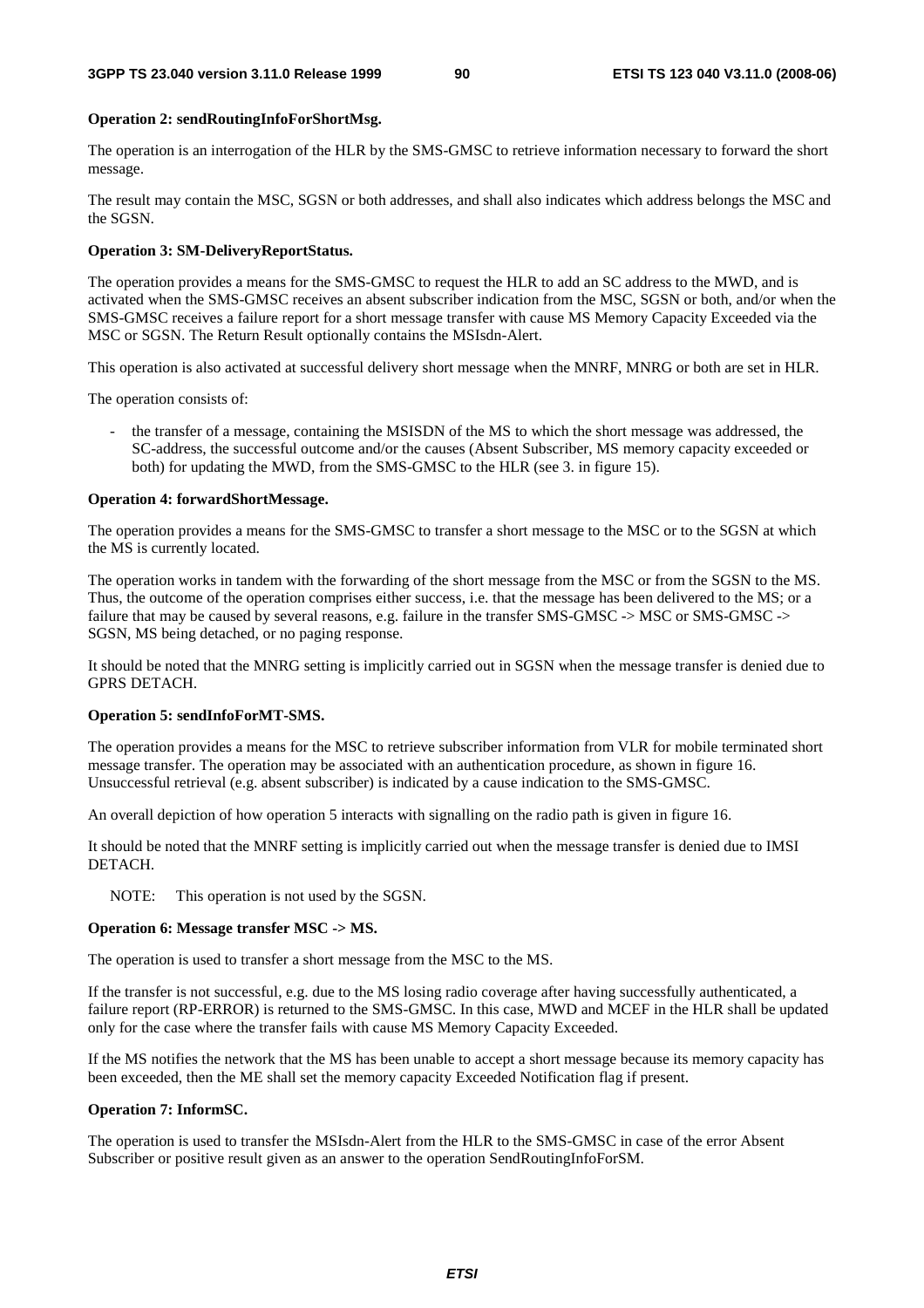**Operation 2: sendRoutingInfoForShortMsg.**

The operation is an interrogation of the HLR by the SMS-GMSC to retrieve information necessary to forward the short message.

The result may contain the MSC, SGSN or both addresses, and shall also indicates which address belongs the MSC and the SGSN.

**Operation 3: SM-DeliveryReportStatus.**

The operation provides a means for the SMS-GMSC to request the HLR to add an SC address to the MWD, and is activated when the SMS-GMSC receives an absent subscriber indication from the MSC, SGSN or both, and/or when the SMS-GMSC receives a failure report for a short message transfer with cause MS Memory Capacity Exceeded via the MSC or SGSN. The Return Result optionally contains the MSIsdn-Alert.

This operation is also activated at successful delivery short message when the MNRF, MNRG or both are set in HLR.

The operation consists of:

- the transfer of a message, containing the MSISDN of the MS to which the short message was addressed, the SC-address, the successful outcome and/or the causes (Absent Subscriber, MS memory capacity exceeded or both) for updating the MWD, from the SMS-GMSC to the HLR (see 3. in figure 15).

**Operation 4: forwardShortMessage.**

The operation provides a means for the SMS-GMSC to transfer a short message to the MSC or to the SGSN at which the MS is currently located.

The operation works in tandem with the forwarding of the short message from the MSC or from the SGSN to the MS. Thus, the outcome of the operation comprises either success, i.e. that the message has been delivered to the MS; or a failure that may be caused by several reasons, e.g. failure in the transfer SMS-GMSC -> MSC or SMS-GMSC -> SGSN, MS being detached, or no paging response.

It should be noted that the MNRG setting is implicitly carried out in SGSN when the message transfer is denied due to GPRS DETACH.

**Operation 5: sendInfoForMT-SMS.**

The operation provides a means for the MSC to retrieve subscriber information from VLR for mobile terminated short message transfer. The operation may be associated with an authentication procedure, as shown in figure 16. Unsuccessful retrieval (e.g. absent subscriber) is indicated by a cause indication to the SMS-GMSC.

An overall depiction of how operation 5 interacts with signalling on the radio path is given in figure 16.

It should be noted that the MNRF setting is implicitly carried out when the message transfer is denied due to IMSI DETACH.

NOTE: This operation is not used by the SGSN.

**Operation 6: Message transfer MSC -> MS.**

The operation is used to transfer a short message from the MSC to the MS.

If the transfer is not successful, e.g. due to the MS losing radio coverage after having successfully authenticated, a failure report (RP-ERROR) is returned to the SMS-GMSC. In this case, MWD and MCEF in the HLR shall be updated only for the case where the transfer fails with cause MS Memory Capacity Exceeded.

If the MS notifies the network that the MS has been unable to accept a short message because its memory capacity has been exceeded, then the ME shall set the memory capacity Exceeded Notification flag if present.

**Operation 7: InformSC.**

The operation is used to transfer the MSIsdn-Alert from the HLR to the SMS-GMSC in case of the error Absent Subscriber or positive result given as an answer to the operation SendRoutingInfoForSM.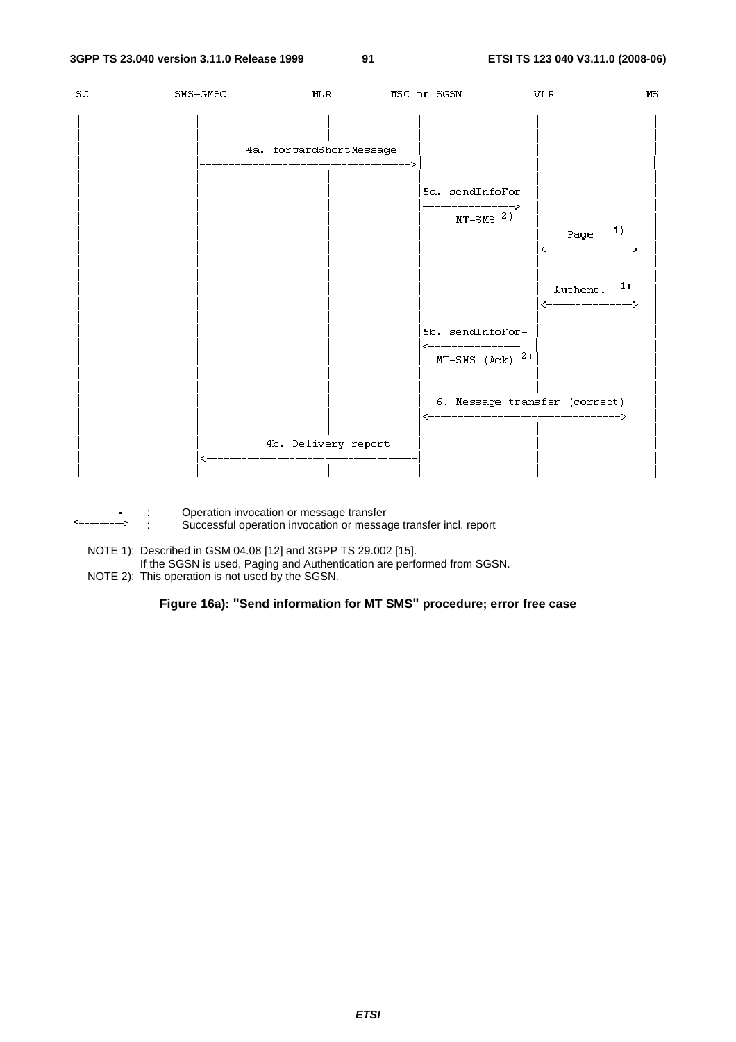```
SC          SMS-GMSC            HLR          MSC or SGSN          VLR                MS

|              |                 |                |                 |                  |
|              |  4a. forwardShortMessage         |                 |                  |
|              |--------------------------------->|                 |                  |
|              |                 |                | 5a. sendInfoFor-|                  |
|              |                 |                |---------------->|                  |
|              |                 |                |   MT-SMS 2)     |                  |
|              |                 |                |                 |   Page   1)      |
|              |                 |                |                 |<---------------->|
|              |                 |                |                 |                  |
|              |                 |                |                 |  Authent.  1)    |
|              |                 |                |                 |<---------------->|
|              |                 |                | 5b. sendInfoFor-|                  |
|              |                 |                |<----------------|                  |
|              |                 |                |  MT-SMS (Ack) 2)|                  |
|              |                 |                |                 |                  |
|              |                 |                |  6. Message transfer (correct)     |
|              |                 |                |<---------------------------------->|
|              |  4b. Delivery report             |                 |                  |
|              |<---------------------------------|                 |                  |
|              |                 |                |                 |                  |
```

```
-------->   :   Operation invocation or message transfer
<------->   :   Successful operation invocation or message transfer incl. report
```

NOTE 1): Described in GSM 04.08 [12] and 3GPP TS 29.002 [15].
If the SGSN is used, Paging and Authentication are performed from SGSN.

NOTE 2): This operation is not used by the SGSN.

**Figure 16a): "Send information for MT SMS" procedure; error free case**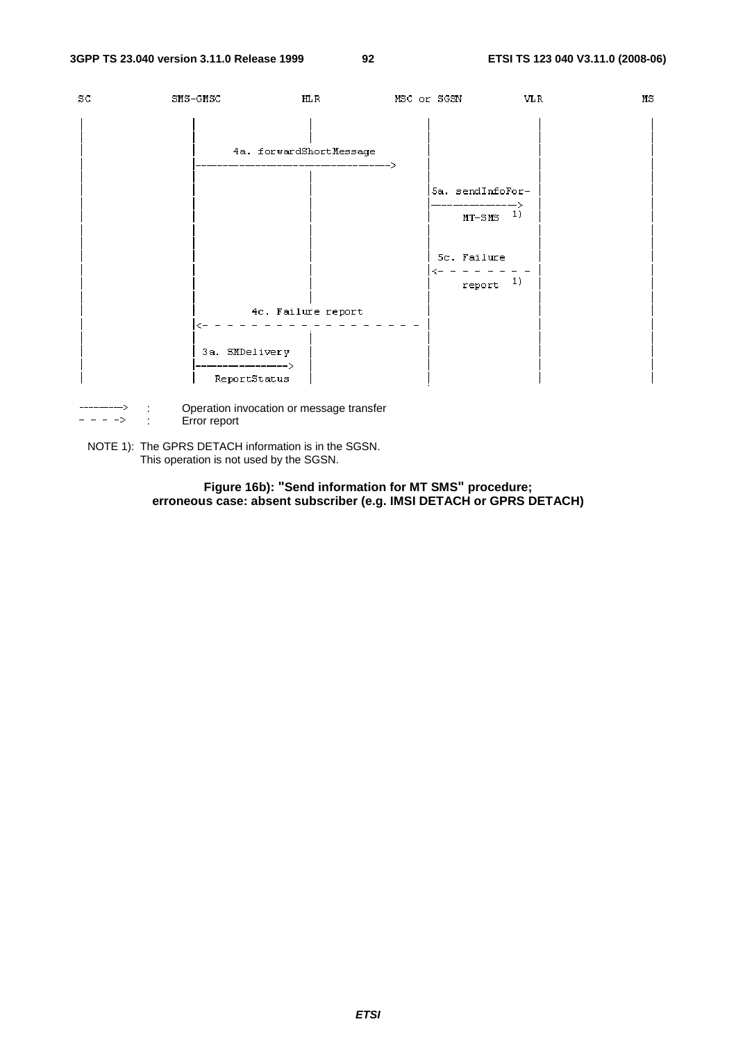```
SC          SMS-GMSC              HLR           MSC or SGSN          VLR              MS

|              |                   |                 |                 |               |
|              |                   |                 |                 |               |
|              |     4a. forwardShortMessage         |                 |               |
|              |------------------------------------>|                 |               |
|              |                   |                 |                 |               |
|              |                   |                 |5a. sendInfoFor- |               |
|              |                   |                 |---------------->|               |
|              |                   |                 |     MT-SMS   1) |               |
|              |                   |                 |                 |               |
|              |                   |                 |                 |               |
|              |                   |                 | 5c. Failure     |               |
|              |                   |                 |<- - - - - - - - |               |
|              |                   |                 |     report   1) |               |
|              |                   |                 |                 |               |
|              |        4c. Failure report           |                 |               |
|              |<- - - - - - - - - - - - - - - - - - |                 |               |
|              |                   |                 |                 |               |
|              | 3a. SMDelivery    |                 |                 |               |
|              |------------------>|                 |                 |               |
|              |   ReportStatus    |                 |                 |               |
```

```
-------->  :  Operation invocation or message transfer
- - - ->   :  Error report
```

NOTE 1): The GPRS DETACH information is in the SGSN.
This operation is not used by the SGSN.

**Figure 16b): "Send information for MT SMS" procedure; erroneous case: absent subscriber (e.g. IMSI DETACH or GPRS DETACH)**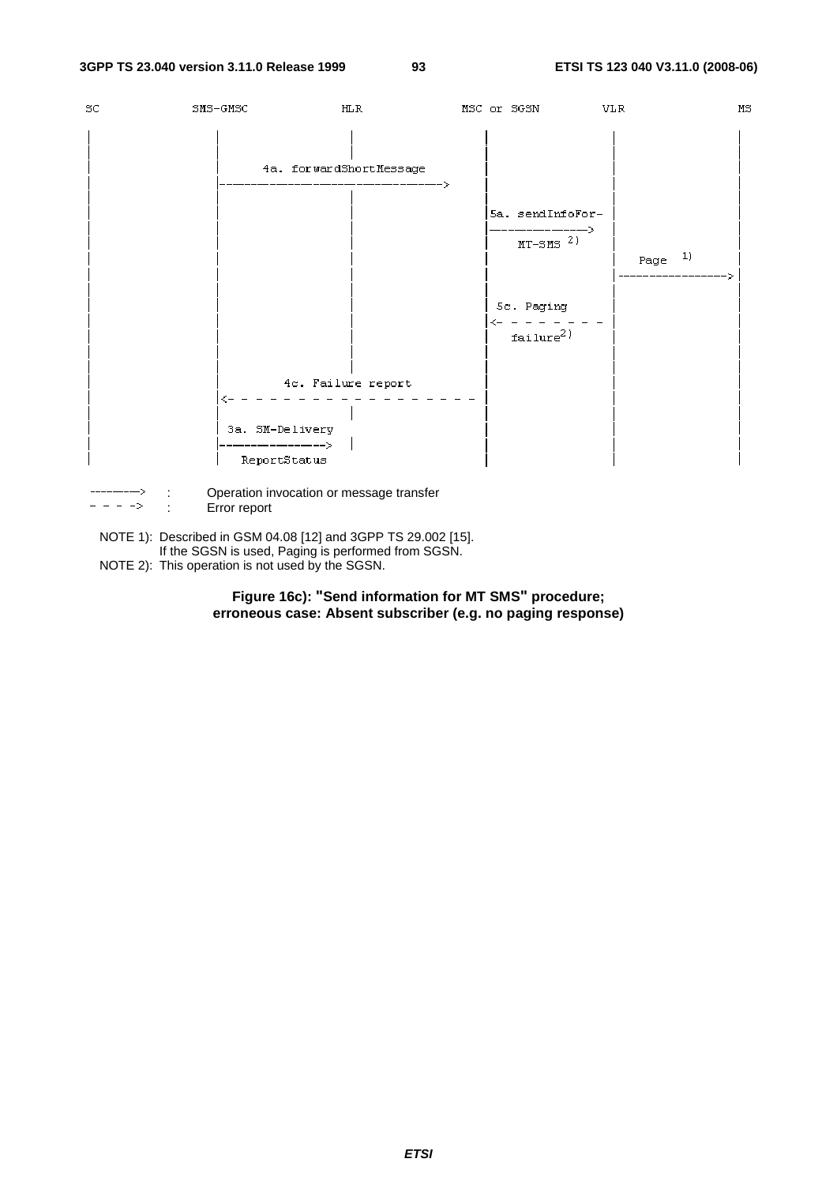```
SC          SMS-GMSC              HLR              MSC or SGSN         VLR                 MS
|              |                   |                   |                 |                  |
|              |   4a. forwardShortMessage             |                 |                  |
|              |-------------------------------------->|                 |                  |
|              |                   |                   |5a. sendInfoFor- |                  |
|              |                   |                   |---------------->|                  |
|              |                   |                   |   MT-SMS 2)     |                  |
|              |                   |                   |                 |  Page  1)        |
|              |                   |                   |                 |----------------->|
|              |                   |                   |                 |                  |
|              |                   |                   | 5c. Paging      |                  |
|              |                   |                   |<- - - - - - - - |                  |
|              |                   |                   |   failure 2)    |                  |
|              |                   |                   |                 |                  |
|              |     4c. Failure report                |                 |                  |
|              |<- - - - - - - - - - - - - - - - - - - |                 |                  |
|              |                   |                   |                 |                  |
|              | 3a. SM-Delivery   |                   |                 |                  |
|              |------------------>|                   |                 |                  |
|              |   ReportStatus    |                   |                 |                  |
```

---------> : Operation invocation or message transfer

- - - -> : Error report

NOTE 1): Described in GSM 04.08 [12] and 3GPP TS 29.002 [15].
If the SGSN is used, Paging is performed from SGSN.

NOTE 2): This operation is not used by the SGSN.

**Figure 16c): "Send information for MT SMS" procedure; erroneous case: Absent subscriber (e.g. no paging response)**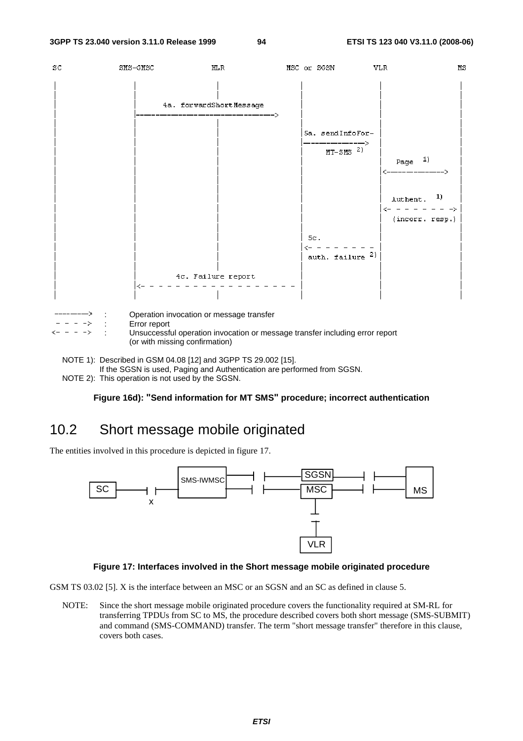```
SC            SMS-GMSC           HLR              MSC or SGSN         VLR              MS
 |               |                 |                   |                 |                |
 |               |    4a. forwardShortMessage          |                 |                |
 |               |------------------------------------>|                 |                |
 |               |                 |                   |                 |                |
 |               |                 |                   | 5a. sendInfoFor-|                |
 |               |                 |                   |---------------->|                |
 |               |                 |                   |     MT-SMS 2)   |                |
 |               |                 |                   |                 |   Page  1)     |
 |               |                 |                   |                 |<-------------->|
 |               |                 |                   |                 |                |
 |               |                 |                   |                 |  Authent.  1)  |
 |               |                 |                   |                 |<- - - - - - - >|
 |               |                 |                   |                 | (incorr. resp.)|
 |               |                 |                   | 5c.             |                |
 |               |                 |                   |<- - - - - - - - |                |
 |               |                 |                   | auth. failure 2)|                |
 |               |     4c. Failure report              |                 |                |
 |               |<- - - - - - - - - - - - - - - - - - |                 |                |
 |               |                 |                   |                 |                |
```

| | | |
|---|---|---|
| -------> | : | Operation invocation or message transfer |
| - - - -> | : | Error report |
| <- - - -> | : | Unsuccessful operation invocation or message transfer including error report (or with missing confirmation) |

NOTE 1): Described in GSM 04.08 [12] and 3GPP TS 29.002 [15].
If the SGSN is used, Paging and Authentication are performed from SGSN.

NOTE 2): This operation is not used by the SGSN.

**Figure 16d): "Send information for MT SMS" procedure; incorrect authentication**

## 10.2 Short message mobile originated

The entities involved in this procedure is depicted in figure 17.

```
                     +----------+          +------+
                     | SMS-IWMSC|---|  |---| SGSN |---|  |---+----+
+----+               |          |          +------+          |    |
| SC |----|  |------|          |---|  |---| MSC  |---|  |---| MS |
+----+     x         +----------+          +------+          +----+
                                              |
                                              |
                                           +-----+
                                           | VLR |
                                           +-----+
```

**Figure 17: Interfaces involved in the Short message mobile originated procedure**

GSM TS 03.02 [5]. X is the interface between an MSC or an SGSN and an SC as defined in clause 5.

NOTE: Since the short message mobile originated procedure covers the functionality required at SM-RL for transferring TPDUs from SC to MS, the procedure described covers both short message (SMS-SUBMIT) and command (SMS-COMMAND) transfer. The term "short message transfer" therefore in this clause, covers both cases.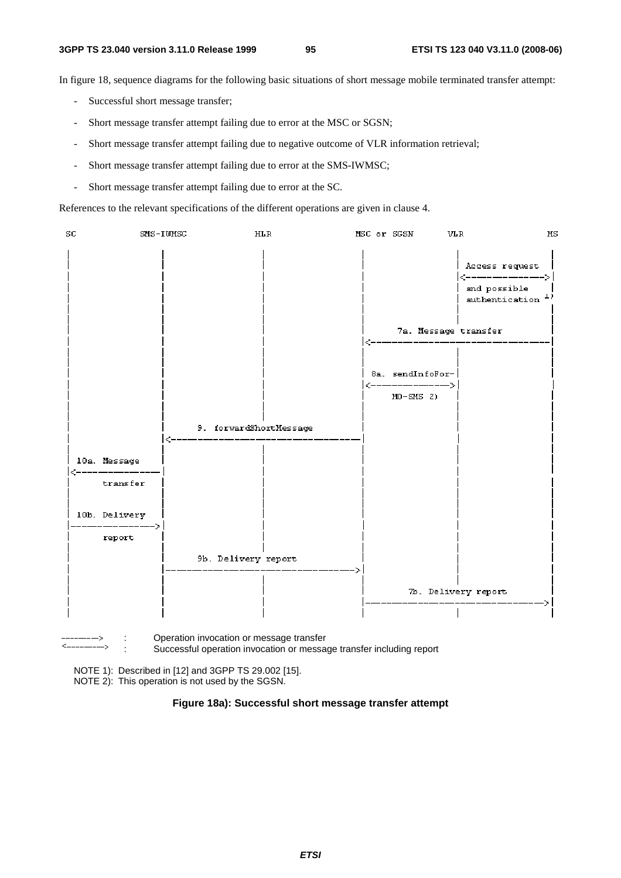In figure 18, sequence diagrams for the following basic situations of short message mobile terminated transfer attempt:

- Successful short message transfer;
- Short message transfer attempt failing due to error at the MSC or SGSN;
- Short message transfer attempt failing due to negative outcome of VLR information retrieval;
- Short message transfer attempt failing due to error at the SMS-IWMSC;
- Short message transfer attempt failing due to error at the SC.

References to the relevant specifications of the different operations are given in clause 4.

```
SC            SMS-IWMSC          HLR            MSC or SGSN      VLR              MS

|                |                |                  |             |                 |
|                |                |                  |             | Access request  |
|                |                |                  |             |<--------------->|
|                |                |                  |             | and possible    |
|                |                |                  |             | authentication 1)
|                |                |                  |                               |
|                |                |                  |     7a. Message transfer      |
|                |                |                  |<------------------------------|
|                |                |                  |             |                 |
|                |                |                  | 8a. sendInfoFor-              |
|                |                |                  |<----------->|                 |
|                |                |                  |   MO-SMS 2) |                 |
|                |                |                  |             |                 |
|                |  9. forwardShortMessage           |             |                 |
|                |<----------------------------------|             |                 |
|                |                |                  |             |                 |
| 10a. Message   |                |                  |             |                 |
|<---------------|                |                  |             |                 |
|     transfer   |                |                  |             |                 |
|                |                |                  |             |                 |
| 10b. Delivery  |                |                  |             |                 |
|--------------->|                |                  |             |                 |
|     report     |                |                  |             |                 |
|                |  9b. Delivery report              |             |                 |
|                |---------------------------------->|             |                 |
|                |                |                  |                               |
|                |                |                  |     7b. Delivery report       |
|                |                |                  |------------------------------>|
|                |                |                  |             |                 |
```

-------> : Operation invocation or message transfer

<-------> : Successful operation invocation or message transfer including report

NOTE 1): Described in [12] and 3GPP TS 29.002 [15].

NOTE 2): This operation is not used by the SGSN.

**Figure 18a): Successful short message transfer attempt**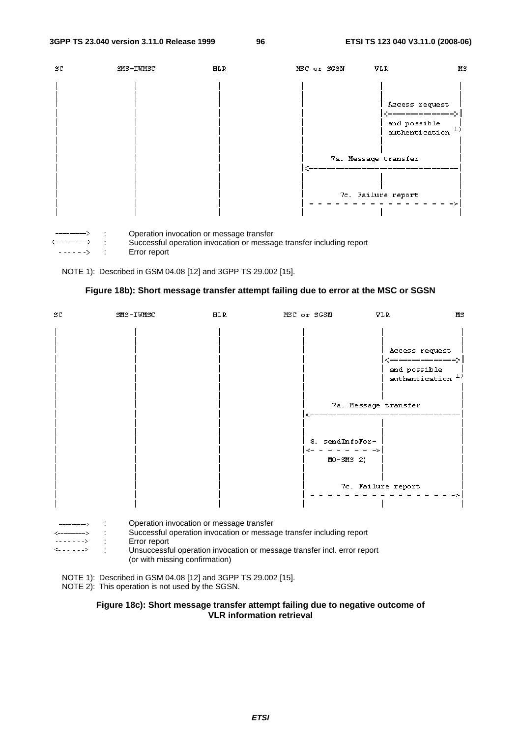```
SC          SMS-IWMSC          HLR             MSC or SGSN          VLR                 MS
|               |               |                   |                |                  |
|               |               |                   |                |                  |
|               |               |                   |                | Access request   |
|               |               |                   |                |<---------------->|
|               |               |                   |                | and possible     |
|               |               |                   |                | authentication 1)|
|               |               |                   |                |                  |
|               |               |                   |      7a. Message transfer           |
|               |               |                   |<------------------------------------|
|               |               |                   |                |                  |
|               |               |                   |                |                  |
|               |               |                   |      7c. Failure report             |
|               |               |                   | - - - - - - - - - - - - - - - - - ->|
|               |               |                   |                |                  |
```

--------> : Operation invocation or message transfer

<--------> : Successful operation invocation or message transfer including report

- - - - - > : Error report

NOTE 1): Described in GSM 04.08 [12] and 3GPP TS 29.002 [15].

**Figure 18b): Short message transfer attempt failing due to error at the MSC or SGSN**

```
SC          SMS-IWMSC          HLR             MSC or SGSN          VLR                 MS
|               |               |                   |                |                  |
|               |               |                   |                |                  |
|               |               |                   |                | Access request   |
|               |               |                   |                |<---------------->|
|               |               |                   |                | and possible     |
|               |               |                   |                | authentication 1)|
|               |               |                   |                |                  |
|               |               |                   |      7a. Message transfer           |
|               |               |                   |<------------------------------------|
|               |               |                   |                |                  |
|               |               |                   | 8. sendInfoFor-|                  |
|               |               |                   |<- - - - - - - >|                  |
|               |               |                   |     MO-SMS 2)  |                  |
|               |               |                   |                |                  |
|               |               |                   |      7c. Failure report             |
|               |               |                   | - - - - - - - - - - - - - - - - - ->|
|               |               |                   |                |                  |
```

--------> : Operation invocation or message transfer

<--------> : Successful operation invocation or message transfer including report

- - - - - - -> : Error report

<- - - - - -> : Unsuccessful operation invocation or message transfer incl. error report (or with missing confirmation)

NOTE 1): Described in GSM 04.08 [12] and 3GPP TS 29.002 [15].

NOTE 2): This operation is not used by the SGSN.

**Figure 18c): Short message transfer attempt failing due to negative outcome of VLR information retrieval**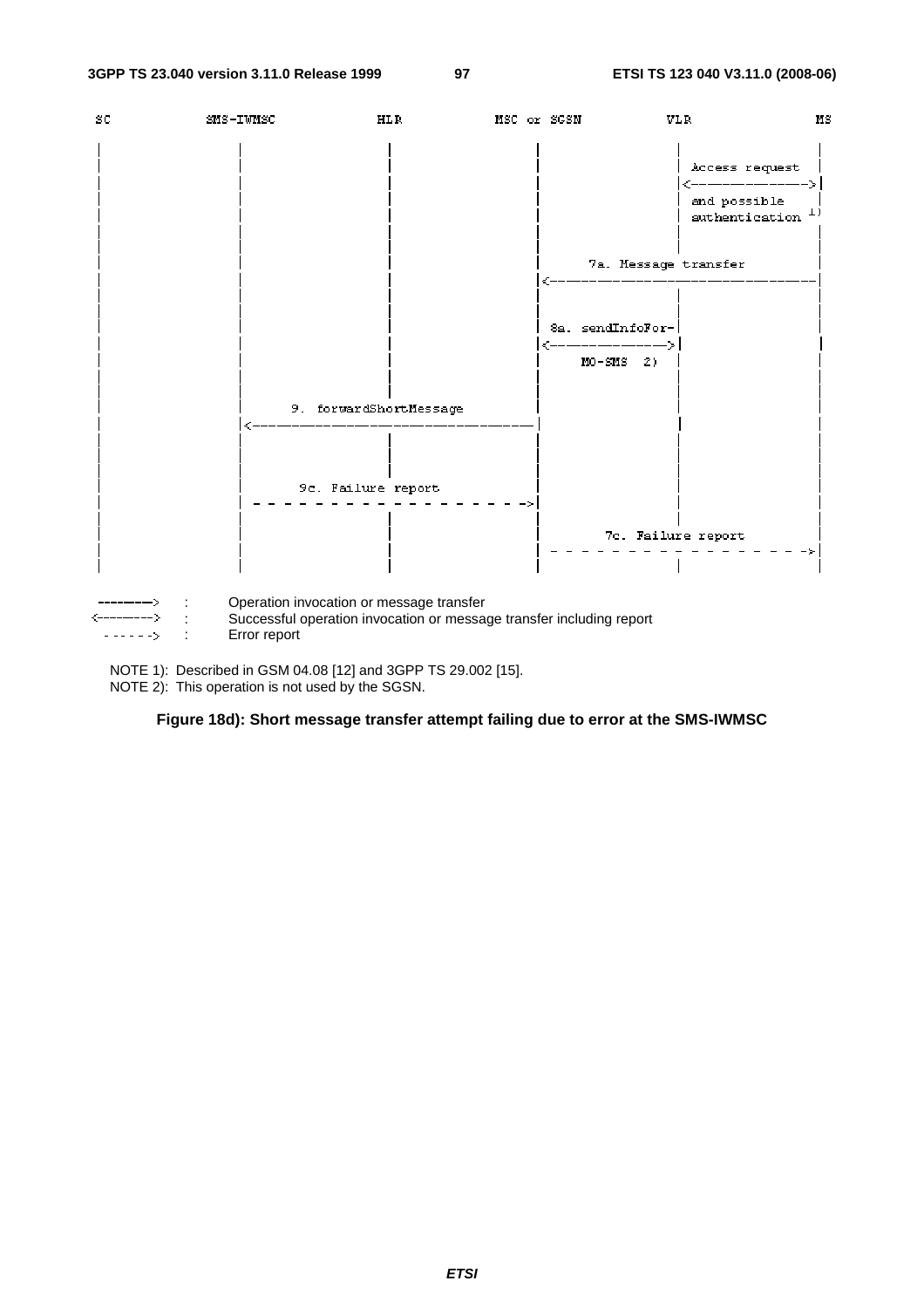```
SC          SMS-IWMSC          HLR          MSC or SGSN          VLR          MS

 |              |                |                |                |            |
 |              |                |                |                | Access request
 |              |                |                |                |<---------->|
 |              |                |                |                | and possible
 |              |                |                |                | authentication 1)
 |              |                |                |                |            |
 |              |                |                |      7a. Message transfer   |
 |              |                |                |<----------------------------|
 |              |                |                |                |            |
 |              |                |                | 8a. sendInfoFor-            |
 |              |                |                |<-------------->|            |
 |              |                |                |   MO-SMS  2)   |            |
 |              |                |                |                |            |
 |              |   9. forwardShortMessage        |                |            |
 |              |<--------------------------------|                |            |
 |              |                |                |                |            |
 |              |   9c. Failure report            |                |            |
 |              | - - - - - - - - - - - - - - - ->|                |            |
 |              |                |                |                |            |
 |              |                |                |      7c. Failure report     |
 |              |                |                | - - - - - - - - - - - - - ->|
 |              |                |                |                |            |
```

--------> : Operation invocation or message transfer
<--------> : Successful operation invocation or message transfer including report
- - - - - -> : Error report

NOTE 1): Described in GSM 04.08 [12] and 3GPP TS 29.002 [15].
NOTE 2): This operation is not used by the SGSN.

**Figure 18d): Short message transfer attempt failing due to error at the SMS-IWMSC**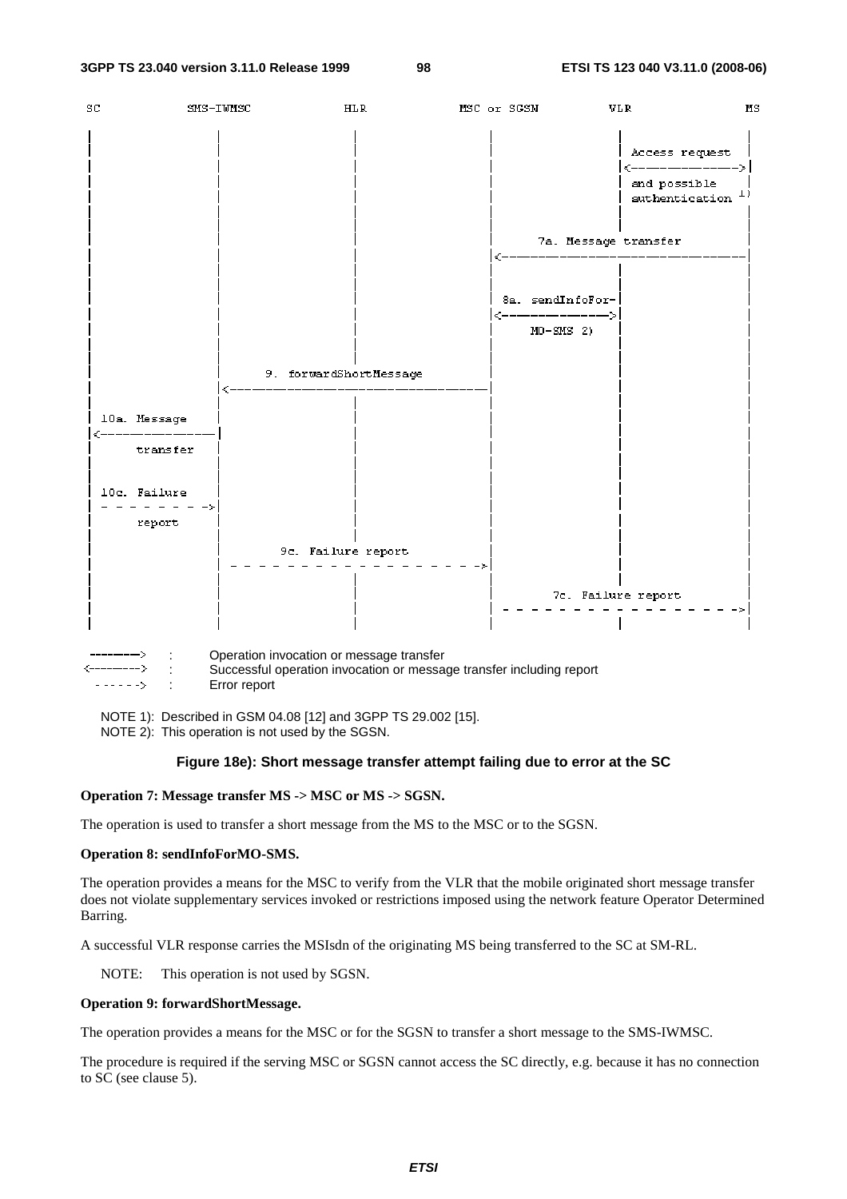```
SC          SMS-IWMSC          HLR          MSC or SGSN          VLR               MS

|               |               |               |               |                   |
|               |               |               |               | Access request    |
|               |               |               |               |<----------------->|
|               |               |               |               | and possible      |
|               |               |               |               | authentication 1) |
|               |               |               |               |                   |
|               |               |               |       7a. Message transfer        |
|               |               |               |<----------------------------------|
|               |               |               |               |                   |
|               |               |               | 8a. sendInfoFor-|                 |
|               |               |               |<------------->|                   |
|               |               |               |   MO-SMS 2)   |                   |
|               |               |               |               |                   |
|               |    9. forwardShortMessage     |               |                   |
|               |<------------------------------|               |                   |
|               |               |               |               |                   |
| 10a. Message  |               |               |               |                   |
|<--------------|               |               |               |                   |
|    transfer   |               |               |               |                   |
|               |               |               |               |                   |
| 10c. Failure  |               |               |               |                   |
| - - - - - - ->|               |               |               |                   |
|    report     |               |               |               |                   |
|               |      9c. Failure report       |               |                   |
|               | - - - - - - - - - - - - - - ->|               |                   |
|               |               |               |               |                   |
|               |               |               |       7c. Failure report          |
|               |               |               | - - - - - - - - - - - - - - - - ->|
|               |               |               |               |                   |
```

| | | |
|---|---|---|
| --------> | : | Operation invocation or message transfer |
| <--------> | : | Successful operation invocation or message transfer including report |
| - - - - -> | : | Error report |

NOTE 1): Described in GSM 04.08 [12] and 3GPP TS 29.002 [15].
NOTE 2): This operation is not used by the SGSN.

**Figure 18e): Short message transfer attempt failing due to error at the SC**

**Operation 7: Message transfer MS -> MSC or MS -> SGSN.**

The operation is used to transfer a short message from the MS to the MSC or to the SGSN.

**Operation 8: sendInfoForMO-SMS.**

The operation provides a means for the MSC to verify from the VLR that the mobile originated short message transfer does not violate supplementary services invoked or restrictions imposed using the network feature Operator Determined Barring.

A successful VLR response carries the MSIsdn of the originating MS being transferred to the SC at SM-RL.

NOTE: This operation is not used by SGSN.

**Operation 9: forwardShortMessage.**

The operation provides a means for the MSC or for the SGSN to transfer a short message to the SMS-IWMSC.

The procedure is required if the serving MSC or SGSN cannot access the SC directly, e.g. because it has no connection to SC (see clause 5).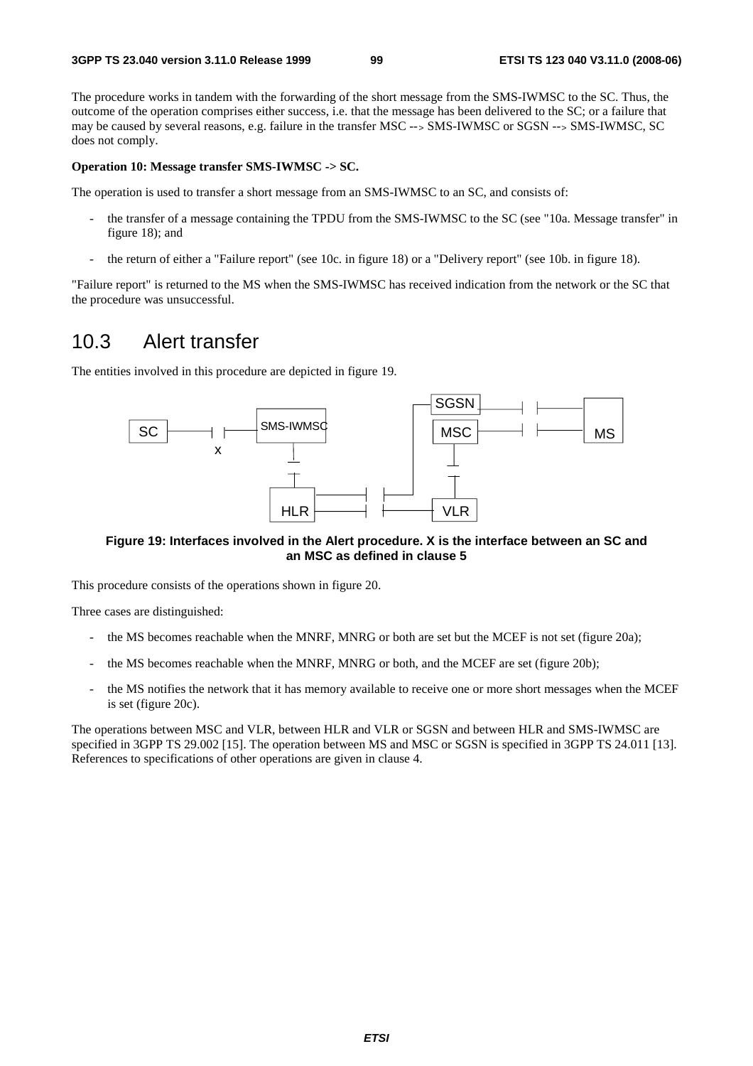The procedure works in tandem with the forwarding of the short message from the SMS-IWMSC to the SC. Thus, the outcome of the operation comprises either success, i.e. that the message has been delivered to the SC; or a failure that may be caused by several reasons, e.g. failure in the transfer MSC --> SMS-IWMSC or SGSN --> SMS-IWMSC, SC does not comply.

**Operation 10: Message transfer SMS-IWMSC -> SC.**

The operation is used to transfer a short message from an SMS-IWMSC to an SC, and consists of:

- the transfer of a message containing the TPDU from the SMS-IWMSC to the SC (see "10a. Message transfer" in figure 18); and
- the return of either a "Failure report" (see 10c. in figure 18) or a "Delivery report" (see 10b. in figure 18).

"Failure report" is returned to the MS when the SMS-IWMSC has received indication from the network or the SC that the procedure was unsuccessful.

# 10.3 Alert transfer

The entities involved in this procedure are depicted in figure 19.

**Figure 19: Interfaces involved in the Alert procedure. X is the interface between an SC and an MSC as defined in clause 5**

This procedure consists of the operations shown in figure 20.

Three cases are distinguished:

- the MS becomes reachable when the MNRF, MNRG or both are set but the MCEF is not set (figure 20a);
- the MS becomes reachable when the MNRF, MNRG or both, and the MCEF are set (figure 20b);
- the MS notifies the network that it has memory available to receive one or more short messages when the MCEF is set (figure 20c).

The operations between MSC and VLR, between HLR and VLR or SGSN and between HLR and SMS-IWMSC are specified in 3GPP TS 29.002 [15]. The operation between MS and MSC or SGSN is specified in 3GPP TS 24.011 [13]. References to specifications of other operations are given in clause 4.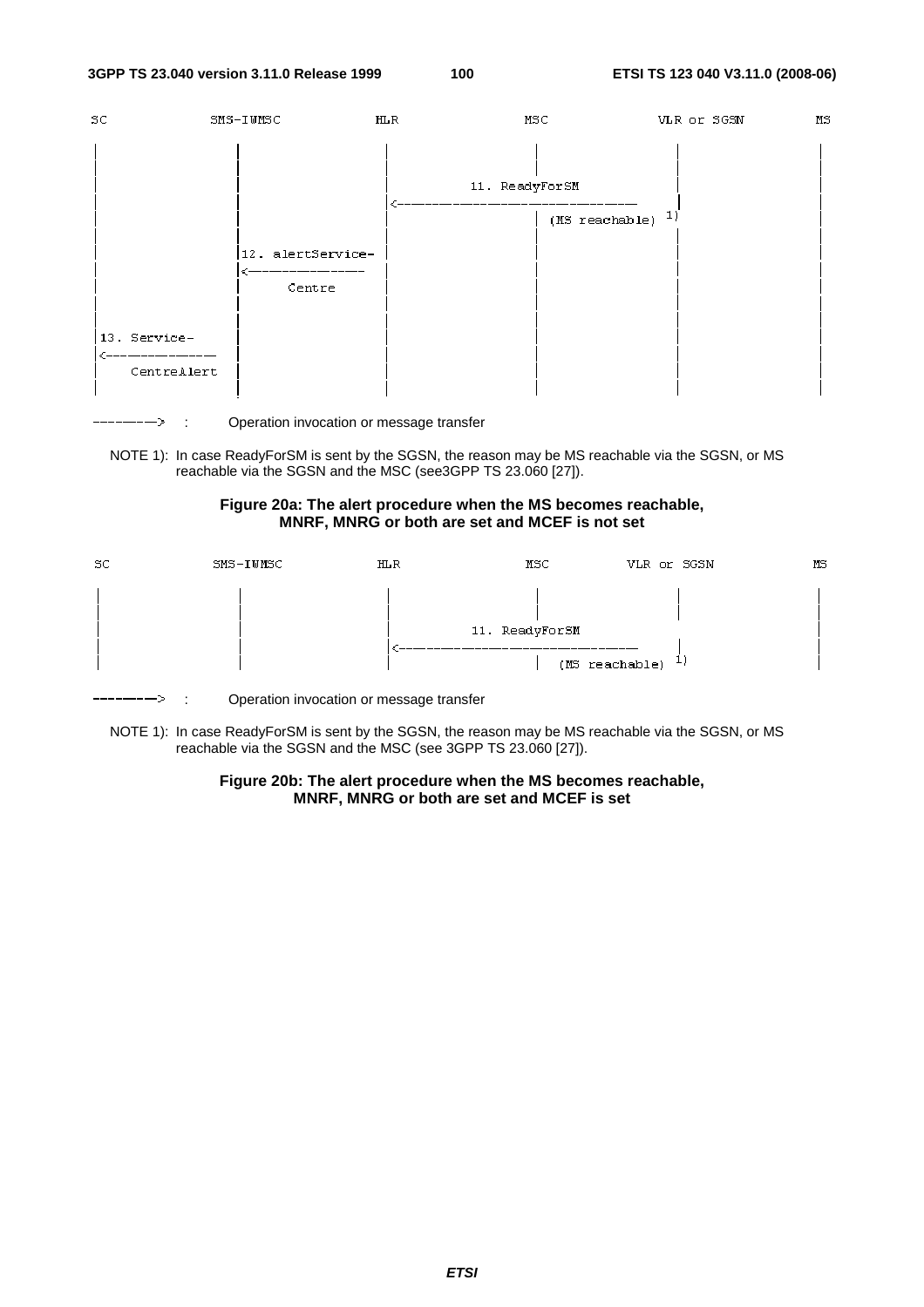```
SC            SMS-IWMSC           HLR                 MSC                 VLR or SGSN          MS

 |                |                 |                   |                     |                 |
 |                |                 |                   |                     |                 |
 |                |                 |          11. ReadyForSM                 |                 |
 |                |                 |<------------------------------------    |                 |
 |                |                 |                   |  (MS reachable)  1) |                 |
 |                |                 |                   |                     |                 |
 |                |12. alertService-|                   |                     |                 |
 |                |<--------------- |                   |                     |                 |
 |                |     Centre      |                   |                     |                 |
 |                |                 |                   |                     |                 |
 |13. Service-    |                 |                   |                     |                 |
 |<-------------- |                 |                   |                     |                 |
 |   CentreAlert  |                 |                   |                     |                 |
 |                |                 |                   |                     |                 |
```

-------->  :  Operation invocation or message transfer

NOTE 1): In case ReadyForSM is sent by the SGSN, the reason may be MS reachable via the SGSN, or MS reachable via the SGSN and the MSC (see3GPP TS 23.060 [27]).

**Figure 20a: The alert procedure when the MS becomes reachable, MNRF, MNRG or both are set and MCEF is not set**

```
SC            SMS-IWMSC           HLR                 MSC                 VLR or SGSN          MS

 |                |                 |                   |                     |                 |
 |                |                 |                   |                     |                 |
 |                |                 |          11. ReadyForSM                 |                 |
 |                |                 |<------------------------------------    |                 |
 |                |                 |                   |  (MS reachable)  1) |                 |
```

-------->  :  Operation invocation or message transfer

NOTE 1): In case ReadyForSM is sent by the SGSN, the reason may be MS reachable via the SGSN, or MS reachable via the SGSN and the MSC (see 3GPP TS 23.060 [27]).

**Figure 20b: The alert procedure when the MS becomes reachable, MNRF, MNRG or both are set and MCEF is set**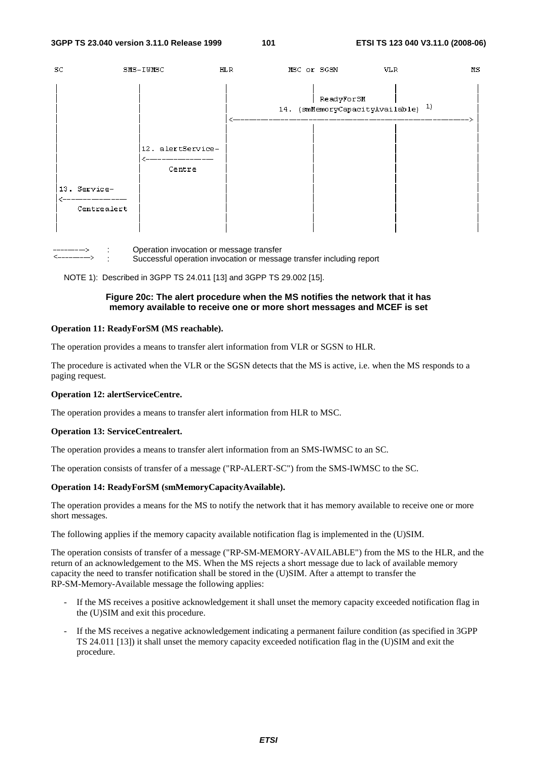```
SC              SMS-IWMSC            HLR             MSC or SGSN          VLR               MS

|                   |                  |                   |                 |                  |
|                   |                  |                   | ReadyForSM      |                  |
|                   |                  |      14. (smMemoryCapacityAvailable)  1)               |
|                   |                  |<------------------------------------------------------>|
|                   |                  |                   |                 |                  |
|                   |                  |                   |                 |                  |
|                   |12. alertService- |                   |                 |                  |
|                   |<---------------- |                   |                 |                  |
|                   |      Centre      |                   |                 |                  |
|                   |                  |                   |                 |                  |
|13. Service-       |                  |                   |                 |                  |
|<----------------  |                  |                   |                 |                  |
|    Centrealert    |                  |                   |                 |                  |
|                   |                  |                   |                 |                  |
```

```
-------->   :   Operation invocation or message transfer
<-------->  :   Successful operation invocation or message transfer including report
```

NOTE 1): Described in 3GPP TS 24.011 [13] and 3GPP TS 29.002 [15].

**Figure 20c: The alert procedure when the MS notifies the network that it has memory available to receive one or more short messages and MCEF is set**

**Operation 11: ReadyForSM (MS reachable).**

The operation provides a means to transfer alert information from VLR or SGSN to HLR.

The procedure is activated when the VLR or the SGSN detects that the MS is active, i.e. when the MS responds to a paging request.

**Operation 12: alertServiceCentre.**

The operation provides a means to transfer alert information from HLR to MSC.

**Operation 13: ServiceCentrealert.**

The operation provides a means to transfer alert information from an SMS-IWMSC to an SC.

The operation consists of transfer of a message ("RP-ALERT-SC") from the SMS-IWMSC to the SC.

**Operation 14: ReadyForSM (smMemoryCapacityAvailable).**

The operation provides a means for the MS to notify the network that it has memory available to receive one or more short messages.

The following applies if the memory capacity available notification flag is implemented in the (U)SIM.

The operation consists of transfer of a message ("RP-SM-MEMORY-AVAILABLE") from the MS to the HLR, and the return of an acknowledgement to the MS. When the MS rejects a short message due to lack of available memory capacity the need to transfer notification shall be stored in the (U)SIM. After a attempt to transfer the RP-SM-Memory-Available message the following applies:

- If the MS receives a positive acknowledgement it shall unset the memory capacity exceeded notification flag in the (U)SIM and exit this procedure.
- If the MS receives a negative acknowledgement indicating a permanent failure condition (as specified in 3GPP TS 24.011 [13]) it shall unset the memory capacity exceeded notification flag in the (U)SIM and exit the procedure.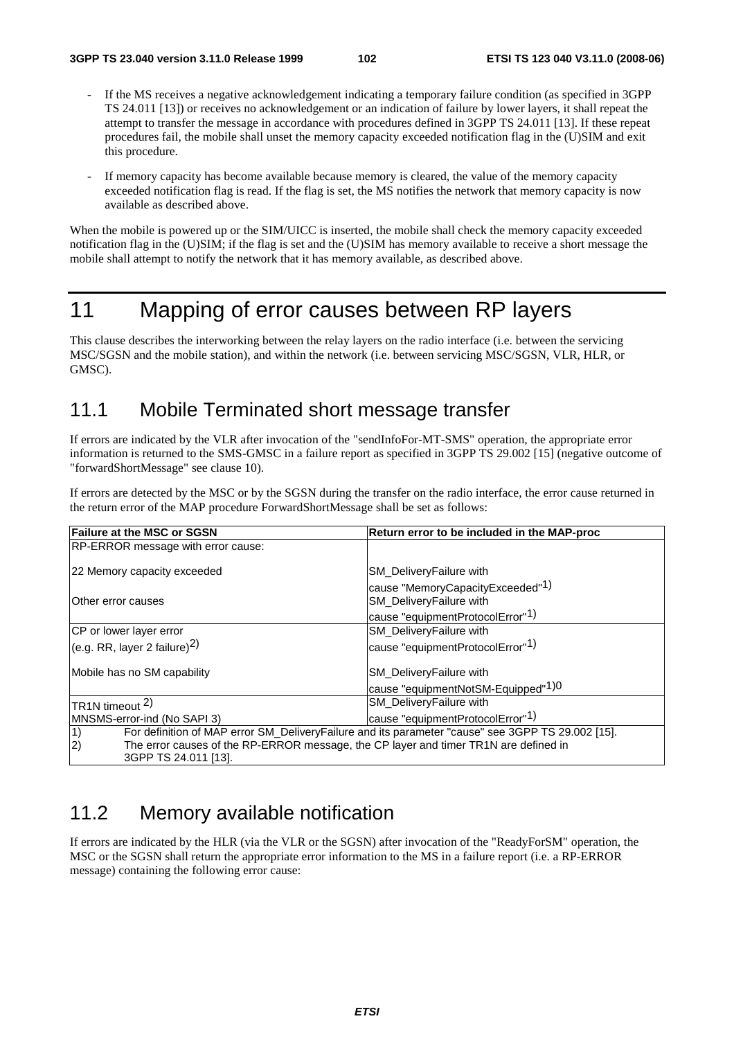- If the MS receives a negative acknowledgement indicating a temporary failure condition (as specified in 3GPP TS 24.011 [13]) or receives no acknowledgement or an indication of failure by lower layers, it shall repeat the attempt to transfer the message in accordance with procedures defined in 3GPP TS 24.011 [13]. If these repeat procedures fail, the mobile shall unset the memory capacity exceeded notification flag in the (U)SIM and exit this procedure.

- If memory capacity has become available because memory is cleared, the value of the memory capacity exceeded notification flag is read. If the flag is set, the MS notifies the network that memory capacity is now available as described above.

When the mobile is powered up or the SIM/UICC is inserted, the mobile shall check the memory capacity exceeded notification flag in the (U)SIM; if the flag is set and the (U)SIM has memory available to receive a short message the mobile shall attempt to notify the network that it has memory available, as described above.

# 11 Mapping of error causes between RP layers

This clause describes the interworking between the relay layers on the radio interface (i.e. between the servicing MSC/SGSN and the mobile station), and within the network (i.e. between servicing MSC/SGSN, VLR, HLR, or GMSC).

## 11.1 Mobile Terminated short message transfer

If errors are indicated by the VLR after invocation of the "sendInfoFor-MT-SMS" operation, the appropriate error information is returned to the SMS-GMSC in a failure report as specified in 3GPP TS 29.002 [15] (negative outcome of "forwardShortMessage" see clause 10).

If errors are detected by the MSC or by the SGSN during the transfer on the radio interface, the error cause returned in the return error of the MAP procedure ForwardShortMessage shall be set as follows:

| **Failure at the MSC or SGSN** | **Return error to be included in the MAP-proc** |
|---|---|
| RP-ERROR message with error cause:<br><br>22 Memory capacity exceeded<br><br>Other error causes | <br><br>SM_DeliveryFailure with cause "MemoryCapacityExceeded"1)<br>SM_DeliveryFailure with cause "equipmentProtocolError"1) |
| CP or lower layer error (e.g. RR, layer 2 failure)2)<br><br>Mobile has no SM capability | SM_DeliveryFailure with cause "equipmentProtocolError"1)<br><br>SM_DeliveryFailure with cause "equipmentNotSM-Equipped"1)0 |
| TR1N timeout 2)<br>MNSMS-error-ind (No SAPI 3) | SM_DeliveryFailure with cause "equipmentProtocolError"1) |
| 1) For definition of MAP error SM_DeliveryFailure and its parameter "cause" see 3GPP TS 29.002 [15].<br>2) The error causes of the RP-ERROR message, the CP layer and timer TR1N are defined in 3GPP TS 24.011 [13]. | |

## 11.2 Memory available notification

If errors are indicated by the HLR (via the VLR or the SGSN) after invocation of the "ReadyForSM" operation, the MSC or the SGSN shall return the appropriate error information to the MS in a failure report (i.e. a RP-ERROR message) containing the following error cause: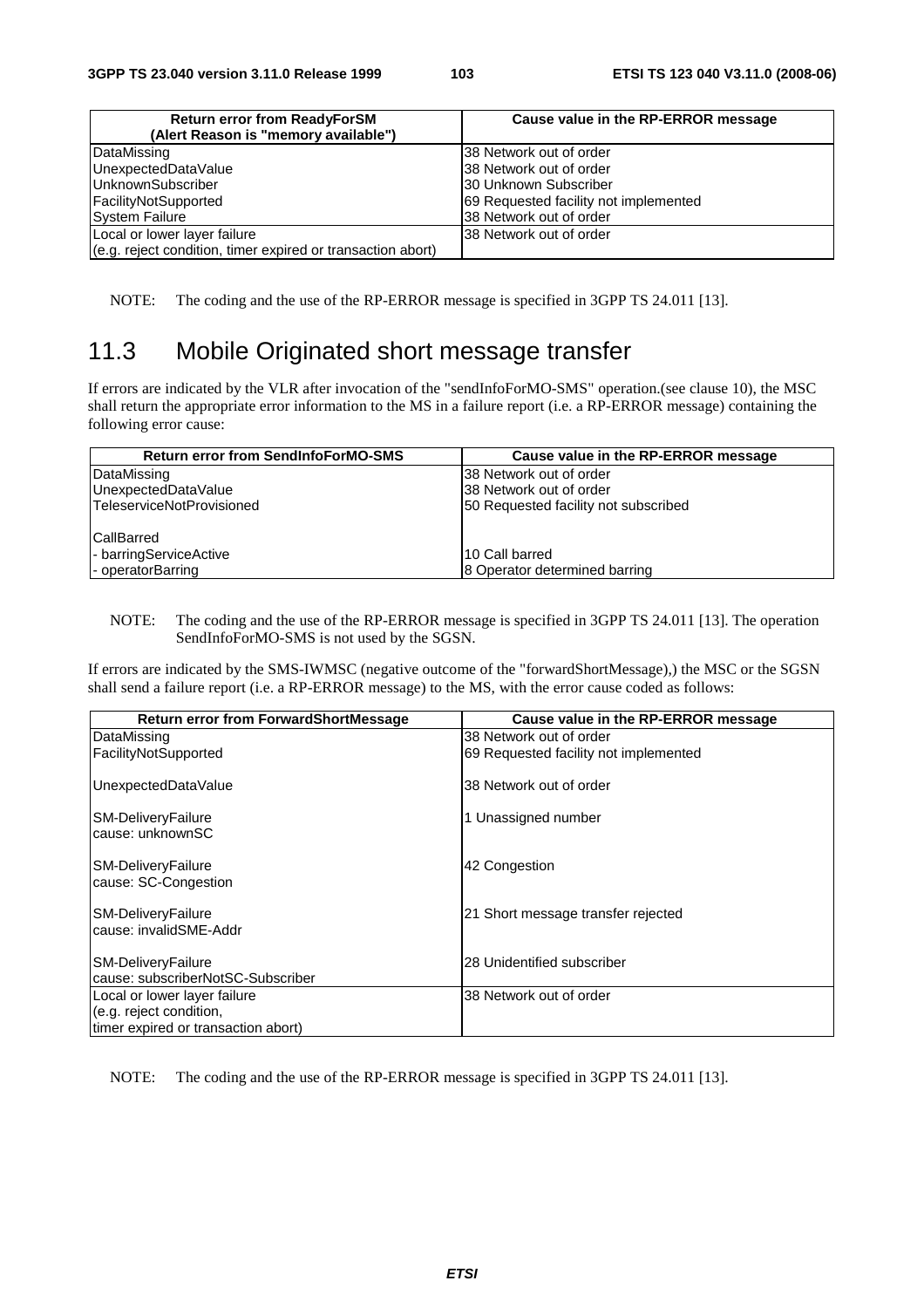| Return error from ReadyForSM (Alert Reason is "memory available") | Cause value in the RP-ERROR message |
|---|---|
| DataMissing | 38 Network out of order |
| UnexpectedDataValue | 38 Network out of order |
| UnknownSubscriber | 30 Unknown Subscriber |
| FacilityNotSupported | 69 Requested facility not implemented |
| System Failure | 38 Network out of order |
| Local or lower layer failure (e.g. reject condition, timer expired or transaction abort) | 38 Network out of order |

NOTE: The coding and the use of the RP-ERROR message is specified in 3GPP TS 24.011 [13].

## 11.3 Mobile Originated short message transfer

If errors are indicated by the VLR after invocation of the "sendInfoForMO-SMS" operation.(see clause 10), the MSC shall return the appropriate error information to the MS in a failure report (i.e. a RP-ERROR message) containing the following error cause:

| Return error from SendInfoForMO-SMS | Cause value in the RP-ERROR message |
|---|---|
| DataMissing | 38 Network out of order |
| UnexpectedDataValue | 38 Network out of order |
| TeleserviceNotProvisioned | 50 Requested facility not subscribed |
| CallBarred | |
| - barringServiceActive | 10 Call barred |
| - operatorBarring | 8 Operator determined barring |

NOTE: The coding and the use of the RP-ERROR message is specified in 3GPP TS 24.011 [13]. The operation SendInfoForMO-SMS is not used by the SGSN.

If errors are indicated by the SMS-IWMSC (negative outcome of the "forwardShortMessage),) the MSC or the SGSN shall send a failure report (i.e. a RP-ERROR message) to the MS, with the error cause coded as follows:

| Return error from ForwardShortMessage | Cause value in the RP-ERROR message |
|---|---|
| DataMissing | 38 Network out of order |
| FacilityNotSupported | 69 Requested facility not implemented |
| UnexpectedDataValue | 38 Network out of order |
| SM-DeliveryFailure cause: unknownSC | 1 Unassigned number |
| SM-DeliveryFailure cause: SC-Congestion | 42 Congestion |
| SM-DeliveryFailure cause: invalidSME-Addr | 21 Short message transfer rejected |
| SM-DeliveryFailure cause: subscriberNotSC-Subscriber | 28 Unidentified subscriber |
| Local or lower layer failure (e.g. reject condition, timer expired or transaction abort) | 38 Network out of order |

NOTE: The coding and the use of the RP-ERROR message is specified in 3GPP TS 24.011 [13].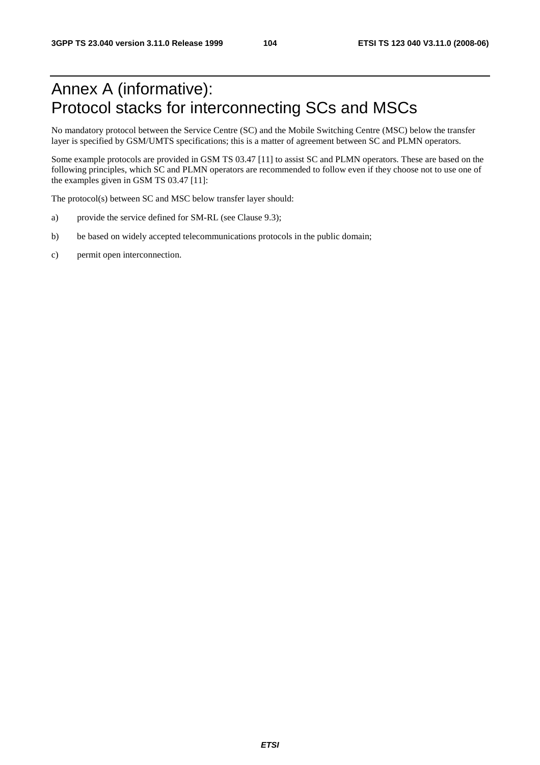# Annex A (informative): Protocol stacks for interconnecting SCs and MSCs

No mandatory protocol between the Service Centre (SC) and the Mobile Switching Centre (MSC) below the transfer layer is specified by GSM/UMTS specifications; this is a matter of agreement between SC and PLMN operators.

Some example protocols are provided in GSM TS 03.47 [11] to assist SC and PLMN operators. These are based on the following principles, which SC and PLMN operators are recommended to follow even if they choose not to use one of the examples given in GSM TS 03.47 [11]:

The protocol(s) between SC and MSC below transfer layer should:

a) provide the service defined for SM-RL (see Clause 9.3);

b) be based on widely accepted telecommunications protocols in the public domain;

c) permit open interconnection.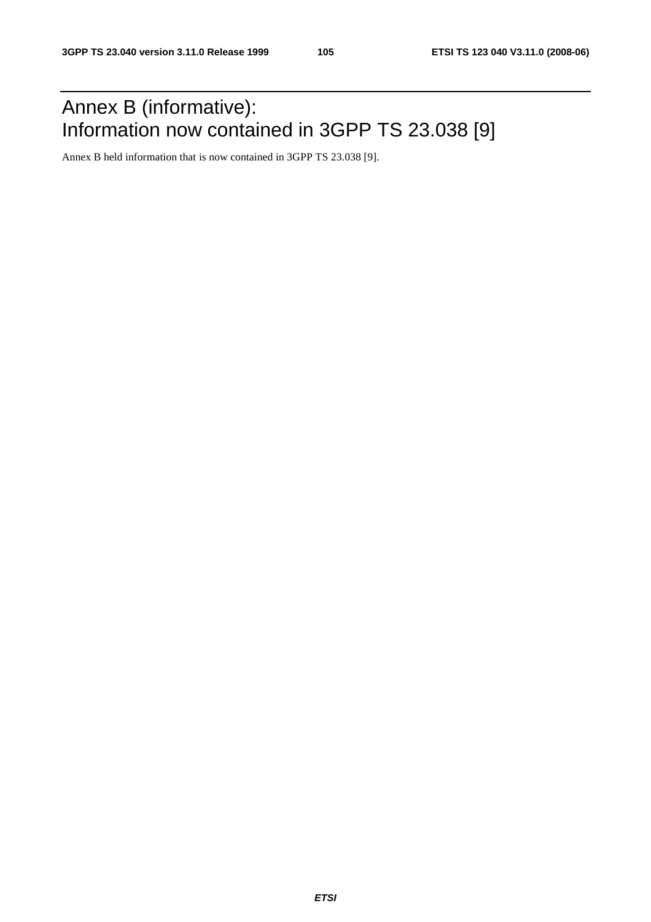# Annex B (informative): Information now contained in 3GPP TS 23.038 [9]

Annex B held information that is now contained in 3GPP TS 23.038 [9].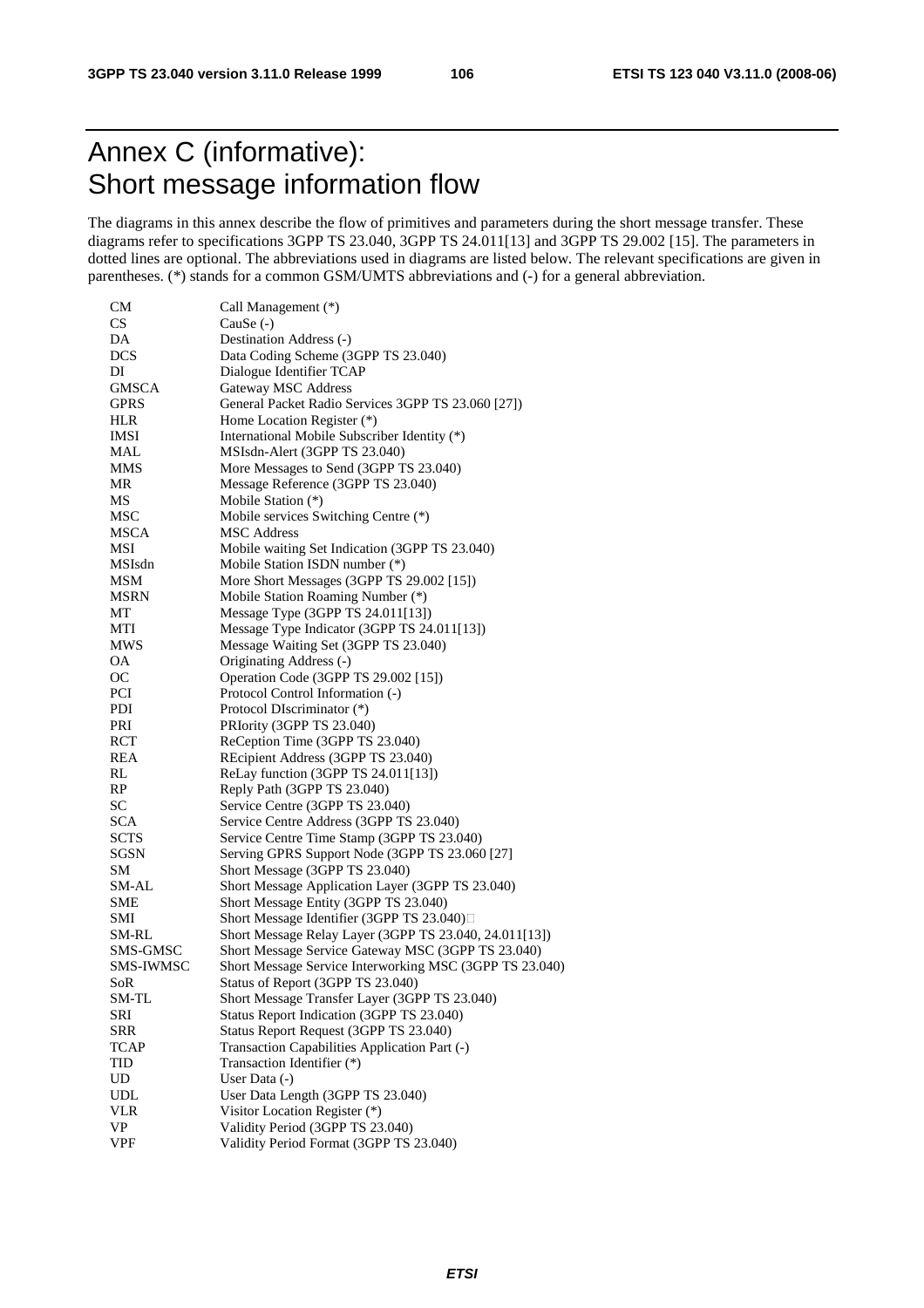# Annex C (informative): Short message information flow

The diagrams in this annex describe the flow of primitives and parameters during the short message transfer. These diagrams refer to specifications 3GPP TS 23.040, 3GPP TS 24.011[13] and 3GPP TS 29.002 [15]. The parameters in dotted lines are optional. The abbreviations used in diagrams are listed below. The relevant specifications are given in parentheses. (*) stands for a common GSM/UMTS abbreviations and (-) for a general abbreviation.

| | |
|---|---|
| CM | Call Management (*) |
| CS | CauSe (-) |
| DA | Destination Address (-) |
| DCS | Data Coding Scheme (3GPP TS 23.040) |
| DI | Dialogue Identifier TCAP |
| GMSCA | Gateway MSC Address |
| GPRS | General Packet Radio Services 3GPP TS 23.060 [27]) |
| HLR | Home Location Register (*) |
| IMSI | International Mobile Subscriber Identity (*) |
| MAL | MSIsdn-Alert (3GPP TS 23.040) |
| MMS | More Messages to Send (3GPP TS 23.040) |
| MR | Message Reference (3GPP TS 23.040) |
| MS | Mobile Station (*) |
| MSC | Mobile services Switching Centre (*) |
| MSCA | MSC Address |
| MSI | Mobile waiting Set Indication (3GPP TS 23.040) |
| MSIsdn | Mobile Station ISDN number (*) |
| MSM | More Short Messages (3GPP TS 29.002 [15]) |
| MSRN | Mobile Station Roaming Number (*) |
| MT | Message Type (3GPP TS 24.011[13]) |
| MTI | Message Type Indicator (3GPP TS 24.011[13]) |
| MWS | Message Waiting Set (3GPP TS 23.040) |
| OA | Originating Address (-) |
| OC | Operation Code (3GPP TS 29.002 [15]) |
| PCI | Protocol Control Information (-) |
| PDI | Protocol DIscriminator (*) |
| PRI | PRIority (3GPP TS 23.040) |
| RCT | ReCeption Time (3GPP TS 23.040) |
| REA | REcipient Address (3GPP TS 23.040) |
| RL | ReLay function (3GPP TS 24.011[13]) |
| RP | Reply Path (3GPP TS 23.040) |
| SC | Service Centre (3GPP TS 23.040) |
| SCA | Service Centre Address (3GPP TS 23.040) |
| SCTS | Service Centre Time Stamp (3GPP TS 23.040) |
| SGSN | Serving GPRS Support Node (3GPP TS 23.060 [27] |
| SM | Short Message (3GPP TS 23.040) |
| SM-AL | Short Message Application Layer (3GPP TS 23.040) |
| SME | Short Message Entity (3GPP TS 23.040) |
| SMI | Short Message Identifier (3GPP TS 23.040) |
| SM-RL | Short Message Relay Layer (3GPP TS 23.040, 24.011[13]) |
| SMS-GMSC | Short Message Service Gateway MSC (3GPP TS 23.040) |
| SMS-IWMSC | Short Message Service Interworking MSC (3GPP TS 23.040) |
| SoR | Status of Report (3GPP TS 23.040) |
| SM-TL | Short Message Transfer Layer (3GPP TS 23.040) |
| SRI | Status Report Indication (3GPP TS 23.040) |
| SRR | Status Report Request (3GPP TS 23.040) |
| TCAP | Transaction Capabilities Application Part (-) |
| TID | Transaction Identifier (*) |
| UD | User Data (-) |
| UDL | User Data Length (3GPP TS 23.040) |
| VLR | Visitor Location Register (*) |
| VP | Validity Period (3GPP TS 23.040) |
| VPF | Validity Period Format (3GPP TS 23.040) |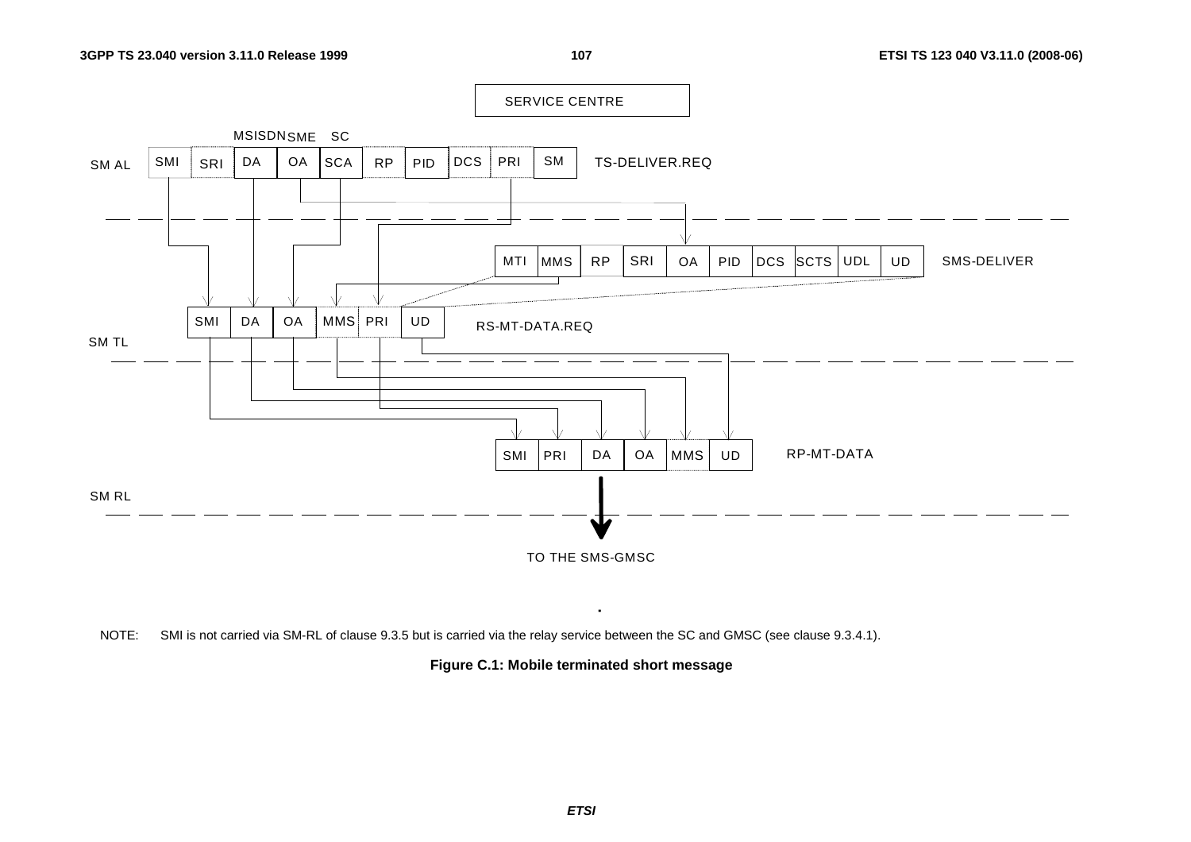SERVICE CENTRE

| | | MSISDN | SME | SC | | | | | | |
|---|---|---|---|---|---|---|---|---|---|---|
| SM AL | SMI | SRI | DA | OA | SCA | RP | PID | DCS | PRI | SM | TS-DELIVER.REQ |

| MTI | MMS | RP | SRI | OA | PID | DCS | SCTS | UDL | UD | SMS-DELIVER |
|---|---|---|---|---|---|---|---|---|---|---|

| SMI | DA | OA | MMS | PRI | UD | RS-MT-DATA.REQ |
|---|---|---|---|---|---|---|

SM TL

| SMI | PRI | DA | OA | MMS | UD | RP-MT-DATA |
|---|---|---|---|---|---|---|

SM RL

TO THE SMS-GMSC

NOTE: SMI is not carried via SM-RL of clause 9.3.5 but is carried via the relay service between the SC and GMSC (see clause 9.3.4.1).

**Figure C.1: Mobile terminated short message**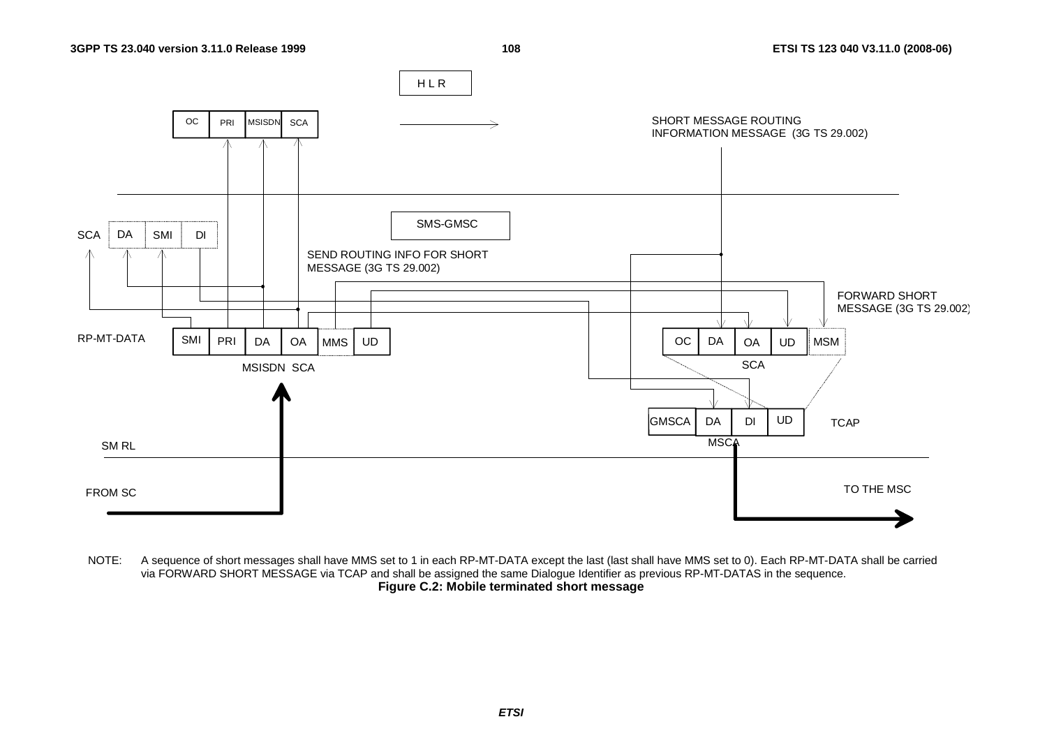HLR

| OC | PRI | MSISDN | SCA |
|---|---|---|---|

SHORT MESSAGE ROUTING INFORMATION MESSAGE (3G TS 29.002)

SMS-GMSC

SCA

| DA | SMI | DI |
|---|---|---|

SEND ROUTING INFO FOR SHORT MESSAGE (3G TS 29.002)

FORWARD SHORT MESSAGE (3G TS 29.002)

RP-MT-DATA

| SMI | PRI | DA | OA | MMS | UD |
|---|---|---|---|---|---|

MSISDN SCA

| OC | DA | OA | UD | MSM |
|---|---|---|---|---|

SCA

| GMSCA | DA | DI | UD |
|---|---|---|---|

MSCA

TCAP

SM RL

FROM SC

TO THE MSC

NOTE: A sequence of short messages shall have MMS set to 1 in each RP-MT-DATA except the last (last shall have MMS set to 0). Each RP-MT-DATA shall be carried via FORWARD SHORT MESSAGE via TCAP and shall be assigned the same Dialogue Identifier as previous RP-MT-DATAS in the sequence.

**Figure C.2: Mobile terminated short message**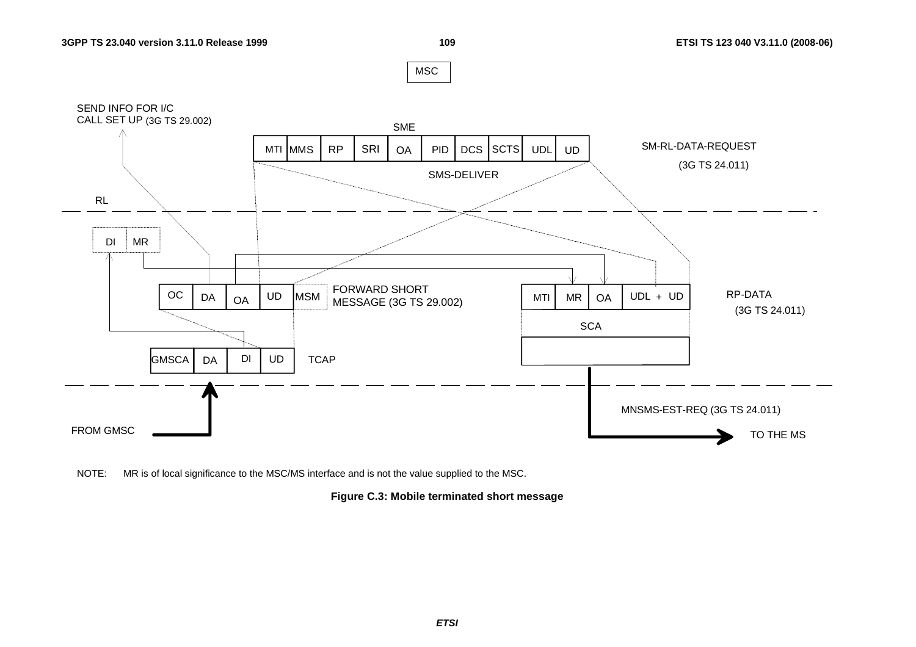MSC

SEND INFO FOR I/C CALL SET UP (3G TS 29.002)

SME

| MTI | MMS | RP | SRI | OA | PID | DCS | SCTS | UDL | UD |
|---|---|---|---|---|---|---|---|---|---|

SMS-DELIVER

SM-RL-DATA-REQUEST (3G TS 24.011)

RL

| DI | MR |
|---|---|

| OC | DA | OA | UD | MSM |
|---|---|---|---|---|

FORWARD SHORT MESSAGE (3G TS 29.002)

| MTI | MR | OA | UDL + UD |
|---|---|---|---|

RP-DATA (3G TS 24.011)

SCA

| GMSCA | DA | DI | UD |
|---|---|---|---|

TCAP

MNSMS-EST-REQ (3G TS 24.011)

FROM GMSC

TO THE MS

NOTE: MR is of local significance to the MSC/MS interface and is not the value supplied to the MSC.

**Figure C.3: Mobile terminated short message**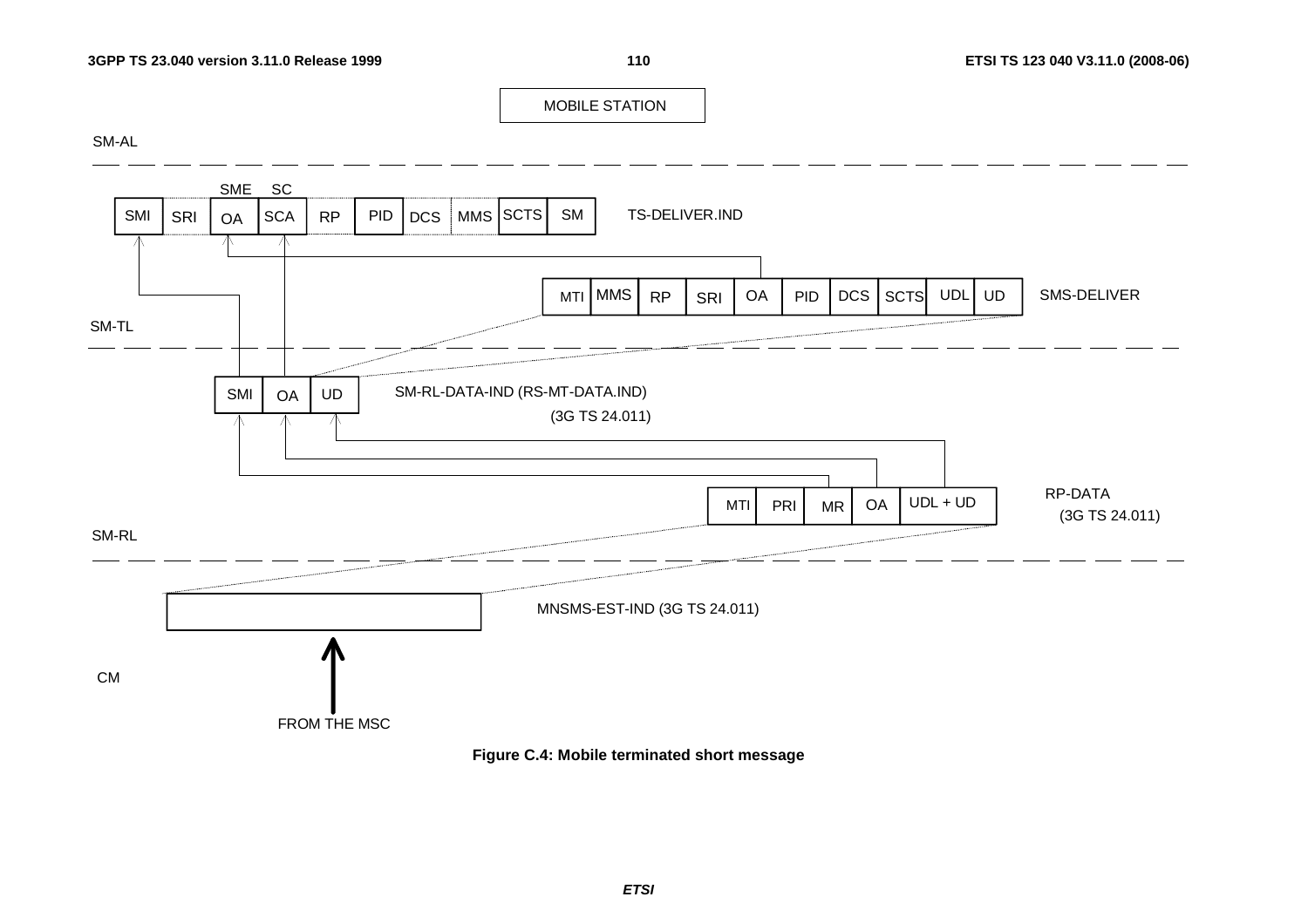MOBILE STATION

SM-AL

| SMI | SRI | SME OA | SC SCA | RP | PID | DCS | MMS | SCTS | SM |
|---|---|---|---|---|---|---|---|---|---|

TS-DELIVER.IND

| MTI | MMS | RP | SRI | OA | PID | DCS | SCTS | UDL | UD |
|---|---|---|---|---|---|---|---|---|---|

SMS-DELIVER

SM-TL

| SMI | OA | UD |
|---|---|---|

SM-RL-DATA-IND (RS-MT-DATA.IND)
(3G TS 24.011)

| MTI | PRI | MR | OA | UDL + UD |
|---|---|---|---|---|

RP-DATA
(3G TS 24.011)

SM-RL

MNSMS-EST-IND (3G TS 24.011)

CM

FROM THE MSC

**Figure C.4: Mobile terminated short message**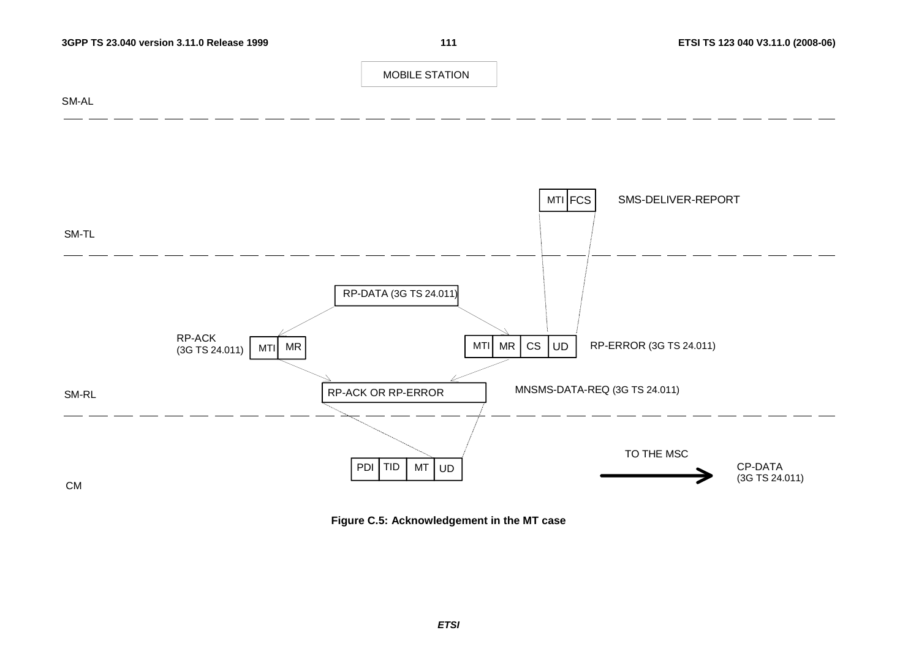MOBILE STATION

SM-AL

SMS-DELIVER-REPORT

| MTI | FCS |
|---|---|

SM-TL

RP-DATA (3G TS 24.011)

RP-ACK (3G TS 24.011)

| MTI | MR |
|---|---|

RP-ERROR (3G TS 24.011)

| MTI | MR | CS | UD |
|---|---|---|---|

RP-ACK OR RP-ERROR

MNSMS-DATA-REQ (3G TS 24.011)

SM-RL

TO THE MSC

CP-DATA (3G TS 24.011)

| PDI | TID | MT | UD |
|---|---|---|---|

CM

**Figure C.5: Acknowledgement in the MT case**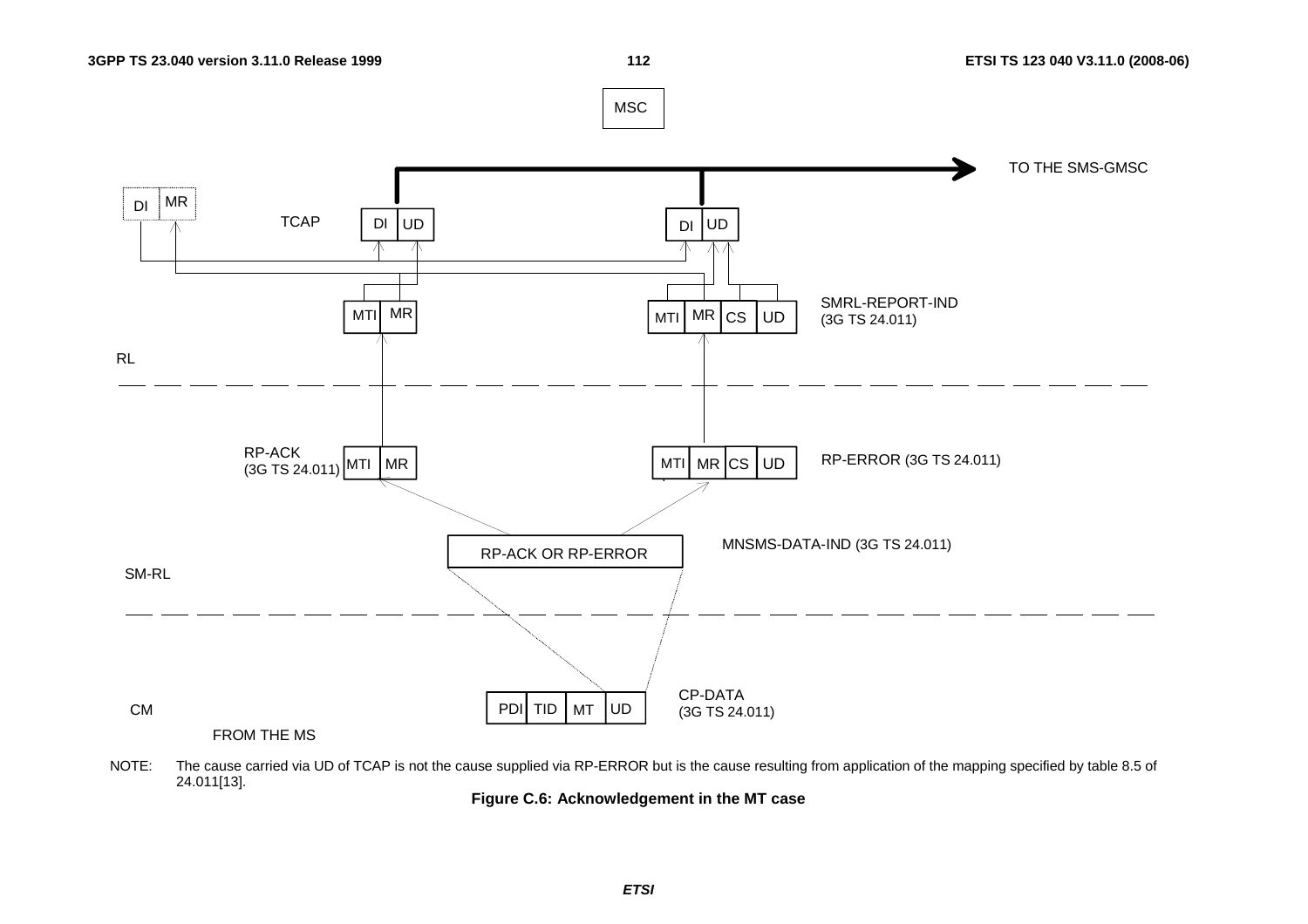MSC

TO THE SMS-GMSC

DI MR

TCAP

DI UD

DI UD

MTI MR

MTI MR CS UD

SMRL-REPORT-IND (3G TS 24.011)

RL

RP-ACK (3G TS 24.011)

MTI MR

MTI MR CS UD

RP-ERROR (3G TS 24.011)

RP-ACK OR RP-ERROR

MNSMS-DATA-IND (3G TS 24.011)

SM-RL

CM

PDI TID MT UD

CP-DATA (3G TS 24.011)

FROM THE MS

NOTE: The cause carried via UD of TCAP is not the cause supplied via RP-ERROR but is the cause resulting from application of the mapping specified by table 8.5 of 24.011[13].

**Figure C.6: Acknowledgement in the MT case**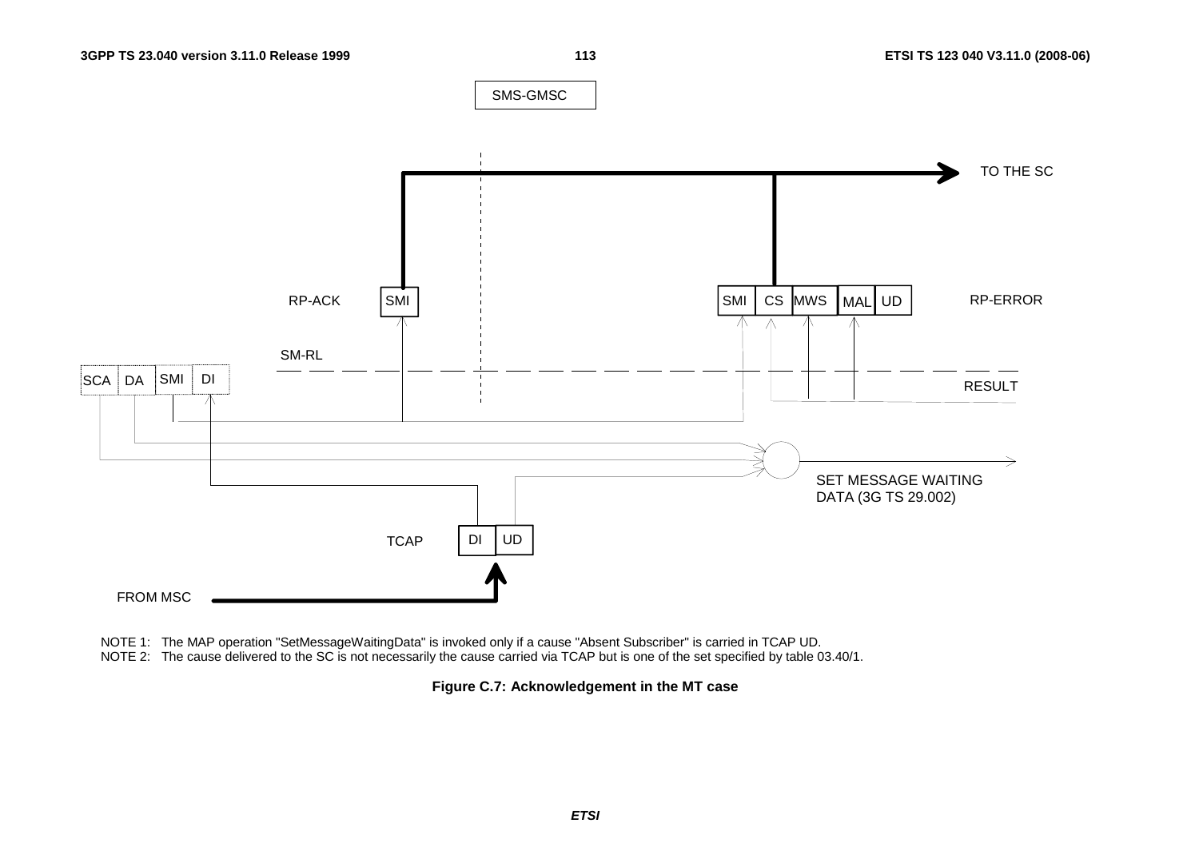SMS-GMSC

TO THE SC

RP-ACK | SMI

SMI | CS | MWS | MAL | UD — RP-ERROR

SM-RL

SCA | DA | SMI | DI

RESULT

SET MESSAGE WAITING DATA (3G TS 29.002)

TCAP | DI | UD

FROM MSC

NOTE 1: The MAP operation "SetMessageWaitingData" is invoked only if a cause "Absent Subscriber" is carried in TCAP UD.

NOTE 2: The cause delivered to the SC is not necessarily the cause carried via TCAP but is one of the set specified by table 03.40/1.

**Figure C.7: Acknowledgement in the MT case**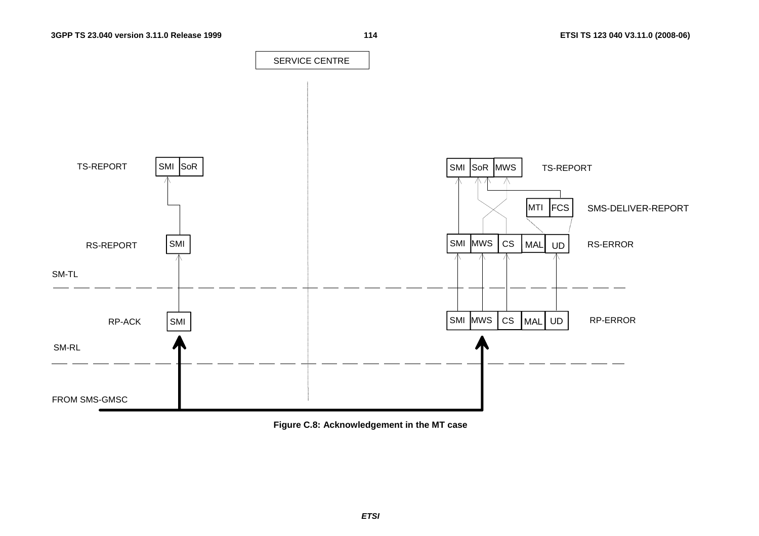SERVICE CENTRE

TS-REPORT SMI SoR

RS-REPORT SMI

SM-TL

RP-ACK SMI

SM-RL

FROM SMS-GMSC

SMI SoR MWS TS-REPORT

MTI FCS SMS-DELIVER-REPORT

SMI MWS CS MAL UD RS-ERROR

SMI MWS CS MAL UD RP-ERROR

**Figure C.8: Acknowledgement in the MT case**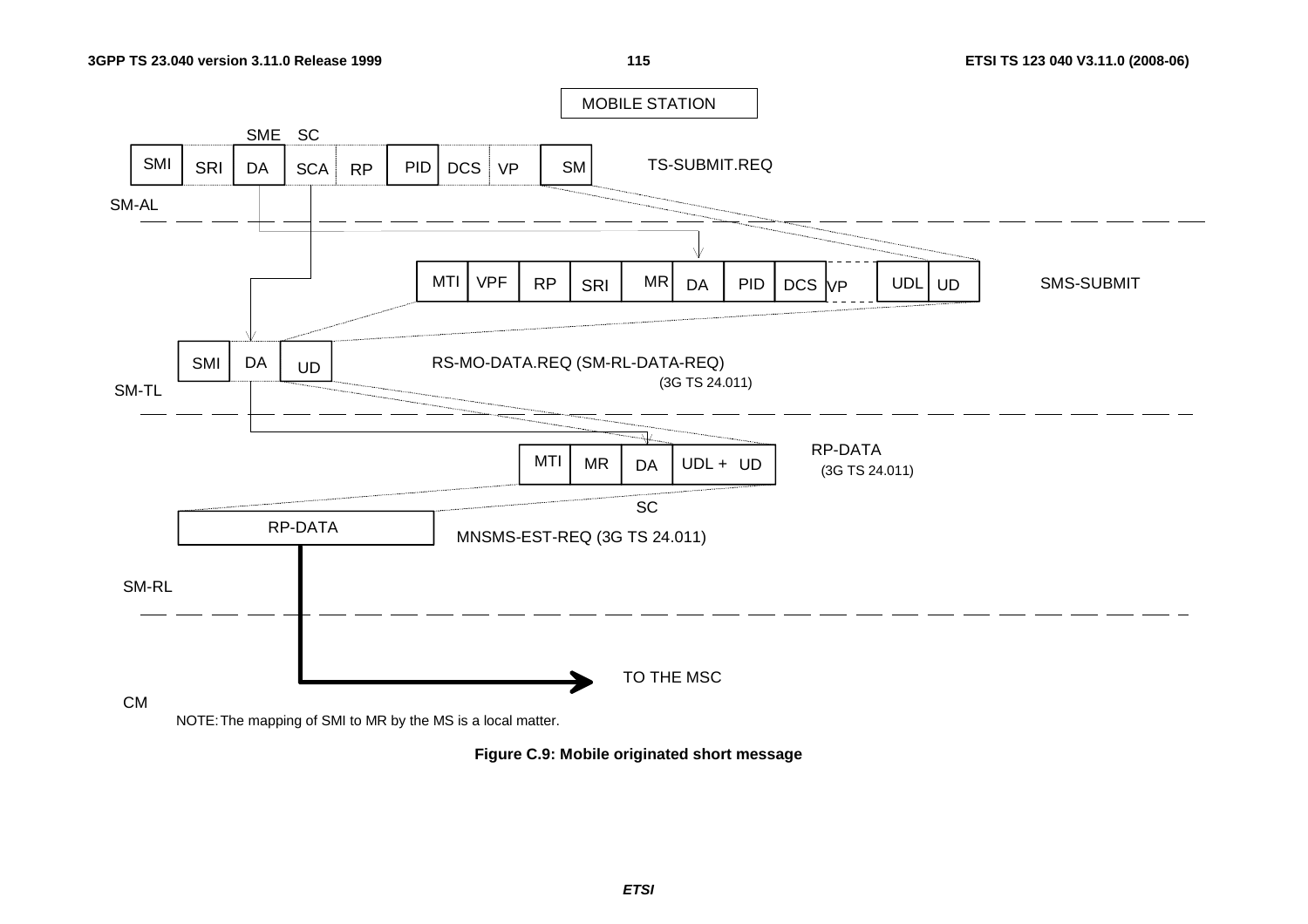MOBILE STATION

SME SC

SMI | SRI | DA | SCA | RP | PID | DCS | VP | SM — TS-SUBMIT.REQ

SM-AL

MTI | VPF | RP | SRI | MR | DA | PID | DCS | VP | UDL | UD — SMS-SUBMIT

SMI | DA | UD — RS-MO-DATA.REQ (SM-RL-DATA-REQ) (3G TS 24.011)

SM-TL

MTI | MR | DA | UDL + UD — RP-DATA (3G TS 24.011)

SC

RP-DATA — MNSMS-EST-REQ (3G TS 24.011)

SM-RL

TO THE MSC

CM

NOTE: The mapping of SMI to MR by the MS is a local matter.

**Figure C.9: Mobile originated short message**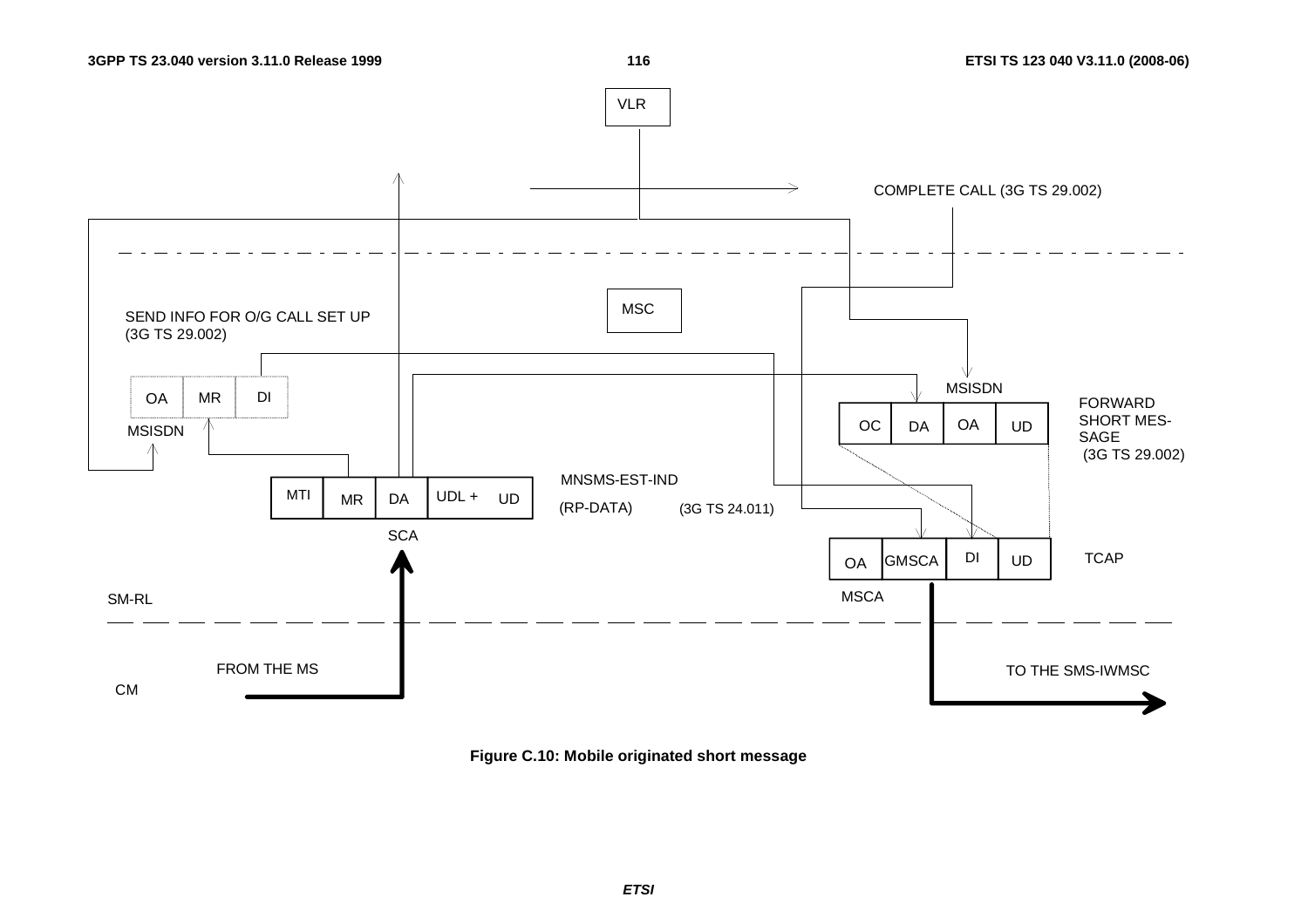VLR

COMPLETE CALL (3G TS 29.002)

MSC

SEND INFO FOR O/G CALL SET UP (3G TS 29.002)

| OA | MR | DI |
|---|---|---|

MSISDN

MSISDN

| OC | DA | OA | UD |
|---|---|---|---|

FORWARD SHORT MESSAGE (3G TS 29.002)

MNSMS-EST-IND

| MTI | MR | DA | UDL + UD |
|---|---|---|---|

(RP-DATA) (3G TS 24.011)

SCA

| OA | GMSCA | DI | UD |
|---|---|---|---|

TCAP

MSCA

SM-RL

CM

FROM THE MS

TO THE SMS-IWMSC

**Figure C.10: Mobile originated short message**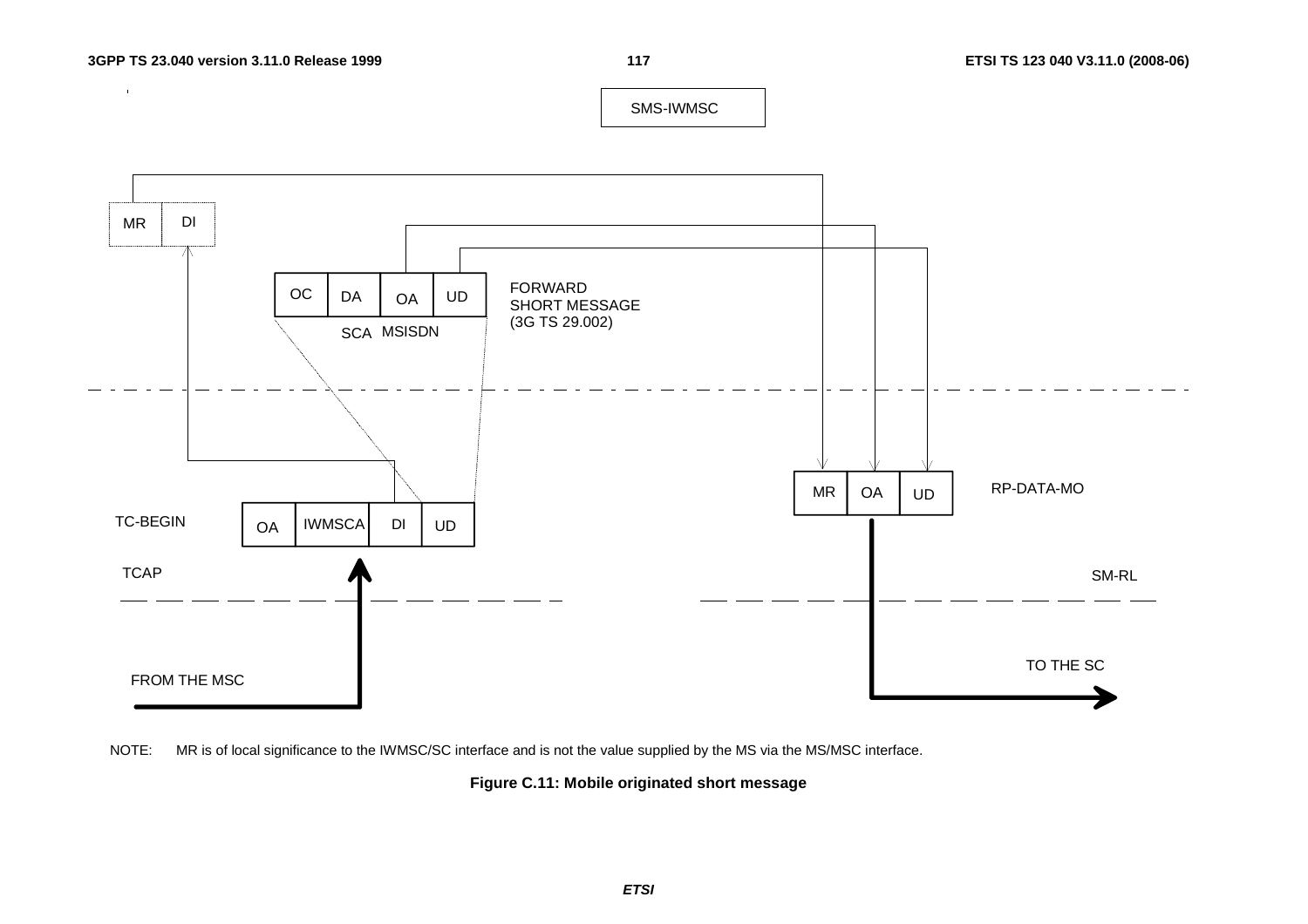SMS-IWMSC

| MR | DI |
|---|---|

| OC | DA | OA | UD |
|---|---|---|---|
| | SCA | MSISDN | |

FORWARD SHORT MESSAGE (3G TS 29.002)

TC-BEGIN

| OA | IWMSCA | DI | UD |
|---|---|---|---|

TCAP

FROM THE MSC

| MR | OA | UD |
|---|---|---|

RP-DATA-MO

SM-RL

TO THE SC

NOTE: MR is of local significance to the IWMSC/SC interface and is not the value supplied by the MS via the MS/MSC interface.

**Figure C.11: Mobile originated short message**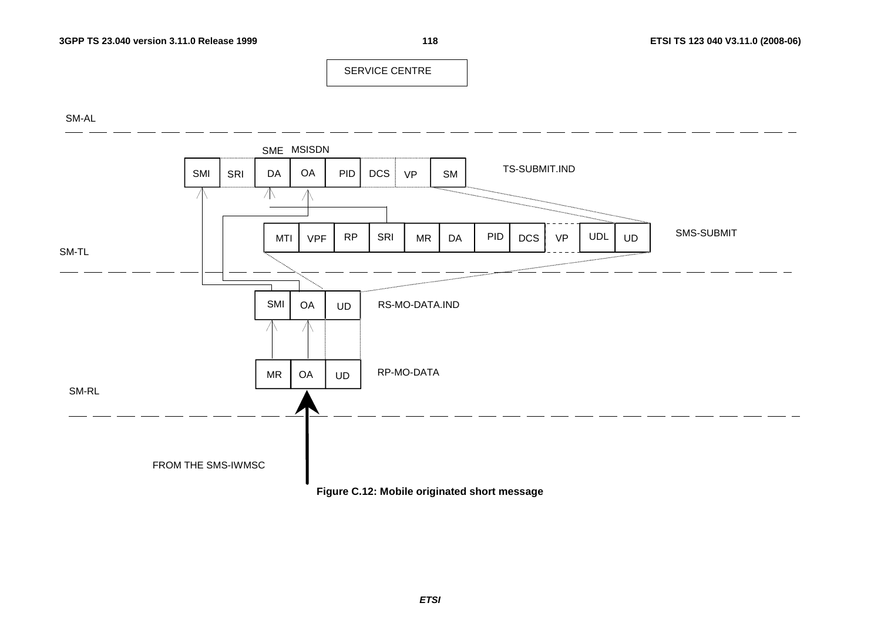SERVICE CENTRE

SM-AL

SME MSISDN

| SMI | SRI | DA | OA | PID | DCS | VP | SM |
|---|---|---|---|---|---|---|---|

TS-SUBMIT.IND

| MTI | VPF | RP | SRI | MR | DA | PID | DCS | VP | UDL | UD |
|---|---|---|---|---|---|---|---|---|---|---|

SMS-SUBMIT

SM-TL

| SMI | OA | UD |
|---|---|---|

RS-MO-DATA.IND

| MR | OA | UD |
|---|---|---|

RP-MO-DATA

SM-RL

FROM THE SMS-IWMSC

**Figure C.12: Mobile originated short message**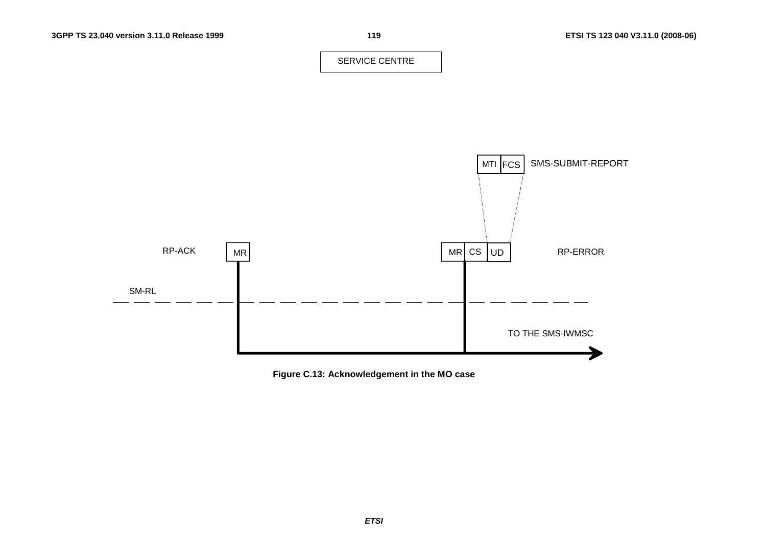SERVICE CENTRE

MTI | FCS — SMS-SUBMIT-REPORT

RP-ACK: MR

MR | CS | UD — RP-ERROR

SM-RL

TO THE SMS-IWMSC

**Figure C.13: Acknowledgement in the MO case**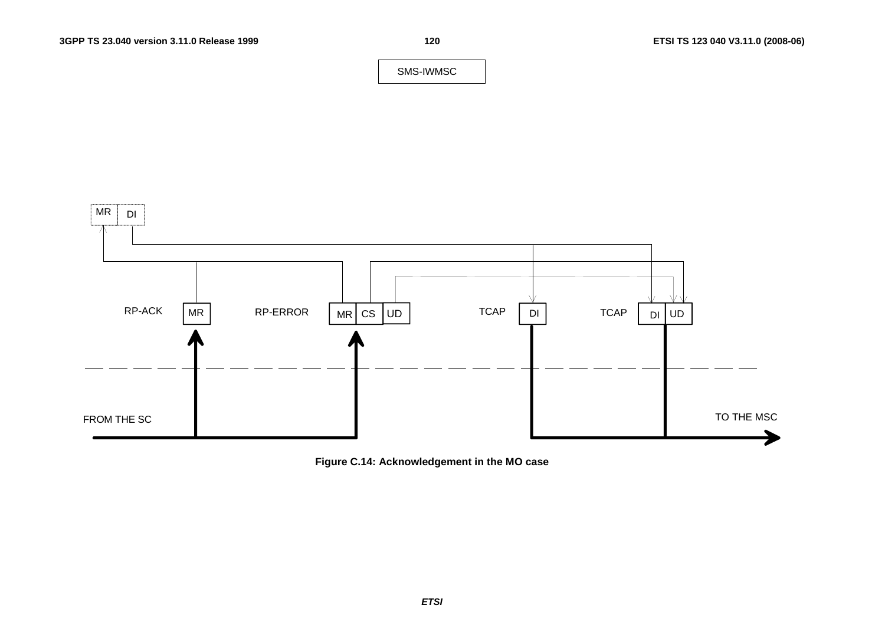SMS-IWMSC

MR DI

RP-ACK MR

RP-ERROR MR CS UD

TCAP DI

TCAP DI UD

FROM THE SC

TO THE MSC

**Figure C.14: Acknowledgement in the MO case**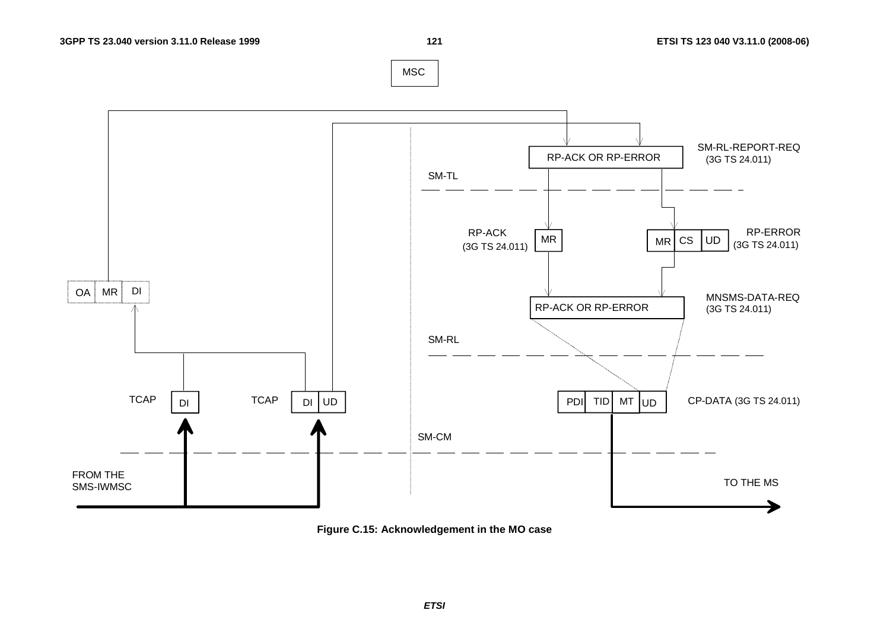MSC

SM-RL-REPORT-REQ (3G TS 24.011)

RP-ACK OR RP-ERROR

SM-TL

RP-ACK (3G TS 24.011) MR

MR CS UD RP-ERROR (3G TS 24.011)

OA MR DI

MNSMS-DATA-REQ (3G TS 24.011)

RP-ACK OR RP-ERROR

SM-RL

TCAP DI

TCAP DI UD

PDI TID MT UD CP-DATA (3G TS 24.011)

SM-CM

FROM THE SMS-IWMSC

TO THE MS

**Figure C.15: Acknowledgement in the MO case**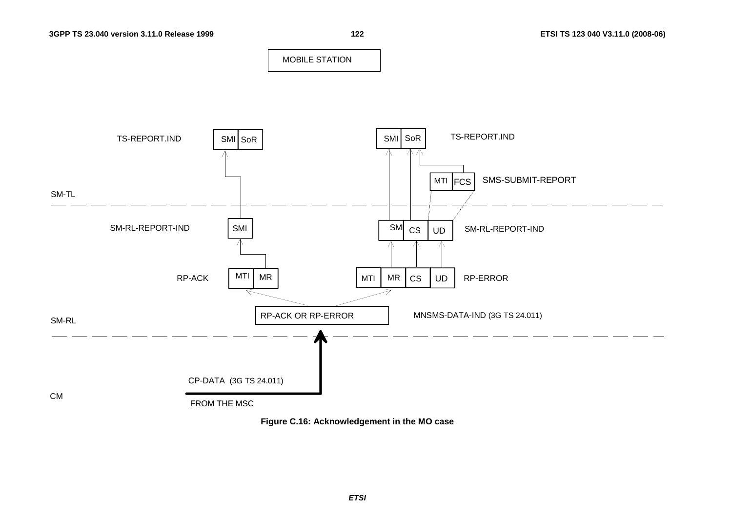MOBILE STATION

TS-REPORT.IND — SMI | SoR

TS-REPORT.IND — SMI | SoR

SMS-SUBMIT-REPORT — MTI | FCS

SM-TL

SM-RL-REPORT-IND — SMI

SM-RL-REPORT-IND — SM | CS | UD

RP-ACK — MTI | MR

RP-ERROR — MTI | MR | CS | UD

RP-ACK OR RP-ERROR

MNSMS-DATA-IND (3G TS 24.011)

SM-RL

CP-DATA (3G TS 24.011)

CM

FROM THE MSC

**Figure C.16: Acknowledgement in the MO case**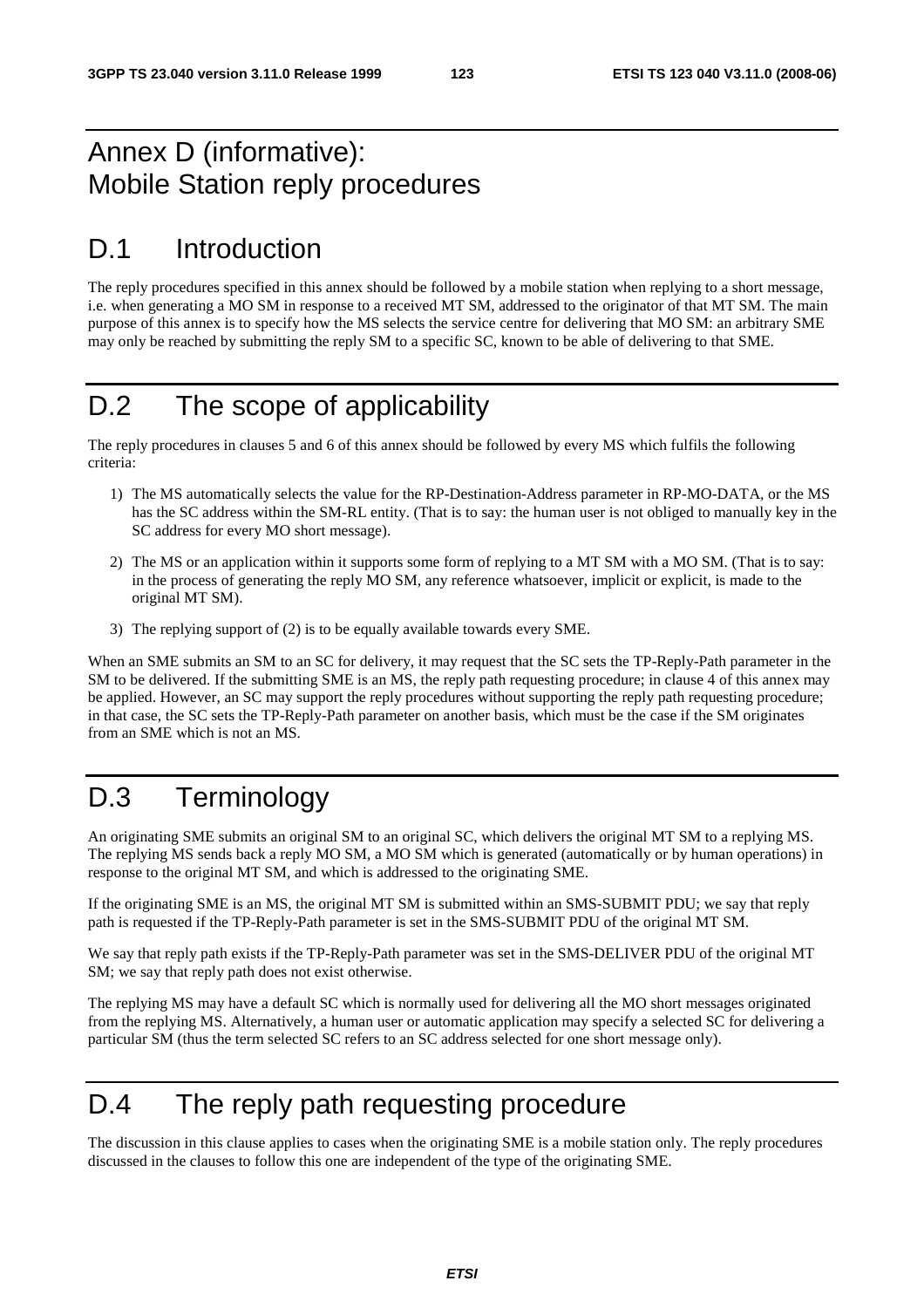# Annex D (informative): Mobile Station reply procedures

# D.1 Introduction

The reply procedures specified in this annex should be followed by a mobile station when replying to a short message, i.e. when generating a MO SM in response to a received MT SM, addressed to the originator of that MT SM. The main purpose of this annex is to specify how the MS selects the service centre for delivering that MO SM: an arbitrary SME may only be reached by submitting the reply SM to a specific SC, known to be able of delivering to that SME.

# D.2 The scope of applicability

The reply procedures in clauses 5 and 6 of this annex should be followed by every MS which fulfils the following criteria:

1) The MS automatically selects the value for the RP-Destination-Address parameter in RP-MO-DATA, or the MS has the SC address within the SM-RL entity. (That is to say: the human user is not obliged to manually key in the SC address for every MO short message).

2) The MS or an application within it supports some form of replying to a MT SM with a MO SM. (That is to say: in the process of generating the reply MO SM, any reference whatsoever, implicit or explicit, is made to the original MT SM).

3) The replying support of (2) is to be equally available towards every SME.

When an SME submits an SM to an SC for delivery, it may request that the SC sets the TP-Reply-Path parameter in the SM to be delivered. If the submitting SME is an MS, the reply path requesting procedure; in clause 4 of this annex may be applied. However, an SC may support the reply procedures without supporting the reply path requesting procedure; in that case, the SC sets the TP-Reply-Path parameter on another basis, which must be the case if the SM originates from an SME which is not an MS.

# D.3 Terminology

An originating SME submits an original SM to an original SC, which delivers the original MT SM to a replying MS. The replying MS sends back a reply MO SM, a MO SM which is generated (automatically or by human operations) in response to the original MT SM, and which is addressed to the originating SME.

If the originating SME is an MS, the original MT SM is submitted within an SMS-SUBMIT PDU; we say that reply path is requested if the TP-Reply-Path parameter is set in the SMS-SUBMIT PDU of the original MT SM.

We say that reply path exists if the TP-Reply-Path parameter was set in the SMS-DELIVER PDU of the original MT SM; we say that reply path does not exist otherwise.

The replying MS may have a default SC which is normally used for delivering all the MO short messages originated from the replying MS. Alternatively, a human user or automatic application may specify a selected SC for delivering a particular SM (thus the term selected SC refers to an SC address selected for one short message only).

# D.4 The reply path requesting procedure

The discussion in this clause applies to cases when the originating SME is a mobile station only. The reply procedures discussed in the clauses to follow this one are independent of the type of the originating SME.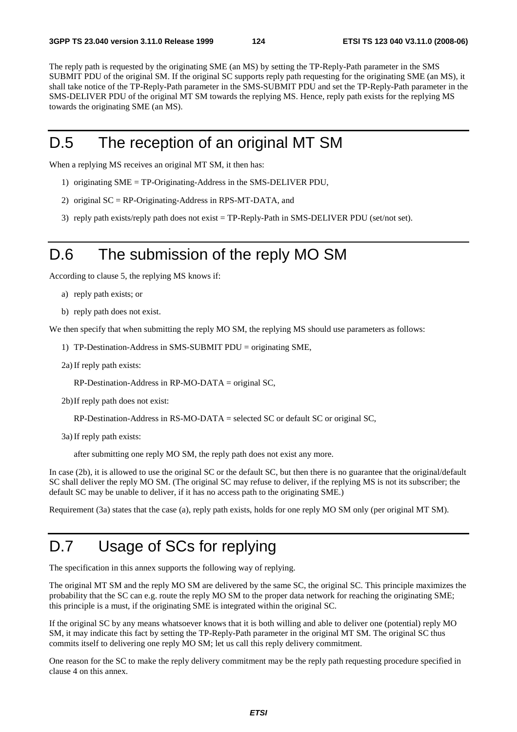The reply path is requested by the originating SME (an MS) by setting the TP-Reply-Path parameter in the SMS SUBMIT PDU of the original SM. If the original SC supports reply path requesting for the originating SME (an MS), it shall take notice of the TP-Reply-Path parameter in the SMS-SUBMIT PDU and set the TP-Reply-Path parameter in the SMS-DELIVER PDU of the original MT SM towards the replying MS. Hence, reply path exists for the replying MS towards the originating SME (an MS).

# D.5 The reception of an original MT SM

When a replying MS receives an original MT SM, it then has:

1) originating SME = TP-Originating-Address in the SMS-DELIVER PDU,

2) original SC = RP-Originating-Address in RPS-MT-DATA, and

3) reply path exists/reply path does not exist = TP-Reply-Path in SMS-DELIVER PDU (set/not set).

# D.6 The submission of the reply MO SM

According to clause 5, the replying MS knows if:

a) reply path exists; or

b) reply path does not exist.

We then specify that when submitting the reply MO SM, the replying MS should use parameters as follows:

1) TP-Destination-Address in SMS-SUBMIT PDU = originating SME,

2a) If reply path exists:

RP-Destination-Address in RP-MO-DATA = original SC,

2b) If reply path does not exist:

RP-Destination-Address in RS-MO-DATA = selected SC or default SC or original SC,

3a) If reply path exists:

after submitting one reply MO SM, the reply path does not exist any more.

In case (2b), it is allowed to use the original SC or the default SC, but then there is no guarantee that the original/default SC shall deliver the reply MO SM. (The original SC may refuse to deliver, if the replying MS is not its subscriber; the default SC may be unable to deliver, if it has no access path to the originating SME.)

Requirement (3a) states that the case (a), reply path exists, holds for one reply MO SM only (per original MT SM).

# D.7 Usage of SCs for replying

The specification in this annex supports the following way of replying.

The original MT SM and the reply MO SM are delivered by the same SC, the original SC. This principle maximizes the probability that the SC can e.g. route the reply MO SM to the proper data network for reaching the originating SME; this principle is a must, if the originating SME is integrated within the original SC.

If the original SC by any means whatsoever knows that it is both willing and able to deliver one (potential) reply MO SM, it may indicate this fact by setting the TP-Reply-Path parameter in the original MT SM. The original SC thus commits itself to delivering one reply MO SM; let us call this reply delivery commitment.

One reason for the SC to make the reply delivery commitment may be the reply path requesting procedure specified in clause 4 on this annex.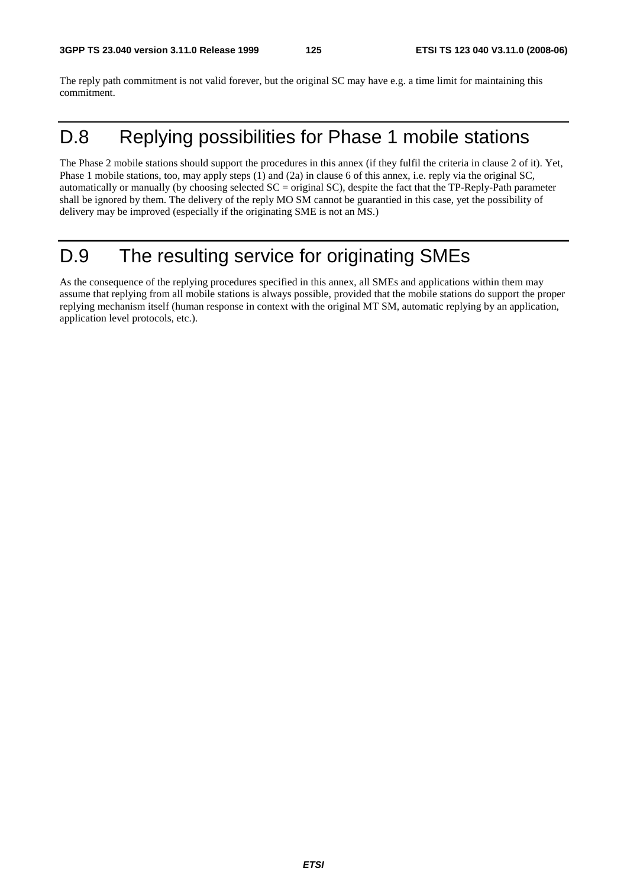The reply path commitment is not valid forever, but the original SC may have e.g. a time limit for maintaining this commitment.

# D.8 Replying possibilities for Phase 1 mobile stations

The Phase 2 mobile stations should support the procedures in this annex (if they fulfil the criteria in clause 2 of it). Yet, Phase 1 mobile stations, too, may apply steps (1) and (2a) in clause 6 of this annex, i.e. reply via the original SC, automatically or manually (by choosing selected SC = original SC), despite the fact that the TP-Reply-Path parameter shall be ignored by them. The delivery of the reply MO SM cannot be guarantied in this case, yet the possibility of delivery may be improved (especially if the originating SME is not an MS.)

# D.9 The resulting service for originating SMEs

As the consequence of the replying procedures specified in this annex, all SMEs and applications within them may assume that replying from all mobile stations is always possible, provided that the mobile stations do support the proper replying mechanism itself (human response in context with the original MT SM, automatic replying by an application, application level protocols, etc.).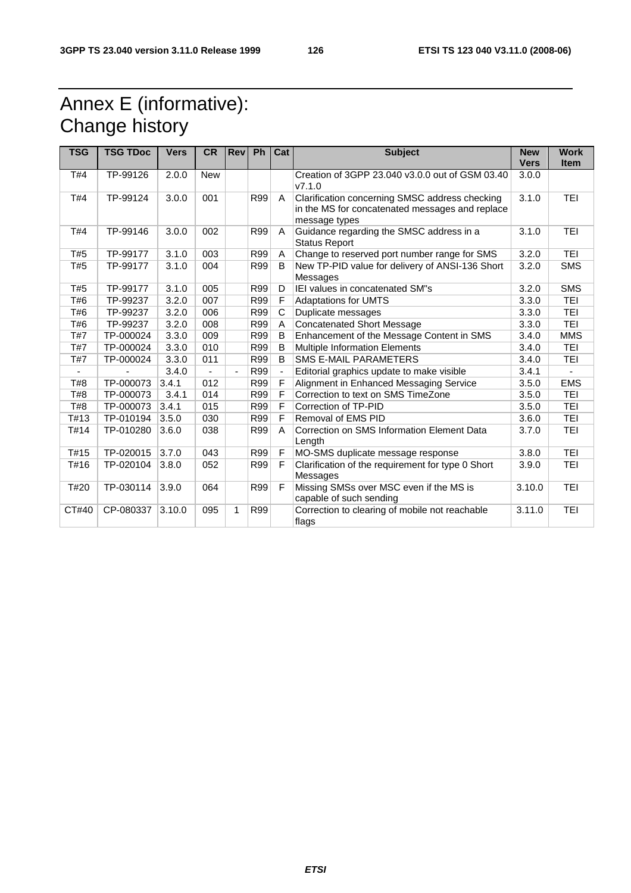# Annex E (informative): Change history

| TSG | TSG TDoc | Vers | CR | Rev | Ph | Cat | Subject | New Vers | Work Item |
|---|---|---|---|---|---|---|---|---|---|
| T#4 | TP-99126 | 2.0.0 | New | | | | Creation of 3GPP 23.040 v3.0.0 out of GSM 03.40 v7.1.0 | 3.0.0 | |
| T#4 | TP-99124 | 3.0.0 | 001 | | R99 | A | Clarification concerning SMSC address checking in the MS for concatenated messages and replace message types | 3.1.0 | TEI |
| T#4 | TP-99146 | 3.0.0 | 002 | | R99 | A | Guidance regarding the SMSC address in a Status Report | 3.1.0 | TEI |
| T#5 | TP-99177 | 3.1.0 | 003 | | R99 | A | Change to reserved port number range for SMS | 3.2.0 | TEI |
| T#5 | TP-99177 | 3.1.0 | 004 | | R99 | B | New TP-PID value for delivery of ANSI-136 Short Messages | 3.2.0 | SMS |
| T#5 | TP-99177 | 3.1.0 | 005 | | R99 | D | IEI values in concatenated SM"s | 3.2.0 | SMS |
| T#6 | TP-99237 | 3.2.0 | 007 | | R99 | F | Adaptations for UMTS | 3.3.0 | TEI |
| T#6 | TP-99237 | 3.2.0 | 006 | | R99 | C | Duplicate messages | 3.3.0 | TEI |
| T#6 | TP-99237 | 3.2.0 | 008 | | R99 | A | Concatenated Short Message | 3.3.0 | TEI |
| T#7 | TP-000024 | 3.3.0 | 009 | | R99 | B | Enhancement of the Message Content in SMS | 3.4.0 | MMS |
| T#7 | TP-000024 | 3.3.0 | 010 | | R99 | B | Multiple Information Elements | 3.4.0 | TEI |
| T#7 | TP-000024 | 3.3.0 | 011 | | R99 | B | SMS E-MAIL PARAMETERS | 3.4.0 | TEI |
| - | - | 3.4.0 | - | - | R99 | - | Editorial graphics update to make visible | 3.4.1 | - |
| T#8 | TP-000073 | 3.4.1 | 012 | | R99 | F | Alignment in Enhanced Messaging Service | 3.5.0 | EMS |
| T#8 | TP-000073 | 3.4.1 | 014 | | R99 | F | Correction to text on SMS TimeZone | 3.5.0 | TEI |
| T#8 | TP-000073 | 3.4.1 | 015 | | R99 | F | Correction of TP-PID | 3.5.0 | TEI |
| T#13 | TP-010194 | 3.5.0 | 030 | | R99 | F | Removal of EMS PID | 3.6.0 | TEI |
| T#14 | TP-010280 | 3.6.0 | 038 | | R99 | A | Correction on SMS Information Element Data Length | 3.7.0 | TEI |
| T#15 | TP-020015 | 3.7.0 | 043 | | R99 | F | MO-SMS duplicate message response | 3.8.0 | TEI |
| T#16 | TP-020104 | 3.8.0 | 052 | | R99 | F | Clarification of the requirement for type 0 Short Messages | 3.9.0 | TEI |
| T#20 | TP-030114 | 3.9.0 | 064 | | R99 | F | Missing SMSs over MSC even if the MS is capable of such sending | 3.10.0 | TEI |
| CT#40 | CP-080337 | 3.10.0 | 095 | 1 | R99 | | Correction to clearing of mobile not reachable flags | 3.11.0 | TEI |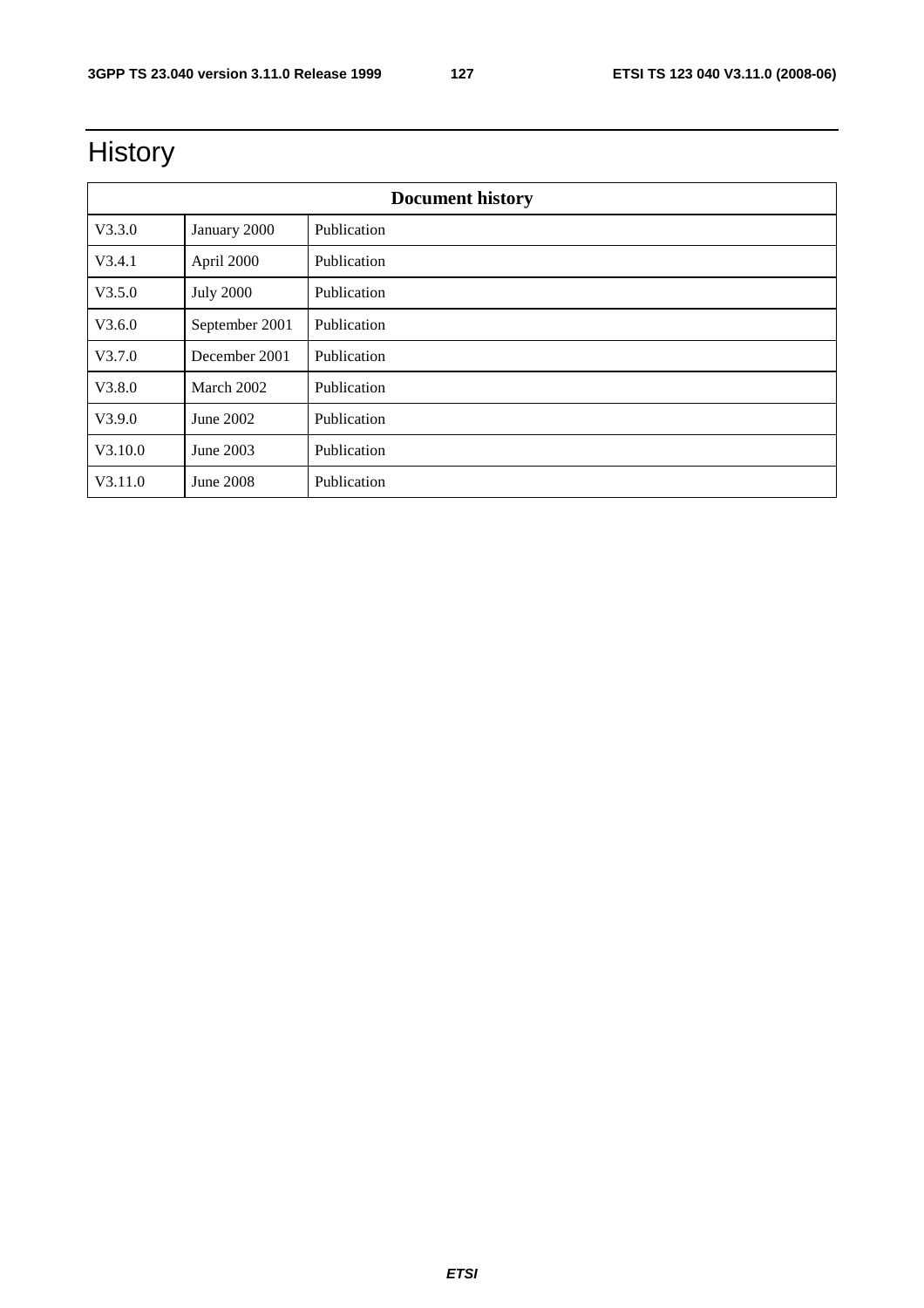# History

| Document history | | |
|---|---|---|
| V3.3.0 | January 2000 | Publication |
| V3.4.1 | April 2000 | Publication |
| V3.5.0 | July 2000 | Publication |
| V3.6.0 | September 2001 | Publication |
| V3.7.0 | December 2001 | Publication |
| V3.8.0 | March 2002 | Publication |
| V3.9.0 | June 2002 | Publication |
| V3.10.0 | June 2003 | Publication |
| V3.11.0 | June 2008 | Publication |